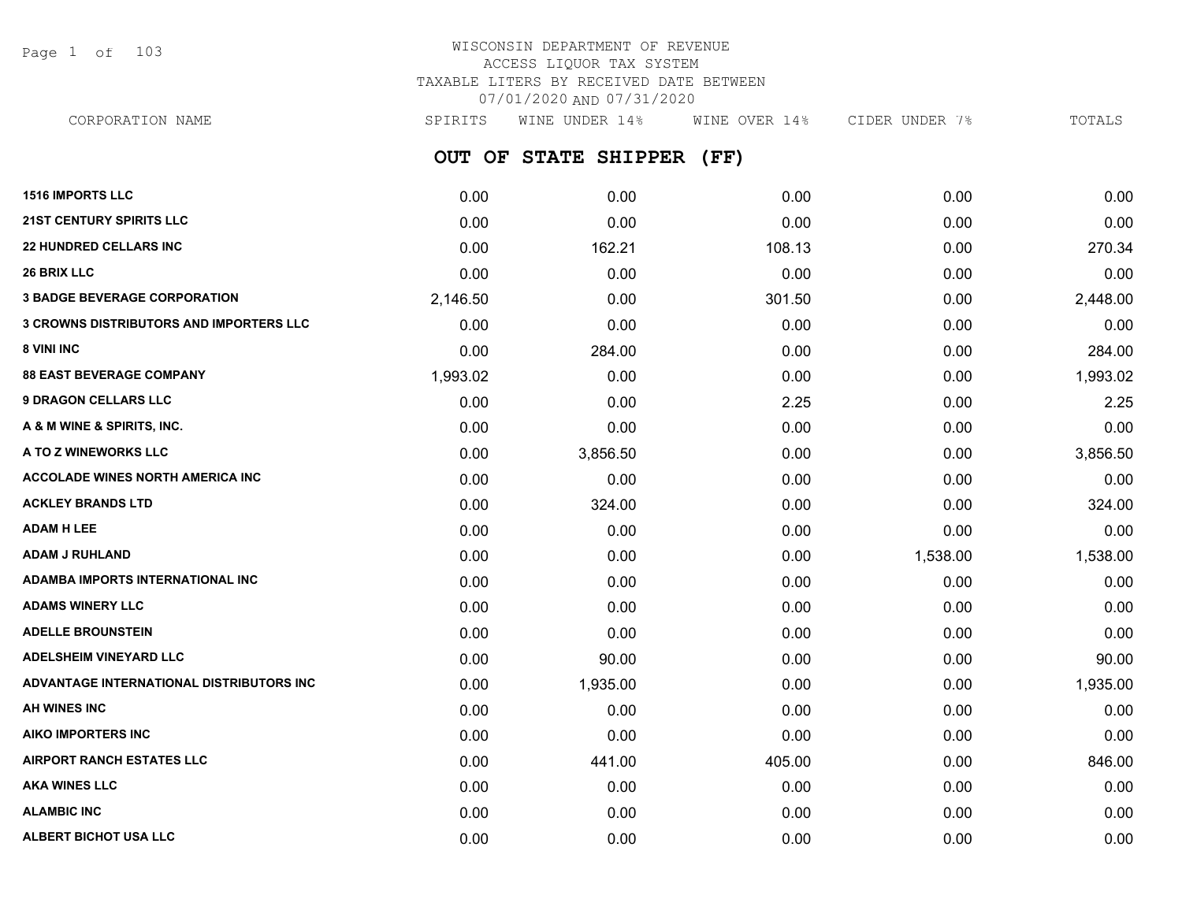# WISCONSIN DEPARTMENT OF REVENUE
## ACCESS LIQUOR TAX SYSTEM
### TAXABLE LITERS BY RECEIVED DATE BETWEEN 07/01/2020 AND 07/31/2020

## OUT OF STATE SHIPPER (FF)

| CORPORATION NAME | SPIRITS | WINE UNDER 14% | WINE OVER 14% | CIDER UNDER 7% | TOTALS |
|---|---|---|---|---|---|
| 1516 IMPORTS LLC | 0.00 | 0.00 | 0.00 | 0.00 | 0.00 |
| 21ST CENTURY SPIRITS LLC | 0.00 | 0.00 | 0.00 | 0.00 | 0.00 |
| 22 HUNDRED CELLARS INC | 0.00 | 162.21 | 108.13 | 0.00 | 270.34 |
| 26 BRIX LLC | 0.00 | 0.00 | 0.00 | 0.00 | 0.00 |
| 3 BADGE BEVERAGE CORPORATION | 2,146.50 | 0.00 | 301.50 | 0.00 | 2,448.00 |
| 3 CROWNS DISTRIBUTORS AND IMPORTERS LLC | 0.00 | 0.00 | 0.00 | 0.00 | 0.00 |
| 8 VINI INC | 0.00 | 284.00 | 0.00 | 0.00 | 284.00 |
| 88 EAST BEVERAGE COMPANY | 1,993.02 | 0.00 | 0.00 | 0.00 | 1,993.02 |
| 9 DRAGON CELLARS LLC | 0.00 | 0.00 | 2.25 | 0.00 | 2.25 |
| A & M WINE & SPIRITS, INC. | 0.00 | 0.00 | 0.00 | 0.00 | 0.00 |
| A TO Z WINEWORKS LLC | 0.00 | 3,856.50 | 0.00 | 0.00 | 3,856.50 |
| ACCOLADE WINES NORTH AMERICA INC | 0.00 | 0.00 | 0.00 | 0.00 | 0.00 |
| ACKLEY BRANDS LTD | 0.00 | 324.00 | 0.00 | 0.00 | 324.00 |
| ADAM H LEE | 0.00 | 0.00 | 0.00 | 0.00 | 0.00 |
| ADAM J RUHLAND | 0.00 | 0.00 | 0.00 | 1,538.00 | 1,538.00 |
| ADAMBA IMPORTS INTERNATIONAL INC | 0.00 | 0.00 | 0.00 | 0.00 | 0.00 |
| ADAMS WINERY LLC | 0.00 | 0.00 | 0.00 | 0.00 | 0.00 |
| ADELLE BROUNSTEIN | 0.00 | 0.00 | 0.00 | 0.00 | 0.00 |
| ADELSHEIM VINEYARD LLC | 0.00 | 90.00 | 0.00 | 0.00 | 90.00 |
| ADVANTAGE INTERNATIONAL DISTRIBUTORS INC | 0.00 | 1,935.00 | 0.00 | 0.00 | 1,935.00 |
| AH WINES INC | 0.00 | 0.00 | 0.00 | 0.00 | 0.00 |
| AIKO IMPORTERS INC | 0.00 | 0.00 | 0.00 | 0.00 | 0.00 |
| AIRPORT RANCH ESTATES LLC | 0.00 | 441.00 | 405.00 | 0.00 | 846.00 |
| AKA WINES LLC | 0.00 | 0.00 | 0.00 | 0.00 | 0.00 |
| ALAMBIC INC | 0.00 | 0.00 | 0.00 | 0.00 | 0.00 |
| ALBERT BICHOT USA LLC | 0.00 | 0.00 | 0.00 | 0.00 | 0.00 |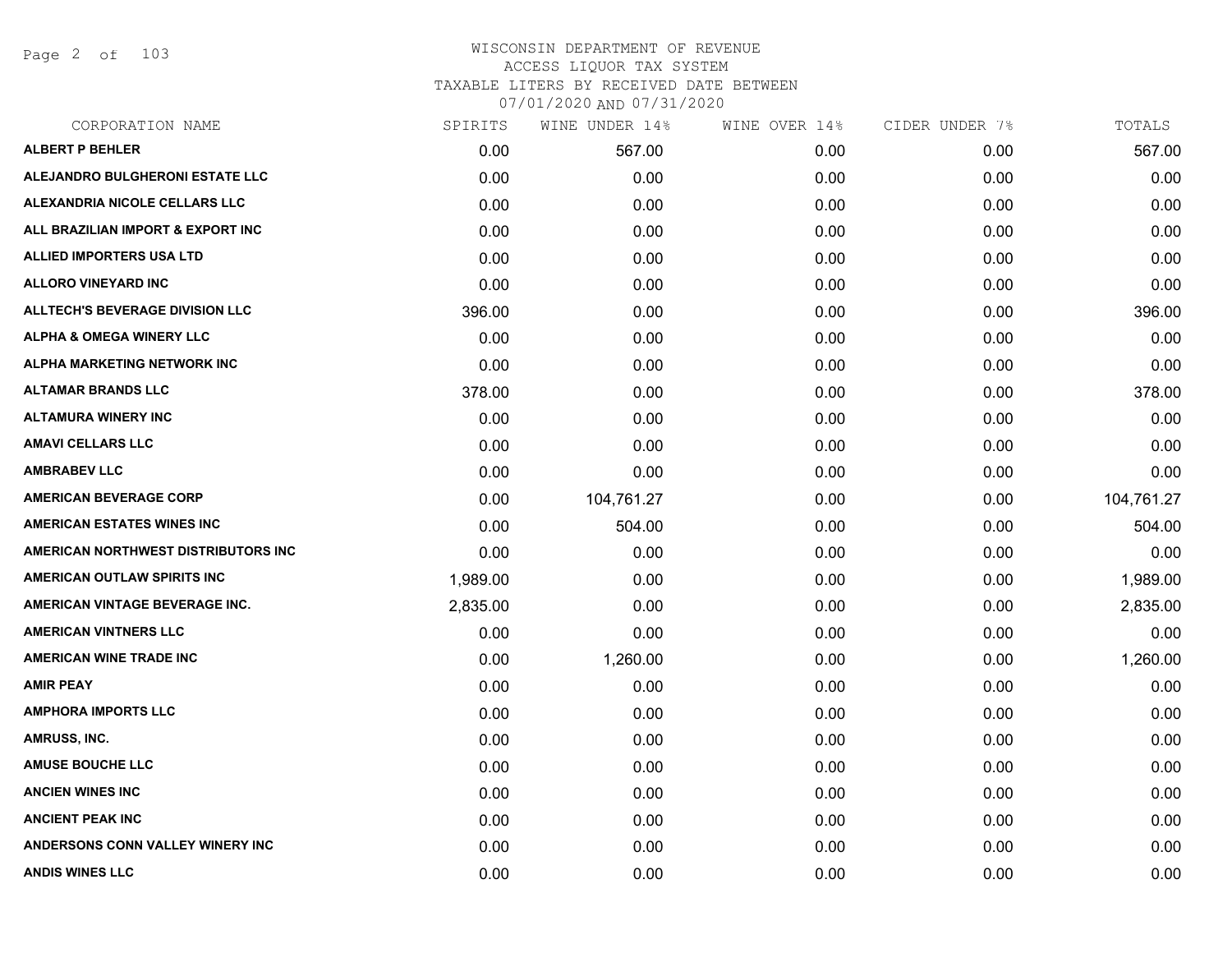# WISCONSIN DEPARTMENT OF REVENUE
## ACCESS LIQUOR TAX SYSTEM
### TAXABLE LITERS BY RECEIVED DATE BETWEEN 07/01/2020 AND 07/31/2020

| CORPORATION NAME | SPIRITS | WINE UNDER 14% | WINE OVER 14% | CIDER UNDER 7% | TOTALS |
|---|---|---|---|---|---|
| ALBERT P BEHLER | 0.00 | 567.00 | 0.00 | 0.00 | 567.00 |
| ALEJANDRO BULGHERONI ESTATE LLC | 0.00 | 0.00 | 0.00 | 0.00 | 0.00 |
| ALEXANDRIA NICOLE CELLARS LLC | 0.00 | 0.00 | 0.00 | 0.00 | 0.00 |
| ALL BRAZILIAN IMPORT & EXPORT INC | 0.00 | 0.00 | 0.00 | 0.00 | 0.00 |
| ALLIED IMPORTERS USA LTD | 0.00 | 0.00 | 0.00 | 0.00 | 0.00 |
| ALLORO VINEYARD INC | 0.00 | 0.00 | 0.00 | 0.00 | 0.00 |
| ALLTECH'S BEVERAGE DIVISION LLC | 396.00 | 0.00 | 0.00 | 0.00 | 396.00 |
| ALPHA & OMEGA WINERY LLC | 0.00 | 0.00 | 0.00 | 0.00 | 0.00 |
| ALPHA MARKETING NETWORK INC | 0.00 | 0.00 | 0.00 | 0.00 | 0.00 |
| ALTAMAR BRANDS LLC | 378.00 | 0.00 | 0.00 | 0.00 | 378.00 |
| ALTAMURA WINERY INC | 0.00 | 0.00 | 0.00 | 0.00 | 0.00 |
| AMAVI CELLARS LLC | 0.00 | 0.00 | 0.00 | 0.00 | 0.00 |
| AMBRABEV LLC | 0.00 | 0.00 | 0.00 | 0.00 | 0.00 |
| AMERICAN BEVERAGE CORP | 0.00 | 104,761.27 | 0.00 | 0.00 | 104,761.27 |
| AMERICAN ESTATES WINES INC | 0.00 | 504.00 | 0.00 | 0.00 | 504.00 |
| AMERICAN NORTHWEST DISTRIBUTORS INC | 0.00 | 0.00 | 0.00 | 0.00 | 0.00 |
| AMERICAN OUTLAW SPIRITS INC | 1,989.00 | 0.00 | 0.00 | 0.00 | 1,989.00 |
| AMERICAN VINTAGE BEVERAGE INC. | 2,835.00 | 0.00 | 0.00 | 0.00 | 2,835.00 |
| AMERICAN VINTNERS LLC | 0.00 | 0.00 | 0.00 | 0.00 | 0.00 |
| AMERICAN WINE TRADE INC | 0.00 | 1,260.00 | 0.00 | 0.00 | 1,260.00 |
| AMIR PEAY | 0.00 | 0.00 | 0.00 | 0.00 | 0.00 |
| AMPHORA IMPORTS LLC | 0.00 | 0.00 | 0.00 | 0.00 | 0.00 |
| AMRUSS, INC. | 0.00 | 0.00 | 0.00 | 0.00 | 0.00 |
| AMUSE BOUCHE LLC | 0.00 | 0.00 | 0.00 | 0.00 | 0.00 |
| ANCIEN WINES INC | 0.00 | 0.00 | 0.00 | 0.00 | 0.00 |
| ANCIENT PEAK INC | 0.00 | 0.00 | 0.00 | 0.00 | 0.00 |
| ANDERSONS CONN VALLEY WINERY INC | 0.00 | 0.00 | 0.00 | 0.00 | 0.00 |
| ANDIS WINES LLC | 0.00 | 0.00 | 0.00 | 0.00 | 0.00 |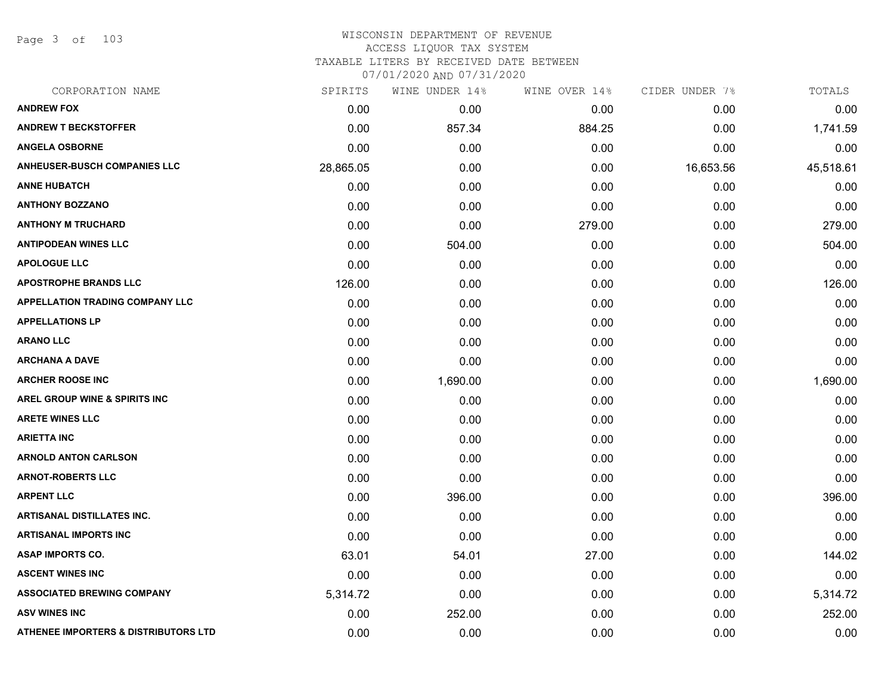# WISCONSIN DEPARTMENT OF REVENUE
## ACCESS LIQUOR TAX SYSTEM
### TAXABLE LITERS BY RECEIVED DATE BETWEEN 07/01/2020 AND 07/31/2020

| CORPORATION NAME | SPIRITS | WINE UNDER 14% | WINE OVER 14% | CIDER UNDER 7% | TOTALS |
|---|---|---|---|---|---|
| ANDREW FOX | 0.00 | 0.00 | 0.00 | 0.00 | 0.00 |
| ANDREW T BECKSTOFFER | 0.00 | 857.34 | 884.25 | 0.00 | 1,741.59 |
| ANGELA OSBORNE | 0.00 | 0.00 | 0.00 | 0.00 | 0.00 |
| ANHEUSER-BUSCH COMPANIES LLC | 28,865.05 | 0.00 | 0.00 | 16,653.56 | 45,518.61 |
| ANNE HUBATCH | 0.00 | 0.00 | 0.00 | 0.00 | 0.00 |
| ANTHONY BOZZANO | 0.00 | 0.00 | 0.00 | 0.00 | 0.00 |
| ANTHONY M TRUCHARD | 0.00 | 0.00 | 279.00 | 0.00 | 279.00 |
| ANTIPODEAN WINES LLC | 0.00 | 504.00 | 0.00 | 0.00 | 504.00 |
| APOLOGUE LLC | 0.00 | 0.00 | 0.00 | 0.00 | 0.00 |
| APOSTROPHE BRANDS LLC | 126.00 | 0.00 | 0.00 | 0.00 | 126.00 |
| APPELLATION TRADING COMPANY LLC | 0.00 | 0.00 | 0.00 | 0.00 | 0.00 |
| APPELLATIONS LP | 0.00 | 0.00 | 0.00 | 0.00 | 0.00 |
| ARANO LLC | 0.00 | 0.00 | 0.00 | 0.00 | 0.00 |
| ARCHANA A DAVE | 0.00 | 0.00 | 0.00 | 0.00 | 0.00 |
| ARCHER ROOSE INC | 0.00 | 1,690.00 | 0.00 | 0.00 | 1,690.00 |
| AREL GROUP WINE & SPIRITS INC | 0.00 | 0.00 | 0.00 | 0.00 | 0.00 |
| ARETE WINES LLC | 0.00 | 0.00 | 0.00 | 0.00 | 0.00 |
| ARIETTA INC | 0.00 | 0.00 | 0.00 | 0.00 | 0.00 |
| ARNOLD ANTON CARLSON | 0.00 | 0.00 | 0.00 | 0.00 | 0.00 |
| ARNOT-ROBERTS LLC | 0.00 | 0.00 | 0.00 | 0.00 | 0.00 |
| ARPENT LLC | 0.00 | 396.00 | 0.00 | 0.00 | 396.00 |
| ARTISANAL DISTILLATES INC. | 0.00 | 0.00 | 0.00 | 0.00 | 0.00 |
| ARTISANAL IMPORTS INC | 0.00 | 0.00 | 0.00 | 0.00 | 0.00 |
| ASAP IMPORTS CO. | 63.01 | 54.01 | 27.00 | 0.00 | 144.02 |
| ASCENT WINES INC | 0.00 | 0.00 | 0.00 | 0.00 | 0.00 |
| ASSOCIATED BREWING COMPANY | 5,314.72 | 0.00 | 0.00 | 0.00 | 5,314.72 |
| ASV WINES INC | 0.00 | 252.00 | 0.00 | 0.00 | 252.00 |
| ATHENEE IMPORTERS & DISTRIBUTORS LTD | 0.00 | 0.00 | 0.00 | 0.00 | 0.00 |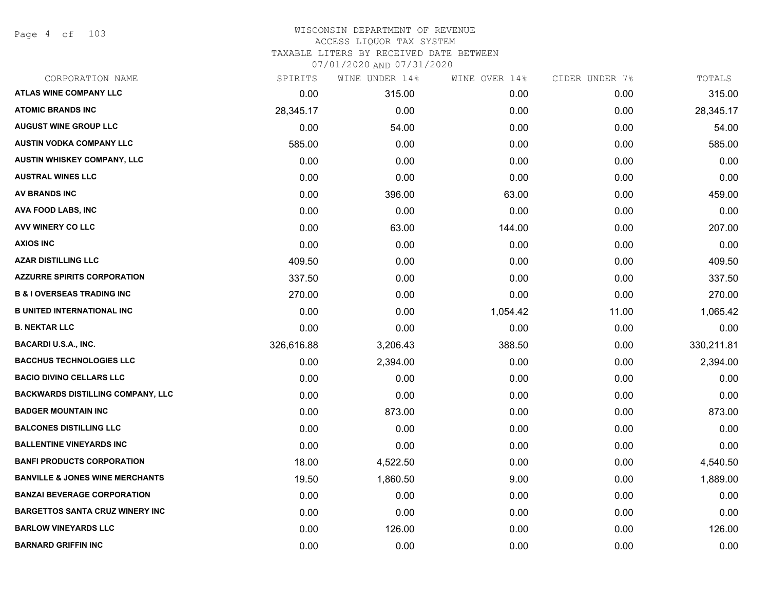WISCONSIN DEPARTMENT OF REVENUE
ACCESS LIQUOR TAX SYSTEM
TAXABLE LITERS BY RECEIVED DATE BETWEEN
07/01/2020 AND 07/31/2020

| CORPORATION NAME | SPIRITS | WINE UNDER 14% | WINE OVER 14% | CIDER UNDER 7% | TOTALS |
|---|---|---|---|---|---|
| ATLAS WINE COMPANY LLC | 0.00 | 315.00 | 0.00 | 0.00 | 315.00 |
| ATOMIC BRANDS INC | 28,345.17 | 0.00 | 0.00 | 0.00 | 28,345.17 |
| AUGUST WINE GROUP LLC | 0.00 | 54.00 | 0.00 | 0.00 | 54.00 |
| AUSTIN VODKA COMPANY LLC | 585.00 | 0.00 | 0.00 | 0.00 | 585.00 |
| AUSTIN WHISKEY COMPANY, LLC | 0.00 | 0.00 | 0.00 | 0.00 | 0.00 |
| AUSTRAL WINES LLC | 0.00 | 0.00 | 0.00 | 0.00 | 0.00 |
| AV BRANDS INC | 0.00 | 396.00 | 63.00 | 0.00 | 459.00 |
| AVA FOOD LABS, INC | 0.00 | 0.00 | 0.00 | 0.00 | 0.00 |
| AVV WINERY CO LLC | 0.00 | 63.00 | 144.00 | 0.00 | 207.00 |
| AXIOS INC | 0.00 | 0.00 | 0.00 | 0.00 | 0.00 |
| AZAR DISTILLING LLC | 409.50 | 0.00 | 0.00 | 0.00 | 409.50 |
| AZZURRE SPIRITS CORPORATION | 337.50 | 0.00 | 0.00 | 0.00 | 337.50 |
| B & I OVERSEAS TRADING INC | 270.00 | 0.00 | 0.00 | 0.00 | 270.00 |
| B UNITED INTERNATIONAL INC | 0.00 | 0.00 | 1,054.42 | 11.00 | 1,065.42 |
| B. NEKTAR LLC | 0.00 | 0.00 | 0.00 | 0.00 | 0.00 |
| BACARDI U.S.A., INC. | 326,616.88 | 3,206.43 | 388.50 | 0.00 | 330,211.81 |
| BACCHUS TECHNOLOGIES LLC | 0.00 | 2,394.00 | 0.00 | 0.00 | 2,394.00 |
| BACIO DIVINO CELLARS LLC | 0.00 | 0.00 | 0.00 | 0.00 | 0.00 |
| BACKWARDS DISTILLING COMPANY, LLC | 0.00 | 0.00 | 0.00 | 0.00 | 0.00 |
| BADGER MOUNTAIN INC | 0.00 | 873.00 | 0.00 | 0.00 | 873.00 |
| BALCONES DISTILLING LLC | 0.00 | 0.00 | 0.00 | 0.00 | 0.00 |
| BALLENTINE VINEYARDS INC | 0.00 | 0.00 | 0.00 | 0.00 | 0.00 |
| BANFI PRODUCTS CORPORATION | 18.00 | 4,522.50 | 0.00 | 0.00 | 4,540.50 |
| BANVILLE & JONES WINE MERCHANTS | 19.50 | 1,860.50 | 9.00 | 0.00 | 1,889.00 |
| BANZAI BEVERAGE CORPORATION | 0.00 | 0.00 | 0.00 | 0.00 | 0.00 |
| BARGETTOS SANTA CRUZ WINERY INC | 0.00 | 0.00 | 0.00 | 0.00 | 0.00 |
| BARLOW VINEYARDS LLC | 0.00 | 126.00 | 0.00 | 0.00 | 126.00 |
| BARNARD GRIFFIN INC | 0.00 | 0.00 | 0.00 | 0.00 | 0.00 |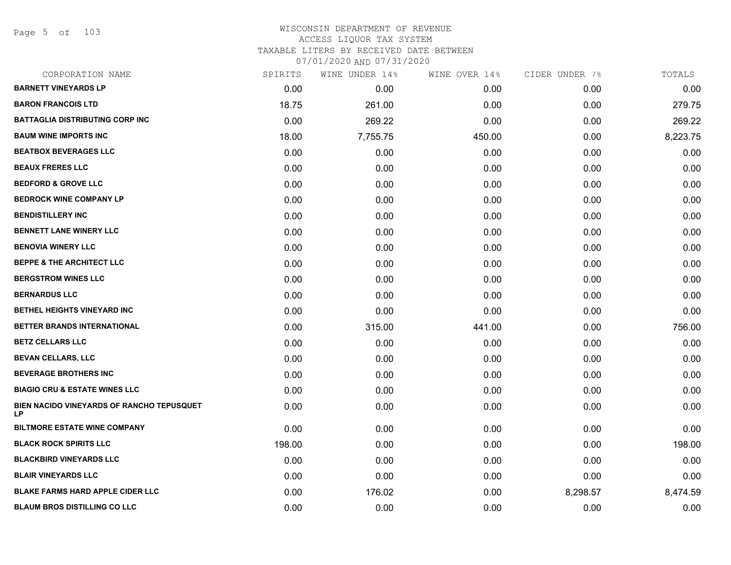WISCONSIN DEPARTMENT OF REVENUE
ACCESS LIQUOR TAX SYSTEM
TAXABLE LITERS BY RECEIVED DATE BETWEEN
07/01/2020 AND 07/31/2020

| CORPORATION NAME | SPIRITS | WINE UNDER 14% | WINE OVER 14% | CIDER UNDER 7% | TOTALS |
|---|---|---|---|---|---|
| BARNETT VINEYARDS LP | 0.00 | 0.00 | 0.00 | 0.00 | 0.00 |
| BARON FRANCOIS LTD | 18.75 | 261.00 | 0.00 | 0.00 | 279.75 |
| BATTAGLIA DISTRIBUTING CORP INC | 0.00 | 269.22 | 0.00 | 0.00 | 269.22 |
| BAUM WINE IMPORTS INC | 18.00 | 7,755.75 | 450.00 | 0.00 | 8,223.75 |
| BEATBOX BEVERAGES LLC | 0.00 | 0.00 | 0.00 | 0.00 | 0.00 |
| BEAUX FRERES LLC | 0.00 | 0.00 | 0.00 | 0.00 | 0.00 |
| BEDFORD & GROVE LLC | 0.00 | 0.00 | 0.00 | 0.00 | 0.00 |
| BEDROCK WINE COMPANY LP | 0.00 | 0.00 | 0.00 | 0.00 | 0.00 |
| BENDISTILLERY INC | 0.00 | 0.00 | 0.00 | 0.00 | 0.00 |
| BENNETT LANE WINERY LLC | 0.00 | 0.00 | 0.00 | 0.00 | 0.00 |
| BENOVIA WINERY LLC | 0.00 | 0.00 | 0.00 | 0.00 | 0.00 |
| BEPPE & THE ARCHITECT LLC | 0.00 | 0.00 | 0.00 | 0.00 | 0.00 |
| BERGSTROM WINES LLC | 0.00 | 0.00 | 0.00 | 0.00 | 0.00 |
| BERNARDUS LLC | 0.00 | 0.00 | 0.00 | 0.00 | 0.00 |
| BETHEL HEIGHTS VINEYARD INC | 0.00 | 0.00 | 0.00 | 0.00 | 0.00 |
| BETTER BRANDS INTERNATIONAL | 0.00 | 315.00 | 441.00 | 0.00 | 756.00 |
| BETZ CELLARS LLC | 0.00 | 0.00 | 0.00 | 0.00 | 0.00 |
| BEVAN CELLARS, LLC | 0.00 | 0.00 | 0.00 | 0.00 | 0.00 |
| BEVERAGE BROTHERS INC | 0.00 | 0.00 | 0.00 | 0.00 | 0.00 |
| BIAGIO CRU & ESTATE WINES LLC | 0.00 | 0.00 | 0.00 | 0.00 | 0.00 |
| BIEN NACIDO VINEYARDS OF RANCHO TEPUSQUET LP | 0.00 | 0.00 | 0.00 | 0.00 | 0.00 |
| BILTMORE ESTATE WINE COMPANY | 0.00 | 0.00 | 0.00 | 0.00 | 0.00 |
| BLACK ROCK SPIRITS LLC | 198.00 | 0.00 | 0.00 | 0.00 | 198.00 |
| BLACKBIRD VINEYARDS LLC | 0.00 | 0.00 | 0.00 | 0.00 | 0.00 |
| BLAIR VINEYARDS LLC | 0.00 | 0.00 | 0.00 | 0.00 | 0.00 |
| BLAKE FARMS HARD APPLE CIDER LLC | 0.00 | 176.02 | 0.00 | 8,298.57 | 8,474.59 |
| BLAUM BROS DISTILLING CO LLC | 0.00 | 0.00 | 0.00 | 0.00 | 0.00 |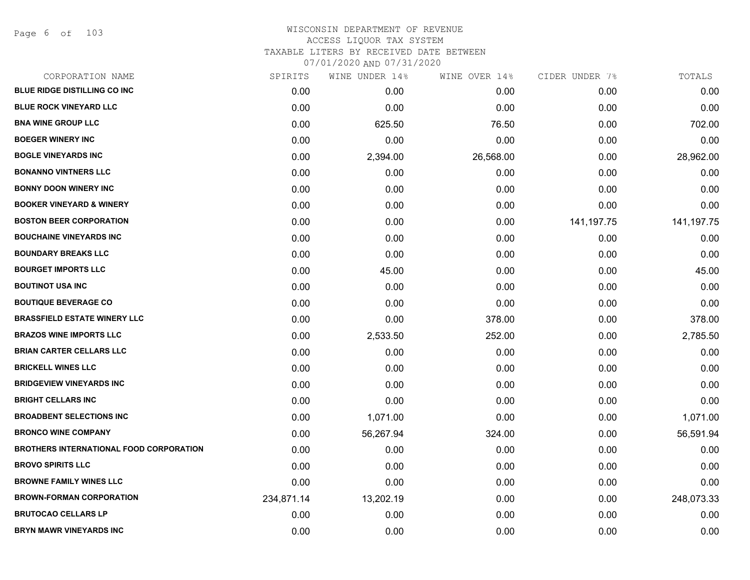WISCONSIN DEPARTMENT OF REVENUE
ACCESS LIQUOR TAX SYSTEM
TAXABLE LITERS BY RECEIVED DATE BETWEEN
07/01/2020 AND 07/31/2020

| CORPORATION NAME | SPIRITS | WINE UNDER 14% | WINE OVER 14% | CIDER UNDER 7% | TOTALS |
|---|---|---|---|---|---|
| BLUE RIDGE DISTILLING CO INC | 0.00 | 0.00 | 0.00 | 0.00 | 0.00 |
| BLUE ROCK VINEYARD LLC | 0.00 | 0.00 | 0.00 | 0.00 | 0.00 |
| BNA WINE GROUP LLC | 0.00 | 625.50 | 76.50 | 0.00 | 702.00 |
| BOEGER WINERY INC | 0.00 | 0.00 | 0.00 | 0.00 | 0.00 |
| BOGLE VINEYARDS INC | 0.00 | 2,394.00 | 26,568.00 | 0.00 | 28,962.00 |
| BONANNO VINTNERS LLC | 0.00 | 0.00 | 0.00 | 0.00 | 0.00 |
| BONNY DOON WINERY INC | 0.00 | 0.00 | 0.00 | 0.00 | 0.00 |
| BOOKER VINEYARD & WINERY | 0.00 | 0.00 | 0.00 | 0.00 | 0.00 |
| BOSTON BEER CORPORATION | 0.00 | 0.00 | 0.00 | 141,197.75 | 141,197.75 |
| BOUCHAINE VINEYARDS INC | 0.00 | 0.00 | 0.00 | 0.00 | 0.00 |
| BOUNDARY BREAKS LLC | 0.00 | 0.00 | 0.00 | 0.00 | 0.00 |
| BOURGET IMPORTS LLC | 0.00 | 45.00 | 0.00 | 0.00 | 45.00 |
| BOUTINOT USA INC | 0.00 | 0.00 | 0.00 | 0.00 | 0.00 |
| BOUTIQUE BEVERAGE CO | 0.00 | 0.00 | 0.00 | 0.00 | 0.00 |
| BRASSFIELD ESTATE WINERY LLC | 0.00 | 0.00 | 378.00 | 0.00 | 378.00 |
| BRAZOS WINE IMPORTS LLC | 0.00 | 2,533.50 | 252.00 | 0.00 | 2,785.50 |
| BRIAN CARTER CELLARS LLC | 0.00 | 0.00 | 0.00 | 0.00 | 0.00 |
| BRICKELL WINES LLC | 0.00 | 0.00 | 0.00 | 0.00 | 0.00 |
| BRIDGEVIEW VINEYARDS INC | 0.00 | 0.00 | 0.00 | 0.00 | 0.00 |
| BRIGHT CELLARS INC | 0.00 | 0.00 | 0.00 | 0.00 | 0.00 |
| BROADBENT SELECTIONS INC | 0.00 | 1,071.00 | 0.00 | 0.00 | 1,071.00 |
| BRONCO WINE COMPANY | 0.00 | 56,267.94 | 324.00 | 0.00 | 56,591.94 |
| BROTHERS INTERNATIONAL FOOD CORPORATION | 0.00 | 0.00 | 0.00 | 0.00 | 0.00 |
| BROVO SPIRITS LLC | 0.00 | 0.00 | 0.00 | 0.00 | 0.00 |
| BROWNE FAMILY WINES LLC | 0.00 | 0.00 | 0.00 | 0.00 | 0.00 |
| BROWN-FORMAN CORPORATION | 234,871.14 | 13,202.19 | 0.00 | 0.00 | 248,073.33 |
| BRUTOCAO CELLARS LP | 0.00 | 0.00 | 0.00 | 0.00 | 0.00 |
| BRYN MAWR VINEYARDS INC | 0.00 | 0.00 | 0.00 | 0.00 | 0.00 |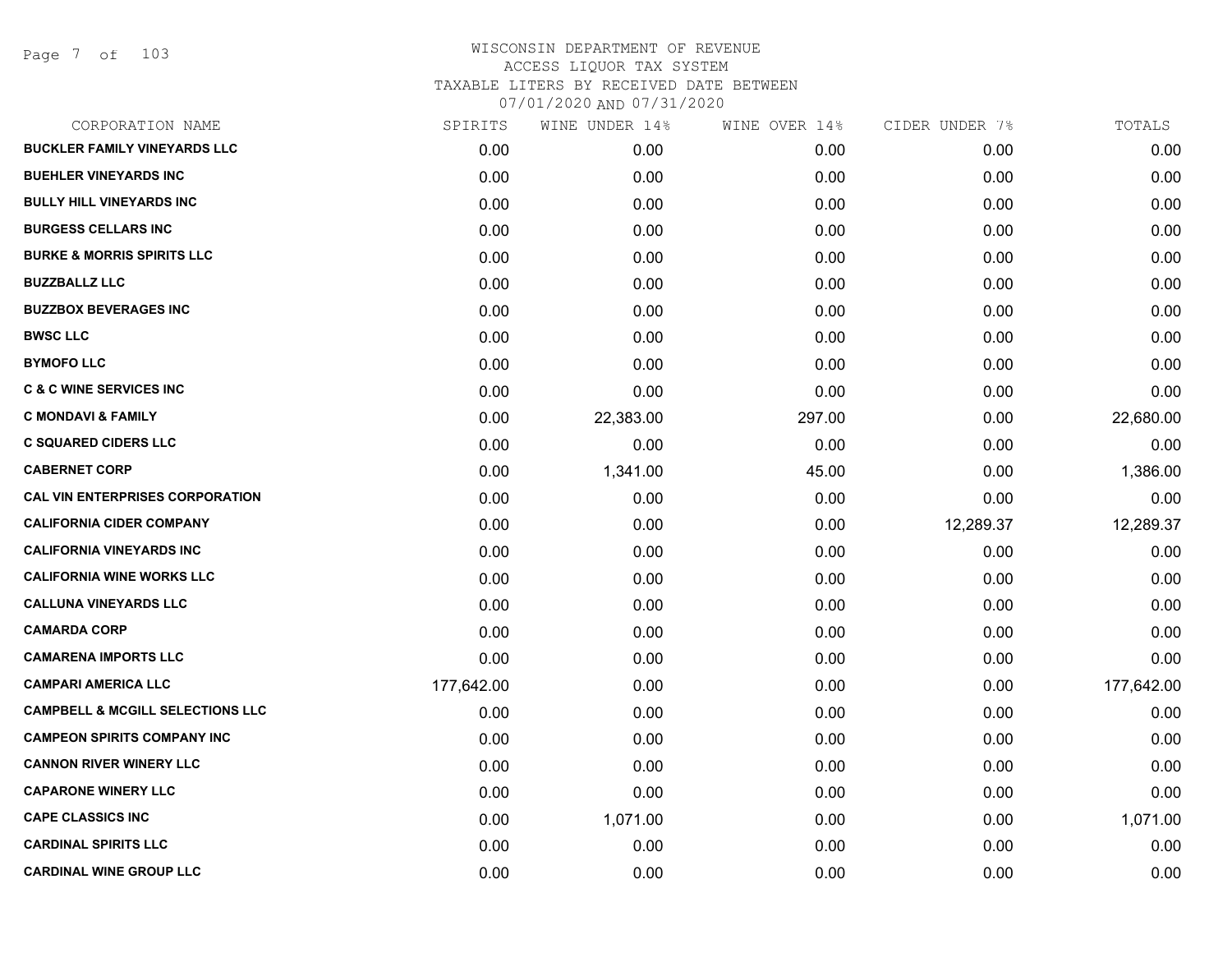# WISCONSIN DEPARTMENT OF REVENUE
## ACCESS LIQUOR TAX SYSTEM
### TAXABLE LITERS BY RECEIVED DATE BETWEEN 07/01/2020 AND 07/31/2020

| CORPORATION NAME | SPIRITS | WINE UNDER 14% | WINE OVER 14% | CIDER UNDER 7% | TOTALS |
|---|---|---|---|---|---|
| BUCKLER FAMILY VINEYARDS LLC | 0.00 | 0.00 | 0.00 | 0.00 | 0.00 |
| BUEHLER VINEYARDS INC | 0.00 | 0.00 | 0.00 | 0.00 | 0.00 |
| BULLY HILL VINEYARDS INC | 0.00 | 0.00 | 0.00 | 0.00 | 0.00 |
| BURGESS CELLARS INC | 0.00 | 0.00 | 0.00 | 0.00 | 0.00 |
| BURKE & MORRIS SPIRITS LLC | 0.00 | 0.00 | 0.00 | 0.00 | 0.00 |
| BUZZBALLZ LLC | 0.00 | 0.00 | 0.00 | 0.00 | 0.00 |
| BUZZBOX BEVERAGES INC | 0.00 | 0.00 | 0.00 | 0.00 | 0.00 |
| BWSC LLC | 0.00 | 0.00 | 0.00 | 0.00 | 0.00 |
| BYMOFO LLC | 0.00 | 0.00 | 0.00 | 0.00 | 0.00 |
| C & C WINE SERVICES INC | 0.00 | 0.00 | 0.00 | 0.00 | 0.00 |
| C MONDAVI & FAMILY | 0.00 | 22,383.00 | 297.00 | 0.00 | 22,680.00 |
| C SQUARED CIDERS LLC | 0.00 | 0.00 | 0.00 | 0.00 | 0.00 |
| CABERNET CORP | 0.00 | 1,341.00 | 45.00 | 0.00 | 1,386.00 |
| CAL VIN ENTERPRISES CORPORATION | 0.00 | 0.00 | 0.00 | 0.00 | 0.00 |
| CALIFORNIA CIDER COMPANY | 0.00 | 0.00 | 0.00 | 12,289.37 | 12,289.37 |
| CALIFORNIA VINEYARDS INC | 0.00 | 0.00 | 0.00 | 0.00 | 0.00 |
| CALIFORNIA WINE WORKS LLC | 0.00 | 0.00 | 0.00 | 0.00 | 0.00 |
| CALLUNA VINEYARDS LLC | 0.00 | 0.00 | 0.00 | 0.00 | 0.00 |
| CAMARDA CORP | 0.00 | 0.00 | 0.00 | 0.00 | 0.00 |
| CAMARENA IMPORTS LLC | 0.00 | 0.00 | 0.00 | 0.00 | 0.00 |
| CAMPARI AMERICA LLC | 177,642.00 | 0.00 | 0.00 | 0.00 | 177,642.00 |
| CAMPBELL & MCGILL SELECTIONS LLC | 0.00 | 0.00 | 0.00 | 0.00 | 0.00 |
| CAMPEON SPIRITS COMPANY INC | 0.00 | 0.00 | 0.00 | 0.00 | 0.00 |
| CANNON RIVER WINERY LLC | 0.00 | 0.00 | 0.00 | 0.00 | 0.00 |
| CAPARONE WINERY LLC | 0.00 | 0.00 | 0.00 | 0.00 | 0.00 |
| CAPE CLASSICS INC | 0.00 | 1,071.00 | 0.00 | 0.00 | 1,071.00 |
| CARDINAL SPIRITS LLC | 0.00 | 0.00 | 0.00 | 0.00 | 0.00 |
| CARDINAL WINE GROUP LLC | 0.00 | 0.00 | 0.00 | 0.00 | 0.00 |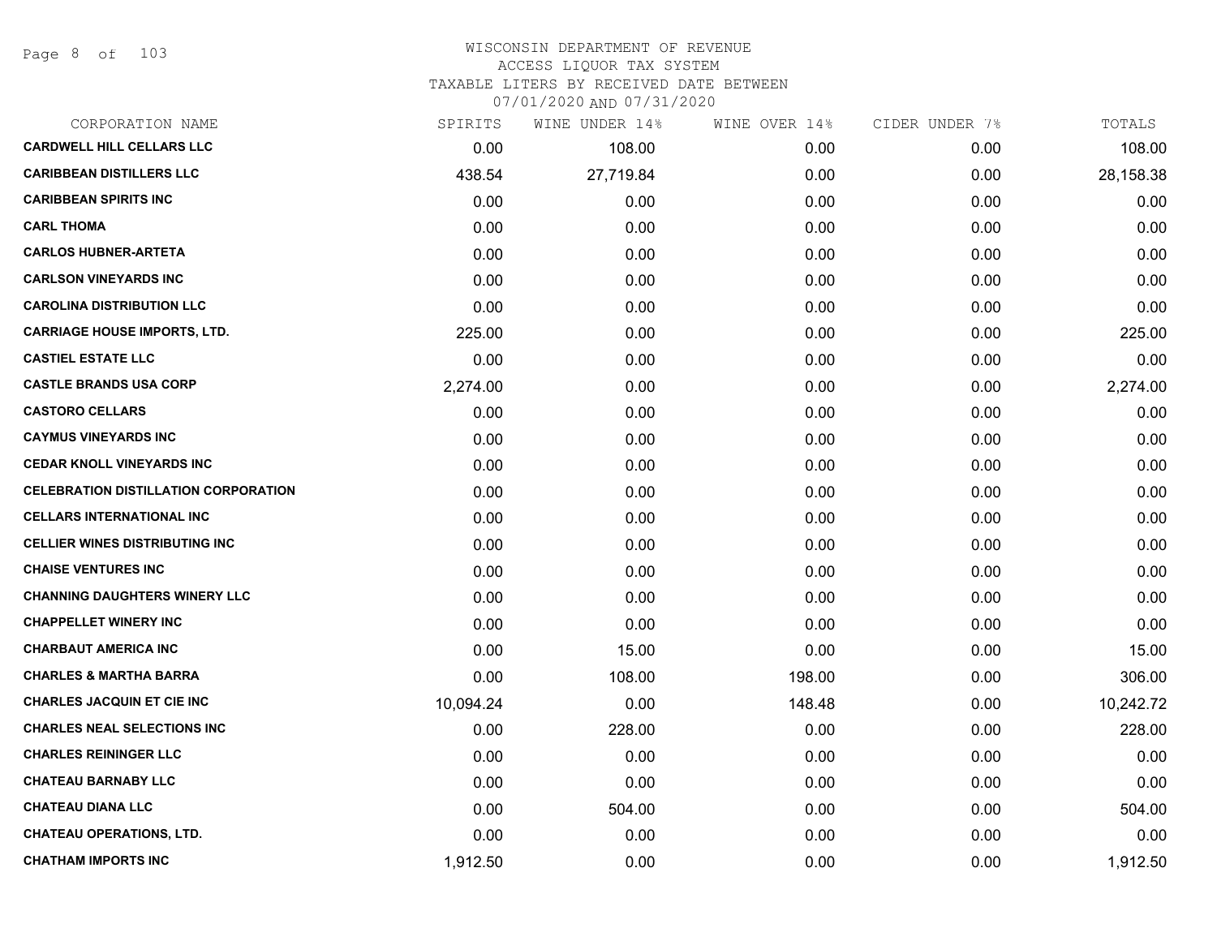WISCONSIN DEPARTMENT OF REVENUE
ACCESS LIQUOR TAX SYSTEM
TAXABLE LITERS BY RECEIVED DATE BETWEEN
07/01/2020 AND 07/31/2020

| CORPORATION NAME | SPIRITS | WINE UNDER 14% | WINE OVER 14% | CIDER UNDER 7% | TOTALS |
|---|---|---|---|---|---|
| CARDWELL HILL CELLARS LLC | 0.00 | 108.00 | 0.00 | 0.00 | 108.00 |
| CARIBBEAN DISTILLERS LLC | 438.54 | 27,719.84 | 0.00 | 0.00 | 28,158.38 |
| CARIBBEAN SPIRITS INC | 0.00 | 0.00 | 0.00 | 0.00 | 0.00 |
| CARL THOMA | 0.00 | 0.00 | 0.00 | 0.00 | 0.00 |
| CARLOS HUBNER-ARTETA | 0.00 | 0.00 | 0.00 | 0.00 | 0.00 |
| CARLSON VINEYARDS INC | 0.00 | 0.00 | 0.00 | 0.00 | 0.00 |
| CAROLINA DISTRIBUTION LLC | 0.00 | 0.00 | 0.00 | 0.00 | 0.00 |
| CARRIAGE HOUSE IMPORTS, LTD. | 225.00 | 0.00 | 0.00 | 0.00 | 225.00 |
| CASTIEL ESTATE LLC | 0.00 | 0.00 | 0.00 | 0.00 | 0.00 |
| CASTLE BRANDS USA CORP | 2,274.00 | 0.00 | 0.00 | 0.00 | 2,274.00 |
| CASTORO CELLARS | 0.00 | 0.00 | 0.00 | 0.00 | 0.00 |
| CAYMUS VINEYARDS INC | 0.00 | 0.00 | 0.00 | 0.00 | 0.00 |
| CEDAR KNOLL VINEYARDS INC | 0.00 | 0.00 | 0.00 | 0.00 | 0.00 |
| CELEBRATION DISTILLATION CORPORATION | 0.00 | 0.00 | 0.00 | 0.00 | 0.00 |
| CELLARS INTERNATIONAL INC | 0.00 | 0.00 | 0.00 | 0.00 | 0.00 |
| CELLIER WINES DISTRIBUTING INC | 0.00 | 0.00 | 0.00 | 0.00 | 0.00 |
| CHAISE VENTURES INC | 0.00 | 0.00 | 0.00 | 0.00 | 0.00 |
| CHANNING DAUGHTERS WINERY LLC | 0.00 | 0.00 | 0.00 | 0.00 | 0.00 |
| CHAPPELLET WINERY INC | 0.00 | 0.00 | 0.00 | 0.00 | 0.00 |
| CHARBAUT AMERICA INC | 0.00 | 15.00 | 0.00 | 0.00 | 15.00 |
| CHARLES & MARTHA BARRA | 0.00 | 108.00 | 198.00 | 0.00 | 306.00 |
| CHARLES JACQUIN ET CIE INC | 10,094.24 | 0.00 | 148.48 | 0.00 | 10,242.72 |
| CHARLES NEAL SELECTIONS INC | 0.00 | 228.00 | 0.00 | 0.00 | 228.00 |
| CHARLES REININGER LLC | 0.00 | 0.00 | 0.00 | 0.00 | 0.00 |
| CHATEAU BARNABY LLC | 0.00 | 0.00 | 0.00 | 0.00 | 0.00 |
| CHATEAU DIANA LLC | 0.00 | 504.00 | 0.00 | 0.00 | 504.00 |
| CHATEAU OPERATIONS, LTD. | 0.00 | 0.00 | 0.00 | 0.00 | 0.00 |
| CHATHAM IMPORTS INC | 1,912.50 | 0.00 | 0.00 | 0.00 | 1,912.50 |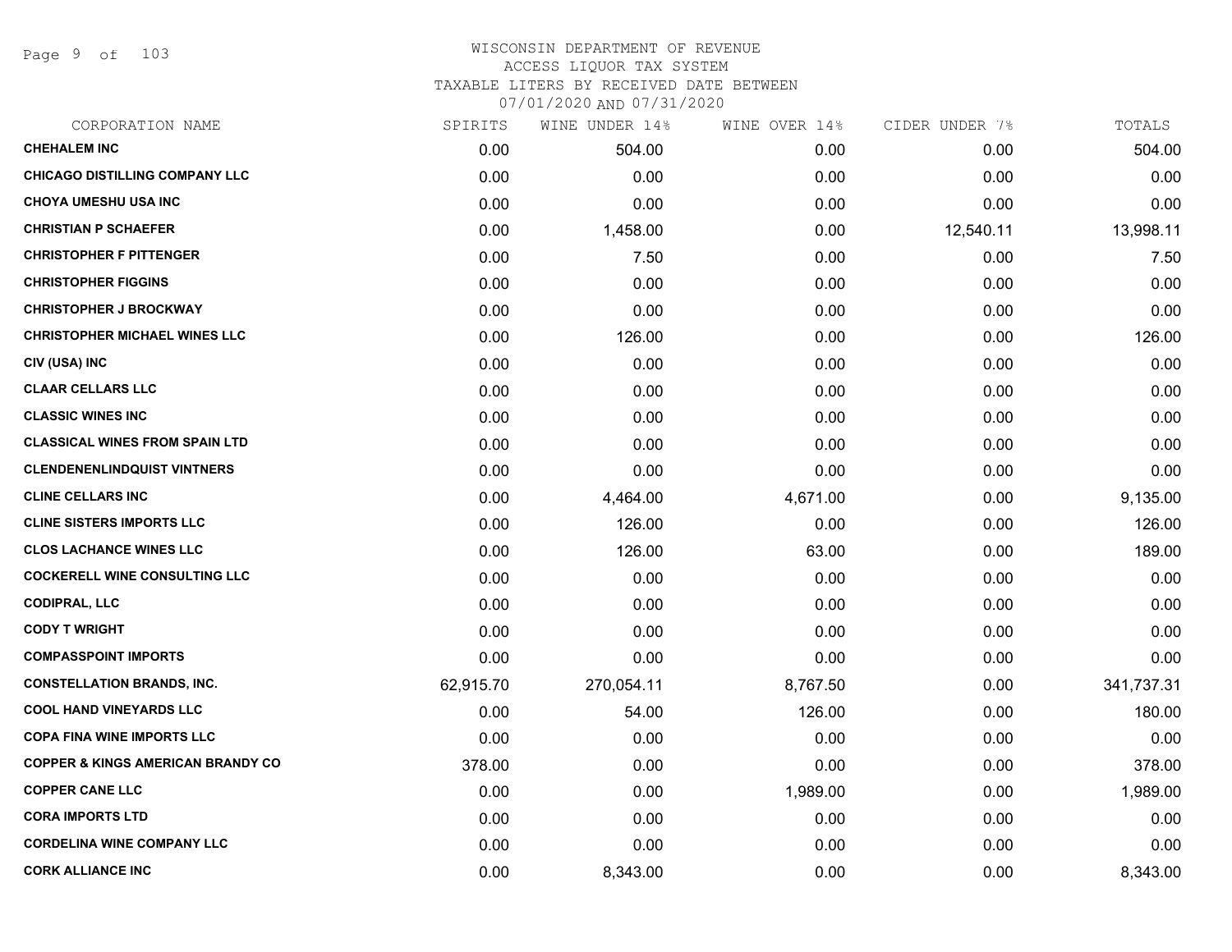WISCONSIN DEPARTMENT OF REVENUE
ACCESS LIQUOR TAX SYSTEM
TAXABLE LITERS BY RECEIVED DATE BETWEEN
07/01/2020 AND 07/31/2020

| CORPORATION NAME | SPIRITS | WINE UNDER 14% | WINE OVER 14% | CIDER UNDER 7% | TOTALS |
|---|---|---|---|---|---|
| **CHEHALEM INC** | 0.00 | 504.00 | 0.00 | 0.00 | 504.00 |
| **CHICAGO DISTILLING COMPANY LLC** | 0.00 | 0.00 | 0.00 | 0.00 | 0.00 |
| **CHOYA UMESHU USA INC** | 0.00 | 0.00 | 0.00 | 0.00 | 0.00 |
| **CHRISTIAN P SCHAEFER** | 0.00 | 1,458.00 | 0.00 | 12,540.11 | 13,998.11 |
| **CHRISTOPHER F PITTENGER** | 0.00 | 7.50 | 0.00 | 0.00 | 7.50 |
| **CHRISTOPHER FIGGINS** | 0.00 | 0.00 | 0.00 | 0.00 | 0.00 |
| **CHRISTOPHER J BROCKWAY** | 0.00 | 0.00 | 0.00 | 0.00 | 0.00 |
| **CHRISTOPHER MICHAEL WINES LLC** | 0.00 | 126.00 | 0.00 | 0.00 | 126.00 |
| **CIV (USA) INC** | 0.00 | 0.00 | 0.00 | 0.00 | 0.00 |
| **CLAAR CELLARS LLC** | 0.00 | 0.00 | 0.00 | 0.00 | 0.00 |
| **CLASSIC WINES INC** | 0.00 | 0.00 | 0.00 | 0.00 | 0.00 |
| **CLASSICAL WINES FROM SPAIN LTD** | 0.00 | 0.00 | 0.00 | 0.00 | 0.00 |
| **CLENDENENLINDQUIST VINTNERS** | 0.00 | 0.00 | 0.00 | 0.00 | 0.00 |
| **CLINE CELLARS INC** | 0.00 | 4,464.00 | 4,671.00 | 0.00 | 9,135.00 |
| **CLINE SISTERS IMPORTS LLC** | 0.00 | 126.00 | 0.00 | 0.00 | 126.00 |
| **CLOS LACHANCE WINES LLC** | 0.00 | 126.00 | 63.00 | 0.00 | 189.00 |
| **COCKERELL WINE CONSULTING LLC** | 0.00 | 0.00 | 0.00 | 0.00 | 0.00 |
| **CODIPRAL, LLC** | 0.00 | 0.00 | 0.00 | 0.00 | 0.00 |
| **CODY T WRIGHT** | 0.00 | 0.00 | 0.00 | 0.00 | 0.00 |
| **COMPASSPOINT IMPORTS** | 0.00 | 0.00 | 0.00 | 0.00 | 0.00 |
| **CONSTELLATION BRANDS, INC.** | 62,915.70 | 270,054.11 | 8,767.50 | 0.00 | 341,737.31 |
| **COOL HAND VINEYARDS LLC** | 0.00 | 54.00 | 126.00 | 0.00 | 180.00 |
| **COPA FINA WINE IMPORTS LLC** | 0.00 | 0.00 | 0.00 | 0.00 | 0.00 |
| **COPPER & KINGS AMERICAN BRANDY CO** | 378.00 | 0.00 | 0.00 | 0.00 | 378.00 |
| **COPPER CANE LLC** | 0.00 | 0.00 | 1,989.00 | 0.00 | 1,989.00 |
| **CORA IMPORTS LTD** | 0.00 | 0.00 | 0.00 | 0.00 | 0.00 |
| **CORDELINA WINE COMPANY LLC** | 0.00 | 0.00 | 0.00 | 0.00 | 0.00 |
| **CORK ALLIANCE INC** | 0.00 | 8,343.00 | 0.00 | 0.00 | 8,343.00 |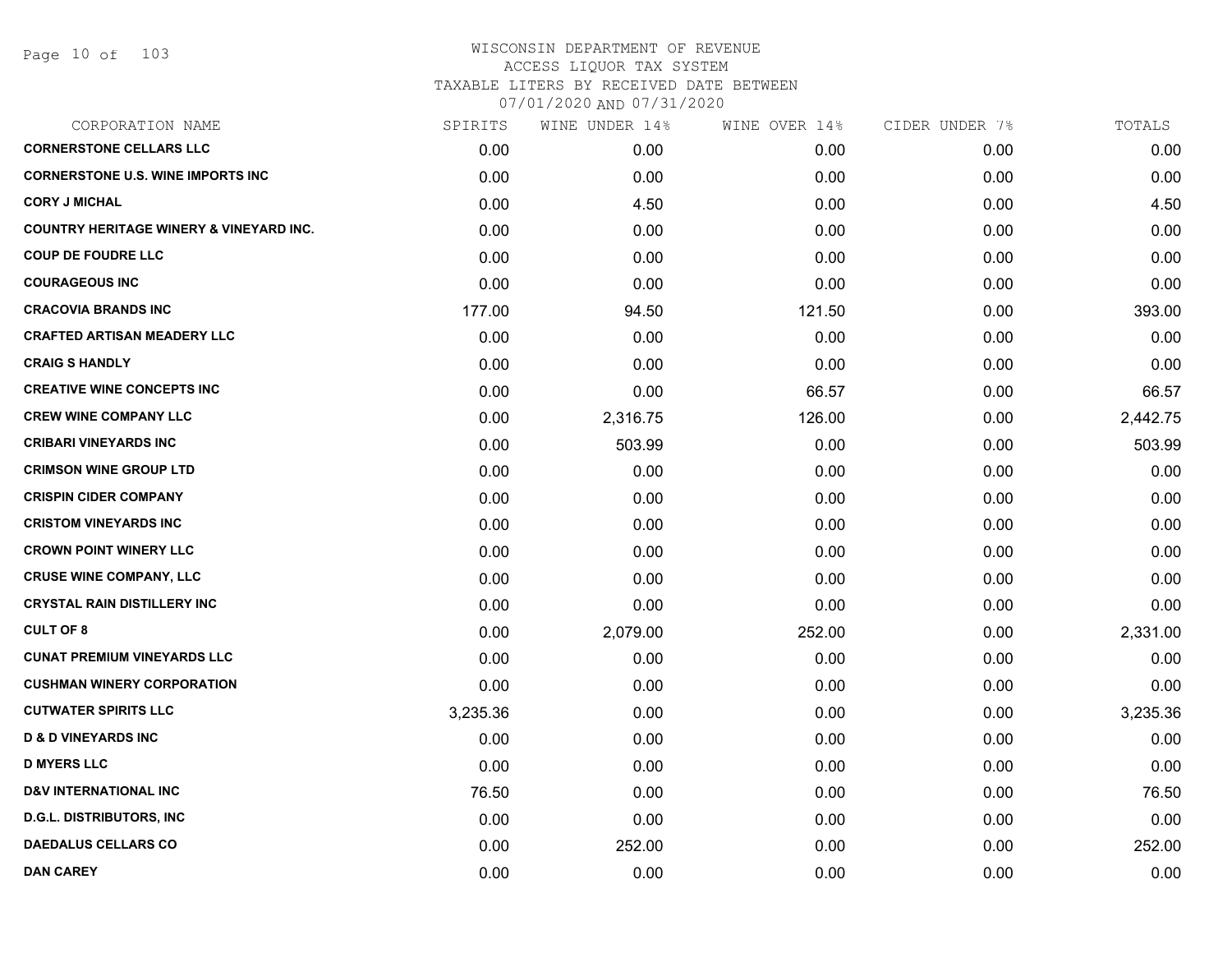WISCONSIN DEPARTMENT OF REVENUE
ACCESS LIQUOR TAX SYSTEM
TAXABLE LITERS BY RECEIVED DATE BETWEEN
07/01/2020 AND 07/31/2020

| CORPORATION NAME | SPIRITS | WINE UNDER 14% | WINE OVER 14% | CIDER UNDER 7% | TOTALS |
|---|---|---|---|---|---|
| **CORNERSTONE CELLARS LLC** | 0.00 | 0.00 | 0.00 | 0.00 | 0.00 |
| **CORNERSTONE U.S. WINE IMPORTS INC** | 0.00 | 0.00 | 0.00 | 0.00 | 0.00 |
| **CORY J MICHAL** | 0.00 | 4.50 | 0.00 | 0.00 | 4.50 |
| **COUNTRY HERITAGE WINERY & VINEYARD INC.** | 0.00 | 0.00 | 0.00 | 0.00 | 0.00 |
| **COUP DE FOUDRE LLC** | 0.00 | 0.00 | 0.00 | 0.00 | 0.00 |
| **COURAGEOUS INC** | 0.00 | 0.00 | 0.00 | 0.00 | 0.00 |
| **CRACOVIA BRANDS INC** | 177.00 | 94.50 | 121.50 | 0.00 | 393.00 |
| **CRAFTED ARTISAN MEADERY LLC** | 0.00 | 0.00 | 0.00 | 0.00 | 0.00 |
| **CRAIG S HANDLY** | 0.00 | 0.00 | 0.00 | 0.00 | 0.00 |
| **CREATIVE WINE CONCEPTS INC** | 0.00 | 0.00 | 66.57 | 0.00 | 66.57 |
| **CREW WINE COMPANY LLC** | 0.00 | 2,316.75 | 126.00 | 0.00 | 2,442.75 |
| **CRIBARI VINEYARDS INC** | 0.00 | 503.99 | 0.00 | 0.00 | 503.99 |
| **CRIMSON WINE GROUP LTD** | 0.00 | 0.00 | 0.00 | 0.00 | 0.00 |
| **CRISPIN CIDER COMPANY** | 0.00 | 0.00 | 0.00 | 0.00 | 0.00 |
| **CRISTOM VINEYARDS INC** | 0.00 | 0.00 | 0.00 | 0.00 | 0.00 |
| **CROWN POINT WINERY LLC** | 0.00 | 0.00 | 0.00 | 0.00 | 0.00 |
| **CRUSE WINE COMPANY, LLC** | 0.00 | 0.00 | 0.00 | 0.00 | 0.00 |
| **CRYSTAL RAIN DISTILLERY INC** | 0.00 | 0.00 | 0.00 | 0.00 | 0.00 |
| **CULT OF 8** | 0.00 | 2,079.00 | 252.00 | 0.00 | 2,331.00 |
| **CUNAT PREMIUM VINEYARDS LLC** | 0.00 | 0.00 | 0.00 | 0.00 | 0.00 |
| **CUSHMAN WINERY CORPORATION** | 0.00 | 0.00 | 0.00 | 0.00 | 0.00 |
| **CUTWATER SPIRITS LLC** | 3,235.36 | 0.00 | 0.00 | 0.00 | 3,235.36 |
| **D & D VINEYARDS INC** | 0.00 | 0.00 | 0.00 | 0.00 | 0.00 |
| **D MYERS LLC** | 0.00 | 0.00 | 0.00 | 0.00 | 0.00 |
| **D&V INTERNATIONAL INC** | 76.50 | 0.00 | 0.00 | 0.00 | 76.50 |
| **D.G.L. DISTRIBUTORS, INC** | 0.00 | 0.00 | 0.00 | 0.00 | 0.00 |
| **DAEDALUS CELLARS CO** | 0.00 | 252.00 | 0.00 | 0.00 | 252.00 |
| **DAN CAREY** | 0.00 | 0.00 | 0.00 | 0.00 | 0.00 |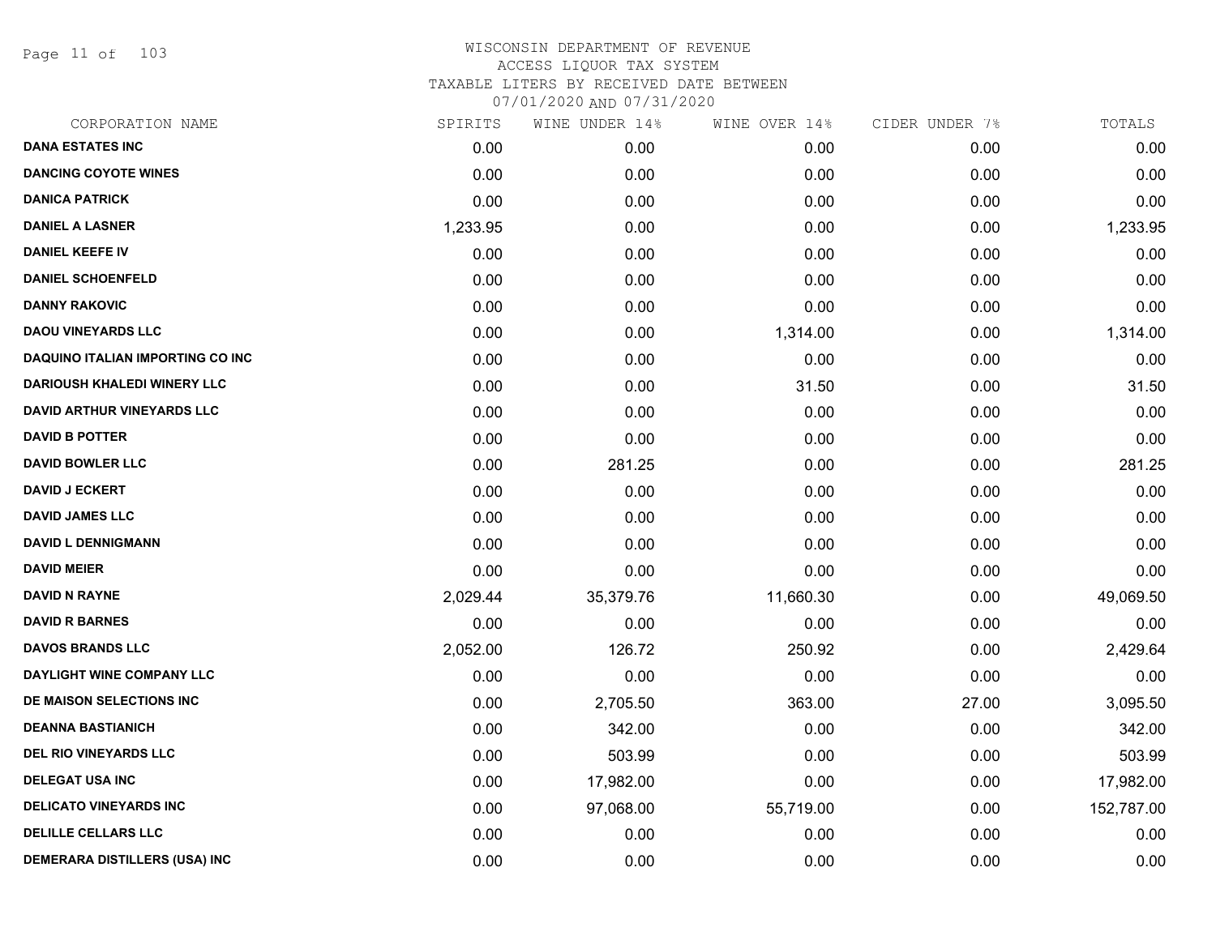# WISCONSIN DEPARTMENT OF REVENUE
## ACCESS LIQUOR TAX SYSTEM
### TAXABLE LITERS BY RECEIVED DATE BETWEEN 07/01/2020 AND 07/31/2020

| CORPORATION NAME | SPIRITS | WINE UNDER 14% | WINE OVER 14% | CIDER UNDER 7% | TOTALS |
|---|---|---|---|---|---|
| DANA ESTATES INC | 0.00 | 0.00 | 0.00 | 0.00 | 0.00 |
| DANCING COYOTE WINES | 0.00 | 0.00 | 0.00 | 0.00 | 0.00 |
| DANICA PATRICK | 0.00 | 0.00 | 0.00 | 0.00 | 0.00 |
| DANIEL A LASNER | 1,233.95 | 0.00 | 0.00 | 0.00 | 1,233.95 |
| DANIEL KEEFE IV | 0.00 | 0.00 | 0.00 | 0.00 | 0.00 |
| DANIEL SCHOENFELD | 0.00 | 0.00 | 0.00 | 0.00 | 0.00 |
| DANNY RAKOVIC | 0.00 | 0.00 | 0.00 | 0.00 | 0.00 |
| DAOU VINEYARDS LLC | 0.00 | 0.00 | 1,314.00 | 0.00 | 1,314.00 |
| DAQUINO ITALIAN IMPORTING CO INC | 0.00 | 0.00 | 0.00 | 0.00 | 0.00 |
| DARIOUSH KHALEDI WINERY LLC | 0.00 | 0.00 | 31.50 | 0.00 | 31.50 |
| DAVID ARTHUR VINEYARDS LLC | 0.00 | 0.00 | 0.00 | 0.00 | 0.00 |
| DAVID B POTTER | 0.00 | 0.00 | 0.00 | 0.00 | 0.00 |
| DAVID BOWLER LLC | 0.00 | 281.25 | 0.00 | 0.00 | 281.25 |
| DAVID J ECKERT | 0.00 | 0.00 | 0.00 | 0.00 | 0.00 |
| DAVID JAMES LLC | 0.00 | 0.00 | 0.00 | 0.00 | 0.00 |
| DAVID L DENNIGMANN | 0.00 | 0.00 | 0.00 | 0.00 | 0.00 |
| DAVID MEIER | 0.00 | 0.00 | 0.00 | 0.00 | 0.00 |
| DAVID N RAYNE | 2,029.44 | 35,379.76 | 11,660.30 | 0.00 | 49,069.50 |
| DAVID R BARNES | 0.00 | 0.00 | 0.00 | 0.00 | 0.00 |
| DAVOS BRANDS LLC | 2,052.00 | 126.72 | 250.92 | 0.00 | 2,429.64 |
| DAYLIGHT WINE COMPANY LLC | 0.00 | 0.00 | 0.00 | 0.00 | 0.00 |
| DE MAISON SELECTIONS INC | 0.00 | 2,705.50 | 363.00 | 27.00 | 3,095.50 |
| DEANNA BASTIANICH | 0.00 | 342.00 | 0.00 | 0.00 | 342.00 |
| DEL RIO VINEYARDS LLC | 0.00 | 503.99 | 0.00 | 0.00 | 503.99 |
| DELEGAT USA INC | 0.00 | 17,982.00 | 0.00 | 0.00 | 17,982.00 |
| DELICATO VINEYARDS INC | 0.00 | 97,068.00 | 55,719.00 | 0.00 | 152,787.00 |
| DELILLE CELLARS LLC | 0.00 | 0.00 | 0.00 | 0.00 | 0.00 |
| DEMERARA DISTILLERS (USA) INC | 0.00 | 0.00 | 0.00 | 0.00 | 0.00 |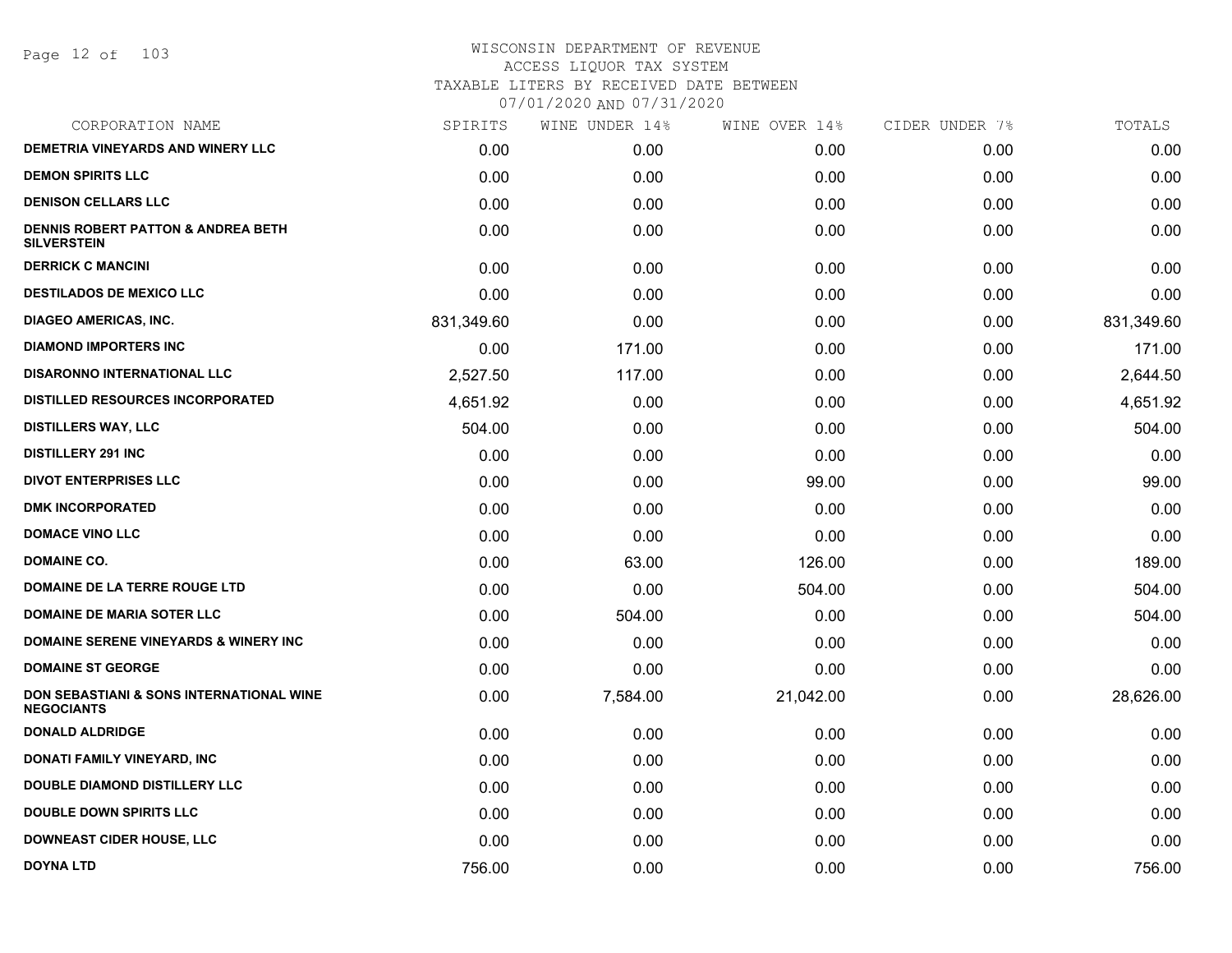# WISCONSIN DEPARTMENT OF REVENUE
## ACCESS LIQUOR TAX SYSTEM
### TAXABLE LITERS BY RECEIVED DATE BETWEEN 07/01/2020 AND 07/31/2020

| CORPORATION NAME | SPIRITS | WINE UNDER 14% | WINE OVER 14% | CIDER UNDER 7% | TOTALS |
|---|---|---|---|---|---|
| DEMETRIA VINEYARDS AND WINERY LLC | 0.00 | 0.00 | 0.00 | 0.00 | 0.00 |
| DEMON SPIRITS LLC | 0.00 | 0.00 | 0.00 | 0.00 | 0.00 |
| DENISON CELLARS LLC | 0.00 | 0.00 | 0.00 | 0.00 | 0.00 |
| DENNIS ROBERT PATTON & ANDREA BETH SILVERSTEIN | 0.00 | 0.00 | 0.00 | 0.00 | 0.00 |
| DERRICK C MANCINI | 0.00 | 0.00 | 0.00 | 0.00 | 0.00 |
| DESTILADOS DE MEXICO LLC | 0.00 | 0.00 | 0.00 | 0.00 | 0.00 |
| DIAGEO AMERICAS, INC. | 831,349.60 | 0.00 | 0.00 | 0.00 | 831,349.60 |
| DIAMOND IMPORTERS INC | 0.00 | 171.00 | 0.00 | 0.00 | 171.00 |
| DISARONNO INTERNATIONAL LLC | 2,527.50 | 117.00 | 0.00 | 0.00 | 2,644.50 |
| DISTILLED RESOURCES INCORPORATED | 4,651.92 | 0.00 | 0.00 | 0.00 | 4,651.92 |
| DISTILLERS WAY, LLC | 504.00 | 0.00 | 0.00 | 0.00 | 504.00 |
| DISTILLERY 291 INC | 0.00 | 0.00 | 0.00 | 0.00 | 0.00 |
| DIVOT ENTERPRISES LLC | 0.00 | 0.00 | 99.00 | 0.00 | 99.00 |
| DMK INCORPORATED | 0.00 | 0.00 | 0.00 | 0.00 | 0.00 |
| DOMACE VINO LLC | 0.00 | 0.00 | 0.00 | 0.00 | 0.00 |
| DOMAINE CO. | 0.00 | 63.00 | 126.00 | 0.00 | 189.00 |
| DOMAINE DE LA TERRE ROUGE LTD | 0.00 | 0.00 | 504.00 | 0.00 | 504.00 |
| DOMAINE DE MARIA SOTER LLC | 0.00 | 504.00 | 0.00 | 0.00 | 504.00 |
| DOMAINE SERENE VINEYARDS & WINERY INC | 0.00 | 0.00 | 0.00 | 0.00 | 0.00 |
| DOMAINE ST GEORGE | 0.00 | 0.00 | 0.00 | 0.00 | 0.00 |
| DON SEBASTIANI & SONS INTERNATIONAL WINE NEGOCIANTS | 0.00 | 7,584.00 | 21,042.00 | 0.00 | 28,626.00 |
| DONALD ALDRIDGE | 0.00 | 0.00 | 0.00 | 0.00 | 0.00 |
| DONATI FAMILY VINEYARD, INC | 0.00 | 0.00 | 0.00 | 0.00 | 0.00 |
| DOUBLE DIAMOND DISTILLERY LLC | 0.00 | 0.00 | 0.00 | 0.00 | 0.00 |
| DOUBLE DOWN SPIRITS LLC | 0.00 | 0.00 | 0.00 | 0.00 | 0.00 |
| DOWNEAST CIDER HOUSE, LLC | 0.00 | 0.00 | 0.00 | 0.00 | 0.00 |
| DOYNA LTD | 756.00 | 0.00 | 0.00 | 0.00 | 756.00 |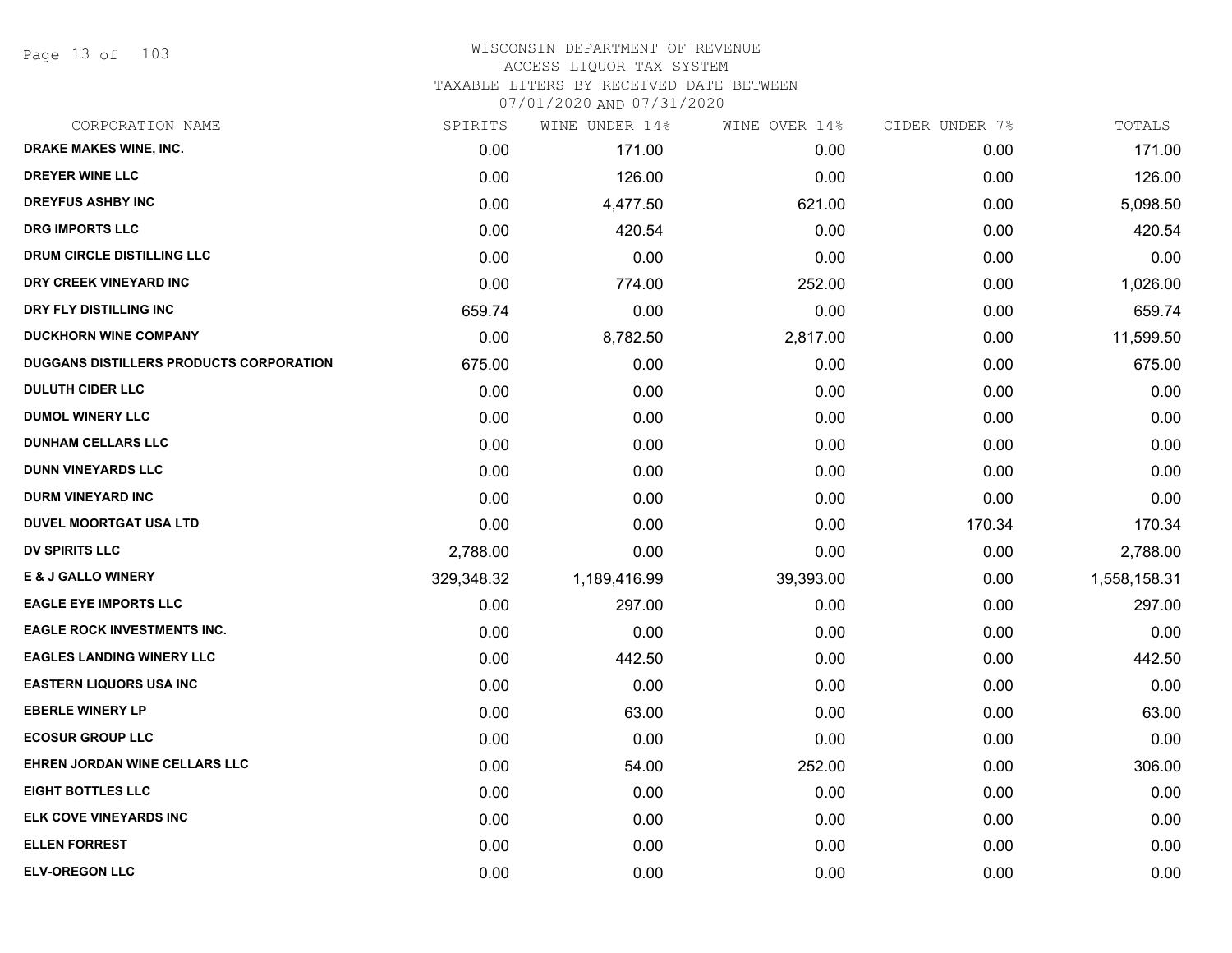WISCONSIN DEPARTMENT OF REVENUE
ACCESS LIQUOR TAX SYSTEM
TAXABLE LITERS BY RECEIVED DATE BETWEEN
07/01/2020 AND 07/31/2020

| CORPORATION NAME | SPIRITS | WINE UNDER 14% | WINE OVER 14% | CIDER UNDER 7% | TOTALS |
|---|---|---|---|---|---|
| DRAKE MAKES WINE, INC. | 0.00 | 171.00 | 0.00 | 0.00 | 171.00 |
| DREYER WINE LLC | 0.00 | 126.00 | 0.00 | 0.00 | 126.00 |
| DREYFUS ASHBY INC | 0.00 | 4,477.50 | 621.00 | 0.00 | 5,098.50 |
| DRG IMPORTS LLC | 0.00 | 420.54 | 0.00 | 0.00 | 420.54 |
| DRUM CIRCLE DISTILLING LLC | 0.00 | 0.00 | 0.00 | 0.00 | 0.00 |
| DRY CREEK VINEYARD INC | 0.00 | 774.00 | 252.00 | 0.00 | 1,026.00 |
| DRY FLY DISTILLING INC | 659.74 | 0.00 | 0.00 | 0.00 | 659.74 |
| DUCKHORN WINE COMPANY | 0.00 | 8,782.50 | 2,817.00 | 0.00 | 11,599.50 |
| DUGGANS DISTILLERS PRODUCTS CORPORATION | 675.00 | 0.00 | 0.00 | 0.00 | 675.00 |
| DULUTH CIDER LLC | 0.00 | 0.00 | 0.00 | 0.00 | 0.00 |
| DUMOL WINERY LLC | 0.00 | 0.00 | 0.00 | 0.00 | 0.00 |
| DUNHAM CELLARS LLC | 0.00 | 0.00 | 0.00 | 0.00 | 0.00 |
| DUNN VINEYARDS LLC | 0.00 | 0.00 | 0.00 | 0.00 | 0.00 |
| DURM VINEYARD INC | 0.00 | 0.00 | 0.00 | 0.00 | 0.00 |
| DUVEL MOORTGAT USA LTD | 0.00 | 0.00 | 0.00 | 170.34 | 170.34 |
| DV SPIRITS LLC | 2,788.00 | 0.00 | 0.00 | 0.00 | 2,788.00 |
| E & J GALLO WINERY | 329,348.32 | 1,189,416.99 | 39,393.00 | 0.00 | 1,558,158.31 |
| EAGLE EYE IMPORTS LLC | 0.00 | 297.00 | 0.00 | 0.00 | 297.00 |
| EAGLE ROCK INVESTMENTS INC. | 0.00 | 0.00 | 0.00 | 0.00 | 0.00 |
| EAGLES LANDING WINERY LLC | 0.00 | 442.50 | 0.00 | 0.00 | 442.50 |
| EASTERN LIQUORS USA INC | 0.00 | 0.00 | 0.00 | 0.00 | 0.00 |
| EBERLE WINERY LP | 0.00 | 63.00 | 0.00 | 0.00 | 63.00 |
| ECOSUR GROUP LLC | 0.00 | 0.00 | 0.00 | 0.00 | 0.00 |
| EHREN JORDAN WINE CELLARS LLC | 0.00 | 54.00 | 252.00 | 0.00 | 306.00 |
| EIGHT BOTTLES LLC | 0.00 | 0.00 | 0.00 | 0.00 | 0.00 |
| ELK COVE VINEYARDS INC | 0.00 | 0.00 | 0.00 | 0.00 | 0.00 |
| ELLEN FORREST | 0.00 | 0.00 | 0.00 | 0.00 | 0.00 |
| ELV-OREGON LLC | 0.00 | 0.00 | 0.00 | 0.00 | 0.00 |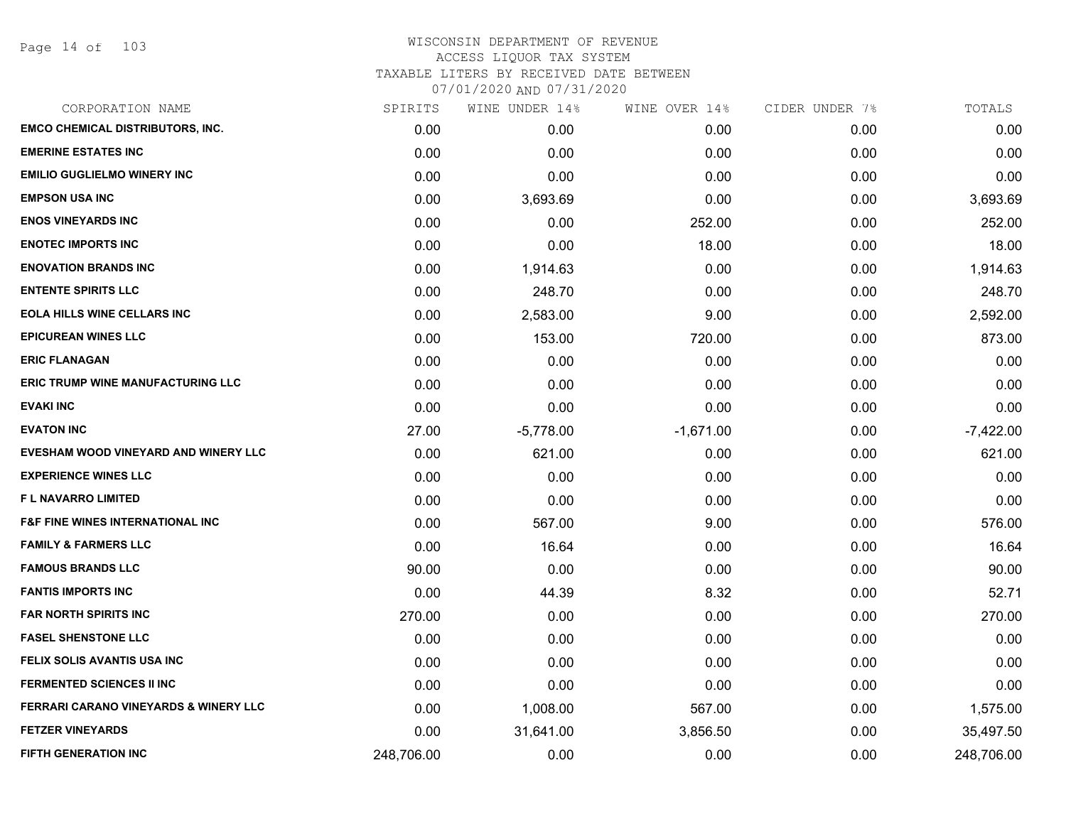WISCONSIN DEPARTMENT OF REVENUE
ACCESS LIQUOR TAX SYSTEM
TAXABLE LITERS BY RECEIVED DATE BETWEEN
07/01/2020 AND 07/31/2020

| CORPORATION NAME | SPIRITS | WINE UNDER 14% | WINE OVER 14% | CIDER UNDER 7% | TOTALS |
|---|---|---|---|---|---|
| EMCO CHEMICAL DISTRIBUTORS, INC. | 0.00 | 0.00 | 0.00 | 0.00 | 0.00 |
| EMERINE ESTATES INC | 0.00 | 0.00 | 0.00 | 0.00 | 0.00 |
| EMILIO GUGLIELMO WINERY INC | 0.00 | 0.00 | 0.00 | 0.00 | 0.00 |
| EMPSON USA INC | 0.00 | 3,693.69 | 0.00 | 0.00 | 3,693.69 |
| ENOS VINEYARDS INC | 0.00 | 0.00 | 252.00 | 0.00 | 252.00 |
| ENOTEC IMPORTS INC | 0.00 | 0.00 | 18.00 | 0.00 | 18.00 |
| ENOVATION BRANDS INC | 0.00 | 1,914.63 | 0.00 | 0.00 | 1,914.63 |
| ENTENTE SPIRITS LLC | 0.00 | 248.70 | 0.00 | 0.00 | 248.70 |
| EOLA HILLS WINE CELLARS INC | 0.00 | 2,583.00 | 9.00 | 0.00 | 2,592.00 |
| EPICUREAN WINES LLC | 0.00 | 153.00 | 720.00 | 0.00 | 873.00 |
| ERIC FLANAGAN | 0.00 | 0.00 | 0.00 | 0.00 | 0.00 |
| ERIC TRUMP WINE MANUFACTURING LLC | 0.00 | 0.00 | 0.00 | 0.00 | 0.00 |
| EVAKI INC | 0.00 | 0.00 | 0.00 | 0.00 | 0.00 |
| EVATON INC | 27.00 | -5,778.00 | -1,671.00 | 0.00 | -7,422.00 |
| EVESHAM WOOD VINEYARD AND WINERY LLC | 0.00 | 621.00 | 0.00 | 0.00 | 621.00 |
| EXPERIENCE WINES LLC | 0.00 | 0.00 | 0.00 | 0.00 | 0.00 |
| F L NAVARRO LIMITED | 0.00 | 0.00 | 0.00 | 0.00 | 0.00 |
| F&F FINE WINES INTERNATIONAL INC | 0.00 | 567.00 | 9.00 | 0.00 | 576.00 |
| FAMILY & FARMERS LLC | 0.00 | 16.64 | 0.00 | 0.00 | 16.64 |
| FAMOUS BRANDS LLC | 90.00 | 0.00 | 0.00 | 0.00 | 90.00 |
| FANTIS IMPORTS INC | 0.00 | 44.39 | 8.32 | 0.00 | 52.71 |
| FAR NORTH SPIRITS INC | 270.00 | 0.00 | 0.00 | 0.00 | 270.00 |
| FASEL SHENSTONE LLC | 0.00 | 0.00 | 0.00 | 0.00 | 0.00 |
| FELIX SOLIS AVANTIS USA INC | 0.00 | 0.00 | 0.00 | 0.00 | 0.00 |
| FERMENTED SCIENCES II INC | 0.00 | 0.00 | 0.00 | 0.00 | 0.00 |
| FERRARI CARANO VINEYARDS & WINERY LLC | 0.00 | 1,008.00 | 567.00 | 0.00 | 1,575.00 |
| FETZER VINEYARDS | 0.00 | 31,641.00 | 3,856.50 | 0.00 | 35,497.50 |
| FIFTH GENERATION INC | 248,706.00 | 0.00 | 0.00 | 0.00 | 248,706.00 |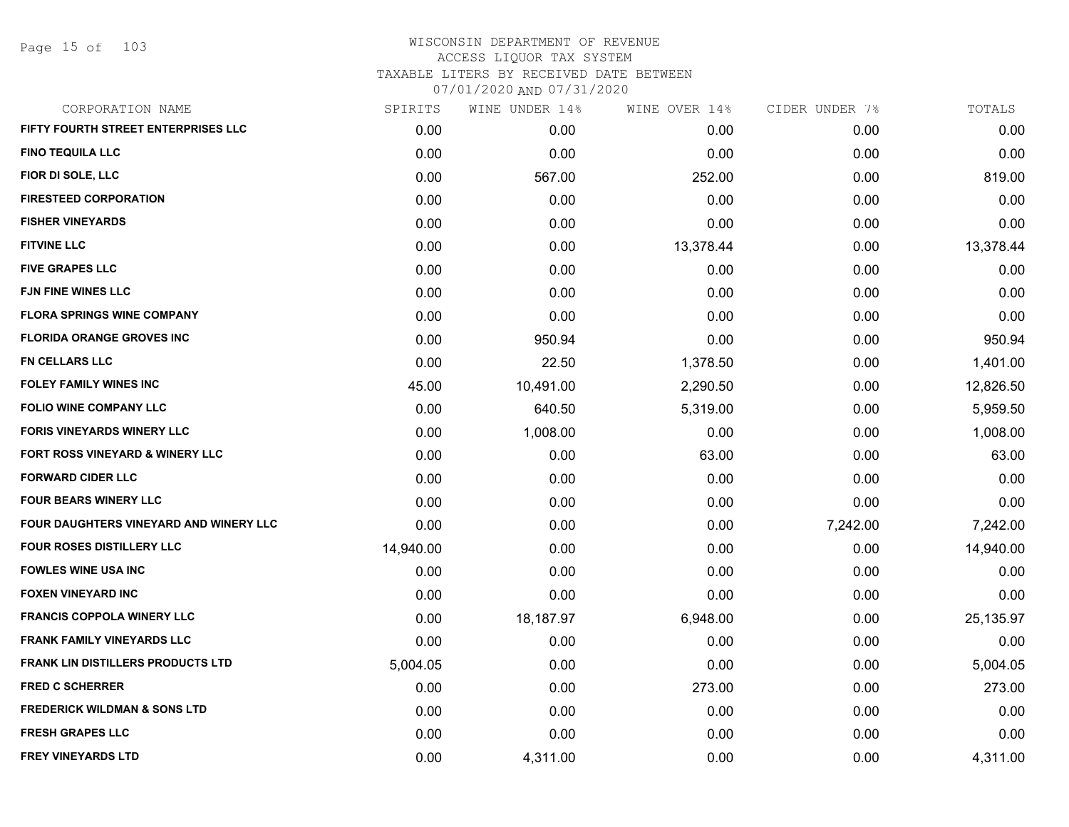# WISCONSIN DEPARTMENT OF REVENUE
## ACCESS LIQUOR TAX SYSTEM
### TAXABLE LITERS BY RECEIVED DATE BETWEEN 07/01/2020 AND 07/31/2020

| CORPORATION NAME | SPIRITS | WINE UNDER 14% | WINE OVER 14% | CIDER UNDER 7% | TOTALS |
|---|---|---|---|---|---|
| FIFTY FOURTH STREET ENTERPRISES LLC | 0.00 | 0.00 | 0.00 | 0.00 | 0.00 |
| FINO TEQUILA LLC | 0.00 | 0.00 | 0.00 | 0.00 | 0.00 |
| FIOR DI SOLE, LLC | 0.00 | 567.00 | 252.00 | 0.00 | 819.00 |
| FIRESTEED CORPORATION | 0.00 | 0.00 | 0.00 | 0.00 | 0.00 |
| FISHER VINEYARDS | 0.00 | 0.00 | 0.00 | 0.00 | 0.00 |
| FITVINE LLC | 0.00 | 0.00 | 13,378.44 | 0.00 | 13,378.44 |
| FIVE GRAPES LLC | 0.00 | 0.00 | 0.00 | 0.00 | 0.00 |
| FJN FINE WINES LLC | 0.00 | 0.00 | 0.00 | 0.00 | 0.00 |
| FLORA SPRINGS WINE COMPANY | 0.00 | 0.00 | 0.00 | 0.00 | 0.00 |
| FLORIDA ORANGE GROVES INC | 0.00 | 950.94 | 0.00 | 0.00 | 950.94 |
| FN CELLARS LLC | 0.00 | 22.50 | 1,378.50 | 0.00 | 1,401.00 |
| FOLEY FAMILY WINES INC | 45.00 | 10,491.00 | 2,290.50 | 0.00 | 12,826.50 |
| FOLIO WINE COMPANY LLC | 0.00 | 640.50 | 5,319.00 | 0.00 | 5,959.50 |
| FORIS VINEYARDS WINERY LLC | 0.00 | 1,008.00 | 0.00 | 0.00 | 1,008.00 |
| FORT ROSS VINEYARD & WINERY LLC | 0.00 | 0.00 | 63.00 | 0.00 | 63.00 |
| FORWARD CIDER LLC | 0.00 | 0.00 | 0.00 | 0.00 | 0.00 |
| FOUR BEARS WINERY LLC | 0.00 | 0.00 | 0.00 | 0.00 | 0.00 |
| FOUR DAUGHTERS VINEYARD AND WINERY LLC | 0.00 | 0.00 | 0.00 | 7,242.00 | 7,242.00 |
| FOUR ROSES DISTILLERY LLC | 14,940.00 | 0.00 | 0.00 | 0.00 | 14,940.00 |
| FOWLES WINE USA INC | 0.00 | 0.00 | 0.00 | 0.00 | 0.00 |
| FOXEN VINEYARD INC | 0.00 | 0.00 | 0.00 | 0.00 | 0.00 |
| FRANCIS COPPOLA WINERY LLC | 0.00 | 18,187.97 | 6,948.00 | 0.00 | 25,135.97 |
| FRANK FAMILY VINEYARDS LLC | 0.00 | 0.00 | 0.00 | 0.00 | 0.00 |
| FRANK LIN DISTILLERS PRODUCTS LTD | 5,004.05 | 0.00 | 0.00 | 0.00 | 5,004.05 |
| FRED C SCHERRER | 0.00 | 0.00 | 273.00 | 0.00 | 273.00 |
| FREDERICK WILDMAN & SONS LTD | 0.00 | 0.00 | 0.00 | 0.00 | 0.00 |
| FRESH GRAPES LLC | 0.00 | 0.00 | 0.00 | 0.00 | 0.00 |
| FREY VINEYARDS LTD | 0.00 | 4,311.00 | 0.00 | 0.00 | 4,311.00 |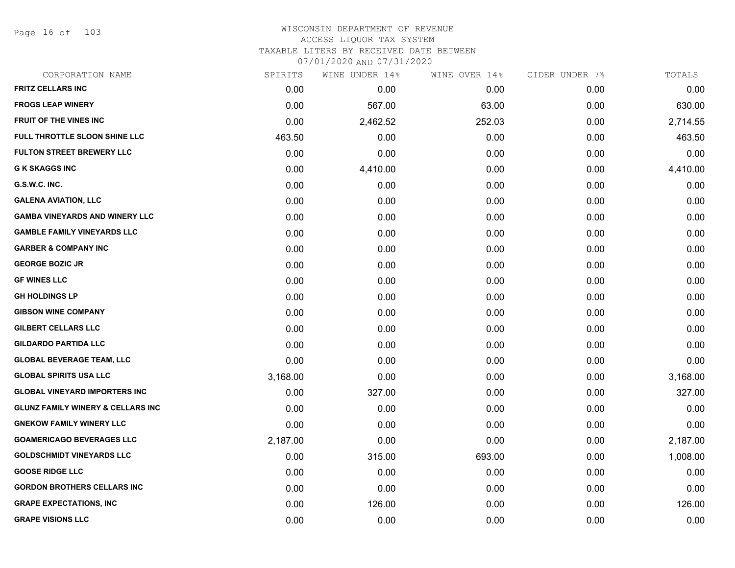WISCONSIN DEPARTMENT OF REVENUE
ACCESS LIQUOR TAX SYSTEM
TAXABLE LITERS BY RECEIVED DATE BETWEEN
07/01/2020 AND 07/31/2020

| CORPORATION NAME | SPIRITS | WINE UNDER 14% | WINE OVER 14% | CIDER UNDER 7% | TOTALS |
|---|---|---|---|---|---|
| **FRITZ CELLARS INC** | 0.00 | 0.00 | 0.00 | 0.00 | 0.00 |
| **FROGS LEAP WINERY** | 0.00 | 567.00 | 63.00 | 0.00 | 630.00 |
| **FRUIT OF THE VINES INC** | 0.00 | 2,462.52 | 252.03 | 0.00 | 2,714.55 |
| **FULL THROTTLE SLOON SHINE LLC** | 463.50 | 0.00 | 0.00 | 0.00 | 463.50 |
| **FULTON STREET BREWERY LLC** | 0.00 | 0.00 | 0.00 | 0.00 | 0.00 |
| **G K SKAGGS INC** | 0.00 | 4,410.00 | 0.00 | 0.00 | 4,410.00 |
| **G.S.W.C. INC.** | 0.00 | 0.00 | 0.00 | 0.00 | 0.00 |
| **GALENA AVIATION, LLC** | 0.00 | 0.00 | 0.00 | 0.00 | 0.00 |
| **GAMBA VINEYARDS AND WINERY LLC** | 0.00 | 0.00 | 0.00 | 0.00 | 0.00 |
| **GAMBLE FAMILY VINEYARDS LLC** | 0.00 | 0.00 | 0.00 | 0.00 | 0.00 |
| **GARBER & COMPANY INC** | 0.00 | 0.00 | 0.00 | 0.00 | 0.00 |
| **GEORGE BOZIC JR** | 0.00 | 0.00 | 0.00 | 0.00 | 0.00 |
| **GF WINES LLC** | 0.00 | 0.00 | 0.00 | 0.00 | 0.00 |
| **GH HOLDINGS LP** | 0.00 | 0.00 | 0.00 | 0.00 | 0.00 |
| **GIBSON WINE COMPANY** | 0.00 | 0.00 | 0.00 | 0.00 | 0.00 |
| **GILBERT CELLARS LLC** | 0.00 | 0.00 | 0.00 | 0.00 | 0.00 |
| **GILDARDO PARTIDA LLC** | 0.00 | 0.00 | 0.00 | 0.00 | 0.00 |
| **GLOBAL BEVERAGE TEAM, LLC** | 0.00 | 0.00 | 0.00 | 0.00 | 0.00 |
| **GLOBAL SPIRITS USA LLC** | 3,168.00 | 0.00 | 0.00 | 0.00 | 3,168.00 |
| **GLOBAL VINEYARD IMPORTERS INC** | 0.00 | 327.00 | 0.00 | 0.00 | 327.00 |
| **GLUNZ FAMILY WINERY & CELLARS INC** | 0.00 | 0.00 | 0.00 | 0.00 | 0.00 |
| **GNEKOW FAMILY WINERY LLC** | 0.00 | 0.00 | 0.00 | 0.00 | 0.00 |
| **GOAMERICAGO BEVERAGES LLC** | 2,187.00 | 0.00 | 0.00 | 0.00 | 2,187.00 |
| **GOLDSCHMIDT VINEYARDS LLC** | 0.00 | 315.00 | 693.00 | 0.00 | 1,008.00 |
| **GOOSE RIDGE LLC** | 0.00 | 0.00 | 0.00 | 0.00 | 0.00 |
| **GORDON BROTHERS CELLARS INC** | 0.00 | 0.00 | 0.00 | 0.00 | 0.00 |
| **GRAPE EXPECTATIONS, INC** | 0.00 | 126.00 | 0.00 | 0.00 | 126.00 |
| **GRAPE VISIONS LLC** | 0.00 | 0.00 | 0.00 | 0.00 | 0.00 |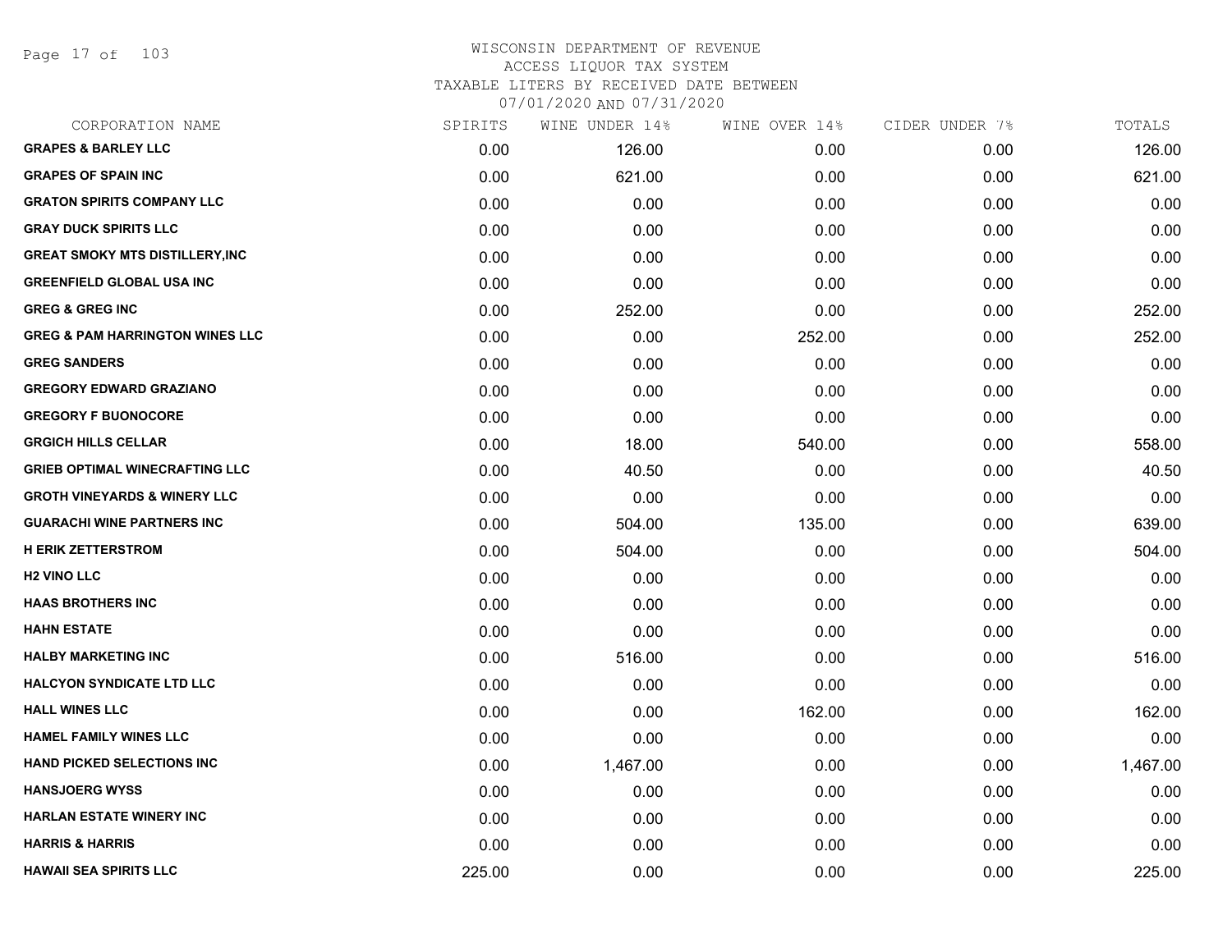WISCONSIN DEPARTMENT OF REVENUE
ACCESS LIQUOR TAX SYSTEM
TAXABLE LITERS BY RECEIVED DATE BETWEEN
07/01/2020 AND 07/31/2020

| CORPORATION NAME | SPIRITS | WINE UNDER 14% | WINE OVER 14% | CIDER UNDER 7% | TOTALS |
|---|---|---|---|---|---|
| GRAPES & BARLEY LLC | 0.00 | 126.00 | 0.00 | 0.00 | 126.00 |
| GRAPES OF SPAIN INC | 0.00 | 621.00 | 0.00 | 0.00 | 621.00 |
| GRATON SPIRITS COMPANY LLC | 0.00 | 0.00 | 0.00 | 0.00 | 0.00 |
| GRAY DUCK SPIRITS LLC | 0.00 | 0.00 | 0.00 | 0.00 | 0.00 |
| GREAT SMOKY MTS DISTILLERY,INC | 0.00 | 0.00 | 0.00 | 0.00 | 0.00 |
| GREENFIELD GLOBAL USA INC | 0.00 | 0.00 | 0.00 | 0.00 | 0.00 |
| GREG & GREG INC | 0.00 | 252.00 | 0.00 | 0.00 | 252.00 |
| GREG & PAM HARRINGTON WINES LLC | 0.00 | 0.00 | 252.00 | 0.00 | 252.00 |
| GREG SANDERS | 0.00 | 0.00 | 0.00 | 0.00 | 0.00 |
| GREGORY EDWARD GRAZIANO | 0.00 | 0.00 | 0.00 | 0.00 | 0.00 |
| GREGORY F BUONOCORE | 0.00 | 0.00 | 0.00 | 0.00 | 0.00 |
| GRGICH HILLS CELLAR | 0.00 | 18.00 | 540.00 | 0.00 | 558.00 |
| GRIEB OPTIMAL WINECRAFTING LLC | 0.00 | 40.50 | 0.00 | 0.00 | 40.50 |
| GROTH VINEYARDS & WINERY LLC | 0.00 | 0.00 | 0.00 | 0.00 | 0.00 |
| GUARACHI WINE PARTNERS INC | 0.00 | 504.00 | 135.00 | 0.00 | 639.00 |
| H ERIK ZETTERSTROM | 0.00 | 504.00 | 0.00 | 0.00 | 504.00 |
| H2 VINO LLC | 0.00 | 0.00 | 0.00 | 0.00 | 0.00 |
| HAAS BROTHERS INC | 0.00 | 0.00 | 0.00 | 0.00 | 0.00 |
| HAHN ESTATE | 0.00 | 0.00 | 0.00 | 0.00 | 0.00 |
| HALBY MARKETING INC | 0.00 | 516.00 | 0.00 | 0.00 | 516.00 |
| HALCYON SYNDICATE LTD LLC | 0.00 | 0.00 | 0.00 | 0.00 | 0.00 |
| HALL WINES LLC | 0.00 | 0.00 | 162.00 | 0.00 | 162.00 |
| HAMEL FAMILY WINES LLC | 0.00 | 0.00 | 0.00 | 0.00 | 0.00 |
| HAND PICKED SELECTIONS INC | 0.00 | 1,467.00 | 0.00 | 0.00 | 1,467.00 |
| HANSJOERG WYSS | 0.00 | 0.00 | 0.00 | 0.00 | 0.00 |
| HARLAN ESTATE WINERY INC | 0.00 | 0.00 | 0.00 | 0.00 | 0.00 |
| HARRIS & HARRIS | 0.00 | 0.00 | 0.00 | 0.00 | 0.00 |
| HAWAII SEA SPIRITS LLC | 225.00 | 0.00 | 0.00 | 0.00 | 225.00 |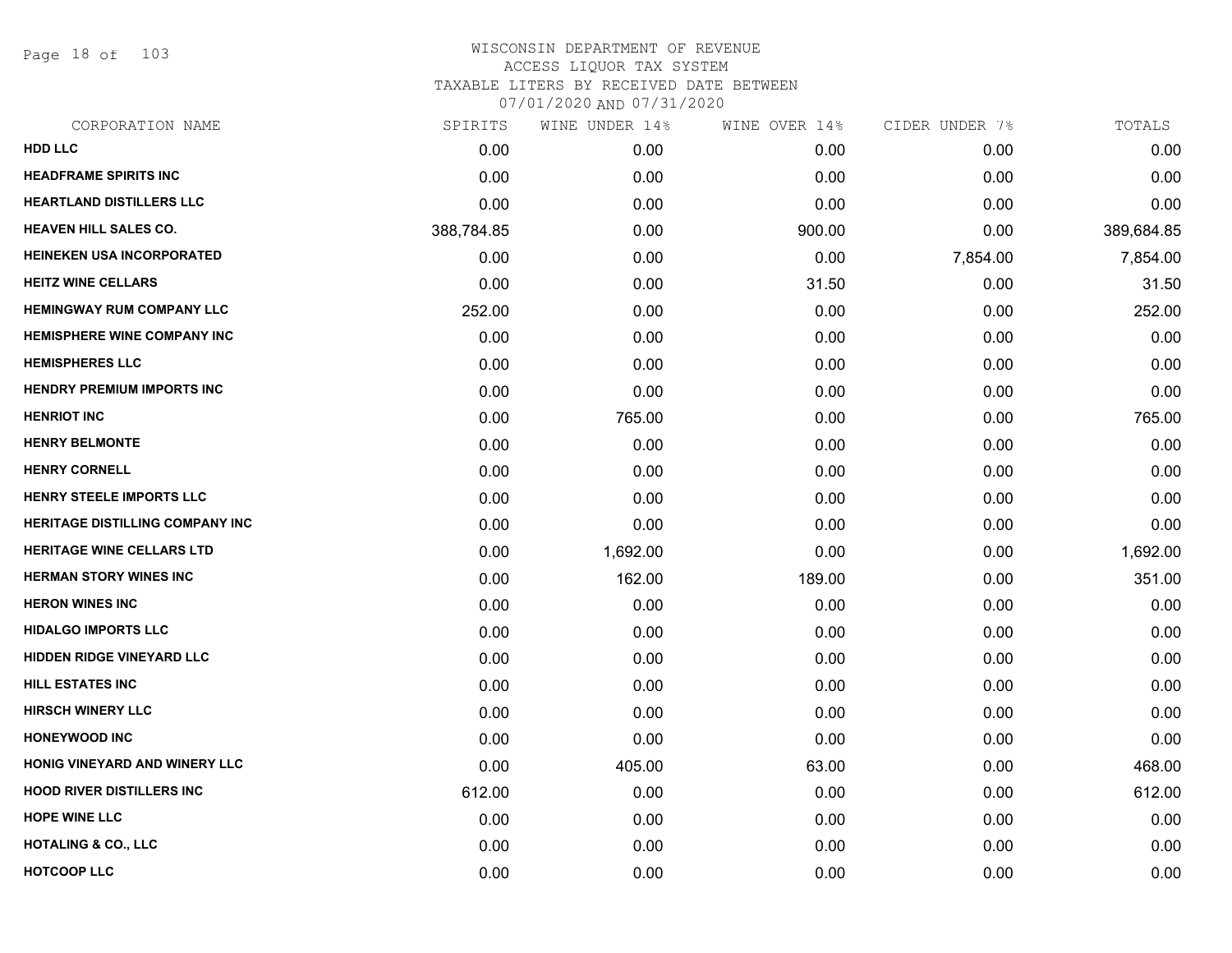WISCONSIN DEPARTMENT OF REVENUE
ACCESS LIQUOR TAX SYSTEM
TAXABLE LITERS BY RECEIVED DATE BETWEEN
07/01/2020 AND 07/31/2020

| CORPORATION NAME | SPIRITS | WINE UNDER 14% | WINE OVER 14% | CIDER UNDER 7% | TOTALS |
|---|---|---|---|---|---|
| HDD LLC | 0.00 | 0.00 | 0.00 | 0.00 | 0.00 |
| HEADFRAME SPIRITS INC | 0.00 | 0.00 | 0.00 | 0.00 | 0.00 |
| HEARTLAND DISTILLERS LLC | 0.00 | 0.00 | 0.00 | 0.00 | 0.00 |
| HEAVEN HILL SALES CO. | 388,784.85 | 0.00 | 900.00 | 0.00 | 389,684.85 |
| HEINEKEN USA INCORPORATED | 0.00 | 0.00 | 0.00 | 7,854.00 | 7,854.00 |
| HEITZ WINE CELLARS | 0.00 | 0.00 | 31.50 | 0.00 | 31.50 |
| HEMINGWAY RUM COMPANY LLC | 252.00 | 0.00 | 0.00 | 0.00 | 252.00 |
| HEMISPHERE WINE COMPANY INC | 0.00 | 0.00 | 0.00 | 0.00 | 0.00 |
| HEMISPHERES LLC | 0.00 | 0.00 | 0.00 | 0.00 | 0.00 |
| HENDRY PREMIUM IMPORTS INC | 0.00 | 0.00 | 0.00 | 0.00 | 0.00 |
| HENRIOT INC | 0.00 | 765.00 | 0.00 | 0.00 | 765.00 |
| HENRY BELMONTE | 0.00 | 0.00 | 0.00 | 0.00 | 0.00 |
| HENRY CORNELL | 0.00 | 0.00 | 0.00 | 0.00 | 0.00 |
| HENRY STEELE IMPORTS LLC | 0.00 | 0.00 | 0.00 | 0.00 | 0.00 |
| HERITAGE DISTILLING COMPANY INC | 0.00 | 0.00 | 0.00 | 0.00 | 0.00 |
| HERITAGE WINE CELLARS LTD | 0.00 | 1,692.00 | 0.00 | 0.00 | 1,692.00 |
| HERMAN STORY WINES INC | 0.00 | 162.00 | 189.00 | 0.00 | 351.00 |
| HERON WINES INC | 0.00 | 0.00 | 0.00 | 0.00 | 0.00 |
| HIDALGO IMPORTS LLC | 0.00 | 0.00 | 0.00 | 0.00 | 0.00 |
| HIDDEN RIDGE VINEYARD LLC | 0.00 | 0.00 | 0.00 | 0.00 | 0.00 |
| HILL ESTATES INC | 0.00 | 0.00 | 0.00 | 0.00 | 0.00 |
| HIRSCH WINERY LLC | 0.00 | 0.00 | 0.00 | 0.00 | 0.00 |
| HONEYWOOD INC | 0.00 | 0.00 | 0.00 | 0.00 | 0.00 |
| HONIG VINEYARD AND WINERY LLC | 0.00 | 405.00 | 63.00 | 0.00 | 468.00 |
| HOOD RIVER DISTILLERS INC | 612.00 | 0.00 | 0.00 | 0.00 | 612.00 |
| HOPE WINE LLC | 0.00 | 0.00 | 0.00 | 0.00 | 0.00 |
| HOTALING & CO., LLC | 0.00 | 0.00 | 0.00 | 0.00 | 0.00 |
| HOTCOOP LLC | 0.00 | 0.00 | 0.00 | 0.00 | 0.00 |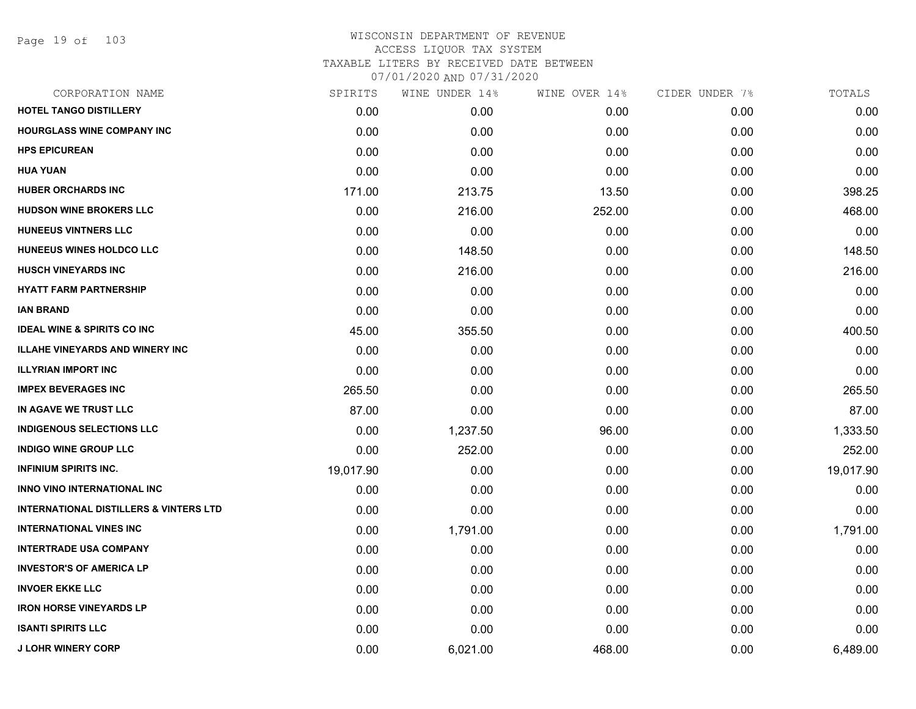# WISCONSIN DEPARTMENT OF REVENUE
## ACCESS LIQUOR TAX SYSTEM
### TAXABLE LITERS BY RECEIVED DATE BETWEEN 07/01/2020 AND 07/31/2020

| CORPORATION NAME | SPIRITS | WINE UNDER 14% | WINE OVER 14% | CIDER UNDER 7% | TOTALS |
|---|---|---|---|---|---|
| HOTEL TANGO DISTILLERY | 0.00 | 0.00 | 0.00 | 0.00 | 0.00 |
| HOURGLASS WINE COMPANY INC | 0.00 | 0.00 | 0.00 | 0.00 | 0.00 |
| HPS EPICUREAN | 0.00 | 0.00 | 0.00 | 0.00 | 0.00 |
| HUA YUAN | 0.00 | 0.00 | 0.00 | 0.00 | 0.00 |
| HUBER ORCHARDS INC | 171.00 | 213.75 | 13.50 | 0.00 | 398.25 |
| HUDSON WINE BROKERS LLC | 0.00 | 216.00 | 252.00 | 0.00 | 468.00 |
| HUNEEUS VINTNERS LLC | 0.00 | 0.00 | 0.00 | 0.00 | 0.00 |
| HUNEEUS WINES HOLDCO LLC | 0.00 | 148.50 | 0.00 | 0.00 | 148.50 |
| HUSCH VINEYARDS INC | 0.00 | 216.00 | 0.00 | 0.00 | 216.00 |
| HYATT FARM PARTNERSHIP | 0.00 | 0.00 | 0.00 | 0.00 | 0.00 |
| IAN BRAND | 0.00 | 0.00 | 0.00 | 0.00 | 0.00 |
| IDEAL WINE & SPIRITS CO INC | 45.00 | 355.50 | 0.00 | 0.00 | 400.50 |
| ILLAHE VINEYARDS AND WINERY INC | 0.00 | 0.00 | 0.00 | 0.00 | 0.00 |
| ILLYRIAN IMPORT INC | 0.00 | 0.00 | 0.00 | 0.00 | 0.00 |
| IMPEX BEVERAGES INC | 265.50 | 0.00 | 0.00 | 0.00 | 265.50 |
| IN AGAVE WE TRUST LLC | 87.00 | 0.00 | 0.00 | 0.00 | 87.00 |
| INDIGENOUS SELECTIONS LLC | 0.00 | 1,237.50 | 96.00 | 0.00 | 1,333.50 |
| INDIGO WINE GROUP LLC | 0.00 | 252.00 | 0.00 | 0.00 | 252.00 |
| INFINIUM SPIRITS INC. | 19,017.90 | 0.00 | 0.00 | 0.00 | 19,017.90 |
| INNO VINO INTERNATIONAL INC | 0.00 | 0.00 | 0.00 | 0.00 | 0.00 |
| INTERNATIONAL DISTILLERS & VINTERS LTD | 0.00 | 0.00 | 0.00 | 0.00 | 0.00 |
| INTERNATIONAL VINES INC | 0.00 | 1,791.00 | 0.00 | 0.00 | 1,791.00 |
| INTERTRADE USA COMPANY | 0.00 | 0.00 | 0.00 | 0.00 | 0.00 |
| INVESTOR'S OF AMERICA LP | 0.00 | 0.00 | 0.00 | 0.00 | 0.00 |
| INVOER EKKE LLC | 0.00 | 0.00 | 0.00 | 0.00 | 0.00 |
| IRON HORSE VINEYARDS LP | 0.00 | 0.00 | 0.00 | 0.00 | 0.00 |
| ISANTI SPIRITS LLC | 0.00 | 0.00 | 0.00 | 0.00 | 0.00 |
| J LOHR WINERY CORP | 0.00 | 6,021.00 | 468.00 | 0.00 | 6,489.00 |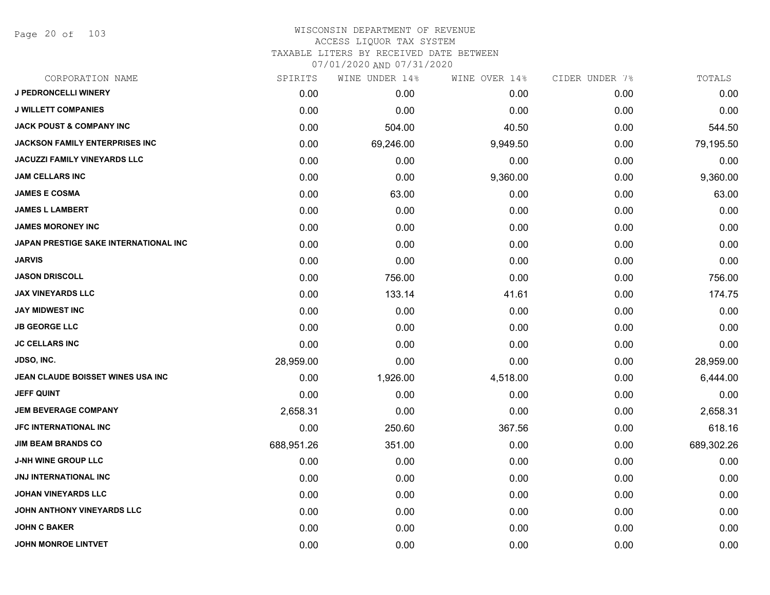# WISCONSIN DEPARTMENT OF REVENUE
ACCESS LIQUOR TAX SYSTEM
TAXABLE LITERS BY RECEIVED DATE BETWEEN
07/01/2020 AND 07/31/2020

| CORPORATION NAME | SPIRITS | WINE UNDER 14% | WINE OVER 14% | CIDER UNDER 7% | TOTALS |
|---|---|---|---|---|---|
| J PEDRONCELLI WINERY | 0.00 | 0.00 | 0.00 | 0.00 | 0.00 |
| J WILLETT COMPANIES | 0.00 | 0.00 | 0.00 | 0.00 | 0.00 |
| JACK POUST & COMPANY INC | 0.00 | 504.00 | 40.50 | 0.00 | 544.50 |
| JACKSON FAMILY ENTERPRISES INC | 0.00 | 69,246.00 | 9,949.50 | 0.00 | 79,195.50 |
| JACUZZI FAMILY VINEYARDS LLC | 0.00 | 0.00 | 0.00 | 0.00 | 0.00 |
| JAM CELLARS INC | 0.00 | 0.00 | 9,360.00 | 0.00 | 9,360.00 |
| JAMES E COSMA | 0.00 | 63.00 | 0.00 | 0.00 | 63.00 |
| JAMES L LAMBERT | 0.00 | 0.00 | 0.00 | 0.00 | 0.00 |
| JAMES MORONEY INC | 0.00 | 0.00 | 0.00 | 0.00 | 0.00 |
| JAPAN PRESTIGE SAKE INTERNATIONAL INC | 0.00 | 0.00 | 0.00 | 0.00 | 0.00 |
| JARVIS | 0.00 | 0.00 | 0.00 | 0.00 | 0.00 |
| JASON DRISCOLL | 0.00 | 756.00 | 0.00 | 0.00 | 756.00 |
| JAX VINEYARDS LLC | 0.00 | 133.14 | 41.61 | 0.00 | 174.75 |
| JAY MIDWEST INC | 0.00 | 0.00 | 0.00 | 0.00 | 0.00 |
| JB GEORGE LLC | 0.00 | 0.00 | 0.00 | 0.00 | 0.00 |
| JC CELLARS INC | 0.00 | 0.00 | 0.00 | 0.00 | 0.00 |
| JDSO, INC. | 28,959.00 | 0.00 | 0.00 | 0.00 | 28,959.00 |
| JEAN CLAUDE BOISSET WINES USA INC | 0.00 | 1,926.00 | 4,518.00 | 0.00 | 6,444.00 |
| JEFF QUINT | 0.00 | 0.00 | 0.00 | 0.00 | 0.00 |
| JEM BEVERAGE COMPANY | 2,658.31 | 0.00 | 0.00 | 0.00 | 2,658.31 |
| JFC INTERNATIONAL INC | 0.00 | 250.60 | 367.56 | 0.00 | 618.16 |
| JIM BEAM BRANDS CO | 688,951.26 | 351.00 | 0.00 | 0.00 | 689,302.26 |
| J-NH WINE GROUP LLC | 0.00 | 0.00 | 0.00 | 0.00 | 0.00 |
| JNJ INTERNATIONAL INC | 0.00 | 0.00 | 0.00 | 0.00 | 0.00 |
| JOHAN VINEYARDS LLC | 0.00 | 0.00 | 0.00 | 0.00 | 0.00 |
| JOHN ANTHONY VINEYARDS LLC | 0.00 | 0.00 | 0.00 | 0.00 | 0.00 |
| JOHN C BAKER | 0.00 | 0.00 | 0.00 | 0.00 | 0.00 |
| JOHN MONROE LINTVET | 0.00 | 0.00 | 0.00 | 0.00 | 0.00 |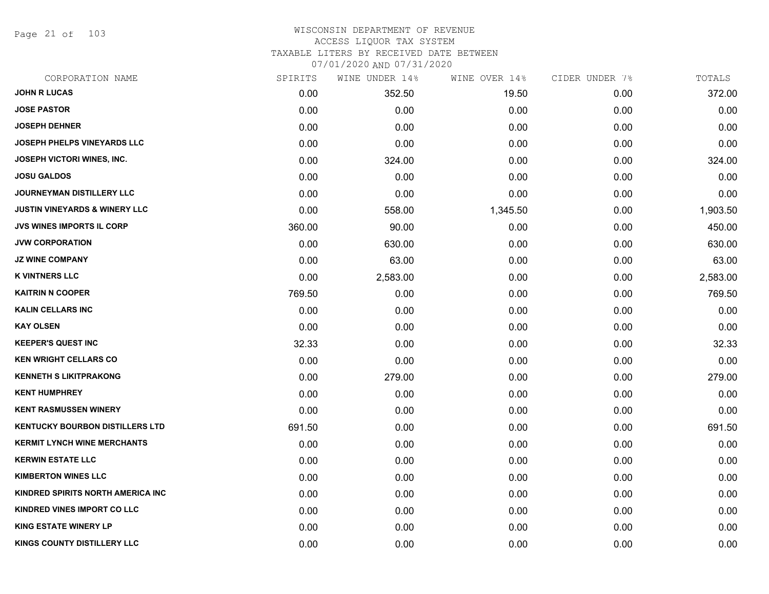# WISCONSIN DEPARTMENT OF REVENUE
## ACCESS LIQUOR TAX SYSTEM
### TAXABLE LITERS BY RECEIVED DATE BETWEEN 07/01/2020 AND 07/31/2020

| CORPORATION NAME | SPIRITS | WINE UNDER 14% | WINE OVER 14% | CIDER UNDER 7% | TOTALS |
|---|---|---|---|---|---|
| JOHN R LUCAS | 0.00 | 352.50 | 19.50 | 0.00 | 372.00 |
| JOSE PASTOR | 0.00 | 0.00 | 0.00 | 0.00 | 0.00 |
| JOSEPH DEHNER | 0.00 | 0.00 | 0.00 | 0.00 | 0.00 |
| JOSEPH PHELPS VINEYARDS LLC | 0.00 | 0.00 | 0.00 | 0.00 | 0.00 |
| JOSEPH VICTORI WINES, INC. | 0.00 | 324.00 | 0.00 | 0.00 | 324.00 |
| JOSU GALDOS | 0.00 | 0.00 | 0.00 | 0.00 | 0.00 |
| JOURNEYMAN DISTILLERY LLC | 0.00 | 0.00 | 0.00 | 0.00 | 0.00 |
| JUSTIN VINEYARDS & WINERY LLC | 0.00 | 558.00 | 1,345.50 | 0.00 | 1,903.50 |
| JVS WINES IMPORTS IL CORP | 360.00 | 90.00 | 0.00 | 0.00 | 450.00 |
| JVW CORPORATION | 0.00 | 630.00 | 0.00 | 0.00 | 630.00 |
| JZ WINE COMPANY | 0.00 | 63.00 | 0.00 | 0.00 | 63.00 |
| K VINTNERS LLC | 0.00 | 2,583.00 | 0.00 | 0.00 | 2,583.00 |
| KAITRIN N COOPER | 769.50 | 0.00 | 0.00 | 0.00 | 769.50 |
| KALIN CELLARS INC | 0.00 | 0.00 | 0.00 | 0.00 | 0.00 |
| KAY OLSEN | 0.00 | 0.00 | 0.00 | 0.00 | 0.00 |
| KEEPER'S QUEST INC | 32.33 | 0.00 | 0.00 | 0.00 | 32.33 |
| KEN WRIGHT CELLARS CO | 0.00 | 0.00 | 0.00 | 0.00 | 0.00 |
| KENNETH S LIKITPRAKONG | 0.00 | 279.00 | 0.00 | 0.00 | 279.00 |
| KENT HUMPHREY | 0.00 | 0.00 | 0.00 | 0.00 | 0.00 |
| KENT RASMUSSEN WINERY | 0.00 | 0.00 | 0.00 | 0.00 | 0.00 |
| KENTUCKY BOURBON DISTILLERS LTD | 691.50 | 0.00 | 0.00 | 0.00 | 691.50 |
| KERMIT LYNCH WINE MERCHANTS | 0.00 | 0.00 | 0.00 | 0.00 | 0.00 |
| KERWIN ESTATE LLC | 0.00 | 0.00 | 0.00 | 0.00 | 0.00 |
| KIMBERTON WINES LLC | 0.00 | 0.00 | 0.00 | 0.00 | 0.00 |
| KINDRED SPIRITS NORTH AMERICA INC | 0.00 | 0.00 | 0.00 | 0.00 | 0.00 |
| KINDRED VINES IMPORT CO LLC | 0.00 | 0.00 | 0.00 | 0.00 | 0.00 |
| KING ESTATE WINERY LP | 0.00 | 0.00 | 0.00 | 0.00 | 0.00 |
| KINGS COUNTY DISTILLERY LLC | 0.00 | 0.00 | 0.00 | 0.00 | 0.00 |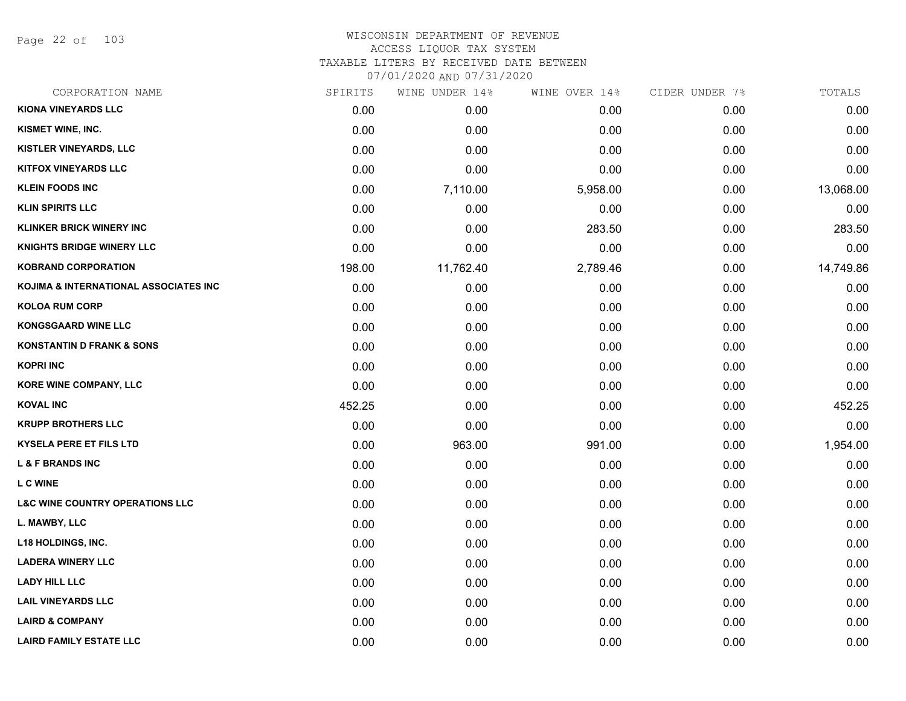# WISCONSIN DEPARTMENT OF REVENUE
## ACCESS LIQUOR TAX SYSTEM
### TAXABLE LITERS BY RECEIVED DATE BETWEEN 07/01/2020 AND 07/31/2020

| CORPORATION NAME | SPIRITS | WINE UNDER 14% | WINE OVER 14% | CIDER UNDER 7% | TOTALS |
|---|---|---|---|---|---|
| KIONA VINEYARDS LLC | 0.00 | 0.00 | 0.00 | 0.00 | 0.00 |
| KISMET WINE, INC. | 0.00 | 0.00 | 0.00 | 0.00 | 0.00 |
| KISTLER VINEYARDS, LLC | 0.00 | 0.00 | 0.00 | 0.00 | 0.00 |
| KITFOX VINEYARDS LLC | 0.00 | 0.00 | 0.00 | 0.00 | 0.00 |
| KLEIN FOODS INC | 0.00 | 7,110.00 | 5,958.00 | 0.00 | 13,068.00 |
| KLIN SPIRITS LLC | 0.00 | 0.00 | 0.00 | 0.00 | 0.00 |
| KLINKER BRICK WINERY INC | 0.00 | 0.00 | 283.50 | 0.00 | 283.50 |
| KNIGHTS BRIDGE WINERY LLC | 0.00 | 0.00 | 0.00 | 0.00 | 0.00 |
| KOBRAND CORPORATION | 198.00 | 11,762.40 | 2,789.46 | 0.00 | 14,749.86 |
| KOJIMA & INTERNATIONAL ASSOCIATES INC | 0.00 | 0.00 | 0.00 | 0.00 | 0.00 |
| KOLOA RUM CORP | 0.00 | 0.00 | 0.00 | 0.00 | 0.00 |
| KONGSGAARD WINE LLC | 0.00 | 0.00 | 0.00 | 0.00 | 0.00 |
| KONSTANTIN D FRANK & SONS | 0.00 | 0.00 | 0.00 | 0.00 | 0.00 |
| KOPRI INC | 0.00 | 0.00 | 0.00 | 0.00 | 0.00 |
| KORE WINE COMPANY, LLC | 0.00 | 0.00 | 0.00 | 0.00 | 0.00 |
| KOVAL INC | 452.25 | 0.00 | 0.00 | 0.00 | 452.25 |
| KRUPP BROTHERS LLC | 0.00 | 0.00 | 0.00 | 0.00 | 0.00 |
| KYSELA PERE ET FILS LTD | 0.00 | 963.00 | 991.00 | 0.00 | 1,954.00 |
| L & F BRANDS INC | 0.00 | 0.00 | 0.00 | 0.00 | 0.00 |
| L C WINE | 0.00 | 0.00 | 0.00 | 0.00 | 0.00 |
| L&C WINE COUNTRY OPERATIONS LLC | 0.00 | 0.00 | 0.00 | 0.00 | 0.00 |
| L. MAWBY, LLC | 0.00 | 0.00 | 0.00 | 0.00 | 0.00 |
| L18 HOLDINGS, INC. | 0.00 | 0.00 | 0.00 | 0.00 | 0.00 |
| LADERA WINERY LLC | 0.00 | 0.00 | 0.00 | 0.00 | 0.00 |
| LADY HILL LLC | 0.00 | 0.00 | 0.00 | 0.00 | 0.00 |
| LAIL VINEYARDS LLC | 0.00 | 0.00 | 0.00 | 0.00 | 0.00 |
| LAIRD & COMPANY | 0.00 | 0.00 | 0.00 | 0.00 | 0.00 |
| LAIRD FAMILY ESTATE LLC | 0.00 | 0.00 | 0.00 | 0.00 | 0.00 |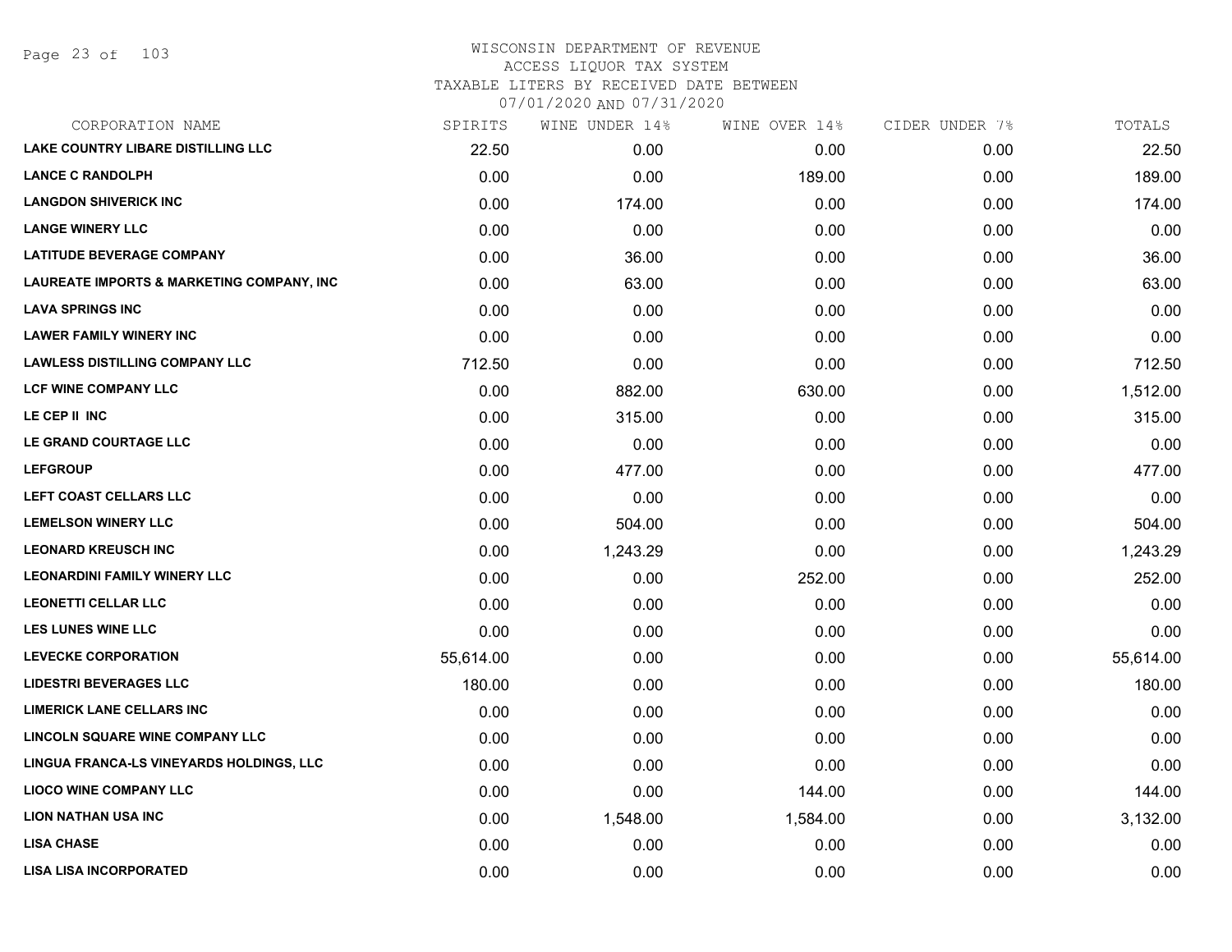WISCONSIN DEPARTMENT OF REVENUE
ACCESS LIQUOR TAX SYSTEM
TAXABLE LITERS BY RECEIVED DATE BETWEEN
07/01/2020 AND 07/31/2020

| CORPORATION NAME | SPIRITS | WINE UNDER 14% | WINE OVER 14% | CIDER UNDER 7% | TOTALS |
|---|---|---|---|---|---|
| LAKE COUNTRY LIBARE DISTILLING LLC | 22.50 | 0.00 | 0.00 | 0.00 | 22.50 |
| LANCE C RANDOLPH | 0.00 | 0.00 | 189.00 | 0.00 | 189.00 |
| LANGDON SHIVERICK INC | 0.00 | 174.00 | 0.00 | 0.00 | 174.00 |
| LANGE WINERY LLC | 0.00 | 0.00 | 0.00 | 0.00 | 0.00 |
| LATITUDE BEVERAGE COMPANY | 0.00 | 36.00 | 0.00 | 0.00 | 36.00 |
| LAUREATE IMPORTS & MARKETING COMPANY, INC | 0.00 | 63.00 | 0.00 | 0.00 | 63.00 |
| LAVA SPRINGS INC | 0.00 | 0.00 | 0.00 | 0.00 | 0.00 |
| LAWER FAMILY WINERY INC | 0.00 | 0.00 | 0.00 | 0.00 | 0.00 |
| LAWLESS DISTILLING COMPANY LLC | 712.50 | 0.00 | 0.00 | 0.00 | 712.50 |
| LCF WINE COMPANY LLC | 0.00 | 882.00 | 630.00 | 0.00 | 1,512.00 |
| LE CEP II INC | 0.00 | 315.00 | 0.00 | 0.00 | 315.00 |
| LE GRAND COURTAGE LLC | 0.00 | 0.00 | 0.00 | 0.00 | 0.00 |
| LEFGROUP | 0.00 | 477.00 | 0.00 | 0.00 | 477.00 |
| LEFT COAST CELLARS LLC | 0.00 | 0.00 | 0.00 | 0.00 | 0.00 |
| LEMELSON WINERY LLC | 0.00 | 504.00 | 0.00 | 0.00 | 504.00 |
| LEONARD KREUSCH INC | 0.00 | 1,243.29 | 0.00 | 0.00 | 1,243.29 |
| LEONARDINI FAMILY WINERY LLC | 0.00 | 0.00 | 252.00 | 0.00 | 252.00 |
| LEONETTI CELLAR LLC | 0.00 | 0.00 | 0.00 | 0.00 | 0.00 |
| LES LUNES WINE LLC | 0.00 | 0.00 | 0.00 | 0.00 | 0.00 |
| LEVECKE CORPORATION | 55,614.00 | 0.00 | 0.00 | 0.00 | 55,614.00 |
| LIDESTRI BEVERAGES LLC | 180.00 | 0.00 | 0.00 | 0.00 | 180.00 |
| LIMERICK LANE CELLARS INC | 0.00 | 0.00 | 0.00 | 0.00 | 0.00 |
| LINCOLN SQUARE WINE COMPANY LLC | 0.00 | 0.00 | 0.00 | 0.00 | 0.00 |
| LINGUA FRANCA-LS VINEYARDS HOLDINGS, LLC | 0.00 | 0.00 | 0.00 | 0.00 | 0.00 |
| LIOCO WINE COMPANY LLC | 0.00 | 0.00 | 144.00 | 0.00 | 144.00 |
| LION NATHAN USA INC | 0.00 | 1,548.00 | 1,584.00 | 0.00 | 3,132.00 |
| LISA CHASE | 0.00 | 0.00 | 0.00 | 0.00 | 0.00 |
| LISA LISA INCORPORATED | 0.00 | 0.00 | 0.00 | 0.00 | 0.00 |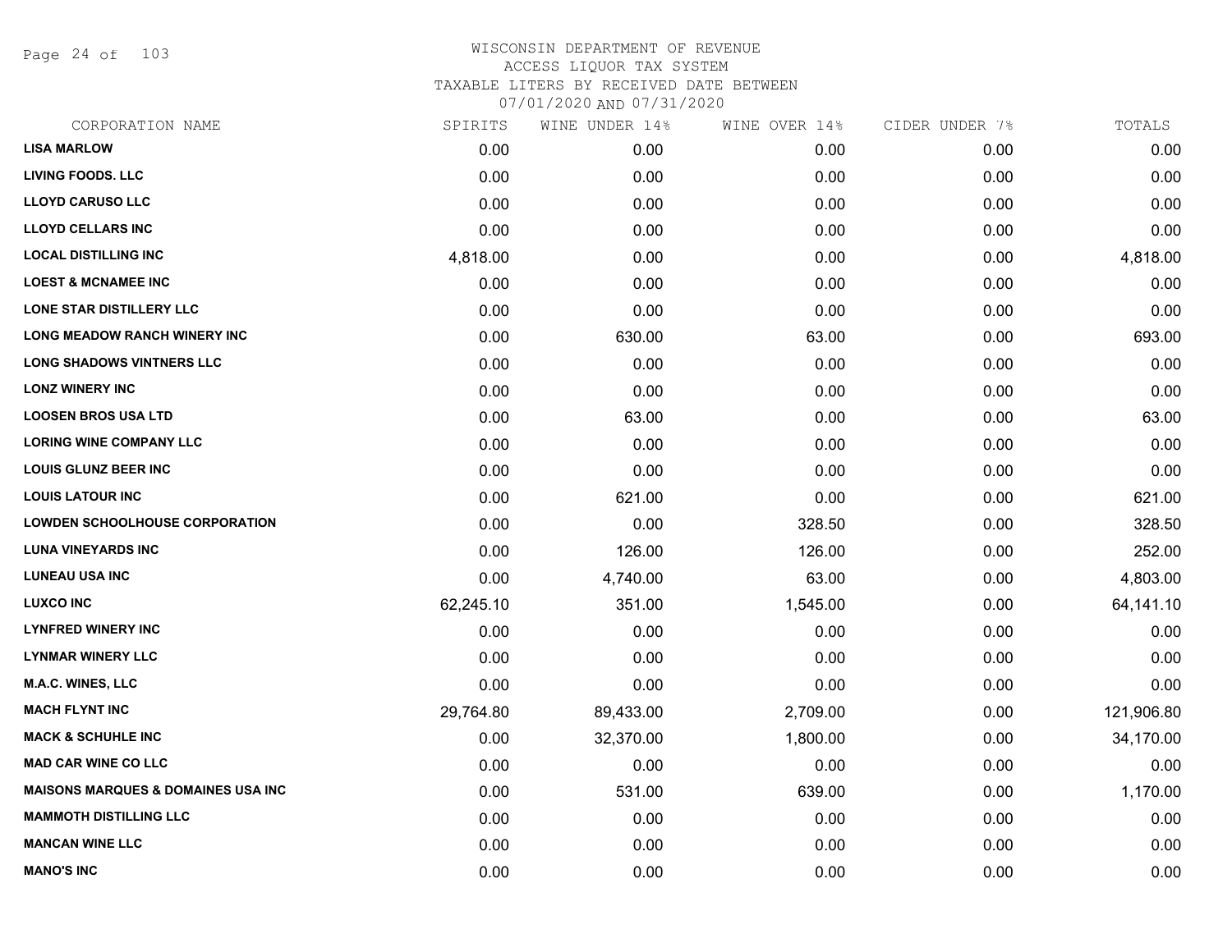WISCONSIN DEPARTMENT OF REVENUE
ACCESS LIQUOR TAX SYSTEM
TAXABLE LITERS BY RECEIVED DATE BETWEEN
07/01/2020 AND 07/31/2020

| CORPORATION NAME | SPIRITS | WINE UNDER 14% | WINE OVER 14% | CIDER UNDER 7% | TOTALS |
|---|---|---|---|---|---|
| **LISA MARLOW** | 0.00 | 0.00 | 0.00 | 0.00 | 0.00 |
| **LIVING FOODS. LLC** | 0.00 | 0.00 | 0.00 | 0.00 | 0.00 |
| **LLOYD CARUSO LLC** | 0.00 | 0.00 | 0.00 | 0.00 | 0.00 |
| **LLOYD CELLARS INC** | 0.00 | 0.00 | 0.00 | 0.00 | 0.00 |
| **LOCAL DISTILLING INC** | 4,818.00 | 0.00 | 0.00 | 0.00 | 4,818.00 |
| **LOEST & MCNAMEE INC** | 0.00 | 0.00 | 0.00 | 0.00 | 0.00 |
| **LONE STAR DISTILLERY LLC** | 0.00 | 0.00 | 0.00 | 0.00 | 0.00 |
| **LONG MEADOW RANCH WINERY INC** | 0.00 | 630.00 | 63.00 | 0.00 | 693.00 |
| **LONG SHADOWS VINTNERS LLC** | 0.00 | 0.00 | 0.00 | 0.00 | 0.00 |
| **LONZ WINERY INC** | 0.00 | 0.00 | 0.00 | 0.00 | 0.00 |
| **LOOSEN BROS USA LTD** | 0.00 | 63.00 | 0.00 | 0.00 | 63.00 |
| **LORING WINE COMPANY LLC** | 0.00 | 0.00 | 0.00 | 0.00 | 0.00 |
| **LOUIS GLUNZ BEER INC** | 0.00 | 0.00 | 0.00 | 0.00 | 0.00 |
| **LOUIS LATOUR INC** | 0.00 | 621.00 | 0.00 | 0.00 | 621.00 |
| **LOWDEN SCHOOLHOUSE CORPORATION** | 0.00 | 0.00 | 328.50 | 0.00 | 328.50 |
| **LUNA VINEYARDS INC** | 0.00 | 126.00 | 126.00 | 0.00 | 252.00 |
| **LUNEAU USA INC** | 0.00 | 4,740.00 | 63.00 | 0.00 | 4,803.00 |
| **LUXCO INC** | 62,245.10 | 351.00 | 1,545.00 | 0.00 | 64,141.10 |
| **LYNFRED WINERY INC** | 0.00 | 0.00 | 0.00 | 0.00 | 0.00 |
| **LYNMAR WINERY LLC** | 0.00 | 0.00 | 0.00 | 0.00 | 0.00 |
| **M.A.C. WINES, LLC** | 0.00 | 0.00 | 0.00 | 0.00 | 0.00 |
| **MACH FLYNT INC** | 29,764.80 | 89,433.00 | 2,709.00 | 0.00 | 121,906.80 |
| **MACK & SCHUHLE INC** | 0.00 | 32,370.00 | 1,800.00 | 0.00 | 34,170.00 |
| **MAD CAR WINE CO LLC** | 0.00 | 0.00 | 0.00 | 0.00 | 0.00 |
| **MAISONS MARQUES & DOMAINES USA INC** | 0.00 | 531.00 | 639.00 | 0.00 | 1,170.00 |
| **MAMMOTH DISTILLING LLC** | 0.00 | 0.00 | 0.00 | 0.00 | 0.00 |
| **MANCAN WINE LLC** | 0.00 | 0.00 | 0.00 | 0.00 | 0.00 |
| **MANO'S INC** | 0.00 | 0.00 | 0.00 | 0.00 | 0.00 |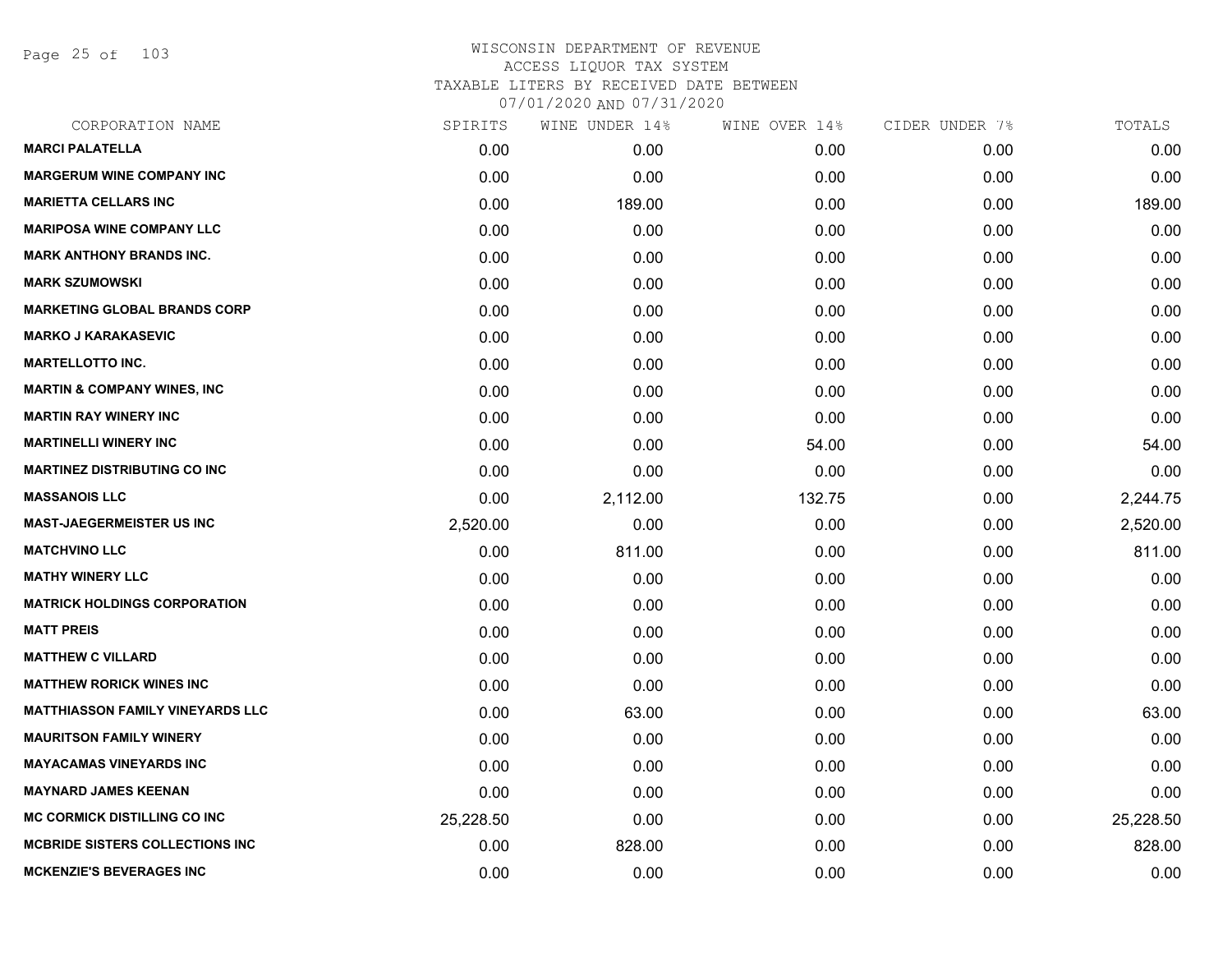# WISCONSIN DEPARTMENT OF REVENUE
## ACCESS LIQUOR TAX SYSTEM
### TAXABLE LITERS BY RECEIVED DATE BETWEEN 07/01/2020 AND 07/31/2020

| CORPORATION NAME | SPIRITS | WINE UNDER 14% | WINE OVER 14% | CIDER UNDER 7% | TOTALS |
|---|---|---|---|---|---|
| MARCI PALATELLA | 0.00 | 0.00 | 0.00 | 0.00 | 0.00 |
| MARGERUM WINE COMPANY INC | 0.00 | 0.00 | 0.00 | 0.00 | 0.00 |
| MARIETTA CELLARS INC | 0.00 | 189.00 | 0.00 | 0.00 | 189.00 |
| MARIPOSA WINE COMPANY LLC | 0.00 | 0.00 | 0.00 | 0.00 | 0.00 |
| MARK ANTHONY BRANDS INC. | 0.00 | 0.00 | 0.00 | 0.00 | 0.00 |
| MARK SZUMOWSKI | 0.00 | 0.00 | 0.00 | 0.00 | 0.00 |
| MARKETING GLOBAL BRANDS CORP | 0.00 | 0.00 | 0.00 | 0.00 | 0.00 |
| MARKO J KARAKASEVIC | 0.00 | 0.00 | 0.00 | 0.00 | 0.00 |
| MARTELLOTTO INC. | 0.00 | 0.00 | 0.00 | 0.00 | 0.00 |
| MARTIN & COMPANY WINES, INC | 0.00 | 0.00 | 0.00 | 0.00 | 0.00 |
| MARTIN RAY WINERY INC | 0.00 | 0.00 | 0.00 | 0.00 | 0.00 |
| MARTINELLI WINERY INC | 0.00 | 0.00 | 54.00 | 0.00 | 54.00 |
| MARTINEZ DISTRIBUTING CO INC | 0.00 | 0.00 | 0.00 | 0.00 | 0.00 |
| MASSANOIS LLC | 0.00 | 2,112.00 | 132.75 | 0.00 | 2,244.75 |
| MAST-JAEGERMEISTER US INC | 2,520.00 | 0.00 | 0.00 | 0.00 | 2,520.00 |
| MATCHVINO LLC | 0.00 | 811.00 | 0.00 | 0.00 | 811.00 |
| MATHY WINERY LLC | 0.00 | 0.00 | 0.00 | 0.00 | 0.00 |
| MATRICK HOLDINGS CORPORATION | 0.00 | 0.00 | 0.00 | 0.00 | 0.00 |
| MATT PREIS | 0.00 | 0.00 | 0.00 | 0.00 | 0.00 |
| MATTHEW C VILLARD | 0.00 | 0.00 | 0.00 | 0.00 | 0.00 |
| MATTHEW RORICK WINES INC | 0.00 | 0.00 | 0.00 | 0.00 | 0.00 |
| MATTHIASSON FAMILY VINEYARDS LLC | 0.00 | 63.00 | 0.00 | 0.00 | 63.00 |
| MAURITSON FAMILY WINERY | 0.00 | 0.00 | 0.00 | 0.00 | 0.00 |
| MAYACAMAS VINEYARDS INC | 0.00 | 0.00 | 0.00 | 0.00 | 0.00 |
| MAYNARD JAMES KEENAN | 0.00 | 0.00 | 0.00 | 0.00 | 0.00 |
| MC CORMICK DISTILLING CO INC | 25,228.50 | 0.00 | 0.00 | 0.00 | 25,228.50 |
| MCBRIDE SISTERS COLLECTIONS INC | 0.00 | 828.00 | 0.00 | 0.00 | 828.00 |
| MCKENZIE'S BEVERAGES INC | 0.00 | 0.00 | 0.00 | 0.00 | 0.00 |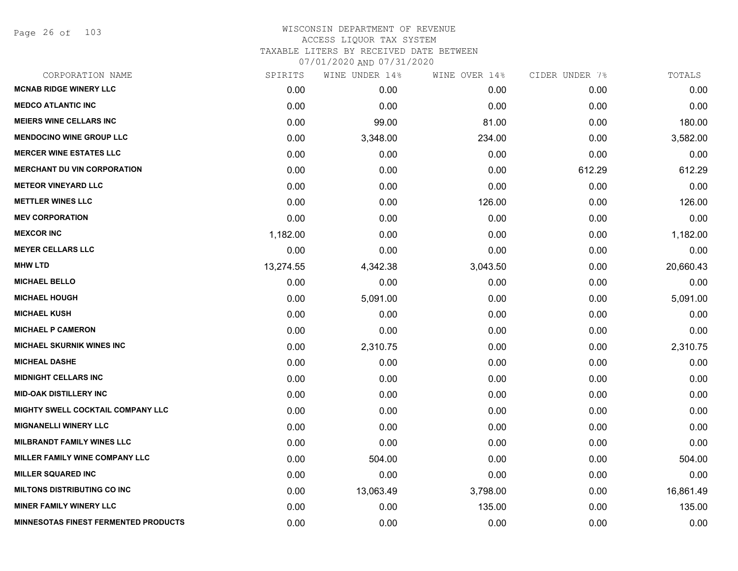WISCONSIN DEPARTMENT OF REVENUE
ACCESS LIQUOR TAX SYSTEM
TAXABLE LITERS BY RECEIVED DATE BETWEEN
07/01/2020 AND 07/31/2020

| CORPORATION NAME | SPIRITS | WINE UNDER 14% | WINE OVER 14% | CIDER UNDER 7% | TOTALS |
|---|---|---|---|---|---|
| MCNAB RIDGE WINERY LLC | 0.00 | 0.00 | 0.00 | 0.00 | 0.00 |
| MEDCO ATLANTIC INC | 0.00 | 0.00 | 0.00 | 0.00 | 0.00 |
| MEIERS WINE CELLARS INC | 0.00 | 99.00 | 81.00 | 0.00 | 180.00 |
| MENDOCINO WINE GROUP LLC | 0.00 | 3,348.00 | 234.00 | 0.00 | 3,582.00 |
| MERCER WINE ESTATES LLC | 0.00 | 0.00 | 0.00 | 0.00 | 0.00 |
| MERCHANT DU VIN CORPORATION | 0.00 | 0.00 | 0.00 | 612.29 | 612.29 |
| METEOR VINEYARD LLC | 0.00 | 0.00 | 0.00 | 0.00 | 0.00 |
| METTLER WINES LLC | 0.00 | 0.00 | 126.00 | 0.00 | 126.00 |
| MEV CORPORATION | 0.00 | 0.00 | 0.00 | 0.00 | 0.00 |
| MEXCOR INC | 1,182.00 | 0.00 | 0.00 | 0.00 | 1,182.00 |
| MEYER CELLARS LLC | 0.00 | 0.00 | 0.00 | 0.00 | 0.00 |
| MHW LTD | 13,274.55 | 4,342.38 | 3,043.50 | 0.00 | 20,660.43 |
| MICHAEL BELLO | 0.00 | 0.00 | 0.00 | 0.00 | 0.00 |
| MICHAEL HOUGH | 0.00 | 5,091.00 | 0.00 | 0.00 | 5,091.00 |
| MICHAEL KUSH | 0.00 | 0.00 | 0.00 | 0.00 | 0.00 |
| MICHAEL P CAMERON | 0.00 | 0.00 | 0.00 | 0.00 | 0.00 |
| MICHAEL SKURNIK WINES INC | 0.00 | 2,310.75 | 0.00 | 0.00 | 2,310.75 |
| MICHEAL DASHE | 0.00 | 0.00 | 0.00 | 0.00 | 0.00 |
| MIDNIGHT CELLARS INC | 0.00 | 0.00 | 0.00 | 0.00 | 0.00 |
| MID-OAK DISTILLERY INC | 0.00 | 0.00 | 0.00 | 0.00 | 0.00 |
| MIGHTY SWELL COCKTAIL COMPANY LLC | 0.00 | 0.00 | 0.00 | 0.00 | 0.00 |
| MIGNANELLI WINERY LLC | 0.00 | 0.00 | 0.00 | 0.00 | 0.00 |
| MILBRANDT FAMILY WINES LLC | 0.00 | 0.00 | 0.00 | 0.00 | 0.00 |
| MILLER FAMILY WINE COMPANY LLC | 0.00 | 504.00 | 0.00 | 0.00 | 504.00 |
| MILLER SQUARED INC | 0.00 | 0.00 | 0.00 | 0.00 | 0.00 |
| MILTONS DISTRIBUTING CO INC | 0.00 | 13,063.49 | 3,798.00 | 0.00 | 16,861.49 |
| MINER FAMILY WINERY LLC | 0.00 | 0.00 | 135.00 | 0.00 | 135.00 |
| MINNESOTAS FINEST FERMENTED PRODUCTS | 0.00 | 0.00 | 0.00 | 0.00 | 0.00 |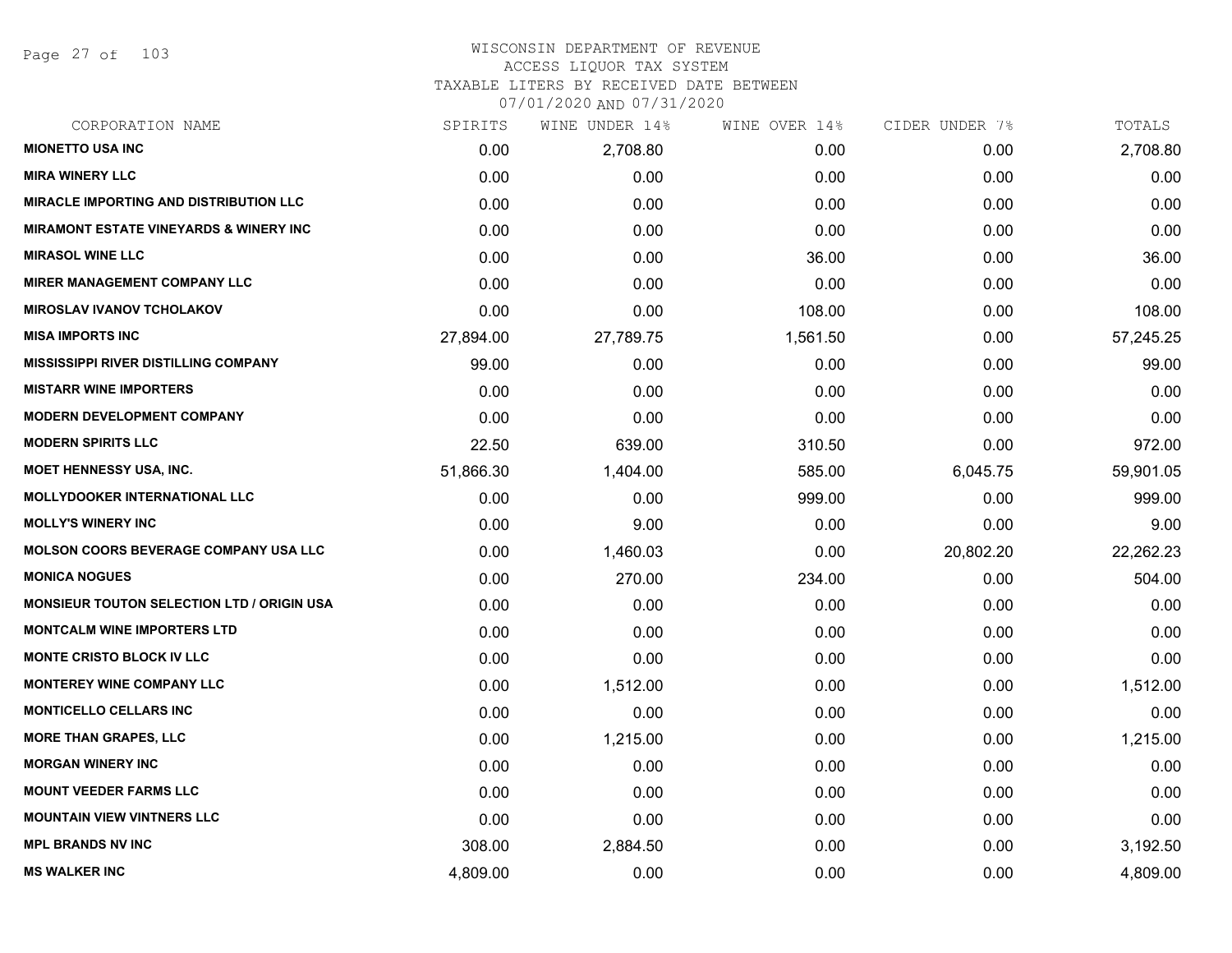WISCONSIN DEPARTMENT OF REVENUE
ACCESS LIQUOR TAX SYSTEM
TAXABLE LITERS BY RECEIVED DATE BETWEEN
07/01/2020 AND 07/31/2020

| CORPORATION NAME | SPIRITS | WINE UNDER 14% | WINE OVER 14% | CIDER UNDER 7% | TOTALS |
|---|---|---|---|---|---|
| **MIONETTO USA INC** | 0.00 | 2,708.80 | 0.00 | 0.00 | 2,708.80 |
| **MIRA WINERY LLC** | 0.00 | 0.00 | 0.00 | 0.00 | 0.00 |
| **MIRACLE IMPORTING AND DISTRIBUTION LLC** | 0.00 | 0.00 | 0.00 | 0.00 | 0.00 |
| **MIRAMONT ESTATE VINEYARDS & WINERY INC** | 0.00 | 0.00 | 0.00 | 0.00 | 0.00 |
| **MIRASOL WINE LLC** | 0.00 | 0.00 | 36.00 | 0.00 | 36.00 |
| **MIRER MANAGEMENT COMPANY LLC** | 0.00 | 0.00 | 0.00 | 0.00 | 0.00 |
| **MIROSLAV IVANOV TCHOLAKOV** | 0.00 | 0.00 | 108.00 | 0.00 | 108.00 |
| **MISA IMPORTS INC** | 27,894.00 | 27,789.75 | 1,561.50 | 0.00 | 57,245.25 |
| **MISSISSIPPI RIVER DISTILLING COMPANY** | 99.00 | 0.00 | 0.00 | 0.00 | 99.00 |
| **MISTARR WINE IMPORTERS** | 0.00 | 0.00 | 0.00 | 0.00 | 0.00 |
| **MODERN DEVELOPMENT COMPANY** | 0.00 | 0.00 | 0.00 | 0.00 | 0.00 |
| **MODERN SPIRITS LLC** | 22.50 | 639.00 | 310.50 | 0.00 | 972.00 |
| **MOET HENNESSY USA, INC.** | 51,866.30 | 1,404.00 | 585.00 | 6,045.75 | 59,901.05 |
| **MOLLYDOOKER INTERNATIONAL LLC** | 0.00 | 0.00 | 999.00 | 0.00 | 999.00 |
| **MOLLY'S WINERY INC** | 0.00 | 9.00 | 0.00 | 0.00 | 9.00 |
| **MOLSON COORS BEVERAGE COMPANY USA LLC** | 0.00 | 1,460.03 | 0.00 | 20,802.20 | 22,262.23 |
| **MONICA NOGUES** | 0.00 | 270.00 | 234.00 | 0.00 | 504.00 |
| **MONSIEUR TOUTON SELECTION LTD / ORIGIN USA** | 0.00 | 0.00 | 0.00 | 0.00 | 0.00 |
| **MONTCALM WINE IMPORTERS LTD** | 0.00 | 0.00 | 0.00 | 0.00 | 0.00 |
| **MONTE CRISTO BLOCK IV LLC** | 0.00 | 0.00 | 0.00 | 0.00 | 0.00 |
| **MONTEREY WINE COMPANY LLC** | 0.00 | 1,512.00 | 0.00 | 0.00 | 1,512.00 |
| **MONTICELLO CELLARS INC** | 0.00 | 0.00 | 0.00 | 0.00 | 0.00 |
| **MORE THAN GRAPES, LLC** | 0.00 | 1,215.00 | 0.00 | 0.00 | 1,215.00 |
| **MORGAN WINERY INC** | 0.00 | 0.00 | 0.00 | 0.00 | 0.00 |
| **MOUNT VEEDER FARMS LLC** | 0.00 | 0.00 | 0.00 | 0.00 | 0.00 |
| **MOUNTAIN VIEW VINTNERS LLC** | 0.00 | 0.00 | 0.00 | 0.00 | 0.00 |
| **MPL BRANDS NV INC** | 308.00 | 2,884.50 | 0.00 | 0.00 | 3,192.50 |
| **MS WALKER INC** | 4,809.00 | 0.00 | 0.00 | 0.00 | 4,809.00 |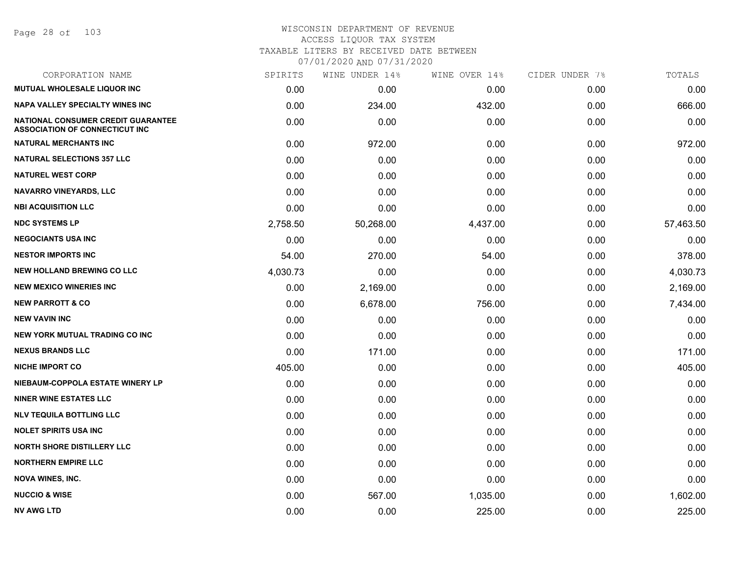# WISCONSIN DEPARTMENT OF REVENUE
ACCESS LIQUOR TAX SYSTEM
TAXABLE LITERS BY RECEIVED DATE BETWEEN
07/01/2020 AND 07/31/2020

| CORPORATION NAME | SPIRITS | WINE UNDER 14% | WINE OVER 14% | CIDER UNDER 7% | TOTALS |
|---|---|---|---|---|---|
| MUTUAL WHOLESALE LIQUOR INC | 0.00 | 0.00 | 0.00 | 0.00 | 0.00 |
| NAPA VALLEY SPECIALTY WINES INC | 0.00 | 234.00 | 432.00 | 0.00 | 666.00 |
| NATIONAL CONSUMER CREDIT GUARANTEE ASSOCIATION OF CONNECTICUT INC | 0.00 | 0.00 | 0.00 | 0.00 | 0.00 |
| NATURAL MERCHANTS INC | 0.00 | 972.00 | 0.00 | 0.00 | 972.00 |
| NATURAL SELECTIONS 357 LLC | 0.00 | 0.00 | 0.00 | 0.00 | 0.00 |
| NATUREL WEST CORP | 0.00 | 0.00 | 0.00 | 0.00 | 0.00 |
| NAVARRO VINEYARDS, LLC | 0.00 | 0.00 | 0.00 | 0.00 | 0.00 |
| NBI ACQUISITION LLC | 0.00 | 0.00 | 0.00 | 0.00 | 0.00 |
| NDC SYSTEMS LP | 2,758.50 | 50,268.00 | 4,437.00 | 0.00 | 57,463.50 |
| NEGOCIANTS USA INC | 0.00 | 0.00 | 0.00 | 0.00 | 0.00 |
| NESTOR IMPORTS INC | 54.00 | 270.00 | 54.00 | 0.00 | 378.00 |
| NEW HOLLAND BREWING CO LLC | 4,030.73 | 0.00 | 0.00 | 0.00 | 4,030.73 |
| NEW MEXICO WINERIES INC | 0.00 | 2,169.00 | 0.00 | 0.00 | 2,169.00 |
| NEW PARROTT & CO | 0.00 | 6,678.00 | 756.00 | 0.00 | 7,434.00 |
| NEW VAVIN INC | 0.00 | 0.00 | 0.00 | 0.00 | 0.00 |
| NEW YORK MUTUAL TRADING CO INC | 0.00 | 0.00 | 0.00 | 0.00 | 0.00 |
| NEXUS BRANDS LLC | 0.00 | 171.00 | 0.00 | 0.00 | 171.00 |
| NICHE IMPORT CO | 405.00 | 0.00 | 0.00 | 0.00 | 405.00 |
| NIEBAUM-COPPOLA ESTATE WINERY LP | 0.00 | 0.00 | 0.00 | 0.00 | 0.00 |
| NINER WINE ESTATES LLC | 0.00 | 0.00 | 0.00 | 0.00 | 0.00 |
| NLV TEQUILA BOTTLING LLC | 0.00 | 0.00 | 0.00 | 0.00 | 0.00 |
| NOLET SPIRITS USA INC | 0.00 | 0.00 | 0.00 | 0.00 | 0.00 |
| NORTH SHORE DISTILLERY LLC | 0.00 | 0.00 | 0.00 | 0.00 | 0.00 |
| NORTHERN EMPIRE LLC | 0.00 | 0.00 | 0.00 | 0.00 | 0.00 |
| NOVA WINES, INC. | 0.00 | 0.00 | 0.00 | 0.00 | 0.00 |
| NUCCIO & WISE | 0.00 | 567.00 | 1,035.00 | 0.00 | 1,602.00 |
| NV AWG LTD | 0.00 | 0.00 | 225.00 | 0.00 | 225.00 |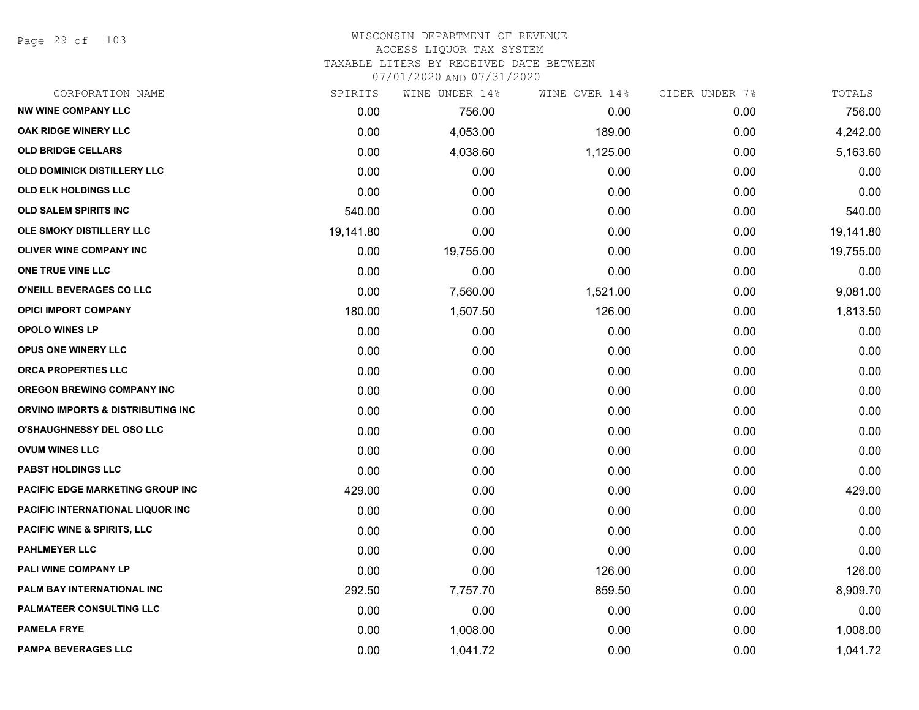# WISCONSIN DEPARTMENT OF REVENUE
## ACCESS LIQUOR TAX SYSTEM
### TAXABLE LITERS BY RECEIVED DATE BETWEEN 07/01/2020 AND 07/31/2020

| CORPORATION NAME | SPIRITS | WINE UNDER 14% | WINE OVER 14% | CIDER UNDER 7% | TOTALS |
|---|---|---|---|---|---|
| NW WINE COMPANY LLC | 0.00 | 756.00 | 0.00 | 0.00 | 756.00 |
| OAK RIDGE WINERY LLC | 0.00 | 4,053.00 | 189.00 | 0.00 | 4,242.00 |
| OLD BRIDGE CELLARS | 0.00 | 4,038.60 | 1,125.00 | 0.00 | 5,163.60 |
| OLD DOMINICK DISTILLERY LLC | 0.00 | 0.00 | 0.00 | 0.00 | 0.00 |
| OLD ELK HOLDINGS LLC | 0.00 | 0.00 | 0.00 | 0.00 | 0.00 |
| OLD SALEM SPIRITS INC | 540.00 | 0.00 | 0.00 | 0.00 | 540.00 |
| OLE SMOKY DISTILLERY LLC | 19,141.80 | 0.00 | 0.00 | 0.00 | 19,141.80 |
| OLIVER WINE COMPANY INC | 0.00 | 19,755.00 | 0.00 | 0.00 | 19,755.00 |
| ONE TRUE VINE LLC | 0.00 | 0.00 | 0.00 | 0.00 | 0.00 |
| O'NEILL BEVERAGES CO LLC | 0.00 | 7,560.00 | 1,521.00 | 0.00 | 9,081.00 |
| OPICI IMPORT COMPANY | 180.00 | 1,507.50 | 126.00 | 0.00 | 1,813.50 |
| OPOLO WINES LP | 0.00 | 0.00 | 0.00 | 0.00 | 0.00 |
| OPUS ONE WINERY LLC | 0.00 | 0.00 | 0.00 | 0.00 | 0.00 |
| ORCA PROPERTIES LLC | 0.00 | 0.00 | 0.00 | 0.00 | 0.00 |
| OREGON BREWING COMPANY INC | 0.00 | 0.00 | 0.00 | 0.00 | 0.00 |
| ORVINO IMPORTS & DISTRIBUTING INC | 0.00 | 0.00 | 0.00 | 0.00 | 0.00 |
| O'SHAUGHNESSY DEL OSO LLC | 0.00 | 0.00 | 0.00 | 0.00 | 0.00 |
| OVUM WINES LLC | 0.00 | 0.00 | 0.00 | 0.00 | 0.00 |
| PABST HOLDINGS LLC | 0.00 | 0.00 | 0.00 | 0.00 | 0.00 |
| PACIFIC EDGE MARKETING GROUP INC | 429.00 | 0.00 | 0.00 | 0.00 | 429.00 |
| PACIFIC INTERNATIONAL LIQUOR INC | 0.00 | 0.00 | 0.00 | 0.00 | 0.00 |
| PACIFIC WINE & SPIRITS, LLC | 0.00 | 0.00 | 0.00 | 0.00 | 0.00 |
| PAHLMEYER LLC | 0.00 | 0.00 | 0.00 | 0.00 | 0.00 |
| PALI WINE COMPANY LP | 0.00 | 0.00 | 126.00 | 0.00 | 126.00 |
| PALM BAY INTERNATIONAL INC | 292.50 | 7,757.70 | 859.50 | 0.00 | 8,909.70 |
| PALMATEER CONSULTING LLC | 0.00 | 0.00 | 0.00 | 0.00 | 0.00 |
| PAMELA FRYE | 0.00 | 1,008.00 | 0.00 | 0.00 | 1,008.00 |
| PAMPA BEVERAGES LLC | 0.00 | 1,041.72 | 0.00 | 0.00 | 1,041.72 |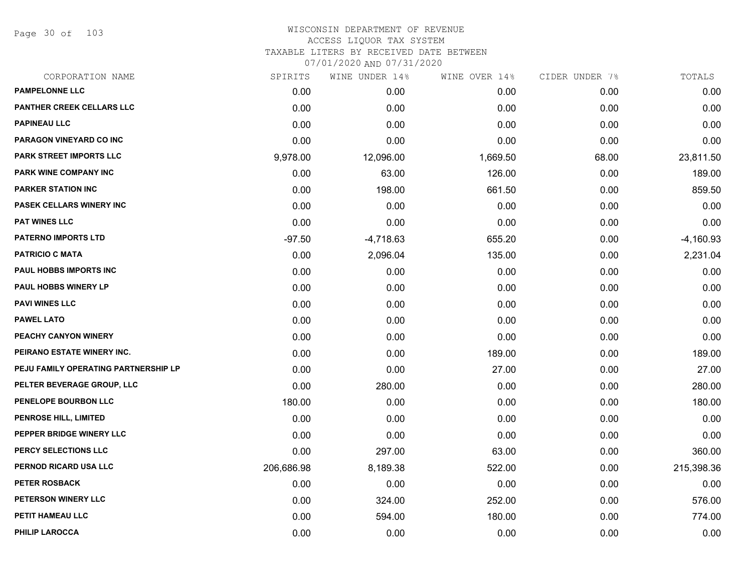WISCONSIN DEPARTMENT OF REVENUE
ACCESS LIQUOR TAX SYSTEM
TAXABLE LITERS BY RECEIVED DATE BETWEEN
07/01/2020 AND 07/31/2020

| CORPORATION NAME | SPIRITS | WINE UNDER 14% | WINE OVER 14% | CIDER UNDER 7% | TOTALS |
|---|---|---|---|---|---|
| PAMPELONNE LLC | 0.00 | 0.00 | 0.00 | 0.00 | 0.00 |
| PANTHER CREEK CELLARS LLC | 0.00 | 0.00 | 0.00 | 0.00 | 0.00 |
| PAPINEAU LLC | 0.00 | 0.00 | 0.00 | 0.00 | 0.00 |
| PARAGON VINEYARD CO INC | 0.00 | 0.00 | 0.00 | 0.00 | 0.00 |
| PARK STREET IMPORTS LLC | 9,978.00 | 12,096.00 | 1,669.50 | 68.00 | 23,811.50 |
| PARK WINE COMPANY INC | 0.00 | 63.00 | 126.00 | 0.00 | 189.00 |
| PARKER STATION INC | 0.00 | 198.00 | 661.50 | 0.00 | 859.50 |
| PASEK CELLARS WINERY INC | 0.00 | 0.00 | 0.00 | 0.00 | 0.00 |
| PAT WINES LLC | 0.00 | 0.00 | 0.00 | 0.00 | 0.00 |
| PATERNO IMPORTS LTD | -97.50 | -4,718.63 | 655.20 | 0.00 | -4,160.93 |
| PATRICIO C MATA | 0.00 | 2,096.04 | 135.00 | 0.00 | 2,231.04 |
| PAUL HOBBS IMPORTS INC | 0.00 | 0.00 | 0.00 | 0.00 | 0.00 |
| PAUL HOBBS WINERY LP | 0.00 | 0.00 | 0.00 | 0.00 | 0.00 |
| PAVI WINES LLC | 0.00 | 0.00 | 0.00 | 0.00 | 0.00 |
| PAWEL LATO | 0.00 | 0.00 | 0.00 | 0.00 | 0.00 |
| PEACHY CANYON WINERY | 0.00 | 0.00 | 0.00 | 0.00 | 0.00 |
| PEIRANO ESTATE WINERY INC. | 0.00 | 0.00 | 189.00 | 0.00 | 189.00 |
| PEJU FAMILY OPERATING PARTNERSHIP LP | 0.00 | 0.00 | 27.00 | 0.00 | 27.00 |
| PELTER BEVERAGE GROUP, LLC | 0.00 | 280.00 | 0.00 | 0.00 | 280.00 |
| PENELOPE BOURBON LLC | 180.00 | 0.00 | 0.00 | 0.00 | 180.00 |
| PENROSE HILL, LIMITED | 0.00 | 0.00 | 0.00 | 0.00 | 0.00 |
| PEPPER BRIDGE WINERY LLC | 0.00 | 0.00 | 0.00 | 0.00 | 0.00 |
| PERCY SELECTIONS LLC | 0.00 | 297.00 | 63.00 | 0.00 | 360.00 |
| PERNOD RICARD USA LLC | 206,686.98 | 8,189.38 | 522.00 | 0.00 | 215,398.36 |
| PETER ROSBACK | 0.00 | 0.00 | 0.00 | 0.00 | 0.00 |
| PETERSON WINERY LLC | 0.00 | 324.00 | 252.00 | 0.00 | 576.00 |
| PETIT HAMEAU LLC | 0.00 | 594.00 | 180.00 | 0.00 | 774.00 |
| PHILIP LAROCCA | 0.00 | 0.00 | 0.00 | 0.00 | 0.00 |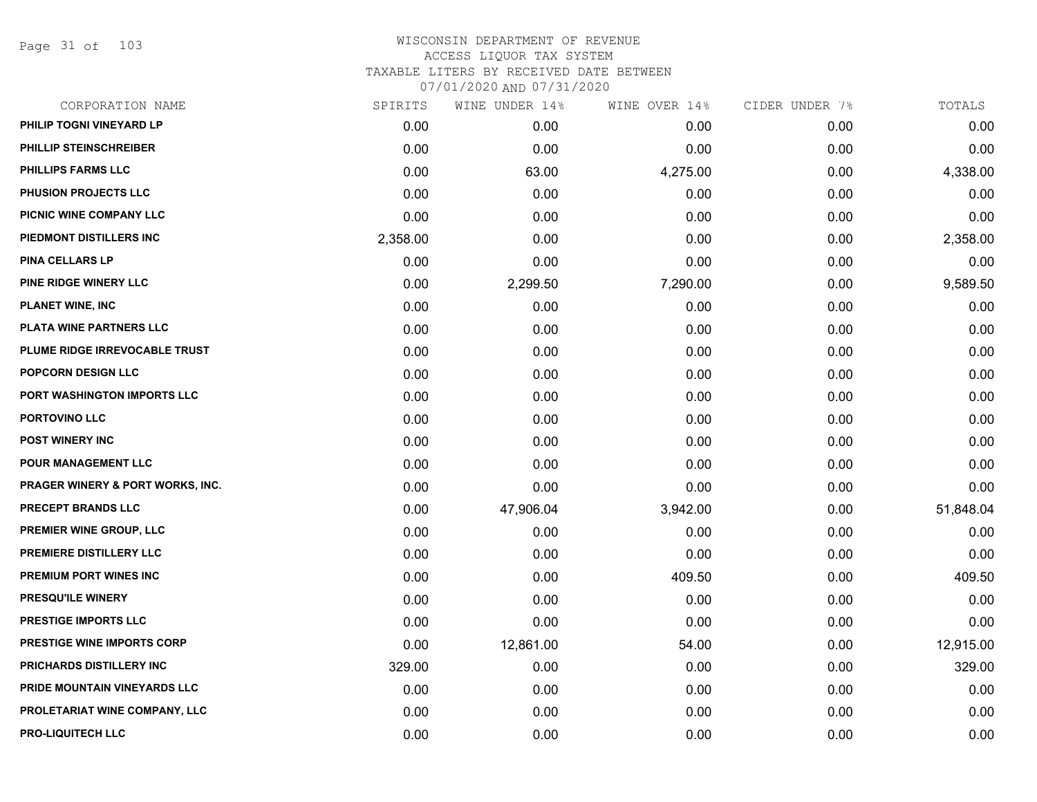# WISCONSIN DEPARTMENT OF REVENUE
## ACCESS LIQUOR TAX SYSTEM
### TAXABLE LITERS BY RECEIVED DATE BETWEEN 07/01/2020 AND 07/31/2020

| CORPORATION NAME | SPIRITS | WINE UNDER 14% | WINE OVER 14% | CIDER UNDER 7% | TOTALS |
|---|---|---|---|---|---|
| PHILIP TOGNI VINEYARD LP | 0.00 | 0.00 | 0.00 | 0.00 | 0.00 |
| PHILLIP STEINSCHREIBER | 0.00 | 0.00 | 0.00 | 0.00 | 0.00 |
| PHILLIPS FARMS LLC | 0.00 | 63.00 | 4,275.00 | 0.00 | 4,338.00 |
| PHUSION PROJECTS LLC | 0.00 | 0.00 | 0.00 | 0.00 | 0.00 |
| PICNIC WINE COMPANY LLC | 0.00 | 0.00 | 0.00 | 0.00 | 0.00 |
| PIEDMONT DISTILLERS INC | 2,358.00 | 0.00 | 0.00 | 0.00 | 2,358.00 |
| PINA CELLARS LP | 0.00 | 0.00 | 0.00 | 0.00 | 0.00 |
| PINE RIDGE WINERY LLC | 0.00 | 2,299.50 | 7,290.00 | 0.00 | 9,589.50 |
| PLANET WINE, INC | 0.00 | 0.00 | 0.00 | 0.00 | 0.00 |
| PLATA WINE PARTNERS LLC | 0.00 | 0.00 | 0.00 | 0.00 | 0.00 |
| PLUME RIDGE IRREVOCABLE TRUST | 0.00 | 0.00 | 0.00 | 0.00 | 0.00 |
| POPCORN DESIGN LLC | 0.00 | 0.00 | 0.00 | 0.00 | 0.00 |
| PORT WASHINGTON IMPORTS LLC | 0.00 | 0.00 | 0.00 | 0.00 | 0.00 |
| PORTOVINO LLC | 0.00 | 0.00 | 0.00 | 0.00 | 0.00 |
| POST WINERY INC | 0.00 | 0.00 | 0.00 | 0.00 | 0.00 |
| POUR MANAGEMENT LLC | 0.00 | 0.00 | 0.00 | 0.00 | 0.00 |
| PRAGER WINERY & PORT WORKS, INC. | 0.00 | 0.00 | 0.00 | 0.00 | 0.00 |
| PRECEPT BRANDS LLC | 0.00 | 47,906.04 | 3,942.00 | 0.00 | 51,848.04 |
| PREMIER WINE GROUP, LLC | 0.00 | 0.00 | 0.00 | 0.00 | 0.00 |
| PREMIERE DISTILLERY LLC | 0.00 | 0.00 | 0.00 | 0.00 | 0.00 |
| PREMIUM PORT WINES INC | 0.00 | 0.00 | 409.50 | 0.00 | 409.50 |
| PRESQU'ILE WINERY | 0.00 | 0.00 | 0.00 | 0.00 | 0.00 |
| PRESTIGE IMPORTS LLC | 0.00 | 0.00 | 0.00 | 0.00 | 0.00 |
| PRESTIGE WINE IMPORTS CORP | 0.00 | 12,861.00 | 54.00 | 0.00 | 12,915.00 |
| PRICHARDS DISTILLERY INC | 329.00 | 0.00 | 0.00 | 0.00 | 329.00 |
| PRIDE MOUNTAIN VINEYARDS LLC | 0.00 | 0.00 | 0.00 | 0.00 | 0.00 |
| PROLETARIAT WINE COMPANY, LLC | 0.00 | 0.00 | 0.00 | 0.00 | 0.00 |
| PRO-LIQUITECH LLC | 0.00 | 0.00 | 0.00 | 0.00 | 0.00 |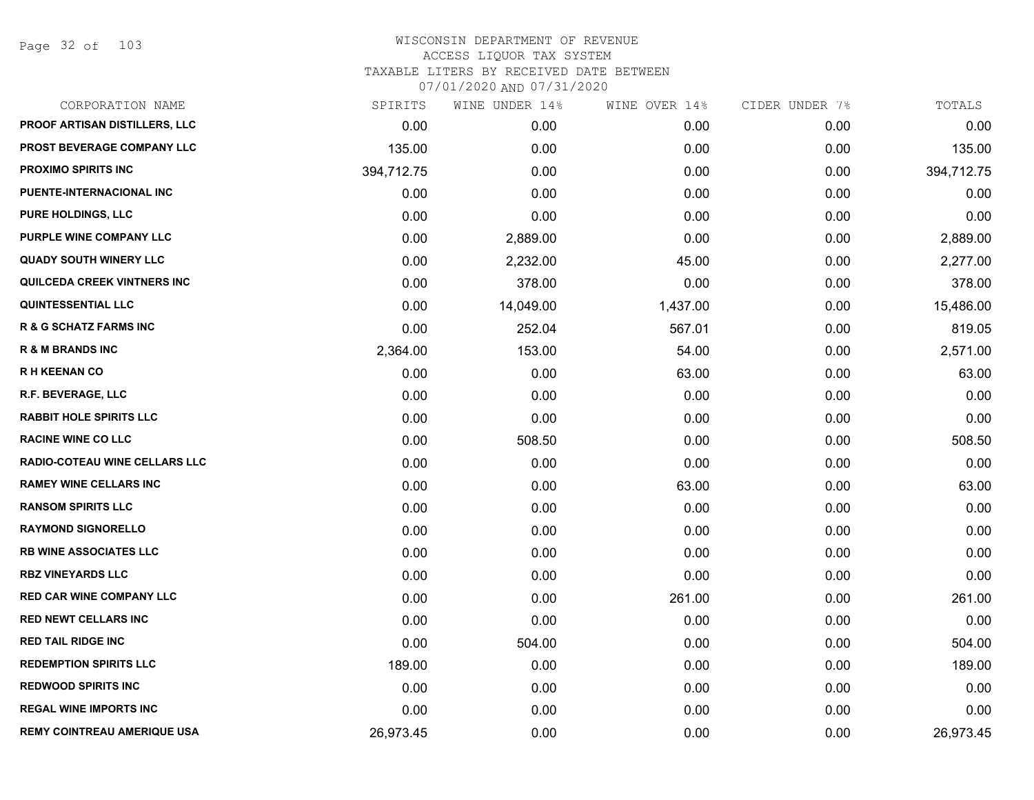# WISCONSIN DEPARTMENT OF REVENUE
## ACCESS LIQUOR TAX SYSTEM
### TAXABLE LITERS BY RECEIVED DATE BETWEEN 07/01/2020 AND 07/31/2020

| CORPORATION NAME | SPIRITS | WINE UNDER 14% | WINE OVER 14% | CIDER UNDER 7% | TOTALS |
|---|---|---|---|---|---|
| PROOF ARTISAN DISTILLERS, LLC | 0.00 | 0.00 | 0.00 | 0.00 | 0.00 |
| PROST BEVERAGE COMPANY LLC | 135.00 | 0.00 | 0.00 | 0.00 | 135.00 |
| PROXIMO SPIRITS INC | 394,712.75 | 0.00 | 0.00 | 0.00 | 394,712.75 |
| PUENTE-INTERNACIONAL INC | 0.00 | 0.00 | 0.00 | 0.00 | 0.00 |
| PURE HOLDINGS, LLC | 0.00 | 0.00 | 0.00 | 0.00 | 0.00 |
| PURPLE WINE COMPANY LLC | 0.00 | 2,889.00 | 0.00 | 0.00 | 2,889.00 |
| QUADY SOUTH WINERY LLC | 0.00 | 2,232.00 | 45.00 | 0.00 | 2,277.00 |
| QUILCEDA CREEK VINTNERS INC | 0.00 | 378.00 | 0.00 | 0.00 | 378.00 |
| QUINTESSENTIAL LLC | 0.00 | 14,049.00 | 1,437.00 | 0.00 | 15,486.00 |
| R & G SCHATZ FARMS INC | 0.00 | 252.04 | 567.01 | 0.00 | 819.05 |
| R & M BRANDS INC | 2,364.00 | 153.00 | 54.00 | 0.00 | 2,571.00 |
| R H KEENAN CO | 0.00 | 0.00 | 63.00 | 0.00 | 63.00 |
| R.F. BEVERAGE, LLC | 0.00 | 0.00 | 0.00 | 0.00 | 0.00 |
| RABBIT HOLE SPIRITS LLC | 0.00 | 0.00 | 0.00 | 0.00 | 0.00 |
| RACINE WINE CO LLC | 0.00 | 508.50 | 0.00 | 0.00 | 508.50 |
| RADIO-COTEAU WINE CELLARS LLC | 0.00 | 0.00 | 0.00 | 0.00 | 0.00 |
| RAMEY WINE CELLARS INC | 0.00 | 0.00 | 63.00 | 0.00 | 63.00 |
| RANSOM SPIRITS LLC | 0.00 | 0.00 | 0.00 | 0.00 | 0.00 |
| RAYMOND SIGNORELLO | 0.00 | 0.00 | 0.00 | 0.00 | 0.00 |
| RB WINE ASSOCIATES LLC | 0.00 | 0.00 | 0.00 | 0.00 | 0.00 |
| RBZ VINEYARDS LLC | 0.00 | 0.00 | 0.00 | 0.00 | 0.00 |
| RED CAR WINE COMPANY LLC | 0.00 | 0.00 | 261.00 | 0.00 | 261.00 |
| RED NEWT CELLARS INC | 0.00 | 0.00 | 0.00 | 0.00 | 0.00 |
| RED TAIL RIDGE INC | 0.00 | 504.00 | 0.00 | 0.00 | 504.00 |
| REDEMPTION SPIRITS LLC | 189.00 | 0.00 | 0.00 | 0.00 | 189.00 |
| REDWOOD SPIRITS INC | 0.00 | 0.00 | 0.00 | 0.00 | 0.00 |
| REGAL WINE IMPORTS INC | 0.00 | 0.00 | 0.00 | 0.00 | 0.00 |
| REMY COINTREAU AMERIQUE USA | 26,973.45 | 0.00 | 0.00 | 0.00 | 26,973.45 |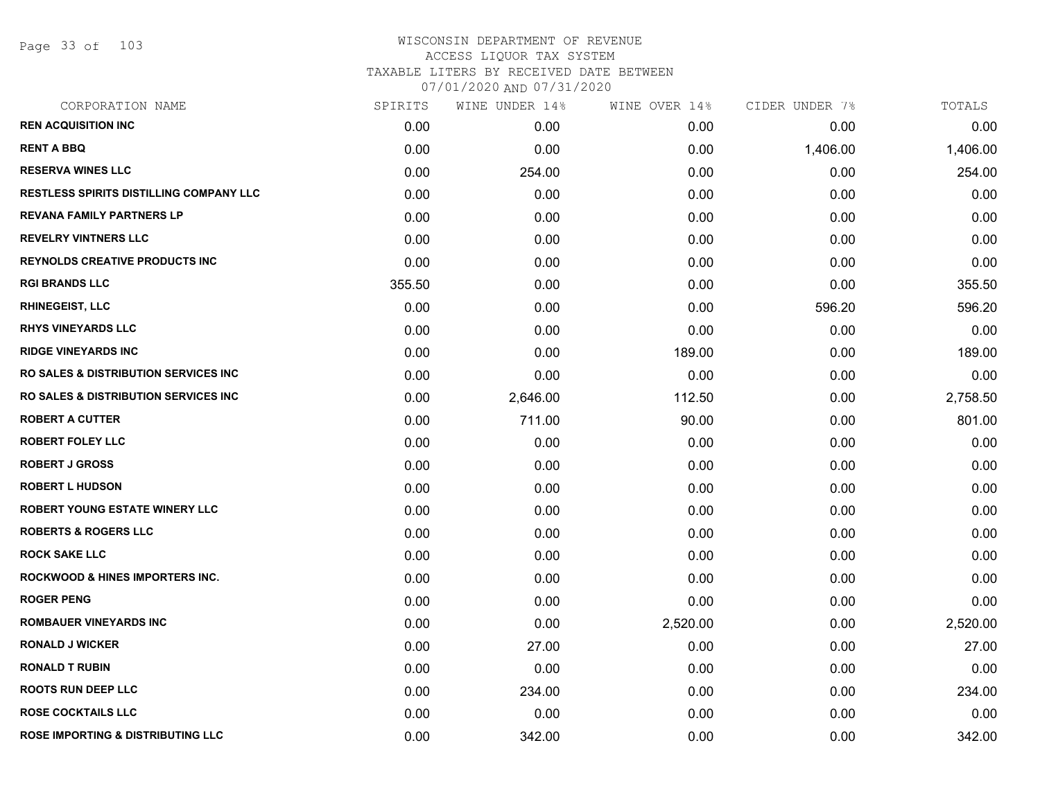# WISCONSIN DEPARTMENT OF REVENUE
## ACCESS LIQUOR TAX SYSTEM
### TAXABLE LITERS BY RECEIVED DATE BETWEEN 07/01/2020 AND 07/31/2020

| CORPORATION NAME | SPIRITS | WINE UNDER 14% | WINE OVER 14% | CIDER UNDER 7% | TOTALS |
|---|---|---|---|---|---|
| REN ACQUISITION INC | 0.00 | 0.00 | 0.00 | 0.00 | 0.00 |
| RENT A BBQ | 0.00 | 0.00 | 0.00 | 1,406.00 | 1,406.00 |
| RESERVA WINES LLC | 0.00 | 254.00 | 0.00 | 0.00 | 254.00 |
| RESTLESS SPIRITS DISTILLING COMPANY LLC | 0.00 | 0.00 | 0.00 | 0.00 | 0.00 |
| REVANA FAMILY PARTNERS LP | 0.00 | 0.00 | 0.00 | 0.00 | 0.00 |
| REVELRY VINTNERS LLC | 0.00 | 0.00 | 0.00 | 0.00 | 0.00 |
| REYNOLDS CREATIVE PRODUCTS INC | 0.00 | 0.00 | 0.00 | 0.00 | 0.00 |
| RGI BRANDS LLC | 355.50 | 0.00 | 0.00 | 0.00 | 355.50 |
| RHINEGEIST, LLC | 0.00 | 0.00 | 0.00 | 596.20 | 596.20 |
| RHYS VINEYARDS LLC | 0.00 | 0.00 | 0.00 | 0.00 | 0.00 |
| RIDGE VINEYARDS INC | 0.00 | 0.00 | 189.00 | 0.00 | 189.00 |
| RO SALES & DISTRIBUTION SERVICES INC | 0.00 | 0.00 | 0.00 | 0.00 | 0.00 |
| RO SALES & DISTRIBUTION SERVICES INC | 0.00 | 2,646.00 | 112.50 | 0.00 | 2,758.50 |
| ROBERT A CUTTER | 0.00 | 711.00 | 90.00 | 0.00 | 801.00 |
| ROBERT FOLEY LLC | 0.00 | 0.00 | 0.00 | 0.00 | 0.00 |
| ROBERT J GROSS | 0.00 | 0.00 | 0.00 | 0.00 | 0.00 |
| ROBERT L HUDSON | 0.00 | 0.00 | 0.00 | 0.00 | 0.00 |
| ROBERT YOUNG ESTATE WINERY LLC | 0.00 | 0.00 | 0.00 | 0.00 | 0.00 |
| ROBERTS & ROGERS LLC | 0.00 | 0.00 | 0.00 | 0.00 | 0.00 |
| ROCK SAKE LLC | 0.00 | 0.00 | 0.00 | 0.00 | 0.00 |
| ROCKWOOD & HINES IMPORTERS INC. | 0.00 | 0.00 | 0.00 | 0.00 | 0.00 |
| ROGER PENG | 0.00 | 0.00 | 0.00 | 0.00 | 0.00 |
| ROMBAUER VINEYARDS INC | 0.00 | 0.00 | 2,520.00 | 0.00 | 2,520.00 |
| RONALD J WICKER | 0.00 | 27.00 | 0.00 | 0.00 | 27.00 |
| RONALD T RUBIN | 0.00 | 0.00 | 0.00 | 0.00 | 0.00 |
| ROOTS RUN DEEP LLC | 0.00 | 234.00 | 0.00 | 0.00 | 234.00 |
| ROSE COCKTAILS LLC | 0.00 | 0.00 | 0.00 | 0.00 | 0.00 |
| ROSE IMPORTING & DISTRIBUTING LLC | 0.00 | 342.00 | 0.00 | 0.00 | 342.00 |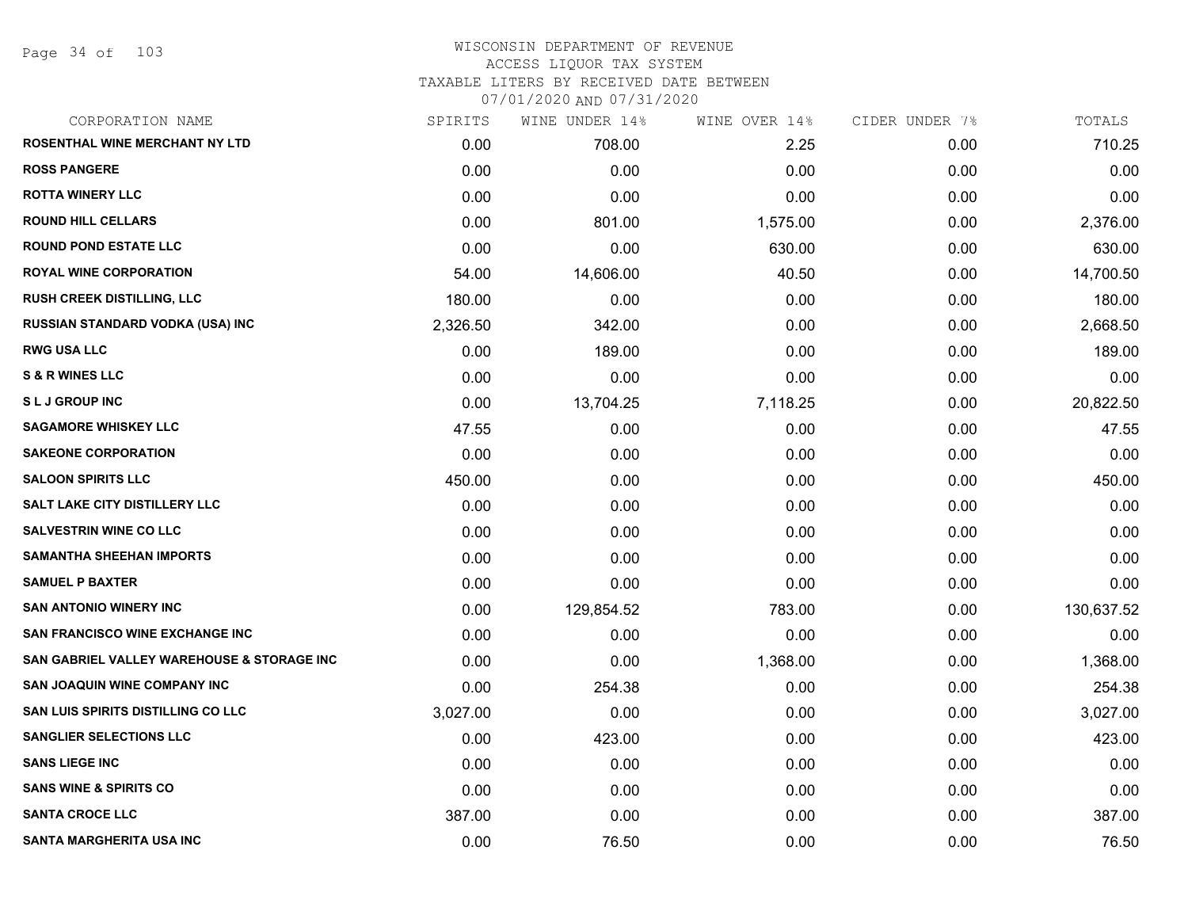WISCONSIN DEPARTMENT OF REVENUE
ACCESS LIQUOR TAX SYSTEM
TAXABLE LITERS BY RECEIVED DATE BETWEEN
07/01/2020 AND 07/31/2020

| CORPORATION NAME | SPIRITS | WINE UNDER 14% | WINE OVER 14% | CIDER UNDER 7% | TOTALS |
|---|---|---|---|---|---|
| ROSENTHAL WINE MERCHANT NY LTD | 0.00 | 708.00 | 2.25 | 0.00 | 710.25 |
| ROSS PANGERE | 0.00 | 0.00 | 0.00 | 0.00 | 0.00 |
| ROTTA WINERY LLC | 0.00 | 0.00 | 0.00 | 0.00 | 0.00 |
| ROUND HILL CELLARS | 0.00 | 801.00 | 1,575.00 | 0.00 | 2,376.00 |
| ROUND POND ESTATE LLC | 0.00 | 0.00 | 630.00 | 0.00 | 630.00 |
| ROYAL WINE CORPORATION | 54.00 | 14,606.00 | 40.50 | 0.00 | 14,700.50 |
| RUSH CREEK DISTILLING, LLC | 180.00 | 0.00 | 0.00 | 0.00 | 180.00 |
| RUSSIAN STANDARD VODKA (USA) INC | 2,326.50 | 342.00 | 0.00 | 0.00 | 2,668.50 |
| RWG USA LLC | 0.00 | 189.00 | 0.00 | 0.00 | 189.00 |
| S & R WINES LLC | 0.00 | 0.00 | 0.00 | 0.00 | 0.00 |
| S L J GROUP INC | 0.00 | 13,704.25 | 7,118.25 | 0.00 | 20,822.50 |
| SAGAMORE WHISKEY LLC | 47.55 | 0.00 | 0.00 | 0.00 | 47.55 |
| SAKEONE CORPORATION | 0.00 | 0.00 | 0.00 | 0.00 | 0.00 |
| SALOON SPIRITS LLC | 450.00 | 0.00 | 0.00 | 0.00 | 450.00 |
| SALT LAKE CITY DISTILLERY LLC | 0.00 | 0.00 | 0.00 | 0.00 | 0.00 |
| SALVESTRIN WINE CO LLC | 0.00 | 0.00 | 0.00 | 0.00 | 0.00 |
| SAMANTHA SHEEHAN IMPORTS | 0.00 | 0.00 | 0.00 | 0.00 | 0.00 |
| SAMUEL P BAXTER | 0.00 | 0.00 | 0.00 | 0.00 | 0.00 |
| SAN ANTONIO WINERY INC | 0.00 | 129,854.52 | 783.00 | 0.00 | 130,637.52 |
| SAN FRANCISCO WINE EXCHANGE INC | 0.00 | 0.00 | 0.00 | 0.00 | 0.00 |
| SAN GABRIEL VALLEY WAREHOUSE & STORAGE INC | 0.00 | 0.00 | 1,368.00 | 0.00 | 1,368.00 |
| SAN JOAQUIN WINE COMPANY INC | 0.00 | 254.38 | 0.00 | 0.00 | 254.38 |
| SAN LUIS SPIRITS DISTILLING CO LLC | 3,027.00 | 0.00 | 0.00 | 0.00 | 3,027.00 |
| SANGLIER SELECTIONS LLC | 0.00 | 423.00 | 0.00 | 0.00 | 423.00 |
| SANS LIEGE INC | 0.00 | 0.00 | 0.00 | 0.00 | 0.00 |
| SANS WINE & SPIRITS CO | 0.00 | 0.00 | 0.00 | 0.00 | 0.00 |
| SANTA CROCE LLC | 387.00 | 0.00 | 0.00 | 0.00 | 387.00 |
| SANTA MARGHERITA USA INC | 0.00 | 76.50 | 0.00 | 0.00 | 76.50 |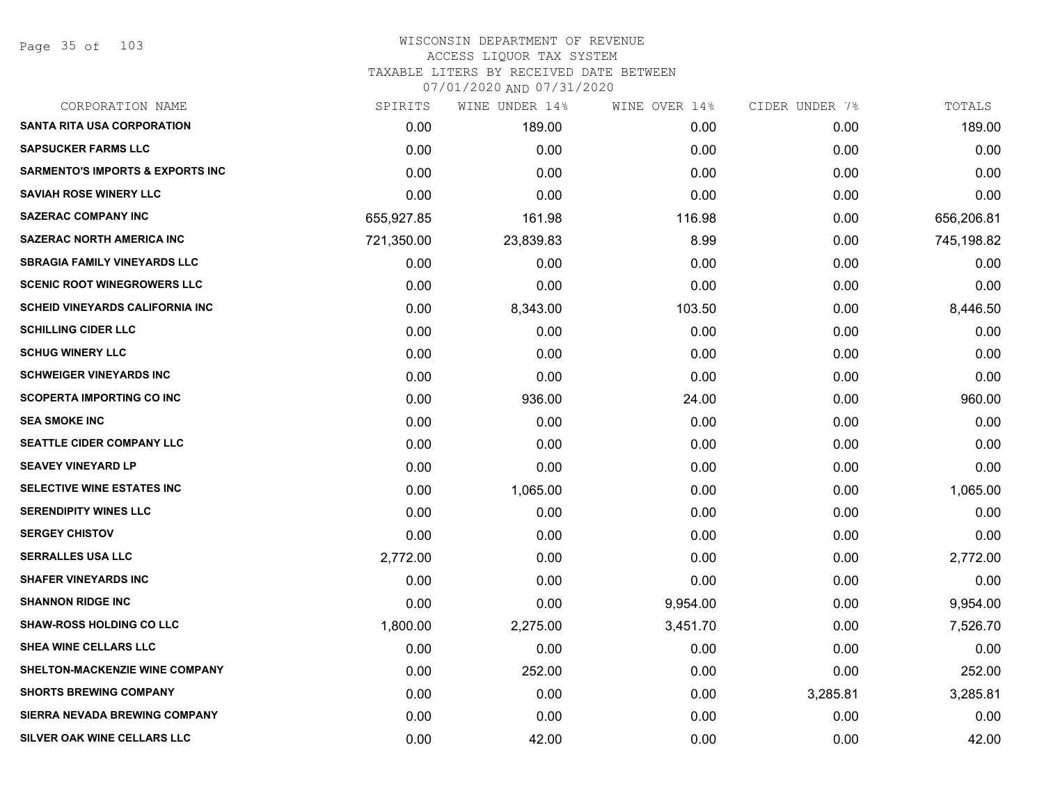WISCONSIN DEPARTMENT OF REVENUE
ACCESS LIQUOR TAX SYSTEM
TAXABLE LITERS BY RECEIVED DATE BETWEEN
07/01/2020 AND 07/31/2020

| CORPORATION NAME | SPIRITS | WINE UNDER 14% | WINE OVER 14% | CIDER UNDER 7% | TOTALS |
|---|---|---|---|---|---|
| SANTA RITA USA CORPORATION | 0.00 | 189.00 | 0.00 | 0.00 | 189.00 |
| SAPSUCKER FARMS LLC | 0.00 | 0.00 | 0.00 | 0.00 | 0.00 |
| SARMENTO'S IMPORTS & EXPORTS INC | 0.00 | 0.00 | 0.00 | 0.00 | 0.00 |
| SAVIAH ROSE WINERY LLC | 0.00 | 0.00 | 0.00 | 0.00 | 0.00 |
| SAZERAC COMPANY INC | 655,927.85 | 161.98 | 116.98 | 0.00 | 656,206.81 |
| SAZERAC NORTH AMERICA INC | 721,350.00 | 23,839.83 | 8.99 | 0.00 | 745,198.82 |
| SBRAGIA FAMILY VINEYARDS LLC | 0.00 | 0.00 | 0.00 | 0.00 | 0.00 |
| SCENIC ROOT WINEGROWERS LLC | 0.00 | 0.00 | 0.00 | 0.00 | 0.00 |
| SCHEID VINEYARDS CALIFORNIA INC | 0.00 | 8,343.00 | 103.50 | 0.00 | 8,446.50 |
| SCHILLING CIDER LLC | 0.00 | 0.00 | 0.00 | 0.00 | 0.00 |
| SCHUG WINERY LLC | 0.00 | 0.00 | 0.00 | 0.00 | 0.00 |
| SCHWEIGER VINEYARDS INC | 0.00 | 0.00 | 0.00 | 0.00 | 0.00 |
| SCOPERTA IMPORTING CO INC | 0.00 | 936.00 | 24.00 | 0.00 | 960.00 |
| SEA SMOKE INC | 0.00 | 0.00 | 0.00 | 0.00 | 0.00 |
| SEATTLE CIDER COMPANY LLC | 0.00 | 0.00 | 0.00 | 0.00 | 0.00 |
| SEAVEY VINEYARD LP | 0.00 | 0.00 | 0.00 | 0.00 | 0.00 |
| SELECTIVE WINE ESTATES INC | 0.00 | 1,065.00 | 0.00 | 0.00 | 1,065.00 |
| SERENDIPITY WINES LLC | 0.00 | 0.00 | 0.00 | 0.00 | 0.00 |
| SERGEY CHISTOV | 0.00 | 0.00 | 0.00 | 0.00 | 0.00 |
| SERRALLES USA LLC | 2,772.00 | 0.00 | 0.00 | 0.00 | 2,772.00 |
| SHAFER VINEYARDS INC | 0.00 | 0.00 | 0.00 | 0.00 | 0.00 |
| SHANNON RIDGE INC | 0.00 | 0.00 | 9,954.00 | 0.00 | 9,954.00 |
| SHAW-ROSS HOLDING CO LLC | 1,800.00 | 2,275.00 | 3,451.70 | 0.00 | 7,526.70 |
| SHEA WINE CELLARS LLC | 0.00 | 0.00 | 0.00 | 0.00 | 0.00 |
| SHELTON-MACKENZIE WINE COMPANY | 0.00 | 252.00 | 0.00 | 0.00 | 252.00 |
| SHORTS BREWING COMPANY | 0.00 | 0.00 | 0.00 | 3,285.81 | 3,285.81 |
| SIERRA NEVADA BREWING COMPANY | 0.00 | 0.00 | 0.00 | 0.00 | 0.00 |
| SILVER OAK WINE CELLARS LLC | 0.00 | 42.00 | 0.00 | 0.00 | 42.00 |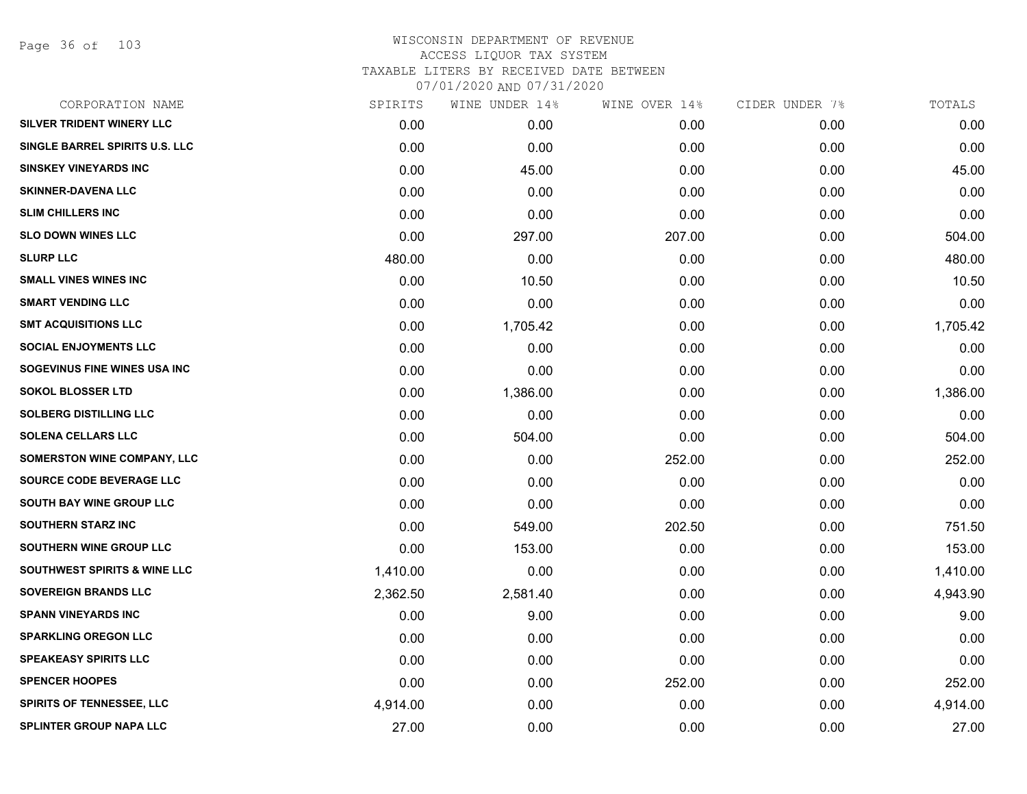WISCONSIN DEPARTMENT OF REVENUE
ACCESS LIQUOR TAX SYSTEM
TAXABLE LITERS BY RECEIVED DATE BETWEEN
07/01/2020 AND 07/31/2020

| CORPORATION NAME | SPIRITS | WINE UNDER 14% | WINE OVER 14% | CIDER UNDER 7% | TOTALS |
|---|---|---|---|---|---|
| SILVER TRIDENT WINERY LLC | 0.00 | 0.00 | 0.00 | 0.00 | 0.00 |
| SINGLE BARREL SPIRITS U.S. LLC | 0.00 | 0.00 | 0.00 | 0.00 | 0.00 |
| SINSKEY VINEYARDS INC | 0.00 | 45.00 | 0.00 | 0.00 | 45.00 |
| SKINNER-DAVENA LLC | 0.00 | 0.00 | 0.00 | 0.00 | 0.00 |
| SLIM CHILLERS INC | 0.00 | 0.00 | 0.00 | 0.00 | 0.00 |
| SLO DOWN WINES LLC | 0.00 | 297.00 | 207.00 | 0.00 | 504.00 |
| SLURP LLC | 480.00 | 0.00 | 0.00 | 0.00 | 480.00 |
| SMALL VINES WINES INC | 0.00 | 10.50 | 0.00 | 0.00 | 10.50 |
| SMART VENDING LLC | 0.00 | 0.00 | 0.00 | 0.00 | 0.00 |
| SMT ACQUISITIONS LLC | 0.00 | 1,705.42 | 0.00 | 0.00 | 1,705.42 |
| SOCIAL ENJOYMENTS LLC | 0.00 | 0.00 | 0.00 | 0.00 | 0.00 |
| SOGEVINUS FINE WINES USA INC | 0.00 | 0.00 | 0.00 | 0.00 | 0.00 |
| SOKOL BLOSSER LTD | 0.00 | 1,386.00 | 0.00 | 0.00 | 1,386.00 |
| SOLBERG DISTILLING LLC | 0.00 | 0.00 | 0.00 | 0.00 | 0.00 |
| SOLENA CELLARS LLC | 0.00 | 504.00 | 0.00 | 0.00 | 504.00 |
| SOMERSTON WINE COMPANY, LLC | 0.00 | 0.00 | 252.00 | 0.00 | 252.00 |
| SOURCE CODE BEVERAGE LLC | 0.00 | 0.00 | 0.00 | 0.00 | 0.00 |
| SOUTH BAY WINE GROUP LLC | 0.00 | 0.00 | 0.00 | 0.00 | 0.00 |
| SOUTHERN STARZ INC | 0.00 | 549.00 | 202.50 | 0.00 | 751.50 |
| SOUTHERN WINE GROUP LLC | 0.00 | 153.00 | 0.00 | 0.00 | 153.00 |
| SOUTHWEST SPIRITS & WINE LLC | 1,410.00 | 0.00 | 0.00 | 0.00 | 1,410.00 |
| SOVEREIGN BRANDS LLC | 2,362.50 | 2,581.40 | 0.00 | 0.00 | 4,943.90 |
| SPANN VINEYARDS INC | 0.00 | 9.00 | 0.00 | 0.00 | 9.00 |
| SPARKLING OREGON LLC | 0.00 | 0.00 | 0.00 | 0.00 | 0.00 |
| SPEAKEASY SPIRITS LLC | 0.00 | 0.00 | 0.00 | 0.00 | 0.00 |
| SPENCER HOOPES | 0.00 | 0.00 | 252.00 | 0.00 | 252.00 |
| SPIRITS OF TENNESSEE, LLC | 4,914.00 | 0.00 | 0.00 | 0.00 | 4,914.00 |
| SPLINTER GROUP NAPA LLC | 27.00 | 0.00 | 0.00 | 0.00 | 27.00 |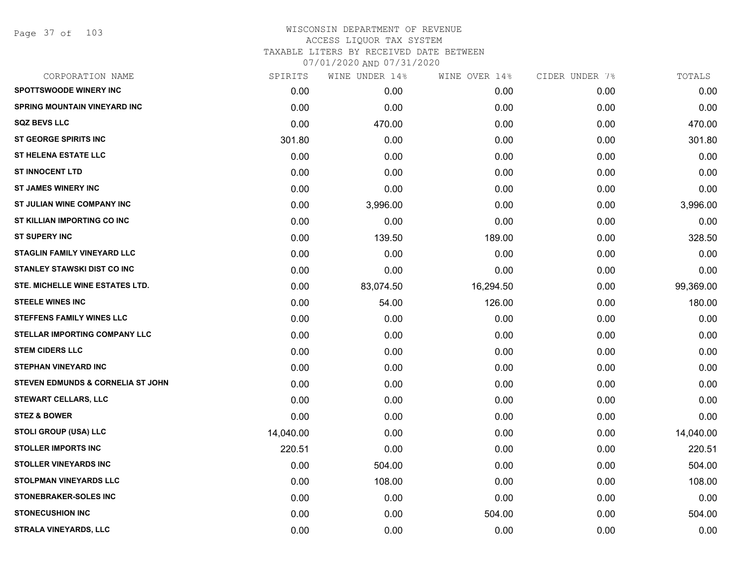WISCONSIN DEPARTMENT OF REVENUE
ACCESS LIQUOR TAX SYSTEM
TAXABLE LITERS BY RECEIVED DATE BETWEEN
07/01/2020 AND 07/31/2020

| CORPORATION NAME | SPIRITS | WINE UNDER 14% | WINE OVER 14% | CIDER UNDER 7% | TOTALS |
|---|---|---|---|---|---|
| SPOTTSWOODE WINERY INC | 0.00 | 0.00 | 0.00 | 0.00 | 0.00 |
| SPRING MOUNTAIN VINEYARD INC | 0.00 | 0.00 | 0.00 | 0.00 | 0.00 |
| SQZ BEVS LLC | 0.00 | 470.00 | 0.00 | 0.00 | 470.00 |
| ST GEORGE SPIRITS INC | 301.80 | 0.00 | 0.00 | 0.00 | 301.80 |
| ST HELENA ESTATE LLC | 0.00 | 0.00 | 0.00 | 0.00 | 0.00 |
| ST INNOCENT LTD | 0.00 | 0.00 | 0.00 | 0.00 | 0.00 |
| ST JAMES WINERY INC | 0.00 | 0.00 | 0.00 | 0.00 | 0.00 |
| ST JULIAN WINE COMPANY INC | 0.00 | 3,996.00 | 0.00 | 0.00 | 3,996.00 |
| ST KILLIAN IMPORTING CO INC | 0.00 | 0.00 | 0.00 | 0.00 | 0.00 |
| ST SUPERY INC | 0.00 | 139.50 | 189.00 | 0.00 | 328.50 |
| STAGLIN FAMILY VINEYARD LLC | 0.00 | 0.00 | 0.00 | 0.00 | 0.00 |
| STANLEY STAWSKI DIST CO INC | 0.00 | 0.00 | 0.00 | 0.00 | 0.00 |
| STE. MICHELLE WINE ESTATES LTD. | 0.00 | 83,074.50 | 16,294.50 | 0.00 | 99,369.00 |
| STEELE WINES INC | 0.00 | 54.00 | 126.00 | 0.00 | 180.00 |
| STEFFENS FAMILY WINES LLC | 0.00 | 0.00 | 0.00 | 0.00 | 0.00 |
| STELLAR IMPORTING COMPANY LLC | 0.00 | 0.00 | 0.00 | 0.00 | 0.00 |
| STEM CIDERS LLC | 0.00 | 0.00 | 0.00 | 0.00 | 0.00 |
| STEPHAN VINEYARD INC | 0.00 | 0.00 | 0.00 | 0.00 | 0.00 |
| STEVEN EDMUNDS & CORNELIA ST JOHN | 0.00 | 0.00 | 0.00 | 0.00 | 0.00 |
| STEWART CELLARS, LLC | 0.00 | 0.00 | 0.00 | 0.00 | 0.00 |
| STEZ & BOWER | 0.00 | 0.00 | 0.00 | 0.00 | 0.00 |
| STOLI GROUP (USA) LLC | 14,040.00 | 0.00 | 0.00 | 0.00 | 14,040.00 |
| STOLLER IMPORTS INC | 220.51 | 0.00 | 0.00 | 0.00 | 220.51 |
| STOLLER VINEYARDS INC | 0.00 | 504.00 | 0.00 | 0.00 | 504.00 |
| STOLPMAN VINEYARDS LLC | 0.00 | 108.00 | 0.00 | 0.00 | 108.00 |
| STONEBRAKER-SOLES INC | 0.00 | 0.00 | 0.00 | 0.00 | 0.00 |
| STONECUSHION INC | 0.00 | 0.00 | 504.00 | 0.00 | 504.00 |
| STRALA VINEYARDS, LLC | 0.00 | 0.00 | 0.00 | 0.00 | 0.00 |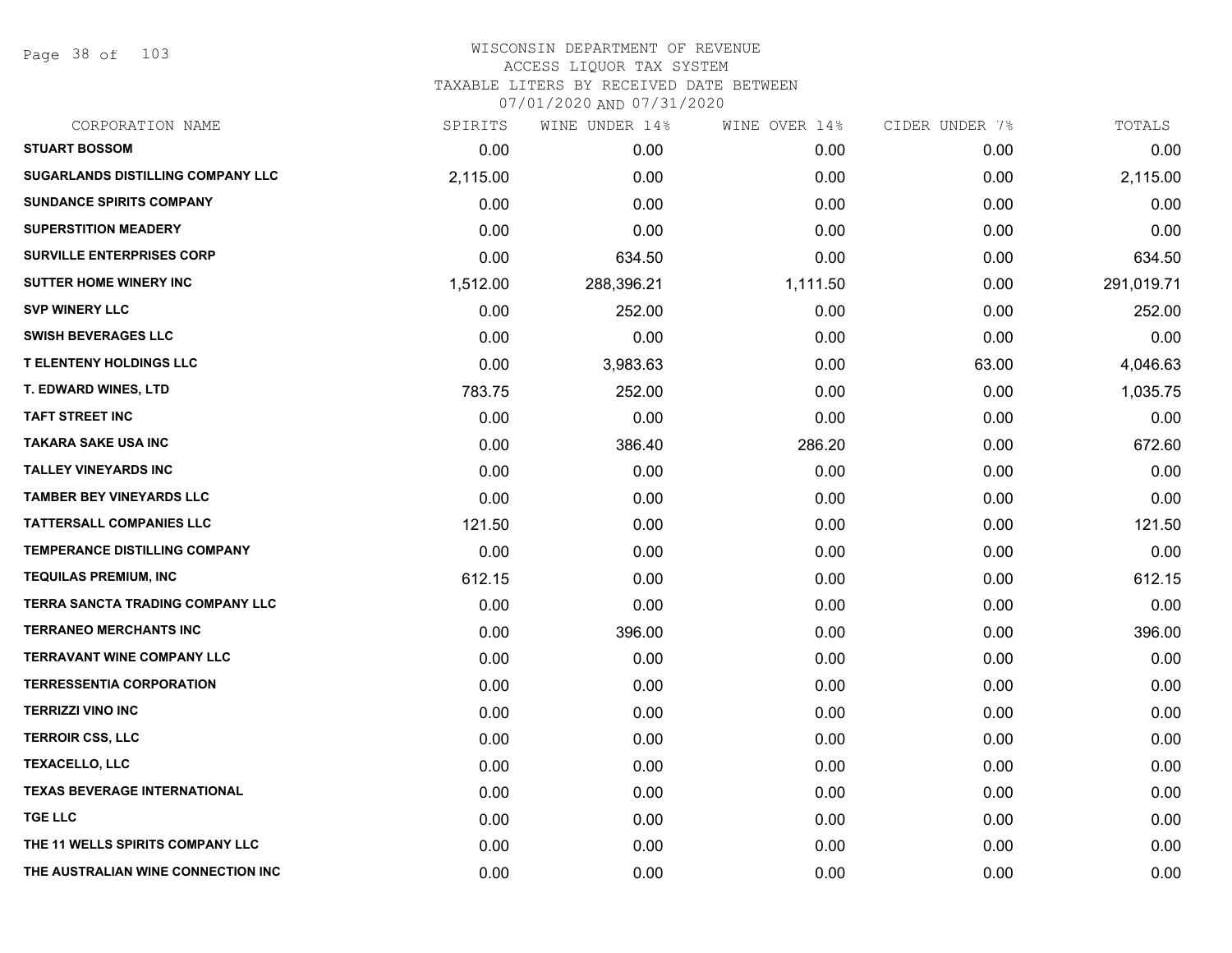WISCONSIN DEPARTMENT OF REVENUE
ACCESS LIQUOR TAX SYSTEM
TAXABLE LITERS BY RECEIVED DATE BETWEEN
07/01/2020 AND 07/31/2020

| CORPORATION NAME | SPIRITS | WINE UNDER 14% | WINE OVER 14% | CIDER UNDER 7% | TOTALS |
|---|---|---|---|---|---|
| STUART BOSSOM | 0.00 | 0.00 | 0.00 | 0.00 | 0.00 |
| SUGARLANDS DISTILLING COMPANY LLC | 2,115.00 | 0.00 | 0.00 | 0.00 | 2,115.00 |
| SUNDANCE SPIRITS COMPANY | 0.00 | 0.00 | 0.00 | 0.00 | 0.00 |
| SUPERSTITION MEADERY | 0.00 | 0.00 | 0.00 | 0.00 | 0.00 |
| SURVILLE ENTERPRISES CORP | 0.00 | 634.50 | 0.00 | 0.00 | 634.50 |
| SUTTER HOME WINERY INC | 1,512.00 | 288,396.21 | 1,111.50 | 0.00 | 291,019.71 |
| SVP WINERY LLC | 0.00 | 252.00 | 0.00 | 0.00 | 252.00 |
| SWISH BEVERAGES LLC | 0.00 | 0.00 | 0.00 | 0.00 | 0.00 |
| T ELENTENY HOLDINGS LLC | 0.00 | 3,983.63 | 0.00 | 63.00 | 4,046.63 |
| T. EDWARD WINES, LTD | 783.75 | 252.00 | 0.00 | 0.00 | 1,035.75 |
| TAFT STREET INC | 0.00 | 0.00 | 0.00 | 0.00 | 0.00 |
| TAKARA SAKE USA INC | 0.00 | 386.40 | 286.20 | 0.00 | 672.60 |
| TALLEY VINEYARDS INC | 0.00 | 0.00 | 0.00 | 0.00 | 0.00 |
| TAMBER BEY VINEYARDS LLC | 0.00 | 0.00 | 0.00 | 0.00 | 0.00 |
| TATTERSALL COMPANIES LLC | 121.50 | 0.00 | 0.00 | 0.00 | 121.50 |
| TEMPERANCE DISTILLING COMPANY | 0.00 | 0.00 | 0.00 | 0.00 | 0.00 |
| TEQUILAS PREMIUM, INC | 612.15 | 0.00 | 0.00 | 0.00 | 612.15 |
| TERRA SANCTA TRADING COMPANY LLC | 0.00 | 0.00 | 0.00 | 0.00 | 0.00 |
| TERRANEO MERCHANTS INC | 0.00 | 396.00 | 0.00 | 0.00 | 396.00 |
| TERRAVANT WINE COMPANY LLC | 0.00 | 0.00 | 0.00 | 0.00 | 0.00 |
| TERRESSENTIA CORPORATION | 0.00 | 0.00 | 0.00 | 0.00 | 0.00 |
| TERRIZZI VINO INC | 0.00 | 0.00 | 0.00 | 0.00 | 0.00 |
| TERROIR CSS, LLC | 0.00 | 0.00 | 0.00 | 0.00 | 0.00 |
| TEXACELLO, LLC | 0.00 | 0.00 | 0.00 | 0.00 | 0.00 |
| TEXAS BEVERAGE INTERNATIONAL | 0.00 | 0.00 | 0.00 | 0.00 | 0.00 |
| TGE LLC | 0.00 | 0.00 | 0.00 | 0.00 | 0.00 |
| THE 11 WELLS SPIRITS COMPANY LLC | 0.00 | 0.00 | 0.00 | 0.00 | 0.00 |
| THE AUSTRALIAN WINE CONNECTION INC | 0.00 | 0.00 | 0.00 | 0.00 | 0.00 |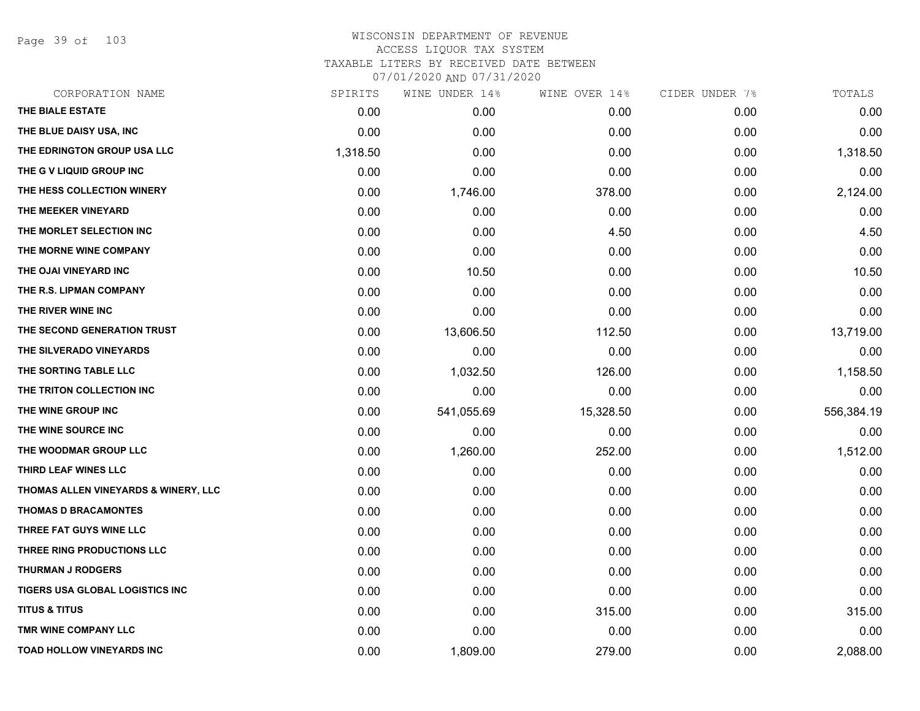# WISCONSIN DEPARTMENT OF REVENUE
## ACCESS LIQUOR TAX SYSTEM
### TAXABLE LITERS BY RECEIVED DATE BETWEEN 07/01/2020 AND 07/31/2020

| CORPORATION NAME | SPIRITS | WINE UNDER 14% | WINE OVER 14% | CIDER UNDER 7% | TOTALS |
|---|---|---|---|---|---|
| THE BIALE ESTATE | 0.00 | 0.00 | 0.00 | 0.00 | 0.00 |
| THE BLUE DAISY USA, INC | 0.00 | 0.00 | 0.00 | 0.00 | 0.00 |
| THE EDRINGTON GROUP USA LLC | 1,318.50 | 0.00 | 0.00 | 0.00 | 1,318.50 |
| THE G V LIQUID GROUP INC | 0.00 | 0.00 | 0.00 | 0.00 | 0.00 |
| THE HESS COLLECTION WINERY | 0.00 | 1,746.00 | 378.00 | 0.00 | 2,124.00 |
| THE MEEKER VINEYARD | 0.00 | 0.00 | 0.00 | 0.00 | 0.00 |
| THE MORLET SELECTION INC | 0.00 | 0.00 | 4.50 | 0.00 | 4.50 |
| THE MORNE WINE COMPANY | 0.00 | 0.00 | 0.00 | 0.00 | 0.00 |
| THE OJAI VINEYARD INC | 0.00 | 10.50 | 0.00 | 0.00 | 10.50 |
| THE R.S. LIPMAN COMPANY | 0.00 | 0.00 | 0.00 | 0.00 | 0.00 |
| THE RIVER WINE INC | 0.00 | 0.00 | 0.00 | 0.00 | 0.00 |
| THE SECOND GENERATION TRUST | 0.00 | 13,606.50 | 112.50 | 0.00 | 13,719.00 |
| THE SILVERADO VINEYARDS | 0.00 | 0.00 | 0.00 | 0.00 | 0.00 |
| THE SORTING TABLE LLC | 0.00 | 1,032.50 | 126.00 | 0.00 | 1,158.50 |
| THE TRITON COLLECTION INC | 0.00 | 0.00 | 0.00 | 0.00 | 0.00 |
| THE WINE GROUP INC | 0.00 | 541,055.69 | 15,328.50 | 0.00 | 556,384.19 |
| THE WINE SOURCE INC | 0.00 | 0.00 | 0.00 | 0.00 | 0.00 |
| THE WOODMAR GROUP LLC | 0.00 | 1,260.00 | 252.00 | 0.00 | 1,512.00 |
| THIRD LEAF WINES LLC | 0.00 | 0.00 | 0.00 | 0.00 | 0.00 |
| THOMAS ALLEN VINEYARDS & WINERY, LLC | 0.00 | 0.00 | 0.00 | 0.00 | 0.00 |
| THOMAS D BRACAMONTES | 0.00 | 0.00 | 0.00 | 0.00 | 0.00 |
| THREE FAT GUYS WINE LLC | 0.00 | 0.00 | 0.00 | 0.00 | 0.00 |
| THREE RING PRODUCTIONS LLC | 0.00 | 0.00 | 0.00 | 0.00 | 0.00 |
| THURMAN J RODGERS | 0.00 | 0.00 | 0.00 | 0.00 | 0.00 |
| TIGERS USA GLOBAL LOGISTICS INC | 0.00 | 0.00 | 0.00 | 0.00 | 0.00 |
| TITUS & TITUS | 0.00 | 0.00 | 315.00 | 0.00 | 315.00 |
| TMR WINE COMPANY LLC | 0.00 | 0.00 | 0.00 | 0.00 | 0.00 |
| TOAD HOLLOW VINEYARDS INC | 0.00 | 1,809.00 | 279.00 | 0.00 | 2,088.00 |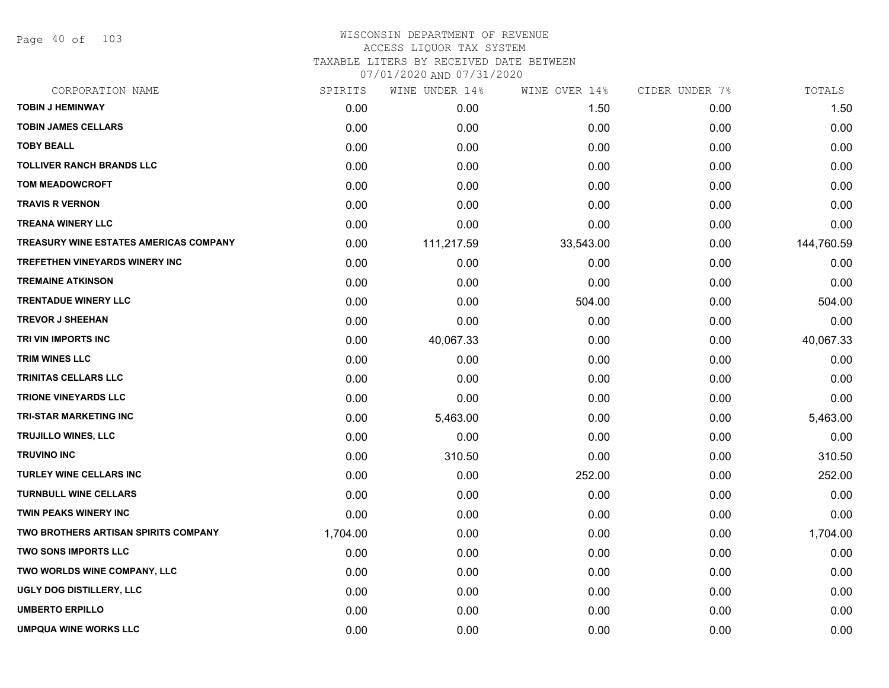# WISCONSIN DEPARTMENT OF REVENUE
## ACCESS LIQUOR TAX SYSTEM
### TAXABLE LITERS BY RECEIVED DATE BETWEEN 07/01/2020 AND 07/31/2020

| CORPORATION NAME | SPIRITS | WINE UNDER 14% | WINE OVER 14% | CIDER UNDER 7% | TOTALS |
|---|---|---|---|---|---|
| TOBIN J HEMINWAY | 0.00 | 0.00 | 1.50 | 0.00 | 1.50 |
| TOBIN JAMES CELLARS | 0.00 | 0.00 | 0.00 | 0.00 | 0.00 |
| TOBY BEALL | 0.00 | 0.00 | 0.00 | 0.00 | 0.00 |
| TOLLIVER RANCH BRANDS LLC | 0.00 | 0.00 | 0.00 | 0.00 | 0.00 |
| TOM MEADOWCROFT | 0.00 | 0.00 | 0.00 | 0.00 | 0.00 |
| TRAVIS R VERNON | 0.00 | 0.00 | 0.00 | 0.00 | 0.00 |
| TREANA WINERY LLC | 0.00 | 0.00 | 0.00 | 0.00 | 0.00 |
| TREASURY WINE ESTATES AMERICAS COMPANY | 0.00 | 111,217.59 | 33,543.00 | 0.00 | 144,760.59 |
| TREFETHEN VINEYARDS WINERY INC | 0.00 | 0.00 | 0.00 | 0.00 | 0.00 |
| TREMAINE ATKINSON | 0.00 | 0.00 | 0.00 | 0.00 | 0.00 |
| TRENTADUE WINERY LLC | 0.00 | 0.00 | 504.00 | 0.00 | 504.00 |
| TREVOR J SHEEHAN | 0.00 | 0.00 | 0.00 | 0.00 | 0.00 |
| TRI VIN IMPORTS INC | 0.00 | 40,067.33 | 0.00 | 0.00 | 40,067.33 |
| TRIM WINES LLC | 0.00 | 0.00 | 0.00 | 0.00 | 0.00 |
| TRINITAS CELLARS LLC | 0.00 | 0.00 | 0.00 | 0.00 | 0.00 |
| TRIONE VINEYARDS LLC | 0.00 | 0.00 | 0.00 | 0.00 | 0.00 |
| TRI-STAR MARKETING INC | 0.00 | 5,463.00 | 0.00 | 0.00 | 5,463.00 |
| TRUJILLO WINES, LLC | 0.00 | 0.00 | 0.00 | 0.00 | 0.00 |
| TRUVINO INC | 0.00 | 310.50 | 0.00 | 0.00 | 310.50 |
| TURLEY WINE CELLARS INC | 0.00 | 0.00 | 252.00 | 0.00 | 252.00 |
| TURNBULL WINE CELLARS | 0.00 | 0.00 | 0.00 | 0.00 | 0.00 |
| TWIN PEAKS WINERY INC | 0.00 | 0.00 | 0.00 | 0.00 | 0.00 |
| TWO BROTHERS ARTISAN SPIRITS COMPANY | 1,704.00 | 0.00 | 0.00 | 0.00 | 1,704.00 |
| TWO SONS IMPORTS LLC | 0.00 | 0.00 | 0.00 | 0.00 | 0.00 |
| TWO WORLDS WINE COMPANY, LLC | 0.00 | 0.00 | 0.00 | 0.00 | 0.00 |
| UGLY DOG DISTILLERY, LLC | 0.00 | 0.00 | 0.00 | 0.00 | 0.00 |
| UMBERTO ERPILLO | 0.00 | 0.00 | 0.00 | 0.00 | 0.00 |
| UMPQUA WINE WORKS LLC | 0.00 | 0.00 | 0.00 | 0.00 | 0.00 |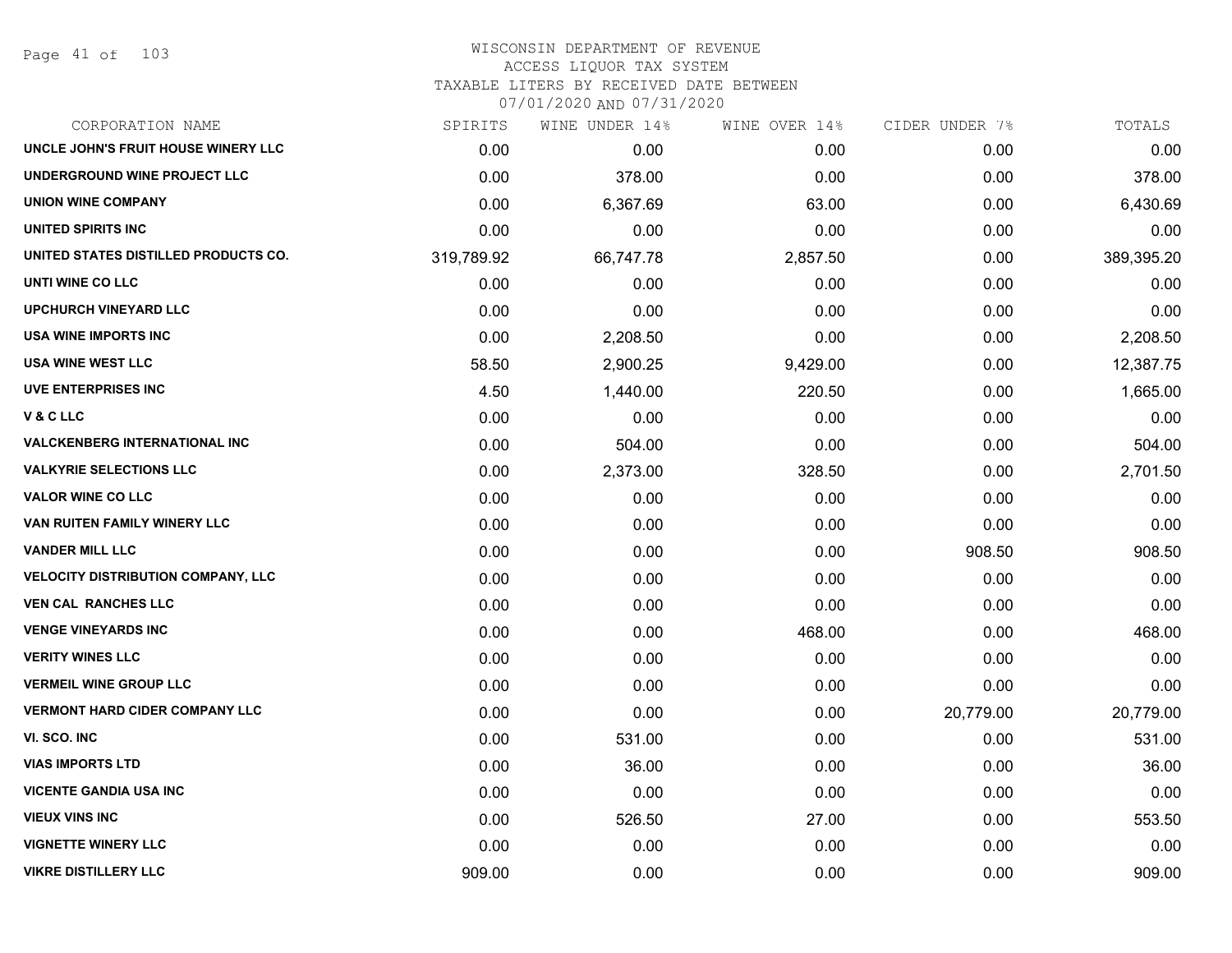WISCONSIN DEPARTMENT OF REVENUE
ACCESS LIQUOR TAX SYSTEM
TAXABLE LITERS BY RECEIVED DATE BETWEEN
07/01/2020 AND 07/31/2020

| CORPORATION NAME | SPIRITS | WINE UNDER 14% | WINE OVER 14% | CIDER UNDER 7% | TOTALS |
|---|---|---|---|---|---|
| UNCLE JOHN'S FRUIT HOUSE WINERY LLC | 0.00 | 0.00 | 0.00 | 0.00 | 0.00 |
| UNDERGROUND WINE PROJECT LLC | 0.00 | 378.00 | 0.00 | 0.00 | 378.00 |
| UNION WINE COMPANY | 0.00 | 6,367.69 | 63.00 | 0.00 | 6,430.69 |
| UNITED SPIRITS INC | 0.00 | 0.00 | 0.00 | 0.00 | 0.00 |
| UNITED STATES DISTILLED PRODUCTS CO. | 319,789.92 | 66,747.78 | 2,857.50 | 0.00 | 389,395.20 |
| UNTI WINE CO LLC | 0.00 | 0.00 | 0.00 | 0.00 | 0.00 |
| UPCHURCH VINEYARD LLC | 0.00 | 0.00 | 0.00 | 0.00 | 0.00 |
| USA WINE IMPORTS INC | 0.00 | 2,208.50 | 0.00 | 0.00 | 2,208.50 |
| USA WINE WEST LLC | 58.50 | 2,900.25 | 9,429.00 | 0.00 | 12,387.75 |
| UVE ENTERPRISES INC | 4.50 | 1,440.00 | 220.50 | 0.00 | 1,665.00 |
| V & C LLC | 0.00 | 0.00 | 0.00 | 0.00 | 0.00 |
| VALCKENBERG INTERNATIONAL INC | 0.00 | 504.00 | 0.00 | 0.00 | 504.00 |
| VALKYRIE SELECTIONS LLC | 0.00 | 2,373.00 | 328.50 | 0.00 | 2,701.50 |
| VALOR WINE CO LLC | 0.00 | 0.00 | 0.00 | 0.00 | 0.00 |
| VAN RUITEN FAMILY WINERY LLC | 0.00 | 0.00 | 0.00 | 0.00 | 0.00 |
| VANDER MILL LLC | 0.00 | 0.00 | 0.00 | 908.50 | 908.50 |
| VELOCITY DISTRIBUTION COMPANY, LLC | 0.00 | 0.00 | 0.00 | 0.00 | 0.00 |
| VEN CAL RANCHES LLC | 0.00 | 0.00 | 0.00 | 0.00 | 0.00 |
| VENGE VINEYARDS INC | 0.00 | 0.00 | 468.00 | 0.00 | 468.00 |
| VERITY WINES LLC | 0.00 | 0.00 | 0.00 | 0.00 | 0.00 |
| VERMEIL WINE GROUP LLC | 0.00 | 0.00 | 0.00 | 0.00 | 0.00 |
| VERMONT HARD CIDER COMPANY LLC | 0.00 | 0.00 | 0.00 | 20,779.00 | 20,779.00 |
| VI. SCO. INC | 0.00 | 531.00 | 0.00 | 0.00 | 531.00 |
| VIAS IMPORTS LTD | 0.00 | 36.00 | 0.00 | 0.00 | 36.00 |
| VICENTE GANDIA USA INC | 0.00 | 0.00 | 0.00 | 0.00 | 0.00 |
| VIEUX VINS INC | 0.00 | 526.50 | 27.00 | 0.00 | 553.50 |
| VIGNETTE WINERY LLC | 0.00 | 0.00 | 0.00 | 0.00 | 0.00 |
| VIKRE DISTILLERY LLC | 909.00 | 0.00 | 0.00 | 0.00 | 909.00 |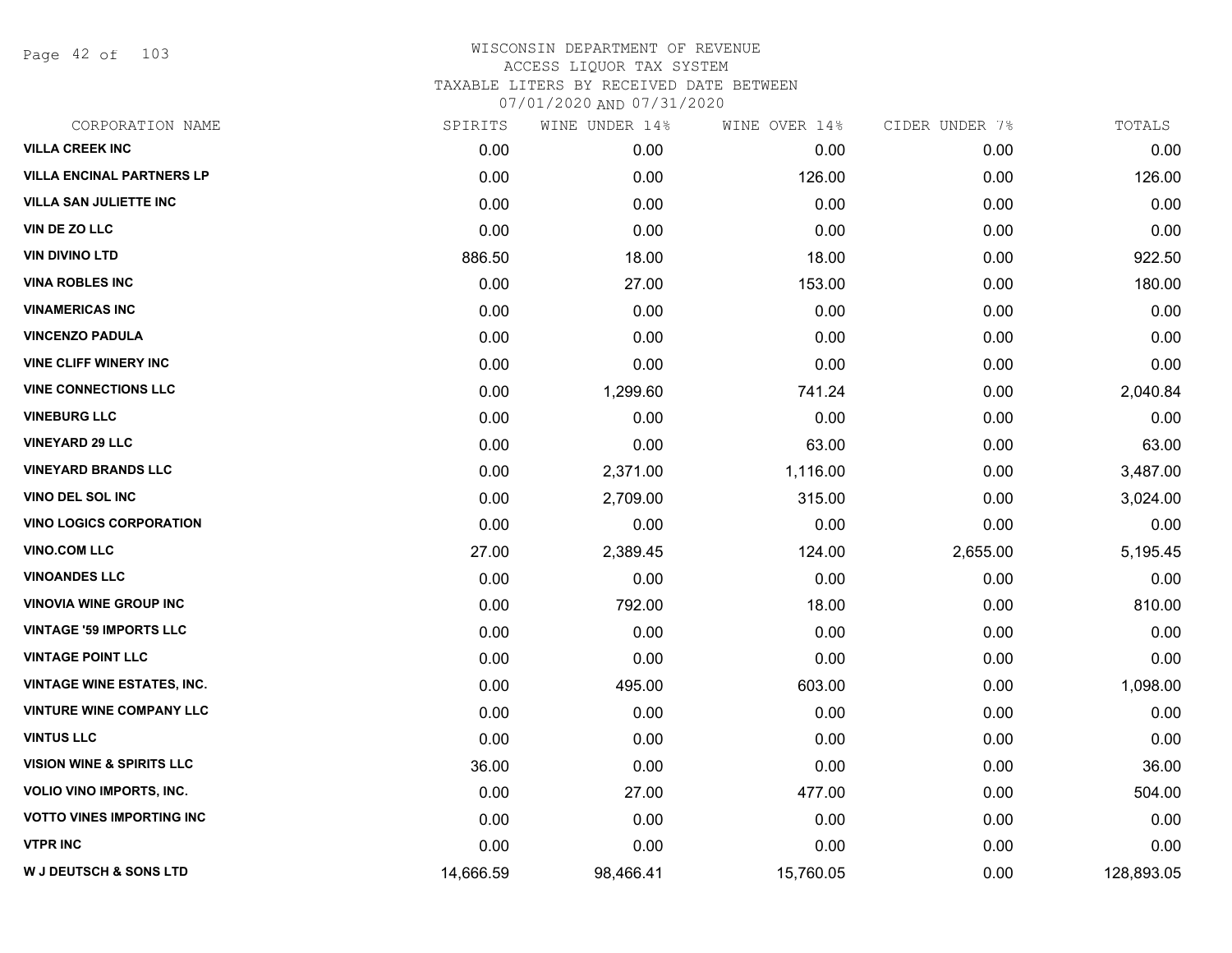# WISCONSIN DEPARTMENT OF REVENUE
ACCESS LIQUOR TAX SYSTEM
TAXABLE LITERS BY RECEIVED DATE BETWEEN
07/01/2020 AND 07/31/2020

| CORPORATION NAME | SPIRITS | WINE UNDER 14% | WINE OVER 14% | CIDER UNDER 7% | TOTALS |
|---|---|---|---|---|---|
| VILLA CREEK INC | 0.00 | 0.00 | 0.00 | 0.00 | 0.00 |
| VILLA ENCINAL PARTNERS LP | 0.00 | 0.00 | 126.00 | 0.00 | 126.00 |
| VILLA SAN JULIETTE INC | 0.00 | 0.00 | 0.00 | 0.00 | 0.00 |
| VIN DE ZO LLC | 0.00 | 0.00 | 0.00 | 0.00 | 0.00 |
| VIN DIVINO LTD | 886.50 | 18.00 | 18.00 | 0.00 | 922.50 |
| VINA ROBLES INC | 0.00 | 27.00 | 153.00 | 0.00 | 180.00 |
| VINAMERICAS INC | 0.00 | 0.00 | 0.00 | 0.00 | 0.00 |
| VINCENZO PADULA | 0.00 | 0.00 | 0.00 | 0.00 | 0.00 |
| VINE CLIFF WINERY INC | 0.00 | 0.00 | 0.00 | 0.00 | 0.00 |
| VINE CONNECTIONS LLC | 0.00 | 1,299.60 | 741.24 | 0.00 | 2,040.84 |
| VINEBURG LLC | 0.00 | 0.00 | 0.00 | 0.00 | 0.00 |
| VINEYARD 29 LLC | 0.00 | 0.00 | 63.00 | 0.00 | 63.00 |
| VINEYARD BRANDS LLC | 0.00 | 2,371.00 | 1,116.00 | 0.00 | 3,487.00 |
| VINO DEL SOL INC | 0.00 | 2,709.00 | 315.00 | 0.00 | 3,024.00 |
| VINO LOGICS CORPORATION | 0.00 | 0.00 | 0.00 | 0.00 | 0.00 |
| VINO.COM LLC | 27.00 | 2,389.45 | 124.00 | 2,655.00 | 5,195.45 |
| VINOANDES LLC | 0.00 | 0.00 | 0.00 | 0.00 | 0.00 |
| VINOVIA WINE GROUP INC | 0.00 | 792.00 | 18.00 | 0.00 | 810.00 |
| VINTAGE '59 IMPORTS LLC | 0.00 | 0.00 | 0.00 | 0.00 | 0.00 |
| VINTAGE POINT LLC | 0.00 | 0.00 | 0.00 | 0.00 | 0.00 |
| VINTAGE WINE ESTATES, INC. | 0.00 | 495.00 | 603.00 | 0.00 | 1,098.00 |
| VINTURE WINE COMPANY LLC | 0.00 | 0.00 | 0.00 | 0.00 | 0.00 |
| VINTUS LLC | 0.00 | 0.00 | 0.00 | 0.00 | 0.00 |
| VISION WINE & SPIRITS LLC | 36.00 | 0.00 | 0.00 | 0.00 | 36.00 |
| VOLIO VINO IMPORTS, INC. | 0.00 | 27.00 | 477.00 | 0.00 | 504.00 |
| VOTTO VINES IMPORTING INC | 0.00 | 0.00 | 0.00 | 0.00 | 0.00 |
| VTPR INC | 0.00 | 0.00 | 0.00 | 0.00 | 0.00 |
| W J DEUTSCH & SONS LTD | 14,666.59 | 98,466.41 | 15,760.05 | 0.00 | 128,893.05 |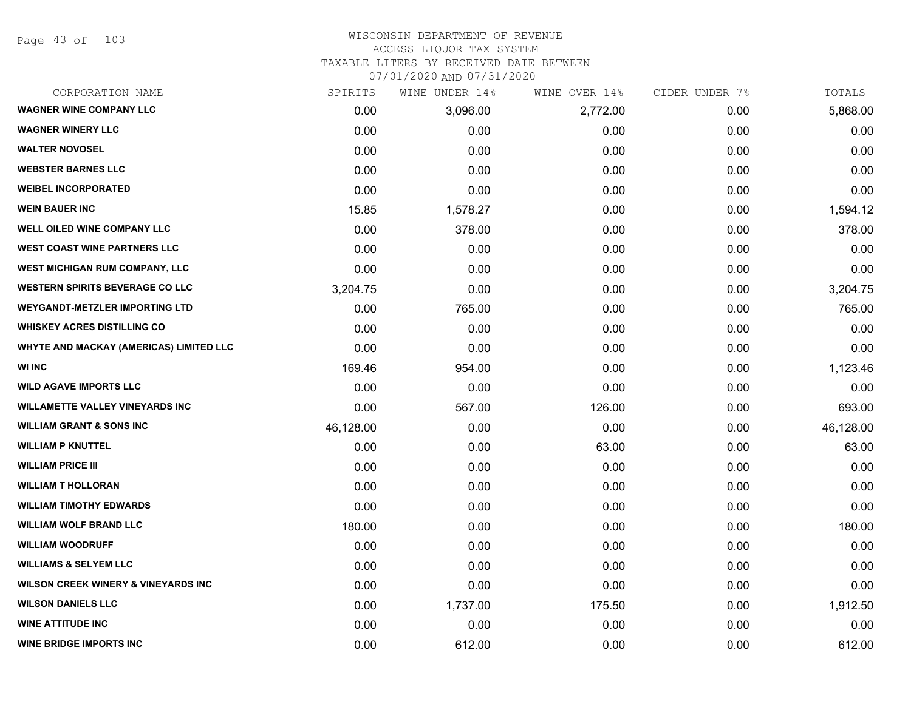# WISCONSIN DEPARTMENT OF REVENUE
## ACCESS LIQUOR TAX SYSTEM
### TAXABLE LITERS BY RECEIVED DATE BETWEEN 07/01/2020 AND 07/31/2020

| CORPORATION NAME | SPIRITS | WINE UNDER 14% | WINE OVER 14% | CIDER UNDER 7% | TOTALS |
|---|---|---|---|---|---|
| WAGNER WINE COMPANY LLC | 0.00 | 3,096.00 | 2,772.00 | 0.00 | 5,868.00 |
| WAGNER WINERY LLC | 0.00 | 0.00 | 0.00 | 0.00 | 0.00 |
| WALTER NOVOSEL | 0.00 | 0.00 | 0.00 | 0.00 | 0.00 |
| WEBSTER BARNES LLC | 0.00 | 0.00 | 0.00 | 0.00 | 0.00 |
| WEIBEL INCORPORATED | 0.00 | 0.00 | 0.00 | 0.00 | 0.00 |
| WEIN BAUER INC | 15.85 | 1,578.27 | 0.00 | 0.00 | 1,594.12 |
| WELL OILED WINE COMPANY LLC | 0.00 | 378.00 | 0.00 | 0.00 | 378.00 |
| WEST COAST WINE PARTNERS LLC | 0.00 | 0.00 | 0.00 | 0.00 | 0.00 |
| WEST MICHIGAN RUM COMPANY, LLC | 0.00 | 0.00 | 0.00 | 0.00 | 0.00 |
| WESTERN SPIRITS BEVERAGE CO LLC | 3,204.75 | 0.00 | 0.00 | 0.00 | 3,204.75 |
| WEYGANDT-METZLER IMPORTING LTD | 0.00 | 765.00 | 0.00 | 0.00 | 765.00 |
| WHISKEY ACRES DISTILLING CO | 0.00 | 0.00 | 0.00 | 0.00 | 0.00 |
| WHYTE AND MACKAY (AMERICAS) LIMITED LLC | 0.00 | 0.00 | 0.00 | 0.00 | 0.00 |
| WI INC | 169.46 | 954.00 | 0.00 | 0.00 | 1,123.46 |
| WILD AGAVE IMPORTS LLC | 0.00 | 0.00 | 0.00 | 0.00 | 0.00 |
| WILLAMETTE VALLEY VINEYARDS INC | 0.00 | 567.00 | 126.00 | 0.00 | 693.00 |
| WILLIAM GRANT & SONS INC | 46,128.00 | 0.00 | 0.00 | 0.00 | 46,128.00 |
| WILLIAM P KNUTTEL | 0.00 | 0.00 | 63.00 | 0.00 | 63.00 |
| WILLIAM PRICE III | 0.00 | 0.00 | 0.00 | 0.00 | 0.00 |
| WILLIAM T HOLLORAN | 0.00 | 0.00 | 0.00 | 0.00 | 0.00 |
| WILLIAM TIMOTHY EDWARDS | 0.00 | 0.00 | 0.00 | 0.00 | 0.00 |
| WILLIAM WOLF BRAND LLC | 180.00 | 0.00 | 0.00 | 0.00 | 180.00 |
| WILLIAM WOODRUFF | 0.00 | 0.00 | 0.00 | 0.00 | 0.00 |
| WILLIAMS & SELYEM LLC | 0.00 | 0.00 | 0.00 | 0.00 | 0.00 |
| WILSON CREEK WINERY & VINEYARDS INC | 0.00 | 0.00 | 0.00 | 0.00 | 0.00 |
| WILSON DANIELS LLC | 0.00 | 1,737.00 | 175.50 | 0.00 | 1,912.50 |
| WINE ATTITUDE INC | 0.00 | 0.00 | 0.00 | 0.00 | 0.00 |
| WINE BRIDGE IMPORTS INC | 0.00 | 612.00 | 0.00 | 0.00 | 612.00 |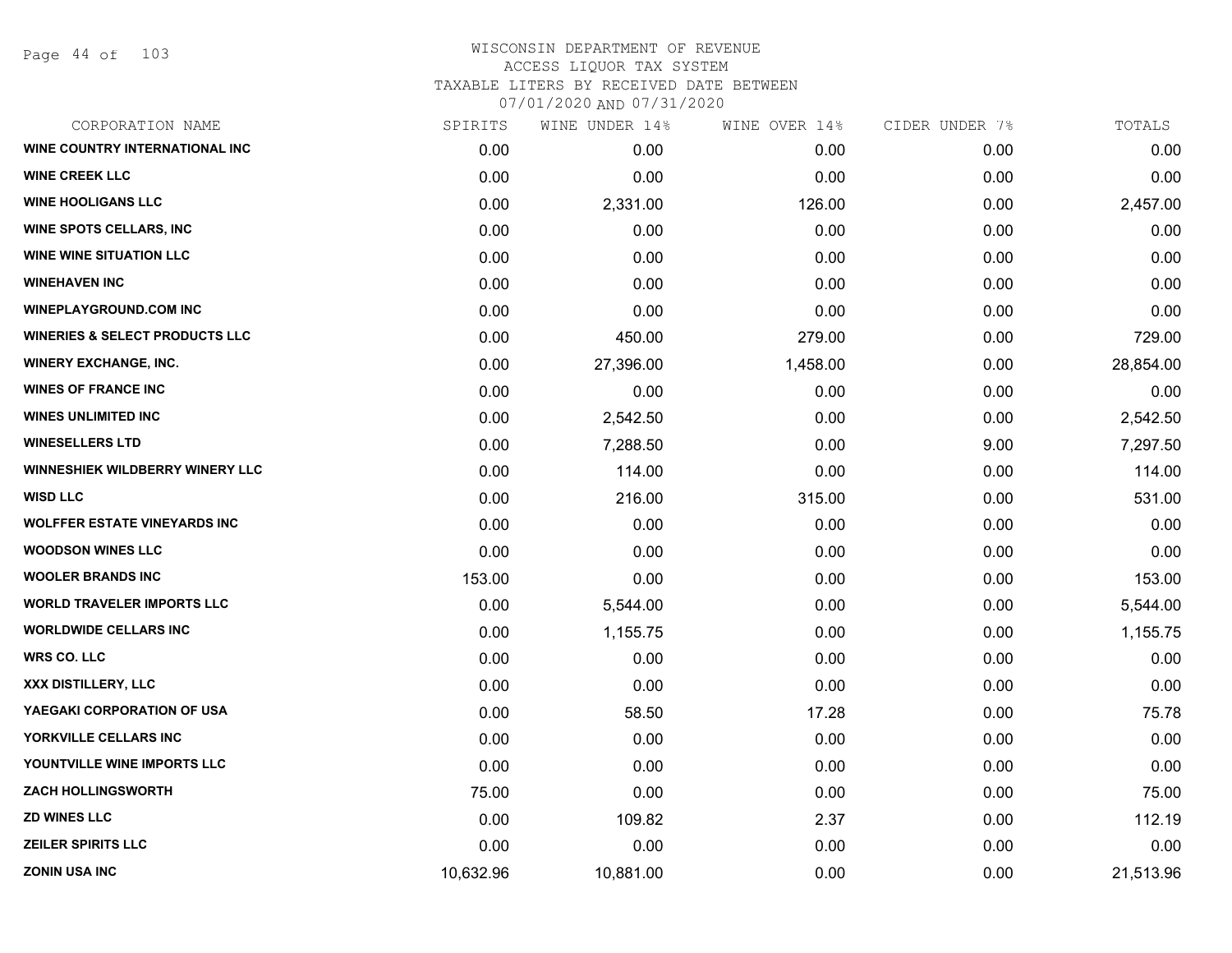# WISCONSIN DEPARTMENT OF REVENUE
## ACCESS LIQUOR TAX SYSTEM
### TAXABLE LITERS BY RECEIVED DATE BETWEEN 07/01/2020 AND 07/31/2020

| CORPORATION NAME | SPIRITS | WINE UNDER 14% | WINE OVER 14% | CIDER UNDER 7% | TOTALS |
|---|---|---|---|---|---|
| WINE COUNTRY INTERNATIONAL INC | 0.00 | 0.00 | 0.00 | 0.00 | 0.00 |
| WINE CREEK LLC | 0.00 | 0.00 | 0.00 | 0.00 | 0.00 |
| WINE HOOLIGANS LLC | 0.00 | 2,331.00 | 126.00 | 0.00 | 2,457.00 |
| WINE SPOTS CELLARS, INC | 0.00 | 0.00 | 0.00 | 0.00 | 0.00 |
| WINE WINE SITUATION LLC | 0.00 | 0.00 | 0.00 | 0.00 | 0.00 |
| WINEHAVEN INC | 0.00 | 0.00 | 0.00 | 0.00 | 0.00 |
| WINEPLAYGROUND.COM INC | 0.00 | 0.00 | 0.00 | 0.00 | 0.00 |
| WINERIES & SELECT PRODUCTS LLC | 0.00 | 450.00 | 279.00 | 0.00 | 729.00 |
| WINERY EXCHANGE, INC. | 0.00 | 27,396.00 | 1,458.00 | 0.00 | 28,854.00 |
| WINES OF FRANCE INC | 0.00 | 0.00 | 0.00 | 0.00 | 0.00 |
| WINES UNLIMITED INC | 0.00 | 2,542.50 | 0.00 | 0.00 | 2,542.50 |
| WINESELLERS LTD | 0.00 | 7,288.50 | 0.00 | 9.00 | 7,297.50 |
| WINNESHIEK WILDBERRY WINERY LLC | 0.00 | 114.00 | 0.00 | 0.00 | 114.00 |
| WISD LLC | 0.00 | 216.00 | 315.00 | 0.00 | 531.00 |
| WOLFFER ESTATE VINEYARDS INC | 0.00 | 0.00 | 0.00 | 0.00 | 0.00 |
| WOODSON WINES LLC | 0.00 | 0.00 | 0.00 | 0.00 | 0.00 |
| WOOLER BRANDS INC | 153.00 | 0.00 | 0.00 | 0.00 | 153.00 |
| WORLD TRAVELER IMPORTS LLC | 0.00 | 5,544.00 | 0.00 | 0.00 | 5,544.00 |
| WORLDWIDE CELLARS INC | 0.00 | 1,155.75 | 0.00 | 0.00 | 1,155.75 |
| WRS CO. LLC | 0.00 | 0.00 | 0.00 | 0.00 | 0.00 |
| XXX DISTILLERY, LLC | 0.00 | 0.00 | 0.00 | 0.00 | 0.00 |
| YAEGAKI CORPORATION OF USA | 0.00 | 58.50 | 17.28 | 0.00 | 75.78 |
| YORKVILLE CELLARS INC | 0.00 | 0.00 | 0.00 | 0.00 | 0.00 |
| YOUNTVILLE WINE IMPORTS LLC | 0.00 | 0.00 | 0.00 | 0.00 | 0.00 |
| ZACH HOLLINGSWORTH | 75.00 | 0.00 | 0.00 | 0.00 | 75.00 |
| ZD WINES LLC | 0.00 | 109.82 | 2.37 | 0.00 | 112.19 |
| ZEILER SPIRITS LLC | 0.00 | 0.00 | 0.00 | 0.00 | 0.00 |
| ZONIN USA INC | 10,632.96 | 10,881.00 | 0.00 | 0.00 | 21,513.96 |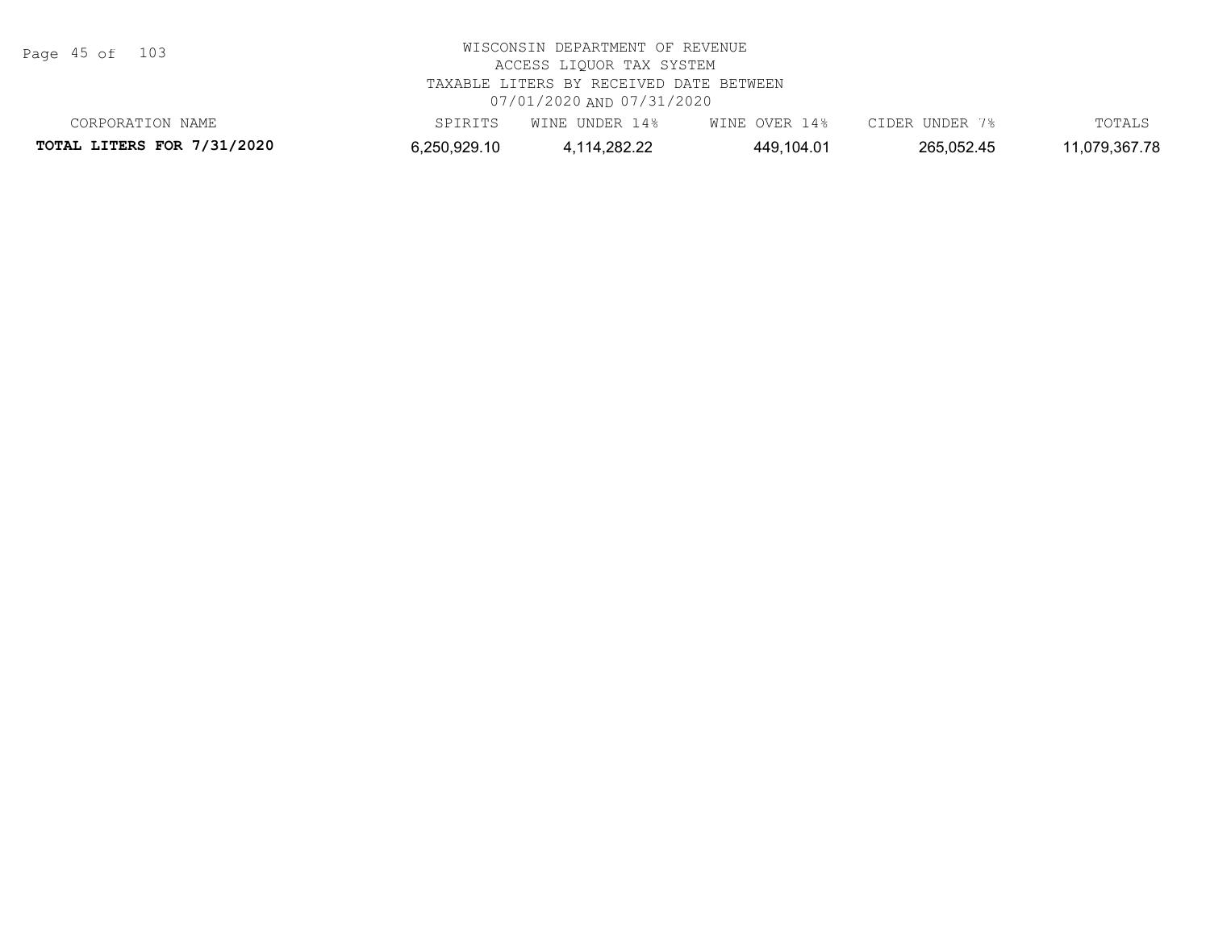WISCONSIN DEPARTMENT OF REVENUE
ACCESS LIQUOR TAX SYSTEM
TAXABLE LITERS BY RECEIVED DATE BETWEEN
07/01/2020 AND 07/31/2020

| CORPORATION NAME | SPIRITS | WINE UNDER 14% | WINE OVER 14% | CIDER UNDER 7% | TOTALS |
| --- | --- | --- | --- | --- | --- |
| **TOTAL LITERS FOR 7/31/2020** | 6,250,929.10 | 4,114,282.22 | 449,104.01 | 265,052.45 | 11,079,367.78 |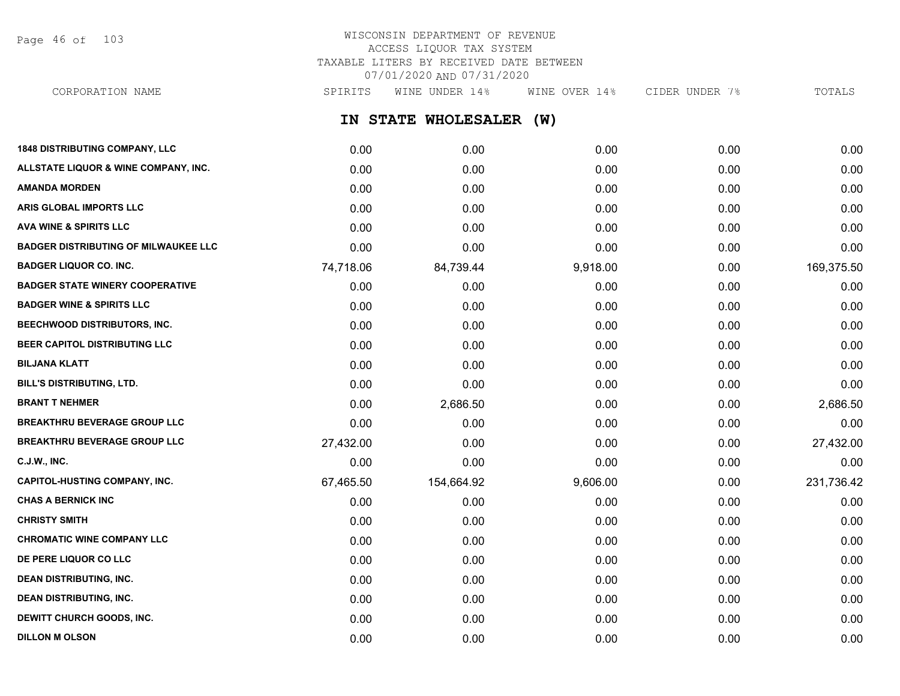WISCONSIN DEPARTMENT OF REVENUE
ACCESS LIQUOR TAX SYSTEM
TAXABLE LITERS BY RECEIVED DATE BETWEEN
07/01/2020 AND 07/31/2020

## IN STATE WHOLESALER (W)

| CORPORATION NAME | SPIRITS | WINE UNDER 14% | WINE OVER 14% | CIDER UNDER 7% | TOTALS |
|---|---|---|---|---|---|
| 1848 DISTRIBUTING COMPANY, LLC | 0.00 | 0.00 | 0.00 | 0.00 | 0.00 |
| ALLSTATE LIQUOR & WINE COMPANY, INC. | 0.00 | 0.00 | 0.00 | 0.00 | 0.00 |
| AMANDA MORDEN | 0.00 | 0.00 | 0.00 | 0.00 | 0.00 |
| ARIS GLOBAL IMPORTS LLC | 0.00 | 0.00 | 0.00 | 0.00 | 0.00 |
| AVA WINE & SPIRITS LLC | 0.00 | 0.00 | 0.00 | 0.00 | 0.00 |
| BADGER DISTRIBUTING OF MILWAUKEE LLC | 0.00 | 0.00 | 0.00 | 0.00 | 0.00 |
| BADGER LIQUOR CO. INC. | 74,718.06 | 84,739.44 | 9,918.00 | 0.00 | 169,375.50 |
| BADGER STATE WINERY COOPERATIVE | 0.00 | 0.00 | 0.00 | 0.00 | 0.00 |
| BADGER WINE & SPIRITS LLC | 0.00 | 0.00 | 0.00 | 0.00 | 0.00 |
| BEECHWOOD DISTRIBUTORS, INC. | 0.00 | 0.00 | 0.00 | 0.00 | 0.00 |
| BEER CAPITOL DISTRIBUTING LLC | 0.00 | 0.00 | 0.00 | 0.00 | 0.00 |
| BILJANA KLATT | 0.00 | 0.00 | 0.00 | 0.00 | 0.00 |
| BILL'S DISTRIBUTING, LTD. | 0.00 | 0.00 | 0.00 | 0.00 | 0.00 |
| BRANT T NEHMER | 0.00 | 2,686.50 | 0.00 | 0.00 | 2,686.50 |
| BREAKTHRU BEVERAGE GROUP LLC | 0.00 | 0.00 | 0.00 | 0.00 | 0.00 |
| BREAKTHRU BEVERAGE GROUP LLC | 27,432.00 | 0.00 | 0.00 | 0.00 | 27,432.00 |
| C.J.W., INC. | 0.00 | 0.00 | 0.00 | 0.00 | 0.00 |
| CAPITOL-HUSTING COMPANY, INC. | 67,465.50 | 154,664.92 | 9,606.00 | 0.00 | 231,736.42 |
| CHAS A BERNICK INC | 0.00 | 0.00 | 0.00 | 0.00 | 0.00 |
| CHRISTY SMITH | 0.00 | 0.00 | 0.00 | 0.00 | 0.00 |
| CHROMATIC WINE COMPANY LLC | 0.00 | 0.00 | 0.00 | 0.00 | 0.00 |
| DE PERE LIQUOR CO LLC | 0.00 | 0.00 | 0.00 | 0.00 | 0.00 |
| DEAN DISTRIBUTING, INC. | 0.00 | 0.00 | 0.00 | 0.00 | 0.00 |
| DEAN DISTRIBUTING, INC. | 0.00 | 0.00 | 0.00 | 0.00 | 0.00 |
| DEWITT CHURCH GOODS, INC. | 0.00 | 0.00 | 0.00 | 0.00 | 0.00 |
| DILLON M OLSON | 0.00 | 0.00 | 0.00 | 0.00 | 0.00 |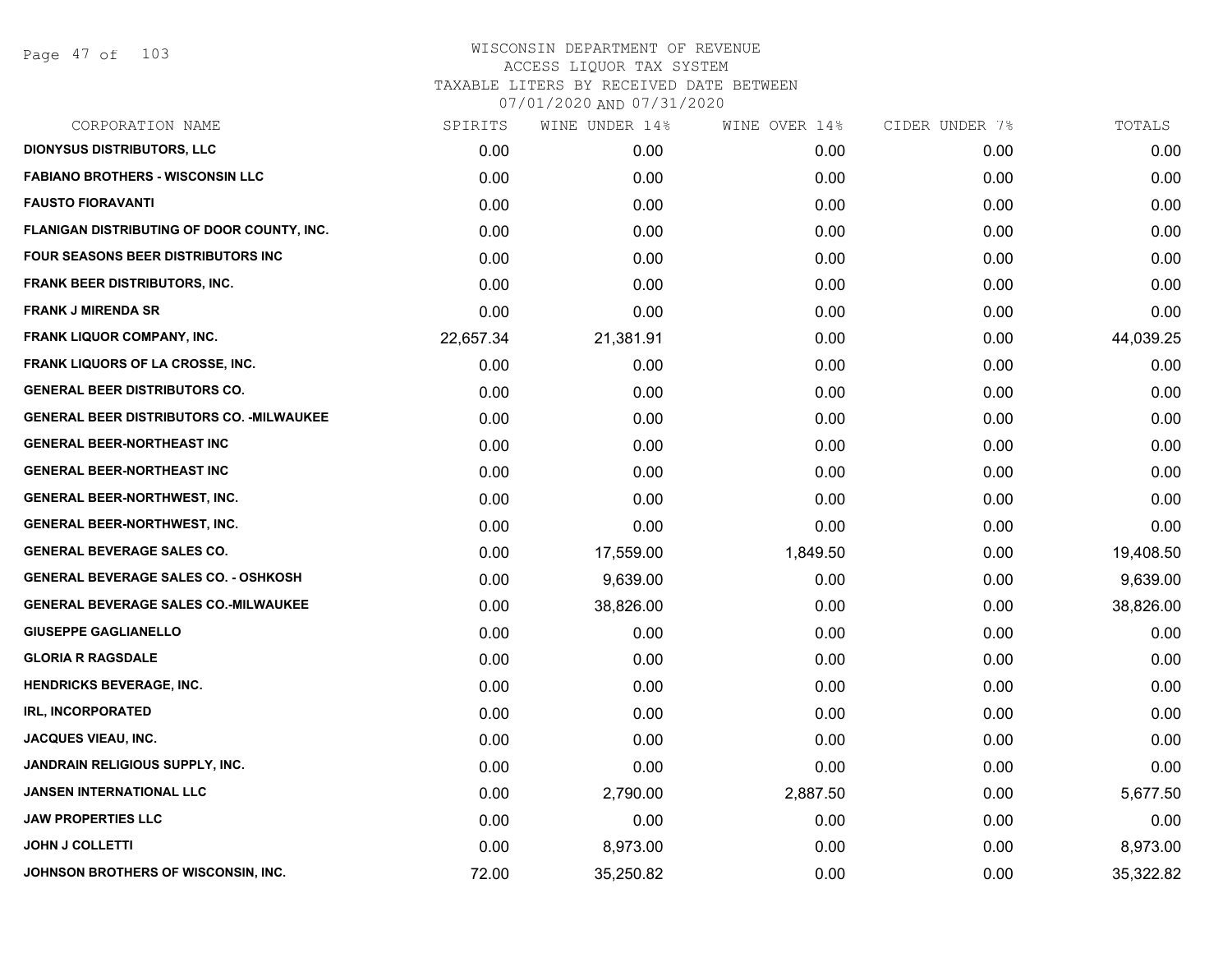# WISCONSIN DEPARTMENT OF REVENUE
## ACCESS LIQUOR TAX SYSTEM
### TAXABLE LITERS BY RECEIVED DATE BETWEEN 07/01/2020 AND 07/31/2020

| CORPORATION NAME | SPIRITS | WINE UNDER 14% | WINE OVER 14% | CIDER UNDER 7% | TOTALS |
|---|---|---|---|---|---|
| DIONYSUS DISTRIBUTORS, LLC | 0.00 | 0.00 | 0.00 | 0.00 | 0.00 |
| FABIANO BROTHERS - WISCONSIN LLC | 0.00 | 0.00 | 0.00 | 0.00 | 0.00 |
| FAUSTO FIORAVANTI | 0.00 | 0.00 | 0.00 | 0.00 | 0.00 |
| FLANIGAN DISTRIBUTING OF DOOR COUNTY, INC. | 0.00 | 0.00 | 0.00 | 0.00 | 0.00 |
| FOUR SEASONS BEER DISTRIBUTORS INC | 0.00 | 0.00 | 0.00 | 0.00 | 0.00 |
| FRANK BEER DISTRIBUTORS, INC. | 0.00 | 0.00 | 0.00 | 0.00 | 0.00 |
| FRANK J MIRENDA SR | 0.00 | 0.00 | 0.00 | 0.00 | 0.00 |
| FRANK LIQUOR COMPANY, INC. | 22,657.34 | 21,381.91 | 0.00 | 0.00 | 44,039.25 |
| FRANK LIQUORS OF LA CROSSE, INC. | 0.00 | 0.00 | 0.00 | 0.00 | 0.00 |
| GENERAL BEER DISTRIBUTORS CO. | 0.00 | 0.00 | 0.00 | 0.00 | 0.00 |
| GENERAL BEER DISTRIBUTORS CO. -MILWAUKEE | 0.00 | 0.00 | 0.00 | 0.00 | 0.00 |
| GENERAL BEER-NORTHEAST INC | 0.00 | 0.00 | 0.00 | 0.00 | 0.00 |
| GENERAL BEER-NORTHEAST INC | 0.00 | 0.00 | 0.00 | 0.00 | 0.00 |
| GENERAL BEER-NORTHWEST, INC. | 0.00 | 0.00 | 0.00 | 0.00 | 0.00 |
| GENERAL BEER-NORTHWEST, INC. | 0.00 | 0.00 | 0.00 | 0.00 | 0.00 |
| GENERAL BEVERAGE SALES CO. | 0.00 | 17,559.00 | 1,849.50 | 0.00 | 19,408.50 |
| GENERAL BEVERAGE SALES CO. - OSHKOSH | 0.00 | 9,639.00 | 0.00 | 0.00 | 9,639.00 |
| GENERAL BEVERAGE SALES CO.-MILWAUKEE | 0.00 | 38,826.00 | 0.00 | 0.00 | 38,826.00 |
| GIUSEPPE GAGLIANELLO | 0.00 | 0.00 | 0.00 | 0.00 | 0.00 |
| GLORIA R RAGSDALE | 0.00 | 0.00 | 0.00 | 0.00 | 0.00 |
| HENDRICKS BEVERAGE, INC. | 0.00 | 0.00 | 0.00 | 0.00 | 0.00 |
| IRL, INCORPORATED | 0.00 | 0.00 | 0.00 | 0.00 | 0.00 |
| JACQUES VIEAU, INC. | 0.00 | 0.00 | 0.00 | 0.00 | 0.00 |
| JANDRAIN RELIGIOUS SUPPLY, INC. | 0.00 | 0.00 | 0.00 | 0.00 | 0.00 |
| JANSEN INTERNATIONAL LLC | 0.00 | 2,790.00 | 2,887.50 | 0.00 | 5,677.50 |
| JAW PROPERTIES LLC | 0.00 | 0.00 | 0.00 | 0.00 | 0.00 |
| JOHN J COLLETTI | 0.00 | 8,973.00 | 0.00 | 0.00 | 8,973.00 |
| JOHNSON BROTHERS OF WISCONSIN, INC. | 72.00 | 35,250.82 | 0.00 | 0.00 | 35,322.82 |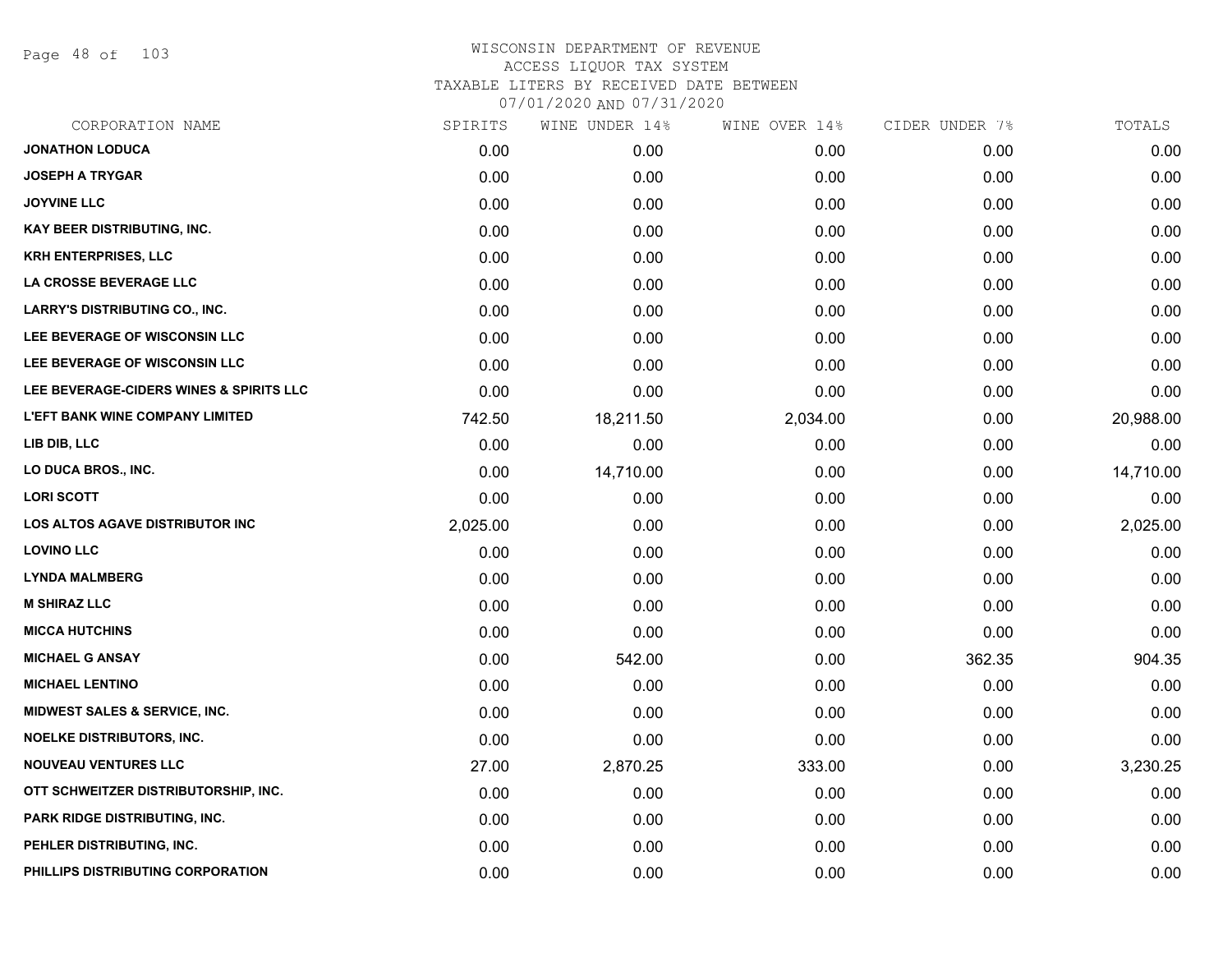# WISCONSIN DEPARTMENT OF REVENUE
## ACCESS LIQUOR TAX SYSTEM
### TAXABLE LITERS BY RECEIVED DATE BETWEEN 07/01/2020 AND 07/31/2020

| CORPORATION NAME | SPIRITS | WINE UNDER 14% | WINE OVER 14% | CIDER UNDER 7% | TOTALS |
|---|---|---|---|---|---|
| JONATHON LODUCA | 0.00 | 0.00 | 0.00 | 0.00 | 0.00 |
| JOSEPH A TRYGAR | 0.00 | 0.00 | 0.00 | 0.00 | 0.00 |
| JOYVINE LLC | 0.00 | 0.00 | 0.00 | 0.00 | 0.00 |
| KAY BEER DISTRIBUTING, INC. | 0.00 | 0.00 | 0.00 | 0.00 | 0.00 |
| KRH ENTERPRISES, LLC | 0.00 | 0.00 | 0.00 | 0.00 | 0.00 |
| LA CROSSE BEVERAGE LLC | 0.00 | 0.00 | 0.00 | 0.00 | 0.00 |
| LARRY'S DISTRIBUTING CO., INC. | 0.00 | 0.00 | 0.00 | 0.00 | 0.00 |
| LEE BEVERAGE OF WISCONSIN LLC | 0.00 | 0.00 | 0.00 | 0.00 | 0.00 |
| LEE BEVERAGE OF WISCONSIN LLC | 0.00 | 0.00 | 0.00 | 0.00 | 0.00 |
| LEE BEVERAGE-CIDERS WINES & SPIRITS LLC | 0.00 | 0.00 | 0.00 | 0.00 | 0.00 |
| L'EFT BANK WINE COMPANY LIMITED | 742.50 | 18,211.50 | 2,034.00 | 0.00 | 20,988.00 |
| LIB DIB, LLC | 0.00 | 0.00 | 0.00 | 0.00 | 0.00 |
| LO DUCA BROS., INC. | 0.00 | 14,710.00 | 0.00 | 0.00 | 14,710.00 |
| LORI SCOTT | 0.00 | 0.00 | 0.00 | 0.00 | 0.00 |
| LOS ALTOS AGAVE DISTRIBUTOR INC | 2,025.00 | 0.00 | 0.00 | 0.00 | 2,025.00 |
| LOVINO LLC | 0.00 | 0.00 | 0.00 | 0.00 | 0.00 |
| LYNDA MALMBERG | 0.00 | 0.00 | 0.00 | 0.00 | 0.00 |
| M SHIRAZ LLC | 0.00 | 0.00 | 0.00 | 0.00 | 0.00 |
| MICCA HUTCHINS | 0.00 | 0.00 | 0.00 | 0.00 | 0.00 |
| MICHAEL G ANSAY | 0.00 | 542.00 | 0.00 | 362.35 | 904.35 |
| MICHAEL LENTINO | 0.00 | 0.00 | 0.00 | 0.00 | 0.00 |
| MIDWEST SALES & SERVICE, INC. | 0.00 | 0.00 | 0.00 | 0.00 | 0.00 |
| NOELKE DISTRIBUTORS, INC. | 0.00 | 0.00 | 0.00 | 0.00 | 0.00 |
| NOUVEAU VENTURES LLC | 27.00 | 2,870.25 | 333.00 | 0.00 | 3,230.25 |
| OTT SCHWEITZER DISTRIBUTORSHIP, INC. | 0.00 | 0.00 | 0.00 | 0.00 | 0.00 |
| PARK RIDGE DISTRIBUTING, INC. | 0.00 | 0.00 | 0.00 | 0.00 | 0.00 |
| PEHLER DISTRIBUTING, INC. | 0.00 | 0.00 | 0.00 | 0.00 | 0.00 |
| PHILLIPS DISTRIBUTING CORPORATION | 0.00 | 0.00 | 0.00 | 0.00 | 0.00 |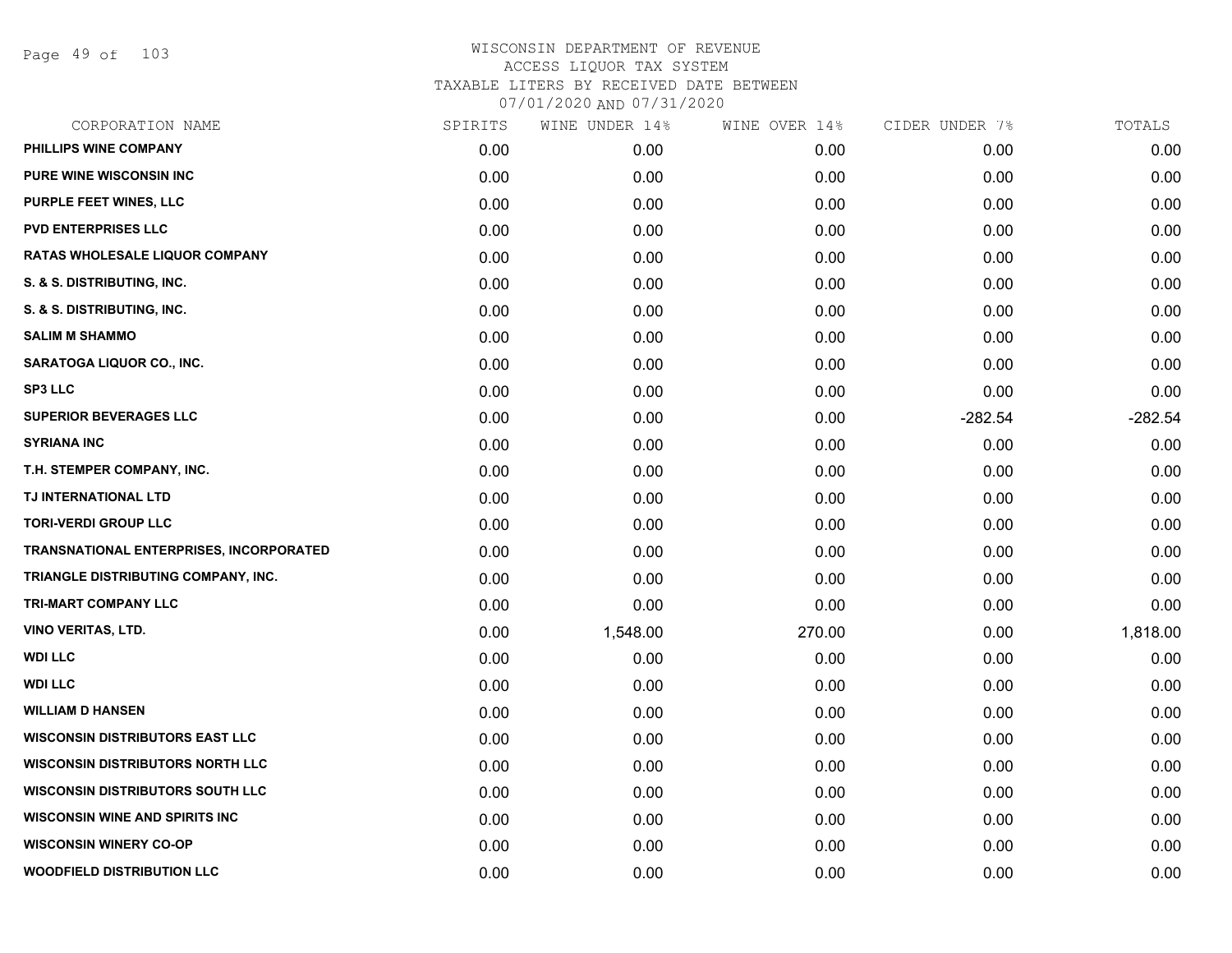WISCONSIN DEPARTMENT OF REVENUE
ACCESS LIQUOR TAX SYSTEM
TAXABLE LITERS BY RECEIVED DATE BETWEEN
07/01/2020 AND 07/31/2020

| CORPORATION NAME | SPIRITS | WINE UNDER 14% | WINE OVER 14% | CIDER UNDER 7% | TOTALS |
|---|---|---|---|---|---|
| PHILLIPS WINE COMPANY | 0.00 | 0.00 | 0.00 | 0.00 | 0.00 |
| PURE WINE WISCONSIN INC | 0.00 | 0.00 | 0.00 | 0.00 | 0.00 |
| PURPLE FEET WINES, LLC | 0.00 | 0.00 | 0.00 | 0.00 | 0.00 |
| PVD ENTERPRISES LLC | 0.00 | 0.00 | 0.00 | 0.00 | 0.00 |
| RATAS WHOLESALE LIQUOR COMPANY | 0.00 | 0.00 | 0.00 | 0.00 | 0.00 |
| S. & S. DISTRIBUTING, INC. | 0.00 | 0.00 | 0.00 | 0.00 | 0.00 |
| S. & S. DISTRIBUTING, INC. | 0.00 | 0.00 | 0.00 | 0.00 | 0.00 |
| SALIM M SHAMMO | 0.00 | 0.00 | 0.00 | 0.00 | 0.00 |
| SARATOGA LIQUOR CO., INC. | 0.00 | 0.00 | 0.00 | 0.00 | 0.00 |
| SP3 LLC | 0.00 | 0.00 | 0.00 | 0.00 | 0.00 |
| SUPERIOR BEVERAGES LLC | 0.00 | 0.00 | 0.00 | -282.54 | -282.54 |
| SYRIANA INC | 0.00 | 0.00 | 0.00 | 0.00 | 0.00 |
| T.H. STEMPER COMPANY, INC. | 0.00 | 0.00 | 0.00 | 0.00 | 0.00 |
| TJ INTERNATIONAL LTD | 0.00 | 0.00 | 0.00 | 0.00 | 0.00 |
| TORI-VERDI GROUP LLC | 0.00 | 0.00 | 0.00 | 0.00 | 0.00 |
| TRANSNATIONAL ENTERPRISES, INCORPORATED | 0.00 | 0.00 | 0.00 | 0.00 | 0.00 |
| TRIANGLE DISTRIBUTING COMPANY, INC. | 0.00 | 0.00 | 0.00 | 0.00 | 0.00 |
| TRI-MART COMPANY LLC | 0.00 | 0.00 | 0.00 | 0.00 | 0.00 |
| VINO VERITAS, LTD. | 0.00 | 1,548.00 | 270.00 | 0.00 | 1,818.00 |
| WDI LLC | 0.00 | 0.00 | 0.00 | 0.00 | 0.00 |
| WDI LLC | 0.00 | 0.00 | 0.00 | 0.00 | 0.00 |
| WILLIAM D HANSEN | 0.00 | 0.00 | 0.00 | 0.00 | 0.00 |
| WISCONSIN DISTRIBUTORS EAST LLC | 0.00 | 0.00 | 0.00 | 0.00 | 0.00 |
| WISCONSIN DISTRIBUTORS NORTH LLC | 0.00 | 0.00 | 0.00 | 0.00 | 0.00 |
| WISCONSIN DISTRIBUTORS SOUTH LLC | 0.00 | 0.00 | 0.00 | 0.00 | 0.00 |
| WISCONSIN WINE AND SPIRITS INC | 0.00 | 0.00 | 0.00 | 0.00 | 0.00 |
| WISCONSIN WINERY CO-OP | 0.00 | 0.00 | 0.00 | 0.00 | 0.00 |
| WOODFIELD DISTRIBUTION LLC | 0.00 | 0.00 | 0.00 | 0.00 | 0.00 |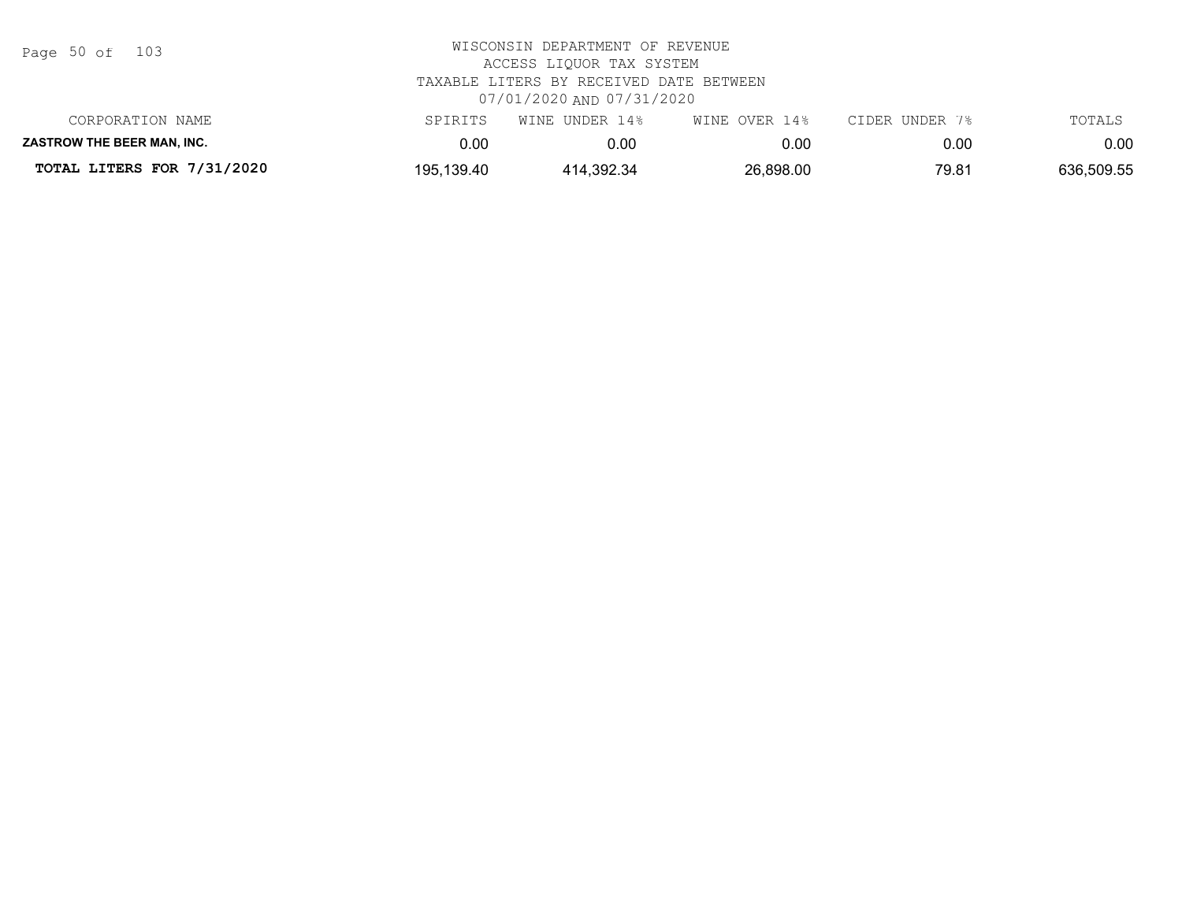WISCONSIN DEPARTMENT OF REVENUE
ACCESS LIQUOR TAX SYSTEM
TAXABLE LITERS BY RECEIVED DATE BETWEEN
07/01/2020 AND 07/31/2020

| CORPORATION NAME | SPIRITS | WINE UNDER 14% | WINE OVER 14% | CIDER UNDER 7% | TOTALS |
|---|---|---|---|---|---|
| **ZASTROW THE BEER MAN, INC.** | 0.00 | 0.00 | 0.00 | 0.00 | 0.00 |
| **TOTAL LITERS FOR 7/31/2020** | 195,139.40 | 414,392.34 | 26,898.00 | 79.81 | 636,509.55 |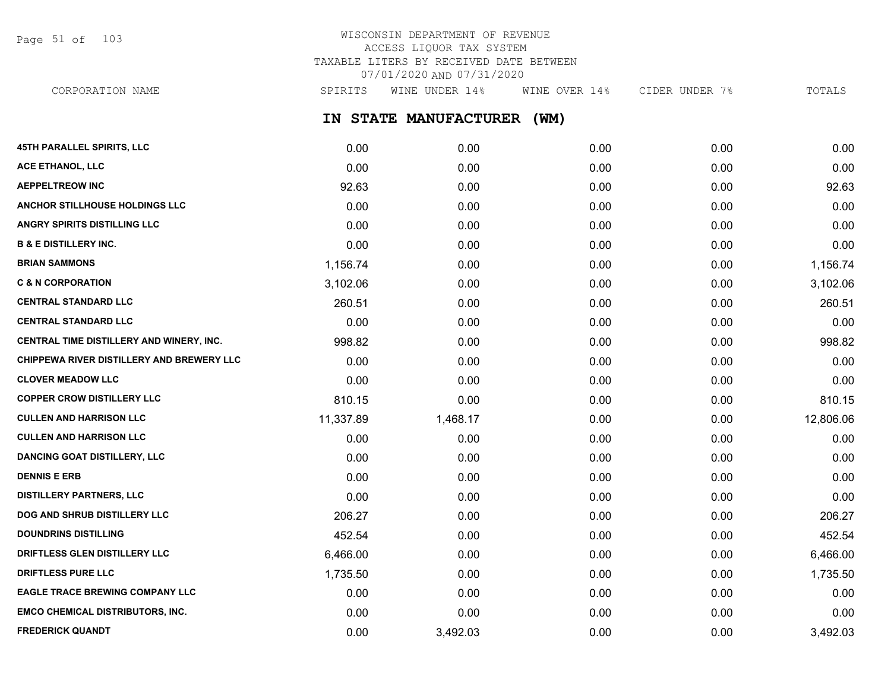WISCONSIN DEPARTMENT OF REVENUE
ACCESS LIQUOR TAX SYSTEM
TAXABLE LITERS BY RECEIVED DATE BETWEEN
07/01/2020 AND 07/31/2020

## IN STATE MANUFACTURER (WM)

| CORPORATION NAME | SPIRITS | WINE UNDER 14% | WINE OVER 14% | CIDER UNDER 7% | TOTALS |
|---|---|---|---|---|---|
| 45TH PARALLEL SPIRITS, LLC | 0.00 | 0.00 | 0.00 | 0.00 | 0.00 |
| ACE ETHANOL, LLC | 0.00 | 0.00 | 0.00 | 0.00 | 0.00 |
| AEPPELTREOW INC | 92.63 | 0.00 | 0.00 | 0.00 | 92.63 |
| ANCHOR STILLHOUSE HOLDINGS LLC | 0.00 | 0.00 | 0.00 | 0.00 | 0.00 |
| ANGRY SPIRITS DISTILLING LLC | 0.00 | 0.00 | 0.00 | 0.00 | 0.00 |
| B & E DISTILLERY INC. | 0.00 | 0.00 | 0.00 | 0.00 | 0.00 |
| BRIAN SAMMONS | 1,156.74 | 0.00 | 0.00 | 0.00 | 1,156.74 |
| C & N CORPORATION | 3,102.06 | 0.00 | 0.00 | 0.00 | 3,102.06 |
| CENTRAL STANDARD LLC | 260.51 | 0.00 | 0.00 | 0.00 | 260.51 |
| CENTRAL STANDARD LLC | 0.00 | 0.00 | 0.00 | 0.00 | 0.00 |
| CENTRAL TIME DISTILLERY AND WINERY, INC. | 998.82 | 0.00 | 0.00 | 0.00 | 998.82 |
| CHIPPEWA RIVER DISTILLERY AND BREWERY LLC | 0.00 | 0.00 | 0.00 | 0.00 | 0.00 |
| CLOVER MEADOW LLC | 0.00 | 0.00 | 0.00 | 0.00 | 0.00 |
| COPPER CROW DISTILLERY LLC | 810.15 | 0.00 | 0.00 | 0.00 | 810.15 |
| CULLEN AND HARRISON LLC | 11,337.89 | 1,468.17 | 0.00 | 0.00 | 12,806.06 |
| CULLEN AND HARRISON LLC | 0.00 | 0.00 | 0.00 | 0.00 | 0.00 |
| DANCING GOAT DISTILLERY, LLC | 0.00 | 0.00 | 0.00 | 0.00 | 0.00 |
| DENNIS E ERB | 0.00 | 0.00 | 0.00 | 0.00 | 0.00 |
| DISTILLERY PARTNERS, LLC | 0.00 | 0.00 | 0.00 | 0.00 | 0.00 |
| DOG AND SHRUB DISTILLERY LLC | 206.27 | 0.00 | 0.00 | 0.00 | 206.27 |
| DOUNDRINS DISTILLING | 452.54 | 0.00 | 0.00 | 0.00 | 452.54 |
| DRIFTLESS GLEN DISTILLERY LLC | 6,466.00 | 0.00 | 0.00 | 0.00 | 6,466.00 |
| DRIFTLESS PURE LLC | 1,735.50 | 0.00 | 0.00 | 0.00 | 1,735.50 |
| EAGLE TRACE BREWING COMPANY LLC | 0.00 | 0.00 | 0.00 | 0.00 | 0.00 |
| EMCO CHEMICAL DISTRIBUTORS, INC. | 0.00 | 0.00 | 0.00 | 0.00 | 0.00 |
| FREDERICK QUANDT | 0.00 | 3,492.03 | 0.00 | 0.00 | 3,492.03 |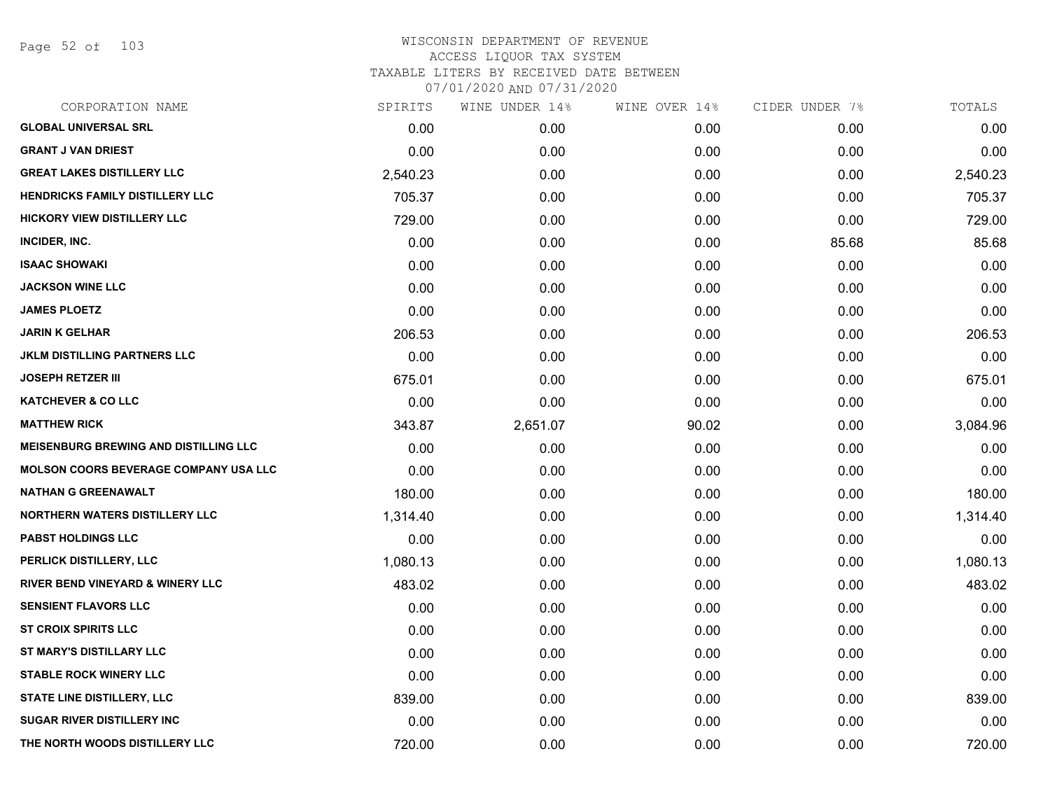# WISCONSIN DEPARTMENT OF REVENUE
## ACCESS LIQUOR TAX SYSTEM
### TAXABLE LITERS BY RECEIVED DATE BETWEEN 07/01/2020 AND 07/31/2020

| CORPORATION NAME | SPIRITS | WINE UNDER 14% | WINE OVER 14% | CIDER UNDER 7% | TOTALS |
|---|---|---|---|---|---|
| GLOBAL UNIVERSAL SRL | 0.00 | 0.00 | 0.00 | 0.00 | 0.00 |
| GRANT J VAN DRIEST | 0.00 | 0.00 | 0.00 | 0.00 | 0.00 |
| GREAT LAKES DISTILLERY LLC | 2,540.23 | 0.00 | 0.00 | 0.00 | 2,540.23 |
| HENDRICKS FAMILY DISTILLERY LLC | 705.37 | 0.00 | 0.00 | 0.00 | 705.37 |
| HICKORY VIEW DISTILLERY LLC | 729.00 | 0.00 | 0.00 | 0.00 | 729.00 |
| INCIDER, INC. | 0.00 | 0.00 | 0.00 | 85.68 | 85.68 |
| ISAAC SHOWAKI | 0.00 | 0.00 | 0.00 | 0.00 | 0.00 |
| JACKSON WINE LLC | 0.00 | 0.00 | 0.00 | 0.00 | 0.00 |
| JAMES PLOETZ | 0.00 | 0.00 | 0.00 | 0.00 | 0.00 |
| JARIN K GELHAR | 206.53 | 0.00 | 0.00 | 0.00 | 206.53 |
| JKLM DISTILLING PARTNERS LLC | 0.00 | 0.00 | 0.00 | 0.00 | 0.00 |
| JOSEPH RETZER III | 675.01 | 0.00 | 0.00 | 0.00 | 675.01 |
| KATCHEVER & CO LLC | 0.00 | 0.00 | 0.00 | 0.00 | 0.00 |
| MATTHEW RICK | 343.87 | 2,651.07 | 90.02 | 0.00 | 3,084.96 |
| MEISENBURG BREWING AND DISTILLING LLC | 0.00 | 0.00 | 0.00 | 0.00 | 0.00 |
| MOLSON COORS BEVERAGE COMPANY USA LLC | 0.00 | 0.00 | 0.00 | 0.00 | 0.00 |
| NATHAN G GREENAWALT | 180.00 | 0.00 | 0.00 | 0.00 | 180.00 |
| NORTHERN WATERS DISTILLERY LLC | 1,314.40 | 0.00 | 0.00 | 0.00 | 1,314.40 |
| PABST HOLDINGS LLC | 0.00 | 0.00 | 0.00 | 0.00 | 0.00 |
| PERLICK DISTILLERY, LLC | 1,080.13 | 0.00 | 0.00 | 0.00 | 1,080.13 |
| RIVER BEND VINEYARD & WINERY LLC | 483.02 | 0.00 | 0.00 | 0.00 | 483.02 |
| SENSIENT FLAVORS LLC | 0.00 | 0.00 | 0.00 | 0.00 | 0.00 |
| ST CROIX SPIRITS LLC | 0.00 | 0.00 | 0.00 | 0.00 | 0.00 |
| ST MARY'S DISTILLARY LLC | 0.00 | 0.00 | 0.00 | 0.00 | 0.00 |
| STABLE ROCK WINERY LLC | 0.00 | 0.00 | 0.00 | 0.00 | 0.00 |
| STATE LINE DISTILLERY, LLC | 839.00 | 0.00 | 0.00 | 0.00 | 839.00 |
| SUGAR RIVER DISTILLERY INC | 0.00 | 0.00 | 0.00 | 0.00 | 0.00 |
| THE NORTH WOODS DISTILLERY LLC | 720.00 | 0.00 | 0.00 | 0.00 | 720.00 |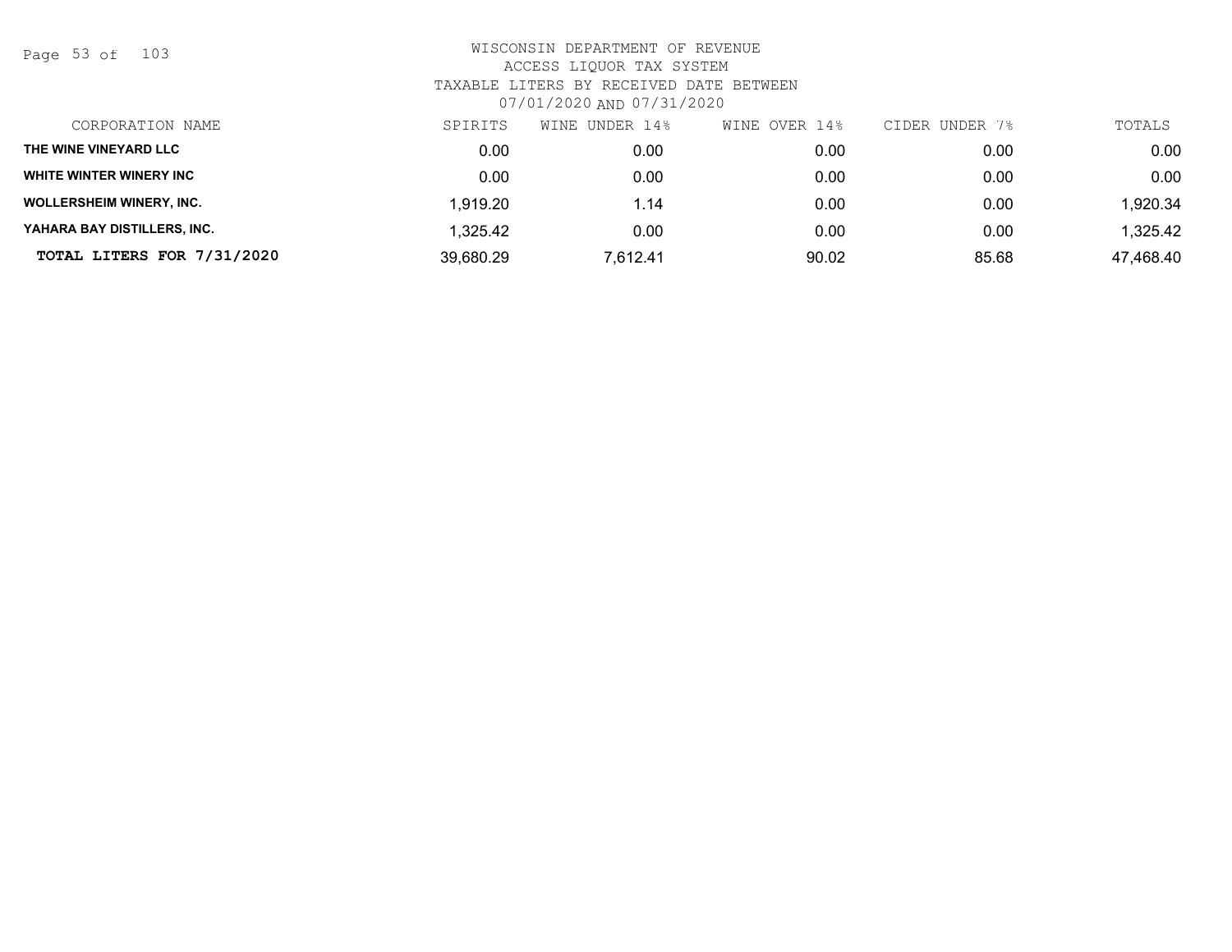WISCONSIN DEPARTMENT OF REVENUE
ACCESS LIQUOR TAX SYSTEM
TAXABLE LITERS BY RECEIVED DATE BETWEEN
07/01/2020 AND 07/31/2020

| CORPORATION NAME | SPIRITS | WINE UNDER 14% | WINE OVER 14% | CIDER UNDER 7% | TOTALS |
|---|---|---|---|---|---|
| **THE WINE VINEYARD LLC** | 0.00 | 0.00 | 0.00 | 0.00 | 0.00 |
| **WHITE WINTER WINERY INC** | 0.00 | 0.00 | 0.00 | 0.00 | 0.00 |
| **WOLLERSHEIM WINERY, INC.** | 1,919.20 | 1.14 | 0.00 | 0.00 | 1,920.34 |
| **YAHARA BAY DISTILLERS, INC.** | 1,325.42 | 0.00 | 0.00 | 0.00 | 1,325.42 |
| **TOTAL LITERS FOR 7/31/2020** | 39,680.29 | 7,612.41 | 90.02 | 85.68 | 47,468.40 |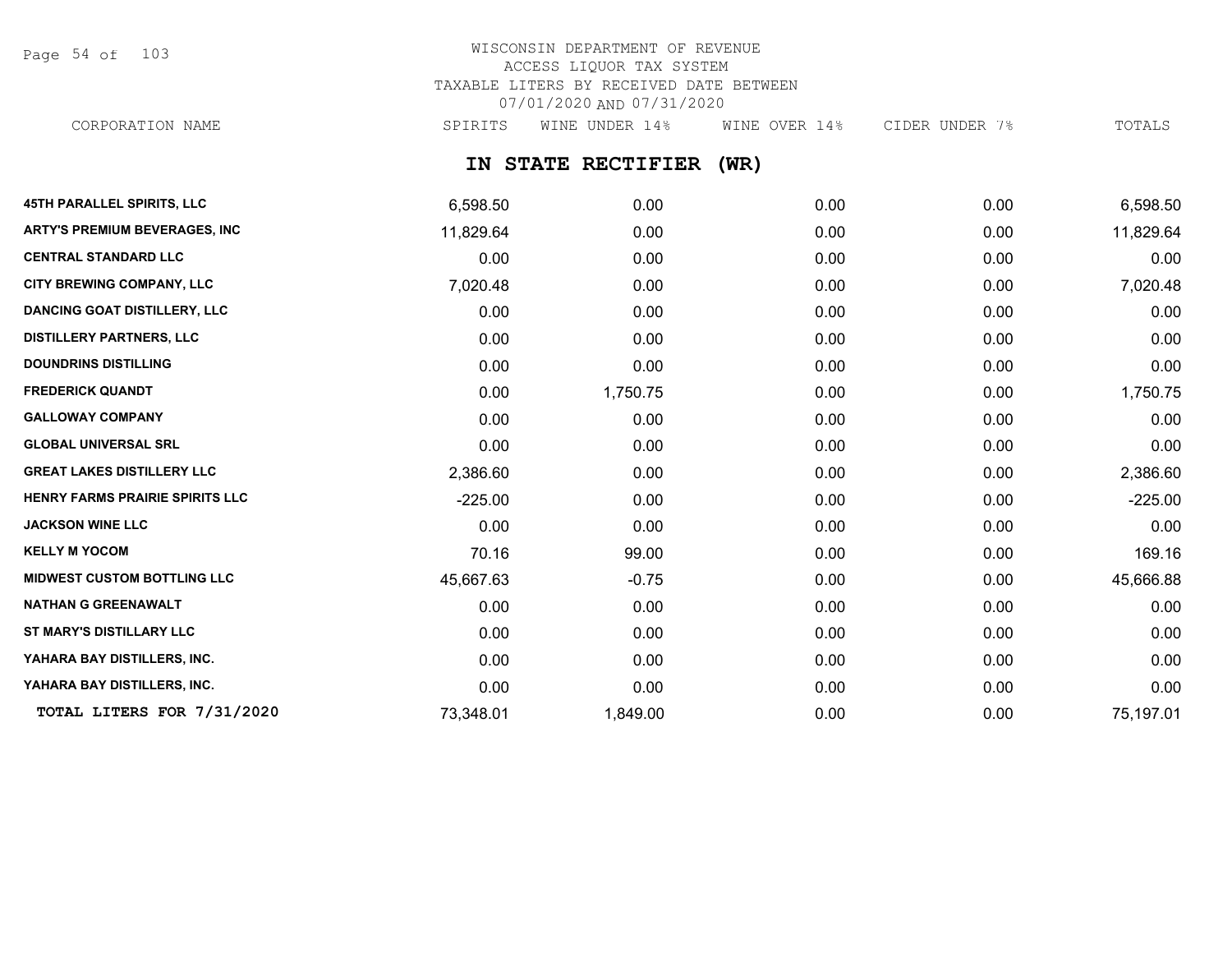WISCONSIN DEPARTMENT OF REVENUE
ACCESS LIQUOR TAX SYSTEM
TAXABLE LITERS BY RECEIVED DATE BETWEEN
07/01/2020 AND 07/31/2020

## IN STATE RECTIFIER (WR)

| CORPORATION NAME | SPIRITS | WINE UNDER 14% | WINE OVER 14% | CIDER UNDER 7% | TOTALS |
|---|---|---|---|---|---|
| 45TH PARALLEL SPIRITS, LLC | 6,598.50 | 0.00 | 0.00 | 0.00 | 6,598.50 |
| ARTY'S PREMIUM BEVERAGES, INC | 11,829.64 | 0.00 | 0.00 | 0.00 | 11,829.64 |
| CENTRAL STANDARD LLC | 0.00 | 0.00 | 0.00 | 0.00 | 0.00 |
| CITY BREWING COMPANY, LLC | 7,020.48 | 0.00 | 0.00 | 0.00 | 7,020.48 |
| DANCING GOAT DISTILLERY, LLC | 0.00 | 0.00 | 0.00 | 0.00 | 0.00 |
| DISTILLERY PARTNERS, LLC | 0.00 | 0.00 | 0.00 | 0.00 | 0.00 |
| DOUNDRINS DISTILLING | 0.00 | 0.00 | 0.00 | 0.00 | 0.00 |
| FREDERICK QUANDT | 0.00 | 1,750.75 | 0.00 | 0.00 | 1,750.75 |
| GALLOWAY COMPANY | 0.00 | 0.00 | 0.00 | 0.00 | 0.00 |
| GLOBAL UNIVERSAL SRL | 0.00 | 0.00 | 0.00 | 0.00 | 0.00 |
| GREAT LAKES DISTILLERY LLC | 2,386.60 | 0.00 | 0.00 | 0.00 | 2,386.60 |
| HENRY FARMS PRAIRIE SPIRITS LLC | -225.00 | 0.00 | 0.00 | 0.00 | -225.00 |
| JACKSON WINE LLC | 0.00 | 0.00 | 0.00 | 0.00 | 0.00 |
| KELLY M YOCOM | 70.16 | 99.00 | 0.00 | 0.00 | 169.16 |
| MIDWEST CUSTOM BOTTLING LLC | 45,667.63 | -0.75 | 0.00 | 0.00 | 45,666.88 |
| NATHAN G GREENAWALT | 0.00 | 0.00 | 0.00 | 0.00 | 0.00 |
| ST MARY'S DISTILLARY LLC | 0.00 | 0.00 | 0.00 | 0.00 | 0.00 |
| YAHARA BAY DISTILLERS, INC. | 0.00 | 0.00 | 0.00 | 0.00 | 0.00 |
| YAHARA BAY DISTILLERS, INC. | 0.00 | 0.00 | 0.00 | 0.00 | 0.00 |
| **TOTAL LITERS FOR 7/31/2020** | 73,348.01 | 1,849.00 | 0.00 | 0.00 | 75,197.01 |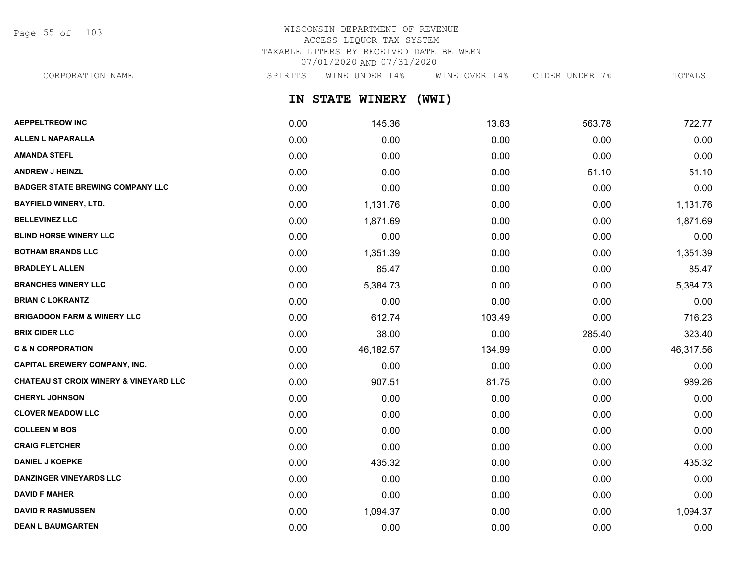# WISCONSIN DEPARTMENT OF REVENUE
## ACCESS LIQUOR TAX SYSTEM
## TAXABLE LITERS BY RECEIVED DATE BETWEEN 07/01/2020 AND 07/31/2020

## IN STATE WINERY (WWI)

| CORPORATION NAME | SPIRITS | WINE UNDER 14% | WINE OVER 14% | CIDER UNDER 7% | TOTALS |
|---|---|---|---|---|---|
| AEPPELTREOW INC | 0.00 | 145.36 | 13.63 | 563.78 | 722.77 |
| ALLEN L NAPARALLA | 0.00 | 0.00 | 0.00 | 0.00 | 0.00 |
| AMANDA STEFL | 0.00 | 0.00 | 0.00 | 0.00 | 0.00 |
| ANDREW J HEINZL | 0.00 | 0.00 | 0.00 | 51.10 | 51.10 |
| BADGER STATE BREWING COMPANY LLC | 0.00 | 0.00 | 0.00 | 0.00 | 0.00 |
| BAYFIELD WINERY, LTD. | 0.00 | 1,131.76 | 0.00 | 0.00 | 1,131.76 |
| BELLEVINEZ LLC | 0.00 | 1,871.69 | 0.00 | 0.00 | 1,871.69 |
| BLIND HORSE WINERY LLC | 0.00 | 0.00 | 0.00 | 0.00 | 0.00 |
| BOTHAM BRANDS LLC | 0.00 | 1,351.39 | 0.00 | 0.00 | 1,351.39 |
| BRADLEY L ALLEN | 0.00 | 85.47 | 0.00 | 0.00 | 85.47 |
| BRANCHES WINERY LLC | 0.00 | 5,384.73 | 0.00 | 0.00 | 5,384.73 |
| BRIAN C LOKRANTZ | 0.00 | 0.00 | 0.00 | 0.00 | 0.00 |
| BRIGADOON FARM & WINERY LLC | 0.00 | 612.74 | 103.49 | 0.00 | 716.23 |
| BRIX CIDER LLC | 0.00 | 38.00 | 0.00 | 285.40 | 323.40 |
| C & N CORPORATION | 0.00 | 46,182.57 | 134.99 | 0.00 | 46,317.56 |
| CAPITAL BREWERY COMPANY, INC. | 0.00 | 0.00 | 0.00 | 0.00 | 0.00 |
| CHATEAU ST CROIX WINERY & VINEYARD LLC | 0.00 | 907.51 | 81.75 | 0.00 | 989.26 |
| CHERYL JOHNSON | 0.00 | 0.00 | 0.00 | 0.00 | 0.00 |
| CLOVER MEADOW LLC | 0.00 | 0.00 | 0.00 | 0.00 | 0.00 |
| COLLEEN M BOS | 0.00 | 0.00 | 0.00 | 0.00 | 0.00 |
| CRAIG FLETCHER | 0.00 | 0.00 | 0.00 | 0.00 | 0.00 |
| DANIEL J KOEPKE | 0.00 | 435.32 | 0.00 | 0.00 | 435.32 |
| DANZINGER VINEYARDS LLC | 0.00 | 0.00 | 0.00 | 0.00 | 0.00 |
| DAVID F MAHER | 0.00 | 0.00 | 0.00 | 0.00 | 0.00 |
| DAVID R RASMUSSEN | 0.00 | 1,094.37 | 0.00 | 0.00 | 1,094.37 |
| DEAN L BAUMGARTEN | 0.00 | 0.00 | 0.00 | 0.00 | 0.00 |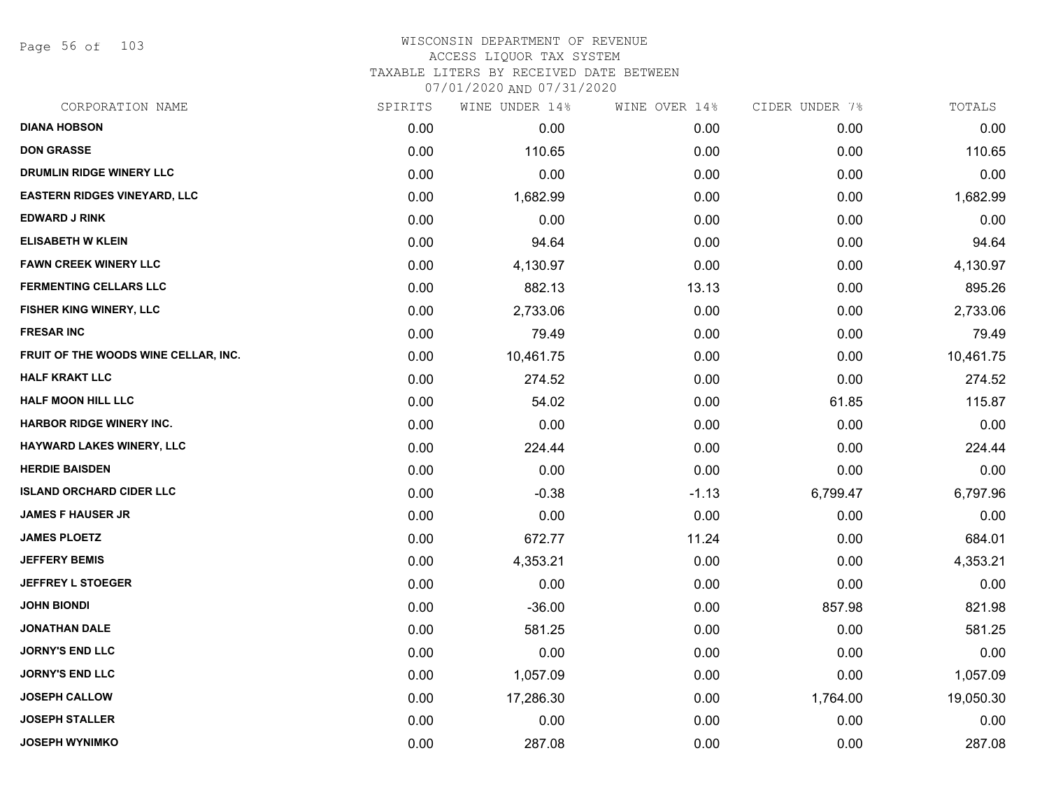WISCONSIN DEPARTMENT OF REVENUE
ACCESS LIQUOR TAX SYSTEM
TAXABLE LITERS BY RECEIVED DATE BETWEEN
07/01/2020 AND 07/31/2020

| CORPORATION NAME | SPIRITS | WINE UNDER 14% | WINE OVER 14% | CIDER UNDER 7% | TOTALS |
|---|---|---|---|---|---|
| DIANA HOBSON | 0.00 | 0.00 | 0.00 | 0.00 | 0.00 |
| DON GRASSE | 0.00 | 110.65 | 0.00 | 0.00 | 110.65 |
| DRUMLIN RIDGE WINERY LLC | 0.00 | 0.00 | 0.00 | 0.00 | 0.00 |
| EASTERN RIDGES VINEYARD, LLC | 0.00 | 1,682.99 | 0.00 | 0.00 | 1,682.99 |
| EDWARD J RINK | 0.00 | 0.00 | 0.00 | 0.00 | 0.00 |
| ELISABETH W KLEIN | 0.00 | 94.64 | 0.00 | 0.00 | 94.64 |
| FAWN CREEK WINERY LLC | 0.00 | 4,130.97 | 0.00 | 0.00 | 4,130.97 |
| FERMENTING CELLARS LLC | 0.00 | 882.13 | 13.13 | 0.00 | 895.26 |
| FISHER KING WINERY, LLC | 0.00 | 2,733.06 | 0.00 | 0.00 | 2,733.06 |
| FRESAR INC | 0.00 | 79.49 | 0.00 | 0.00 | 79.49 |
| FRUIT OF THE WOODS WINE CELLAR, INC. | 0.00 | 10,461.75 | 0.00 | 0.00 | 10,461.75 |
| HALF KRAKT LLC | 0.00 | 274.52 | 0.00 | 0.00 | 274.52 |
| HALF MOON HILL LLC | 0.00 | 54.02 | 0.00 | 61.85 | 115.87 |
| HARBOR RIDGE WINERY INC. | 0.00 | 0.00 | 0.00 | 0.00 | 0.00 |
| HAYWARD LAKES WINERY, LLC | 0.00 | 224.44 | 0.00 | 0.00 | 224.44 |
| HERDIE BAISDEN | 0.00 | 0.00 | 0.00 | 0.00 | 0.00 |
| ISLAND ORCHARD CIDER LLC | 0.00 | -0.38 | -1.13 | 6,799.47 | 6,797.96 |
| JAMES F HAUSER JR | 0.00 | 0.00 | 0.00 | 0.00 | 0.00 |
| JAMES PLOETZ | 0.00 | 672.77 | 11.24 | 0.00 | 684.01 |
| JEFFERY BEMIS | 0.00 | 4,353.21 | 0.00 | 0.00 | 4,353.21 |
| JEFFREY L STOEGER | 0.00 | 0.00 | 0.00 | 0.00 | 0.00 |
| JOHN BIONDI | 0.00 | -36.00 | 0.00 | 857.98 | 821.98 |
| JONATHAN DALE | 0.00 | 581.25 | 0.00 | 0.00 | 581.25 |
| JORNY'S END LLC | 0.00 | 0.00 | 0.00 | 0.00 | 0.00 |
| JORNY'S END LLC | 0.00 | 1,057.09 | 0.00 | 0.00 | 1,057.09 |
| JOSEPH CALLOW | 0.00 | 17,286.30 | 0.00 | 1,764.00 | 19,050.30 |
| JOSEPH STALLER | 0.00 | 0.00 | 0.00 | 0.00 | 0.00 |
| JOSEPH WYNIMKO | 0.00 | 287.08 | 0.00 | 0.00 | 287.08 |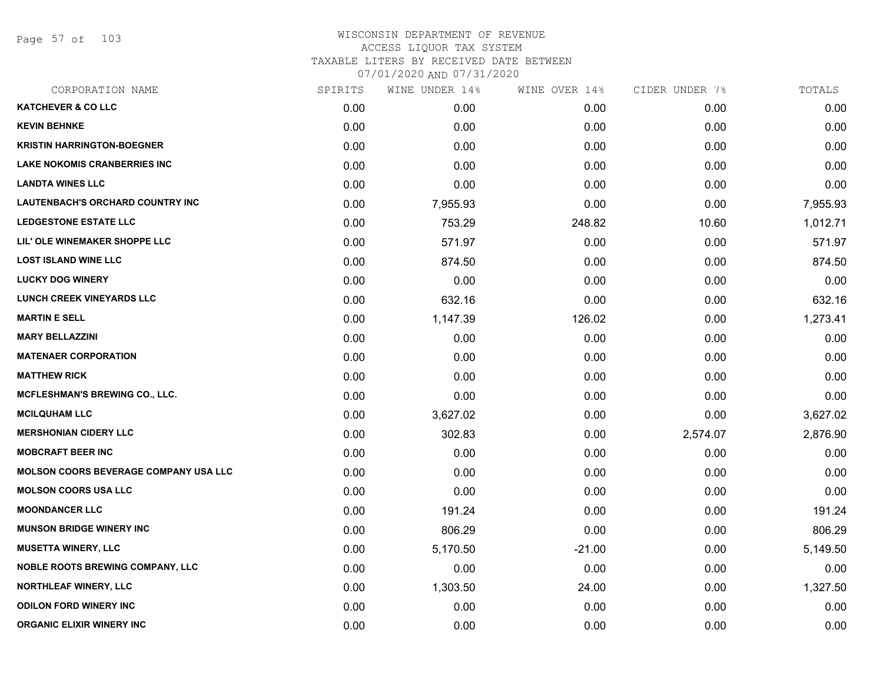# WISCONSIN DEPARTMENT OF REVENUE
ACCESS LIQUOR TAX SYSTEM
TAXABLE LITERS BY RECEIVED DATE BETWEEN
07/01/2020 AND 07/31/2020

| CORPORATION NAME | SPIRITS | WINE UNDER 14% | WINE OVER 14% | CIDER UNDER 7% | TOTALS |
|---|---|---|---|---|---|
| KATCHEVER & CO LLC | 0.00 | 0.00 | 0.00 | 0.00 | 0.00 |
| KEVIN BEHNKE | 0.00 | 0.00 | 0.00 | 0.00 | 0.00 |
| KRISTIN HARRINGTON-BOEGNER | 0.00 | 0.00 | 0.00 | 0.00 | 0.00 |
| LAKE NOKOMIS CRANBERRIES INC | 0.00 | 0.00 | 0.00 | 0.00 | 0.00 |
| LANDTA WINES LLC | 0.00 | 0.00 | 0.00 | 0.00 | 0.00 |
| LAUTENBACH'S ORCHARD COUNTRY INC | 0.00 | 7,955.93 | 0.00 | 0.00 | 7,955.93 |
| LEDGESTONE ESTATE LLC | 0.00 | 753.29 | 248.82 | 10.60 | 1,012.71 |
| LIL' OLE WINEMAKER SHOPPE LLC | 0.00 | 571.97 | 0.00 | 0.00 | 571.97 |
| LOST ISLAND WINE LLC | 0.00 | 874.50 | 0.00 | 0.00 | 874.50 |
| LUCKY DOG WINERY | 0.00 | 0.00 | 0.00 | 0.00 | 0.00 |
| LUNCH CREEK VINEYARDS LLC | 0.00 | 632.16 | 0.00 | 0.00 | 632.16 |
| MARTIN E SELL | 0.00 | 1,147.39 | 126.02 | 0.00 | 1,273.41 |
| MARY BELLAZZINI | 0.00 | 0.00 | 0.00 | 0.00 | 0.00 |
| MATENAER CORPORATION | 0.00 | 0.00 | 0.00 | 0.00 | 0.00 |
| MATTHEW RICK | 0.00 | 0.00 | 0.00 | 0.00 | 0.00 |
| MCFLESHMAN'S BREWING CO., LLC. | 0.00 | 0.00 | 0.00 | 0.00 | 0.00 |
| MCILQUHAM LLC | 0.00 | 3,627.02 | 0.00 | 0.00 | 3,627.02 |
| MERSHONIAN CIDERY LLC | 0.00 | 302.83 | 0.00 | 2,574.07 | 2,876.90 |
| MOBCRAFT BEER INC | 0.00 | 0.00 | 0.00 | 0.00 | 0.00 |
| MOLSON COORS BEVERAGE COMPANY USA LLC | 0.00 | 0.00 | 0.00 | 0.00 | 0.00 |
| MOLSON COORS USA LLC | 0.00 | 0.00 | 0.00 | 0.00 | 0.00 |
| MOONDANCER LLC | 0.00 | 191.24 | 0.00 | 0.00 | 191.24 |
| MUNSON BRIDGE WINERY INC | 0.00 | 806.29 | 0.00 | 0.00 | 806.29 |
| MUSETTA WINERY, LLC | 0.00 | 5,170.50 | -21.00 | 0.00 | 5,149.50 |
| NOBLE ROOTS BREWING COMPANY, LLC | 0.00 | 0.00 | 0.00 | 0.00 | 0.00 |
| NORTHLEAF WINERY, LLC | 0.00 | 1,303.50 | 24.00 | 0.00 | 1,327.50 |
| ODILON FORD WINERY INC | 0.00 | 0.00 | 0.00 | 0.00 | 0.00 |
| ORGANIC ELIXIR WINERY INC | 0.00 | 0.00 | 0.00 | 0.00 | 0.00 |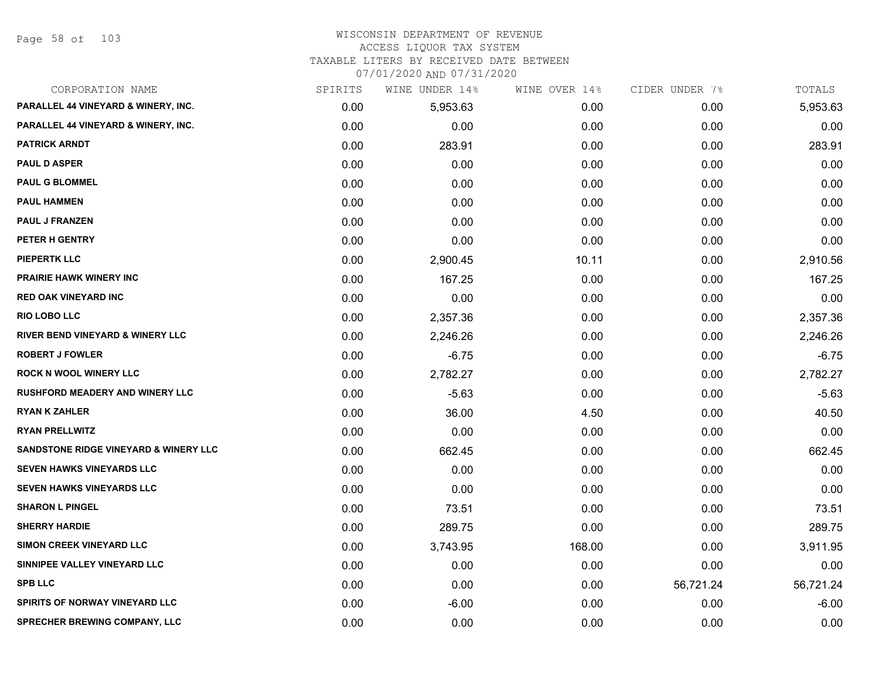WISCONSIN DEPARTMENT OF REVENUE
ACCESS LIQUOR TAX SYSTEM
TAXABLE LITERS BY RECEIVED DATE BETWEEN
07/01/2020 AND 07/31/2020

| CORPORATION NAME | SPIRITS | WINE UNDER 14% | WINE OVER 14% | CIDER UNDER 7% | TOTALS |
|---|---|---|---|---|---|
| PARALLEL 44 VINEYARD & WINERY, INC. | 0.00 | 5,953.63 | 0.00 | 0.00 | 5,953.63 |
| PARALLEL 44 VINEYARD & WINERY, INC. | 0.00 | 0.00 | 0.00 | 0.00 | 0.00 |
| PATRICK ARNDT | 0.00 | 283.91 | 0.00 | 0.00 | 283.91 |
| PAUL D ASPER | 0.00 | 0.00 | 0.00 | 0.00 | 0.00 |
| PAUL G BLOMMEL | 0.00 | 0.00 | 0.00 | 0.00 | 0.00 |
| PAUL HAMMEN | 0.00 | 0.00 | 0.00 | 0.00 | 0.00 |
| PAUL J FRANZEN | 0.00 | 0.00 | 0.00 | 0.00 | 0.00 |
| PETER H GENTRY | 0.00 | 0.00 | 0.00 | 0.00 | 0.00 |
| PIEPERTK LLC | 0.00 | 2,900.45 | 10.11 | 0.00 | 2,910.56 |
| PRAIRIE HAWK WINERY INC | 0.00 | 167.25 | 0.00 | 0.00 | 167.25 |
| RED OAK VINEYARD INC | 0.00 | 0.00 | 0.00 | 0.00 | 0.00 |
| RIO LOBO LLC | 0.00 | 2,357.36 | 0.00 | 0.00 | 2,357.36 |
| RIVER BEND VINEYARD & WINERY LLC | 0.00 | 2,246.26 | 0.00 | 0.00 | 2,246.26 |
| ROBERT J FOWLER | 0.00 | -6.75 | 0.00 | 0.00 | -6.75 |
| ROCK N WOOL WINERY LLC | 0.00 | 2,782.27 | 0.00 | 0.00 | 2,782.27 |
| RUSHFORD MEADERY AND WINERY LLC | 0.00 | -5.63 | 0.00 | 0.00 | -5.63 |
| RYAN K ZAHLER | 0.00 | 36.00 | 4.50 | 0.00 | 40.50 |
| RYAN PRELLWITZ | 0.00 | 0.00 | 0.00 | 0.00 | 0.00 |
| SANDSTONE RIDGE VINEYARD & WINERY LLC | 0.00 | 662.45 | 0.00 | 0.00 | 662.45 |
| SEVEN HAWKS VINEYARDS LLC | 0.00 | 0.00 | 0.00 | 0.00 | 0.00 |
| SEVEN HAWKS VINEYARDS LLC | 0.00 | 0.00 | 0.00 | 0.00 | 0.00 |
| SHARON L PINGEL | 0.00 | 73.51 | 0.00 | 0.00 | 73.51 |
| SHERRY HARDIE | 0.00 | 289.75 | 0.00 | 0.00 | 289.75 |
| SIMON CREEK VINEYARD LLC | 0.00 | 3,743.95 | 168.00 | 0.00 | 3,911.95 |
| SINNIPEE VALLEY VINEYARD LLC | 0.00 | 0.00 | 0.00 | 0.00 | 0.00 |
| SPB LLC | 0.00 | 0.00 | 0.00 | 56,721.24 | 56,721.24 |
| SPIRITS OF NORWAY VINEYARD LLC | 0.00 | -6.00 | 0.00 | 0.00 | -6.00 |
| SPRECHER BREWING COMPANY, LLC | 0.00 | 0.00 | 0.00 | 0.00 | 0.00 |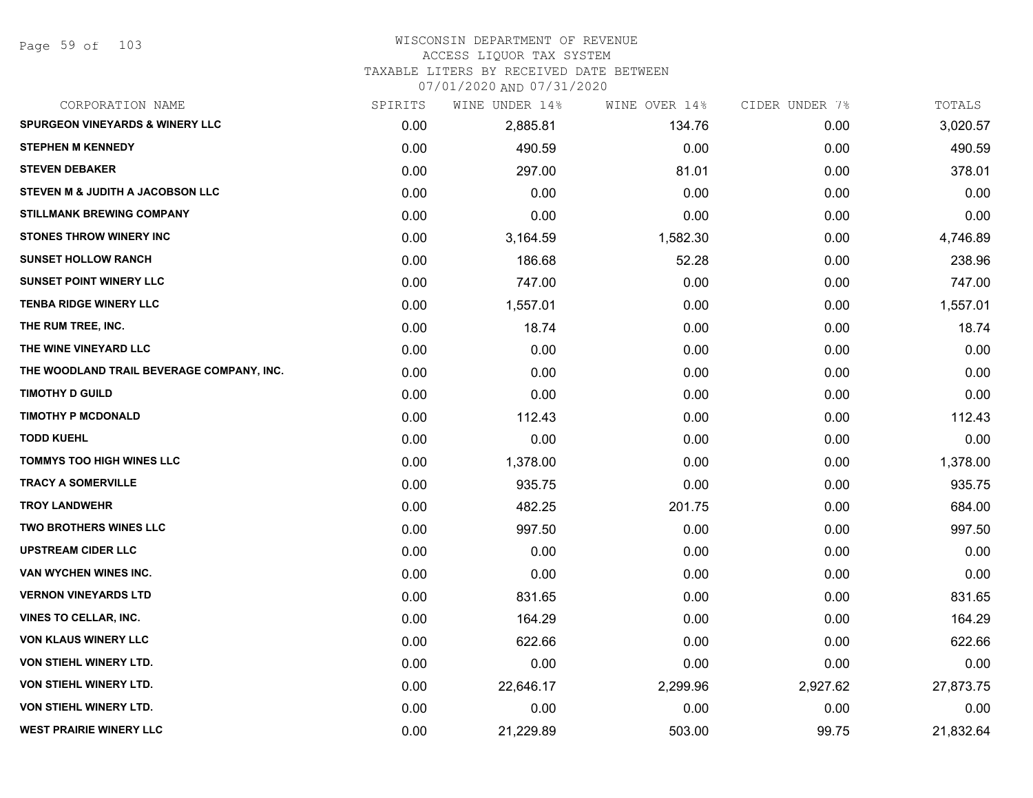WISCONSIN DEPARTMENT OF REVENUE
ACCESS LIQUOR TAX SYSTEM
TAXABLE LITERS BY RECEIVED DATE BETWEEN
07/01/2020 AND 07/31/2020

| CORPORATION NAME | SPIRITS | WINE UNDER 14% | WINE OVER 14% | CIDER UNDER 7% | TOTALS |
|---|---|---|---|---|---|
| SPURGEON VINEYARDS & WINERY LLC | 0.00 | 2,885.81 | 134.76 | 0.00 | 3,020.57 |
| STEPHEN M KENNEDY | 0.00 | 490.59 | 0.00 | 0.00 | 490.59 |
| STEVEN DEBAKER | 0.00 | 297.00 | 81.01 | 0.00 | 378.01 |
| STEVEN M & JUDITH A JACOBSON LLC | 0.00 | 0.00 | 0.00 | 0.00 | 0.00 |
| STILLMANK BREWING COMPANY | 0.00 | 0.00 | 0.00 | 0.00 | 0.00 |
| STONES THROW WINERY INC | 0.00 | 3,164.59 | 1,582.30 | 0.00 | 4,746.89 |
| SUNSET HOLLOW RANCH | 0.00 | 186.68 | 52.28 | 0.00 | 238.96 |
| SUNSET POINT WINERY LLC | 0.00 | 747.00 | 0.00 | 0.00 | 747.00 |
| TENBA RIDGE WINERY LLC | 0.00 | 1,557.01 | 0.00 | 0.00 | 1,557.01 |
| THE RUM TREE, INC. | 0.00 | 18.74 | 0.00 | 0.00 | 18.74 |
| THE WINE VINEYARD LLC | 0.00 | 0.00 | 0.00 | 0.00 | 0.00 |
| THE WOODLAND TRAIL BEVERAGE COMPANY, INC. | 0.00 | 0.00 | 0.00 | 0.00 | 0.00 |
| TIMOTHY D GUILD | 0.00 | 0.00 | 0.00 | 0.00 | 0.00 |
| TIMOTHY P MCDONALD | 0.00 | 112.43 | 0.00 | 0.00 | 112.43 |
| TODD KUEHL | 0.00 | 0.00 | 0.00 | 0.00 | 0.00 |
| TOMMYS TOO HIGH WINES LLC | 0.00 | 1,378.00 | 0.00 | 0.00 | 1,378.00 |
| TRACY A SOMERVILLE | 0.00 | 935.75 | 0.00 | 0.00 | 935.75 |
| TROY LANDWEHR | 0.00 | 482.25 | 201.75 | 0.00 | 684.00 |
| TWO BROTHERS WINES LLC | 0.00 | 997.50 | 0.00 | 0.00 | 997.50 |
| UPSTREAM CIDER LLC | 0.00 | 0.00 | 0.00 | 0.00 | 0.00 |
| VAN WYCHEN WINES INC. | 0.00 | 0.00 | 0.00 | 0.00 | 0.00 |
| VERNON VINEYARDS LTD | 0.00 | 831.65 | 0.00 | 0.00 | 831.65 |
| VINES TO CELLAR, INC. | 0.00 | 164.29 | 0.00 | 0.00 | 164.29 |
| VON KLAUS WINERY LLC | 0.00 | 622.66 | 0.00 | 0.00 | 622.66 |
| VON STIEHL WINERY LTD. | 0.00 | 0.00 | 0.00 | 0.00 | 0.00 |
| VON STIEHL WINERY LTD. | 0.00 | 22,646.17 | 2,299.96 | 2,927.62 | 27,873.75 |
| VON STIEHL WINERY LTD. | 0.00 | 0.00 | 0.00 | 0.00 | 0.00 |
| WEST PRAIRIE WINERY LLC | 0.00 | 21,229.89 | 503.00 | 99.75 | 21,832.64 |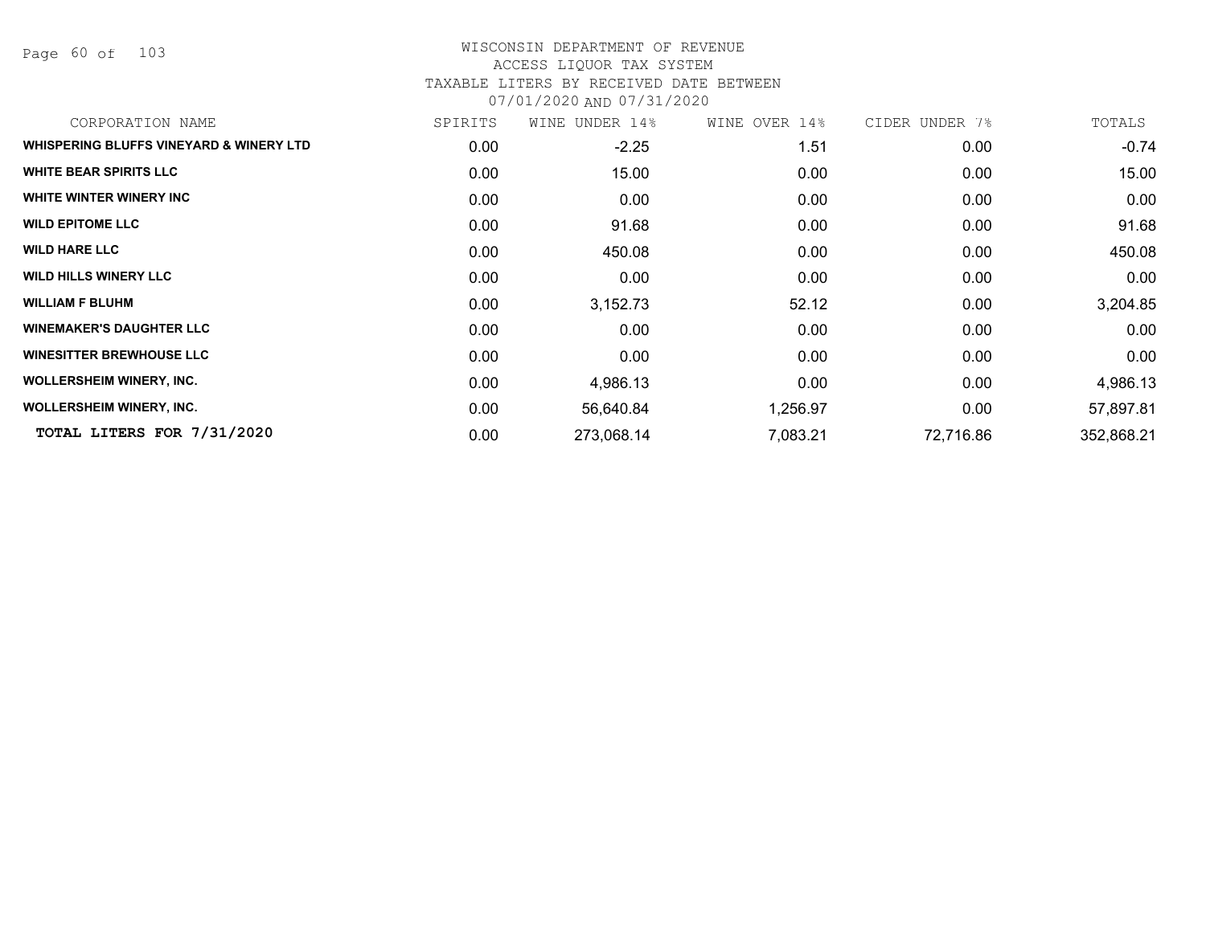# WISCONSIN DEPARTMENT OF REVENUE
## ACCESS LIQUOR TAX SYSTEM
### TAXABLE LITERS BY RECEIVED DATE BETWEEN 07/01/2020 AND 07/31/2020

| CORPORATION NAME | SPIRITS | WINE UNDER 14% | WINE OVER 14% | CIDER UNDER 7% | TOTALS |
|---|---|---|---|---|---|
| **WHISPERING BLUFFS VINEYARD & WINERY LTD** | 0.00 | -2.25 | 1.51 | 0.00 | -0.74 |
| **WHITE BEAR SPIRITS LLC** | 0.00 | 15.00 | 0.00 | 0.00 | 15.00 |
| **WHITE WINTER WINERY INC** | 0.00 | 0.00 | 0.00 | 0.00 | 0.00 |
| **WILD EPITOME LLC** | 0.00 | 91.68 | 0.00 | 0.00 | 91.68 |
| **WILD HARE LLC** | 0.00 | 450.08 | 0.00 | 0.00 | 450.08 |
| **WILD HILLS WINERY LLC** | 0.00 | 0.00 | 0.00 | 0.00 | 0.00 |
| **WILLIAM F BLUHM** | 0.00 | 3,152.73 | 52.12 | 0.00 | 3,204.85 |
| **WINEMAKER'S DAUGHTER LLC** | 0.00 | 0.00 | 0.00 | 0.00 | 0.00 |
| **WINESITTER BREWHOUSE LLC** | 0.00 | 0.00 | 0.00 | 0.00 | 0.00 |
| **WOLLERSHEIM WINERY, INC.** | 0.00 | 4,986.13 | 0.00 | 0.00 | 4,986.13 |
| **WOLLERSHEIM WINERY, INC.** | 0.00 | 56,640.84 | 1,256.97 | 0.00 | 57,897.81 |
| **TOTAL LITERS FOR 7/31/2020** | 0.00 | 273,068.14 | 7,083.21 | 72,716.86 | 352,868.21 |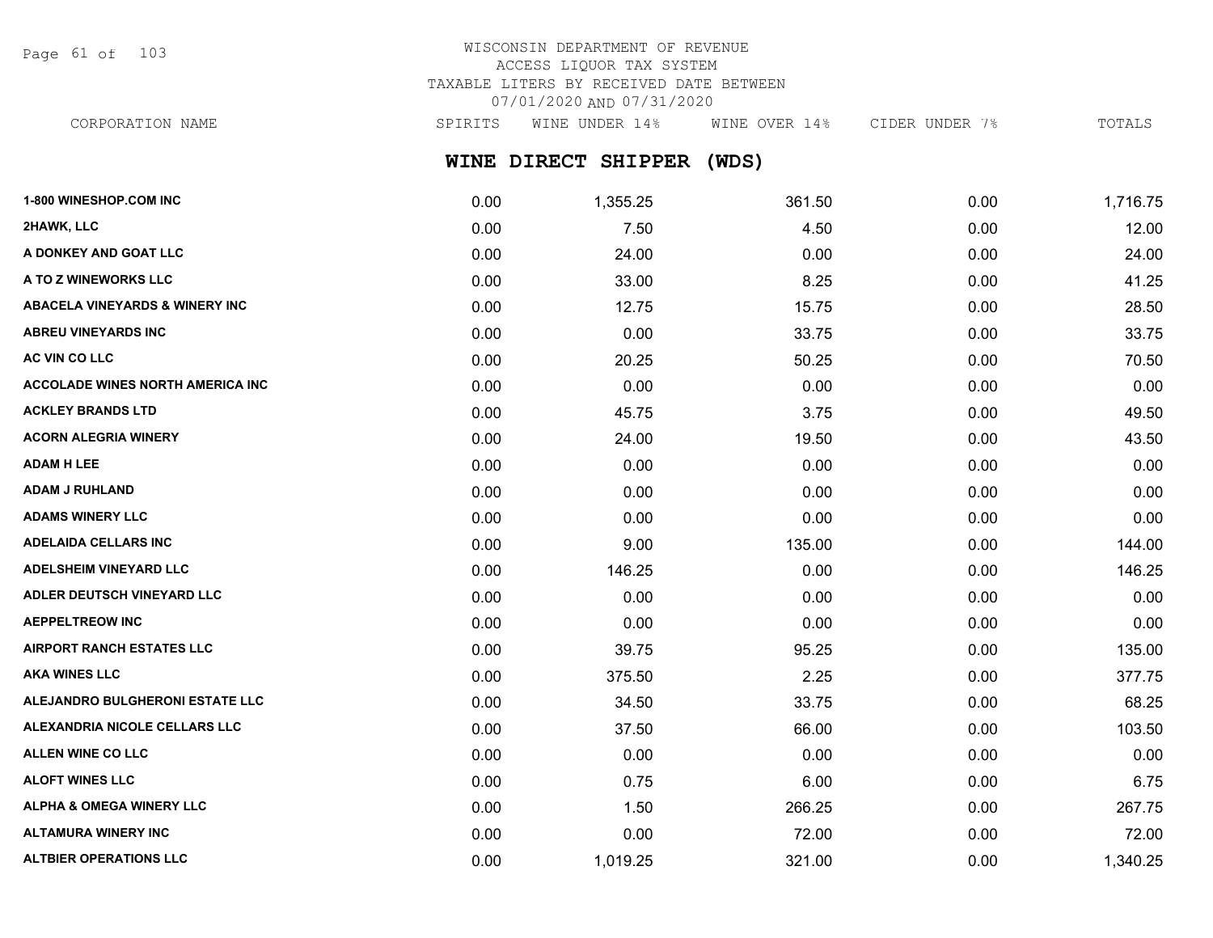WISCONSIN DEPARTMENT OF REVENUE
ACCESS LIQUOR TAX SYSTEM
TAXABLE LITERS BY RECEIVED DATE BETWEEN
07/01/2020 AND 07/31/2020

## WINE DIRECT SHIPPER (WDS)

| CORPORATION NAME | SPIRITS | WINE UNDER 14% | WINE OVER 14% | CIDER UNDER 7% | TOTALS |
|---|---|---|---|---|---|
| 1-800 WINESHOP.COM INC | 0.00 | 1,355.25 | 361.50 | 0.00 | 1,716.75 |
| 2HAWK, LLC | 0.00 | 7.50 | 4.50 | 0.00 | 12.00 |
| A DONKEY AND GOAT LLC | 0.00 | 24.00 | 0.00 | 0.00 | 24.00 |
| A TO Z WINEWORKS LLC | 0.00 | 33.00 | 8.25 | 0.00 | 41.25 |
| ABACELA VINEYARDS & WINERY INC | 0.00 | 12.75 | 15.75 | 0.00 | 28.50 |
| ABREU VINEYARDS INC | 0.00 | 0.00 | 33.75 | 0.00 | 33.75 |
| AC VIN CO LLC | 0.00 | 20.25 | 50.25 | 0.00 | 70.50 |
| ACCOLADE WINES NORTH AMERICA INC | 0.00 | 0.00 | 0.00 | 0.00 | 0.00 |
| ACKLEY BRANDS LTD | 0.00 | 45.75 | 3.75 | 0.00 | 49.50 |
| ACORN ALEGRIA WINERY | 0.00 | 24.00 | 19.50 | 0.00 | 43.50 |
| ADAM H LEE | 0.00 | 0.00 | 0.00 | 0.00 | 0.00 |
| ADAM J RUHLAND | 0.00 | 0.00 | 0.00 | 0.00 | 0.00 |
| ADAMS WINERY LLC | 0.00 | 0.00 | 0.00 | 0.00 | 0.00 |
| ADELAIDA CELLARS INC | 0.00 | 9.00 | 135.00 | 0.00 | 144.00 |
| ADELSHEIM VINEYARD LLC | 0.00 | 146.25 | 0.00 | 0.00 | 146.25 |
| ADLER DEUTSCH VINEYARD LLC | 0.00 | 0.00 | 0.00 | 0.00 | 0.00 |
| AEPPELTREOW INC | 0.00 | 0.00 | 0.00 | 0.00 | 0.00 |
| AIRPORT RANCH ESTATES LLC | 0.00 | 39.75 | 95.25 | 0.00 | 135.00 |
| AKA WINES LLC | 0.00 | 375.50 | 2.25 | 0.00 | 377.75 |
| ALEJANDRO BULGHERONI ESTATE LLC | 0.00 | 34.50 | 33.75 | 0.00 | 68.25 |
| ALEXANDRIA NICOLE CELLARS LLC | 0.00 | 37.50 | 66.00 | 0.00 | 103.50 |
| ALLEN WINE CO LLC | 0.00 | 0.00 | 0.00 | 0.00 | 0.00 |
| ALOFT WINES LLC | 0.00 | 0.75 | 6.00 | 0.00 | 6.75 |
| ALPHA & OMEGA WINERY LLC | 0.00 | 1.50 | 266.25 | 0.00 | 267.75 |
| ALTAMURA WINERY INC | 0.00 | 0.00 | 72.00 | 0.00 | 72.00 |
| ALTBIER OPERATIONS LLC | 0.00 | 1,019.25 | 321.00 | 0.00 | 1,340.25 |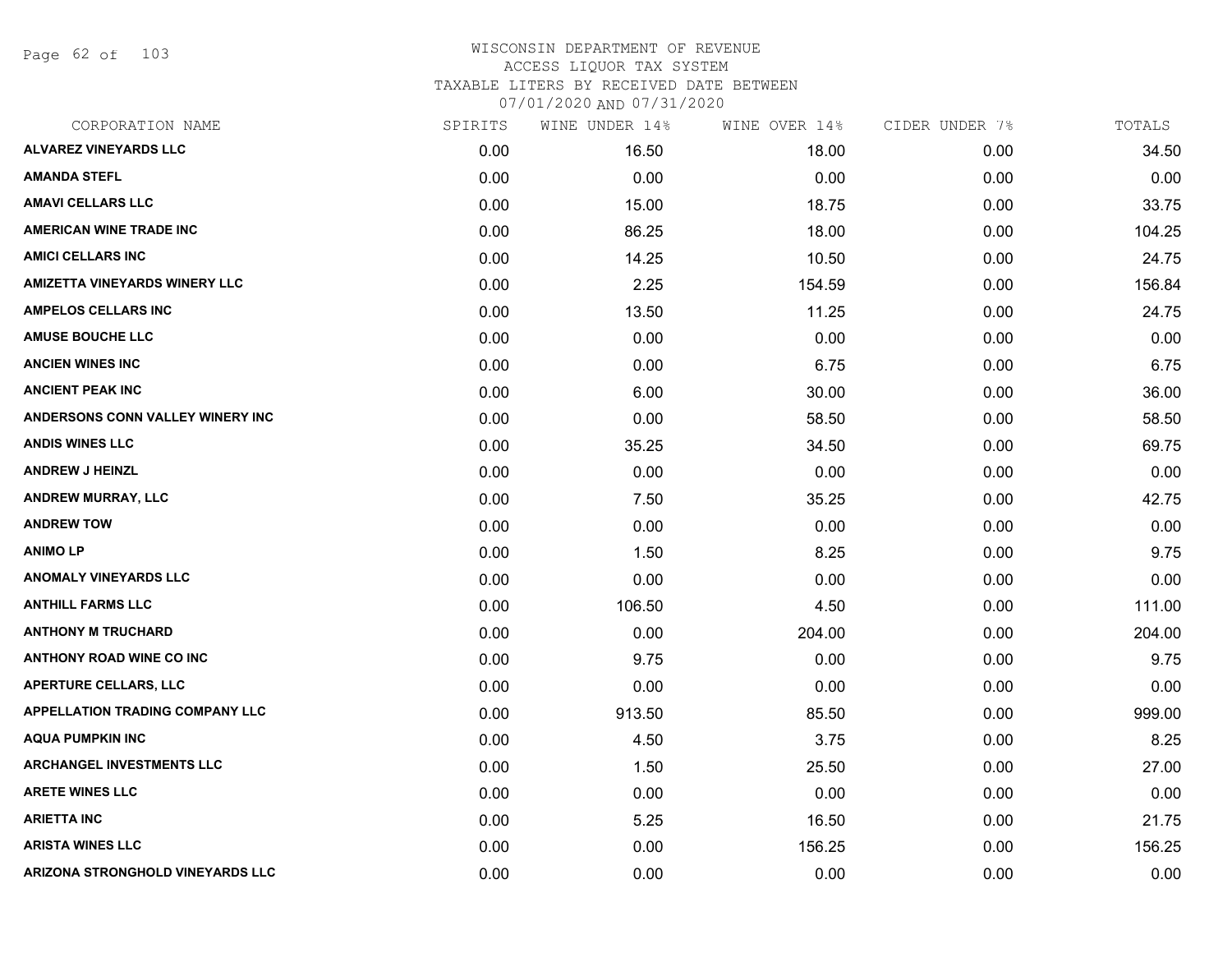WISCONSIN DEPARTMENT OF REVENUE
ACCESS LIQUOR TAX SYSTEM
TAXABLE LITERS BY RECEIVED DATE BETWEEN
07/01/2020 AND 07/31/2020

| CORPORATION NAME | SPIRITS | WINE UNDER 14% | WINE OVER 14% | CIDER UNDER 7% | TOTALS |
|---|---|---|---|---|---|
| ALVAREZ VINEYARDS LLC | 0.00 | 16.50 | 18.00 | 0.00 | 34.50 |
| AMANDA STEFL | 0.00 | 0.00 | 0.00 | 0.00 | 0.00 |
| AMAVI CELLARS LLC | 0.00 | 15.00 | 18.75 | 0.00 | 33.75 |
| AMERICAN WINE TRADE INC | 0.00 | 86.25 | 18.00 | 0.00 | 104.25 |
| AMICI CELLARS INC | 0.00 | 14.25 | 10.50 | 0.00 | 24.75 |
| AMIZETTA VINEYARDS WINERY LLC | 0.00 | 2.25 | 154.59 | 0.00 | 156.84 |
| AMPELOS CELLARS INC | 0.00 | 13.50 | 11.25 | 0.00 | 24.75 |
| AMUSE BOUCHE LLC | 0.00 | 0.00 | 0.00 | 0.00 | 0.00 |
| ANCIEN WINES INC | 0.00 | 0.00 | 6.75 | 0.00 | 6.75 |
| ANCIENT PEAK INC | 0.00 | 6.00 | 30.00 | 0.00 | 36.00 |
| ANDERSONS CONN VALLEY WINERY INC | 0.00 | 0.00 | 58.50 | 0.00 | 58.50 |
| ANDIS WINES LLC | 0.00 | 35.25 | 34.50 | 0.00 | 69.75 |
| ANDREW J HEINZL | 0.00 | 0.00 | 0.00 | 0.00 | 0.00 |
| ANDREW MURRAY, LLC | 0.00 | 7.50 | 35.25 | 0.00 | 42.75 |
| ANDREW TOW | 0.00 | 0.00 | 0.00 | 0.00 | 0.00 |
| ANIMO LP | 0.00 | 1.50 | 8.25 | 0.00 | 9.75 |
| ANOMALY VINEYARDS LLC | 0.00 | 0.00 | 0.00 | 0.00 | 0.00 |
| ANTHILL FARMS LLC | 0.00 | 106.50 | 4.50 | 0.00 | 111.00 |
| ANTHONY M TRUCHARD | 0.00 | 0.00 | 204.00 | 0.00 | 204.00 |
| ANTHONY ROAD WINE CO INC | 0.00 | 9.75 | 0.00 | 0.00 | 9.75 |
| APERTURE CELLARS, LLC | 0.00 | 0.00 | 0.00 | 0.00 | 0.00 |
| APPELLATION TRADING COMPANY LLC | 0.00 | 913.50 | 85.50 | 0.00 | 999.00 |
| AQUA PUMPKIN INC | 0.00 | 4.50 | 3.75 | 0.00 | 8.25 |
| ARCHANGEL INVESTMENTS LLC | 0.00 | 1.50 | 25.50 | 0.00 | 27.00 |
| ARETE WINES LLC | 0.00 | 0.00 | 0.00 | 0.00 | 0.00 |
| ARIETTA INC | 0.00 | 5.25 | 16.50 | 0.00 | 21.75 |
| ARISTA WINES LLC | 0.00 | 0.00 | 156.25 | 0.00 | 156.25 |
| ARIZONA STRONGHOLD VINEYARDS LLC | 0.00 | 0.00 | 0.00 | 0.00 | 0.00 |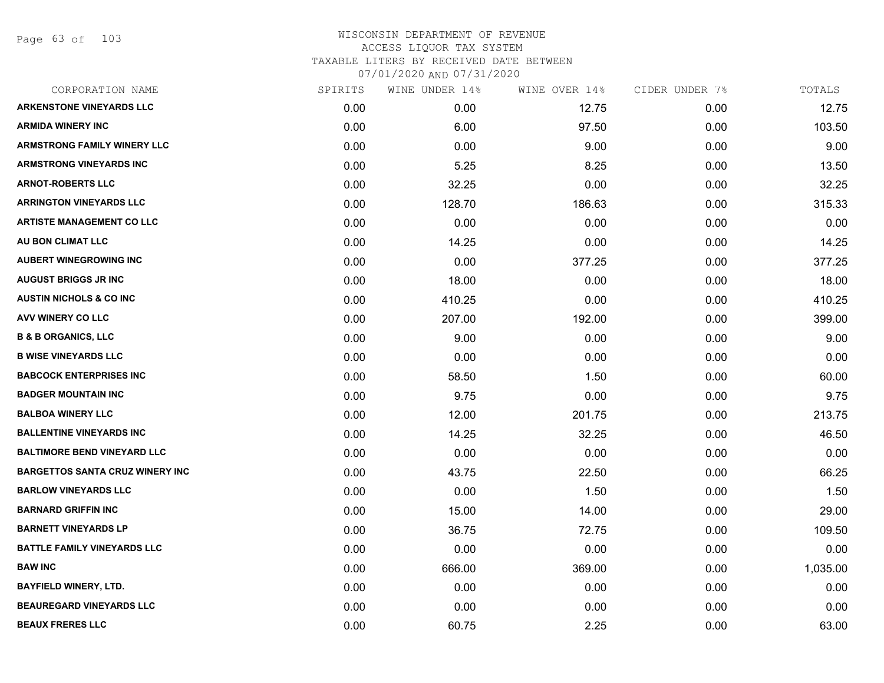# WISCONSIN DEPARTMENT OF REVENUE
## ACCESS LIQUOR TAX SYSTEM
### TAXABLE LITERS BY RECEIVED DATE BETWEEN 07/01/2020 AND 07/31/2020

| CORPORATION NAME | SPIRITS | WINE UNDER 14% | WINE OVER 14% | CIDER UNDER 7% | TOTALS |
|---|---|---|---|---|---|
| ARKENSTONE VINEYARDS LLC | 0.00 | 0.00 | 12.75 | 0.00 | 12.75 |
| ARMIDA WINERY INC | 0.00 | 6.00 | 97.50 | 0.00 | 103.50 |
| ARMSTRONG FAMILY WINERY LLC | 0.00 | 0.00 | 9.00 | 0.00 | 9.00 |
| ARMSTRONG VINEYARDS INC | 0.00 | 5.25 | 8.25 | 0.00 | 13.50 |
| ARNOT-ROBERTS LLC | 0.00 | 32.25 | 0.00 | 0.00 | 32.25 |
| ARRINGTON VINEYARDS LLC | 0.00 | 128.70 | 186.63 | 0.00 | 315.33 |
| ARTISTE MANAGEMENT CO LLC | 0.00 | 0.00 | 0.00 | 0.00 | 0.00 |
| AU BON CLIMAT LLC | 0.00 | 14.25 | 0.00 | 0.00 | 14.25 |
| AUBERT WINEGROWING INC | 0.00 | 0.00 | 377.25 | 0.00 | 377.25 |
| AUGUST BRIGGS JR INC | 0.00 | 18.00 | 0.00 | 0.00 | 18.00 |
| AUSTIN NICHOLS & CO INC | 0.00 | 410.25 | 0.00 | 0.00 | 410.25 |
| AVV WINERY CO LLC | 0.00 | 207.00 | 192.00 | 0.00 | 399.00 |
| B & B ORGANICS, LLC | 0.00 | 9.00 | 0.00 | 0.00 | 9.00 |
| B WISE VINEYARDS LLC | 0.00 | 0.00 | 0.00 | 0.00 | 0.00 |
| BABCOCK ENTERPRISES INC | 0.00 | 58.50 | 1.50 | 0.00 | 60.00 |
| BADGER MOUNTAIN INC | 0.00 | 9.75 | 0.00 | 0.00 | 9.75 |
| BALBOA WINERY LLC | 0.00 | 12.00 | 201.75 | 0.00 | 213.75 |
| BALLENTINE VINEYARDS INC | 0.00 | 14.25 | 32.25 | 0.00 | 46.50 |
| BALTIMORE BEND VINEYARD LLC | 0.00 | 0.00 | 0.00 | 0.00 | 0.00 |
| BARGETTOS SANTA CRUZ WINERY INC | 0.00 | 43.75 | 22.50 | 0.00 | 66.25 |
| BARLOW VINEYARDS LLC | 0.00 | 0.00 | 1.50 | 0.00 | 1.50 |
| BARNARD GRIFFIN INC | 0.00 | 15.00 | 14.00 | 0.00 | 29.00 |
| BARNETT VINEYARDS LP | 0.00 | 36.75 | 72.75 | 0.00 | 109.50 |
| BATTLE FAMILY VINEYARDS LLC | 0.00 | 0.00 | 0.00 | 0.00 | 0.00 |
| BAW INC | 0.00 | 666.00 | 369.00 | 0.00 | 1,035.00 |
| BAYFIELD WINERY, LTD. | 0.00 | 0.00 | 0.00 | 0.00 | 0.00 |
| BEAUREGARD VINEYARDS LLC | 0.00 | 0.00 | 0.00 | 0.00 | 0.00 |
| BEAUX FRERES LLC | 0.00 | 60.75 | 2.25 | 0.00 | 63.00 |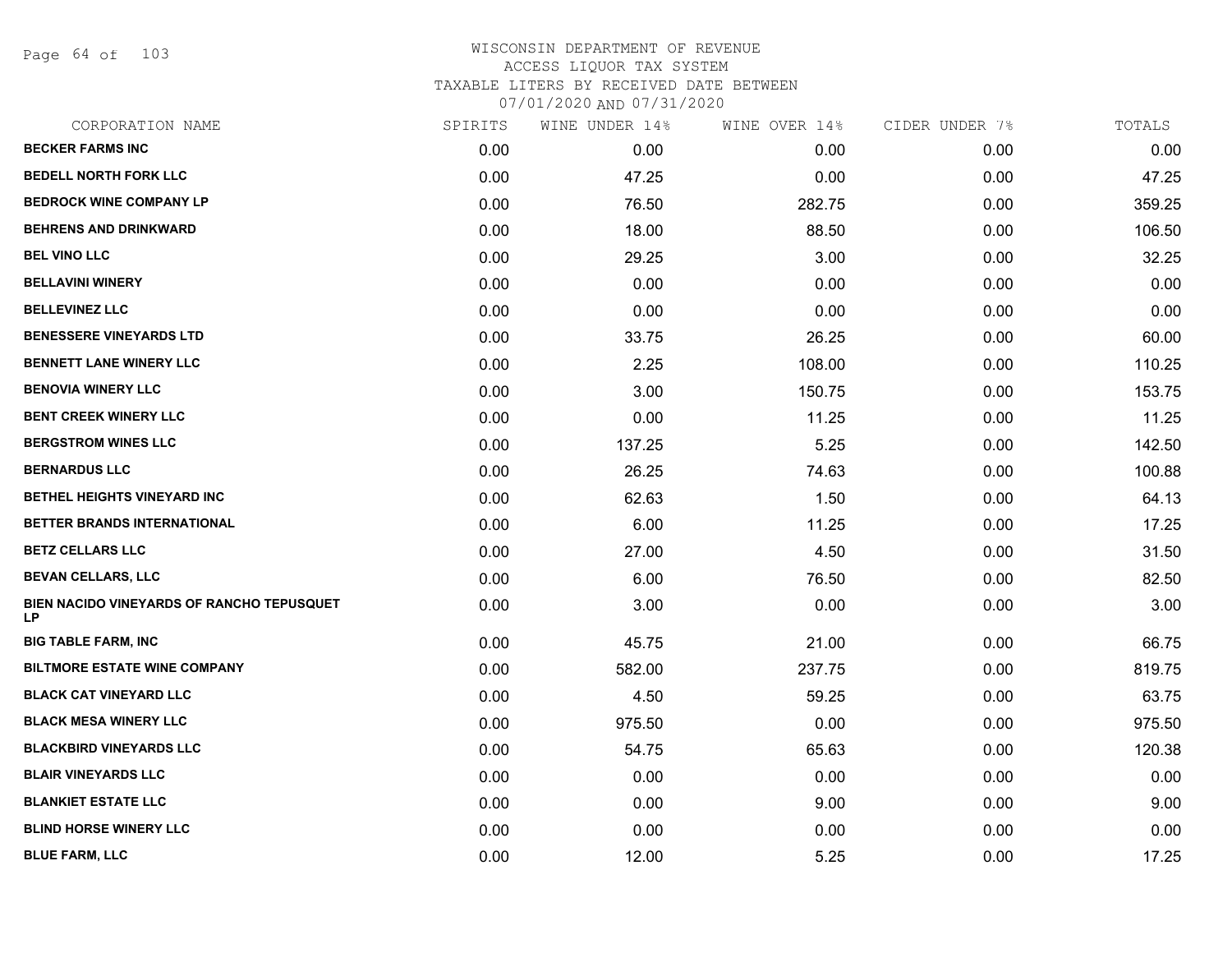WISCONSIN DEPARTMENT OF REVENUE
ACCESS LIQUOR TAX SYSTEM
TAXABLE LITERS BY RECEIVED DATE BETWEEN
07/01/2020 AND 07/31/2020

| CORPORATION NAME | SPIRITS | WINE UNDER 14% | WINE OVER 14% | CIDER UNDER 7% | TOTALS |
|---|---|---|---|---|---|
| **BECKER FARMS INC** | 0.00 | 0.00 | 0.00 | 0.00 | 0.00 |
| **BEDELL NORTH FORK LLC** | 0.00 | 47.25 | 0.00 | 0.00 | 47.25 |
| **BEDROCK WINE COMPANY LP** | 0.00 | 76.50 | 282.75 | 0.00 | 359.25 |
| **BEHRENS AND DRINKWARD** | 0.00 | 18.00 | 88.50 | 0.00 | 106.50 |
| **BEL VINO LLC** | 0.00 | 29.25 | 3.00 | 0.00 | 32.25 |
| **BELLAVINI WINERY** | 0.00 | 0.00 | 0.00 | 0.00 | 0.00 |
| **BELLEVINEZ LLC** | 0.00 | 0.00 | 0.00 | 0.00 | 0.00 |
| **BENESSERE VINEYARDS LTD** | 0.00 | 33.75 | 26.25 | 0.00 | 60.00 |
| **BENNETT LANE WINERY LLC** | 0.00 | 2.25 | 108.00 | 0.00 | 110.25 |
| **BENOVIA WINERY LLC** | 0.00 | 3.00 | 150.75 | 0.00 | 153.75 |
| **BENT CREEK WINERY LLC** | 0.00 | 0.00 | 11.25 | 0.00 | 11.25 |
| **BERGSTROM WINES LLC** | 0.00 | 137.25 | 5.25 | 0.00 | 142.50 |
| **BERNARDUS LLC** | 0.00 | 26.25 | 74.63 | 0.00 | 100.88 |
| **BETHEL HEIGHTS VINEYARD INC** | 0.00 | 62.63 | 1.50 | 0.00 | 64.13 |
| **BETTER BRANDS INTERNATIONAL** | 0.00 | 6.00 | 11.25 | 0.00 | 17.25 |
| **BETZ CELLARS LLC** | 0.00 | 27.00 | 4.50 | 0.00 | 31.50 |
| **BEVAN CELLARS, LLC** | 0.00 | 6.00 | 76.50 | 0.00 | 82.50 |
| **BIEN NACIDO VINEYARDS OF RANCHO TEPUSQUET LP** | 0.00 | 3.00 | 0.00 | 0.00 | 3.00 |
| **BIG TABLE FARM, INC** | 0.00 | 45.75 | 21.00 | 0.00 | 66.75 |
| **BILTMORE ESTATE WINE COMPANY** | 0.00 | 582.00 | 237.75 | 0.00 | 819.75 |
| **BLACK CAT VINEYARD LLC** | 0.00 | 4.50 | 59.25 | 0.00 | 63.75 |
| **BLACK MESA WINERY LLC** | 0.00 | 975.50 | 0.00 | 0.00 | 975.50 |
| **BLACKBIRD VINEYARDS LLC** | 0.00 | 54.75 | 65.63 | 0.00 | 120.38 |
| **BLAIR VINEYARDS LLC** | 0.00 | 0.00 | 0.00 | 0.00 | 0.00 |
| **BLANKIET ESTATE LLC** | 0.00 | 0.00 | 9.00 | 0.00 | 9.00 |
| **BLIND HORSE WINERY LLC** | 0.00 | 0.00 | 0.00 | 0.00 | 0.00 |
| **BLUE FARM, LLC** | 0.00 | 12.00 | 5.25 | 0.00 | 17.25 |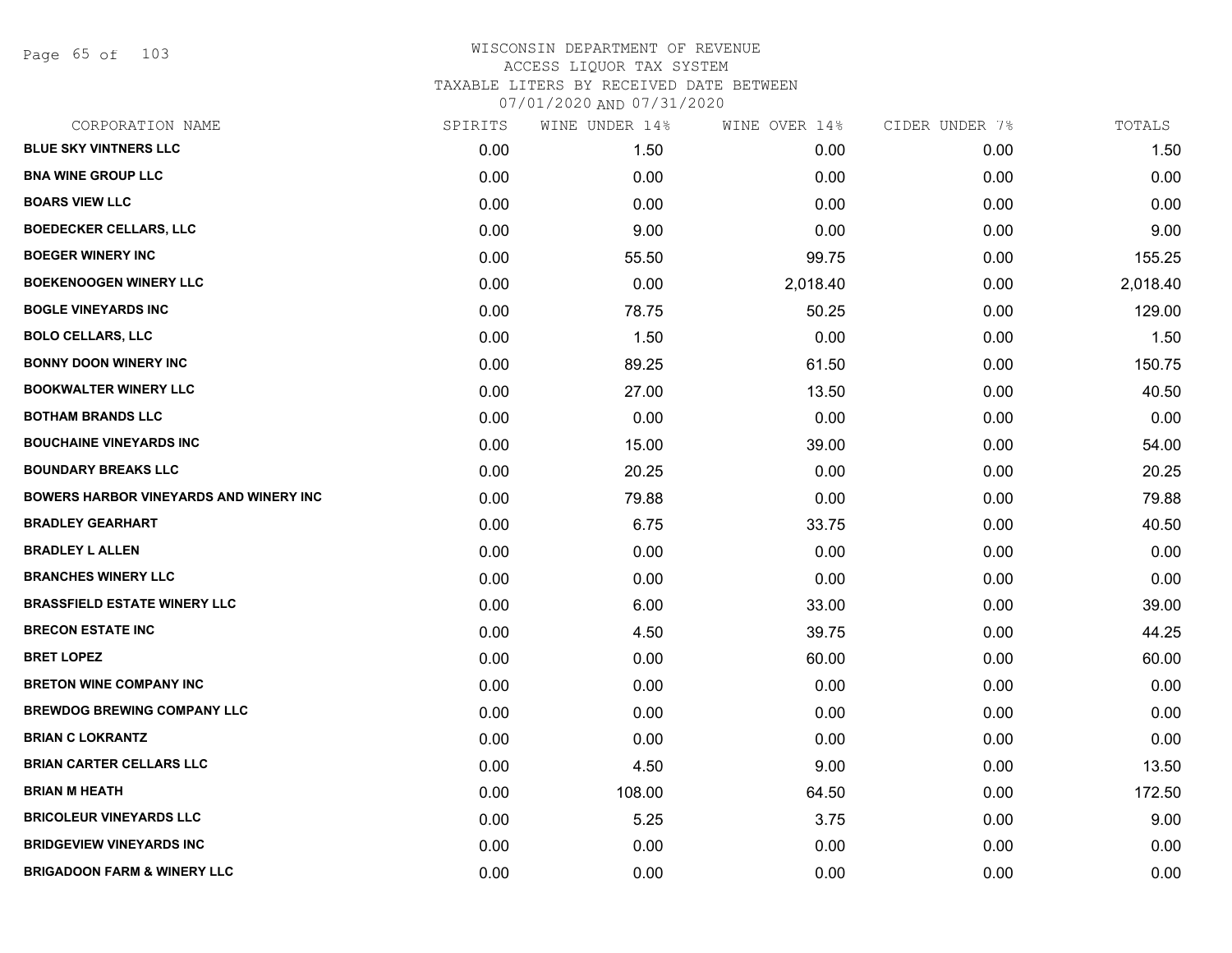# WISCONSIN DEPARTMENT OF REVENUE
## ACCESS LIQUOR TAX SYSTEM
### TAXABLE LITERS BY RECEIVED DATE BETWEEN 07/01/2020 AND 07/31/2020

| CORPORATION NAME | SPIRITS | WINE UNDER 14% | WINE OVER 14% | CIDER UNDER 7% | TOTALS |
|---|---|---|---|---|---|
| BLUE SKY VINTNERS LLC | 0.00 | 1.50 | 0.00 | 0.00 | 1.50 |
| BNA WINE GROUP LLC | 0.00 | 0.00 | 0.00 | 0.00 | 0.00 |
| BOARS VIEW LLC | 0.00 | 0.00 | 0.00 | 0.00 | 0.00 |
| BOEDECKER CELLARS, LLC | 0.00 | 9.00 | 0.00 | 0.00 | 9.00 |
| BOEGER WINERY INC | 0.00 | 55.50 | 99.75 | 0.00 | 155.25 |
| BOEKENOOGEN WINERY LLC | 0.00 | 0.00 | 2,018.40 | 0.00 | 2,018.40 |
| BOGLE VINEYARDS INC | 0.00 | 78.75 | 50.25 | 0.00 | 129.00 |
| BOLO CELLARS, LLC | 0.00 | 1.50 | 0.00 | 0.00 | 1.50 |
| BONNY DOON WINERY INC | 0.00 | 89.25 | 61.50 | 0.00 | 150.75 |
| BOOKWALTER WINERY LLC | 0.00 | 27.00 | 13.50 | 0.00 | 40.50 |
| BOTHAM BRANDS LLC | 0.00 | 0.00 | 0.00 | 0.00 | 0.00 |
| BOUCHAINE VINEYARDS INC | 0.00 | 15.00 | 39.00 | 0.00 | 54.00 |
| BOUNDARY BREAKS LLC | 0.00 | 20.25 | 0.00 | 0.00 | 20.25 |
| BOWERS HARBOR VINEYARDS AND WINERY INC | 0.00 | 79.88 | 0.00 | 0.00 | 79.88 |
| BRADLEY GEARHART | 0.00 | 6.75 | 33.75 | 0.00 | 40.50 |
| BRADLEY L ALLEN | 0.00 | 0.00 | 0.00 | 0.00 | 0.00 |
| BRANCHES WINERY LLC | 0.00 | 0.00 | 0.00 | 0.00 | 0.00 |
| BRASSFIELD ESTATE WINERY LLC | 0.00 | 6.00 | 33.00 | 0.00 | 39.00 |
| BRECON ESTATE INC | 0.00 | 4.50 | 39.75 | 0.00 | 44.25 |
| BRET LOPEZ | 0.00 | 0.00 | 60.00 | 0.00 | 60.00 |
| BRETON WINE COMPANY INC | 0.00 | 0.00 | 0.00 | 0.00 | 0.00 |
| BREWDOG BREWING COMPANY LLC | 0.00 | 0.00 | 0.00 | 0.00 | 0.00 |
| BRIAN C LOKRANTZ | 0.00 | 0.00 | 0.00 | 0.00 | 0.00 |
| BRIAN CARTER CELLARS LLC | 0.00 | 4.50 | 9.00 | 0.00 | 13.50 |
| BRIAN M HEATH | 0.00 | 108.00 | 64.50 | 0.00 | 172.50 |
| BRICOLEUR VINEYARDS LLC | 0.00 | 5.25 | 3.75 | 0.00 | 9.00 |
| BRIDGEVIEW VINEYARDS INC | 0.00 | 0.00 | 0.00 | 0.00 | 0.00 |
| BRIGADOON FARM & WINERY LLC | 0.00 | 0.00 | 0.00 | 0.00 | 0.00 |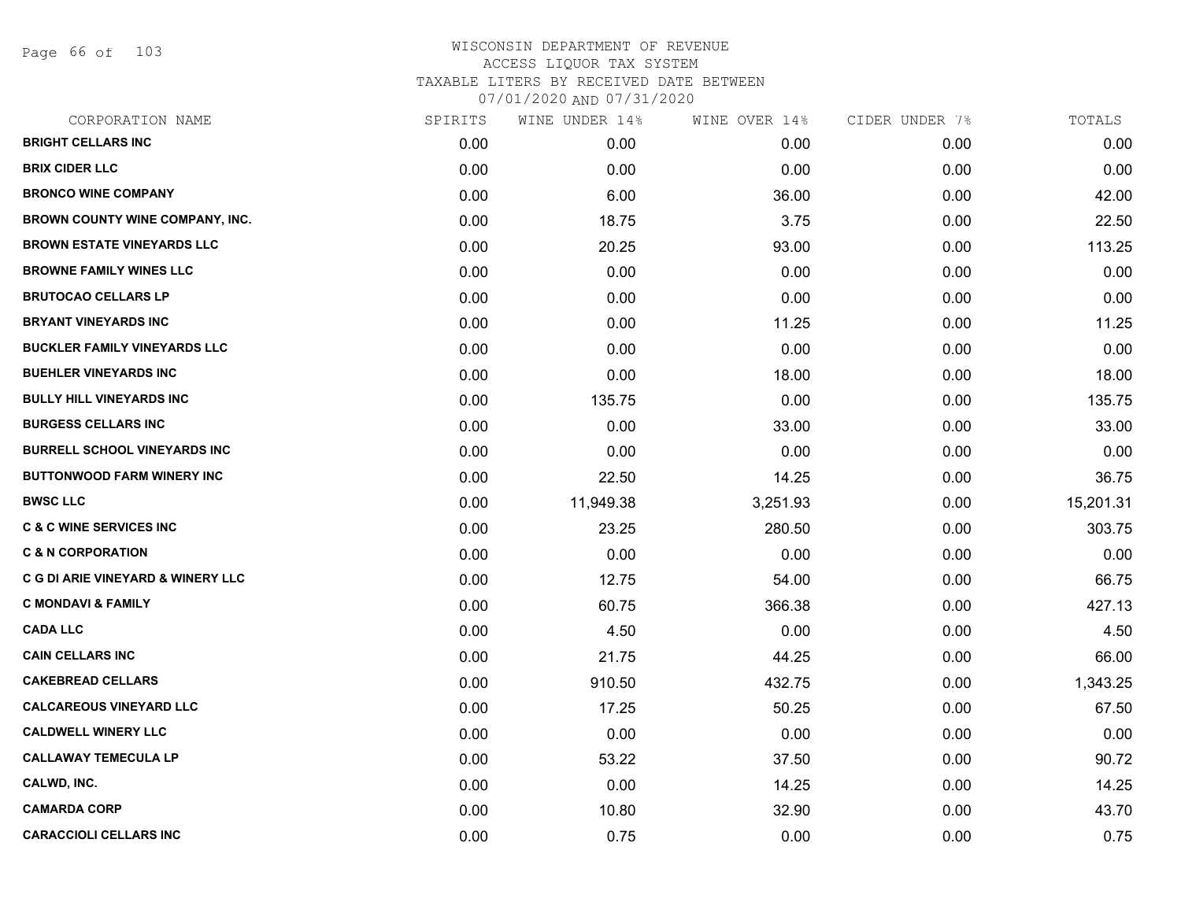WISCONSIN DEPARTMENT OF REVENUE
ACCESS LIQUOR TAX SYSTEM
TAXABLE LITERS BY RECEIVED DATE BETWEEN
07/01/2020 AND 07/31/2020

| CORPORATION NAME | SPIRITS | WINE UNDER 14% | WINE OVER 14% | CIDER UNDER 7% | TOTALS |
|---|---|---|---|---|---|
| BRIGHT CELLARS INC | 0.00 | 0.00 | 0.00 | 0.00 | 0.00 |
| BRIX CIDER LLC | 0.00 | 0.00 | 0.00 | 0.00 | 0.00 |
| BRONCO WINE COMPANY | 0.00 | 6.00 | 36.00 | 0.00 | 42.00 |
| BROWN COUNTY WINE COMPANY, INC. | 0.00 | 18.75 | 3.75 | 0.00 | 22.50 |
| BROWN ESTATE VINEYARDS LLC | 0.00 | 20.25 | 93.00 | 0.00 | 113.25 |
| BROWNE FAMILY WINES LLC | 0.00 | 0.00 | 0.00 | 0.00 | 0.00 |
| BRUTOCAO CELLARS LP | 0.00 | 0.00 | 0.00 | 0.00 | 0.00 |
| BRYANT VINEYARDS INC | 0.00 | 0.00 | 11.25 | 0.00 | 11.25 |
| BUCKLER FAMILY VINEYARDS LLC | 0.00 | 0.00 | 0.00 | 0.00 | 0.00 |
| BUEHLER VINEYARDS INC | 0.00 | 0.00 | 18.00 | 0.00 | 18.00 |
| BULLY HILL VINEYARDS INC | 0.00 | 135.75 | 0.00 | 0.00 | 135.75 |
| BURGESS CELLARS INC | 0.00 | 0.00 | 33.00 | 0.00 | 33.00 |
| BURRELL SCHOOL VINEYARDS INC | 0.00 | 0.00 | 0.00 | 0.00 | 0.00 |
| BUTTONWOOD FARM WINERY INC | 0.00 | 22.50 | 14.25 | 0.00 | 36.75 |
| BWSC LLC | 0.00 | 11,949.38 | 3,251.93 | 0.00 | 15,201.31 |
| C & C WINE SERVICES INC | 0.00 | 23.25 | 280.50 | 0.00 | 303.75 |
| C & N CORPORATION | 0.00 | 0.00 | 0.00 | 0.00 | 0.00 |
| C G DI ARIE VINEYARD & WINERY LLC | 0.00 | 12.75 | 54.00 | 0.00 | 66.75 |
| C MONDAVI & FAMILY | 0.00 | 60.75 | 366.38 | 0.00 | 427.13 |
| CADA LLC | 0.00 | 4.50 | 0.00 | 0.00 | 4.50 |
| CAIN CELLARS INC | 0.00 | 21.75 | 44.25 | 0.00 | 66.00 |
| CAKEBREAD CELLARS | 0.00 | 910.50 | 432.75 | 0.00 | 1,343.25 |
| CALCAREOUS VINEYARD LLC | 0.00 | 17.25 | 50.25 | 0.00 | 67.50 |
| CALDWELL WINERY LLC | 0.00 | 0.00 | 0.00 | 0.00 | 0.00 |
| CALLAWAY TEMECULA LP | 0.00 | 53.22 | 37.50 | 0.00 | 90.72 |
| CALWD, INC. | 0.00 | 0.00 | 14.25 | 0.00 | 14.25 |
| CAMARDA CORP | 0.00 | 10.80 | 32.90 | 0.00 | 43.70 |
| CARACCIOLI CELLARS INC | 0.00 | 0.75 | 0.00 | 0.00 | 0.75 |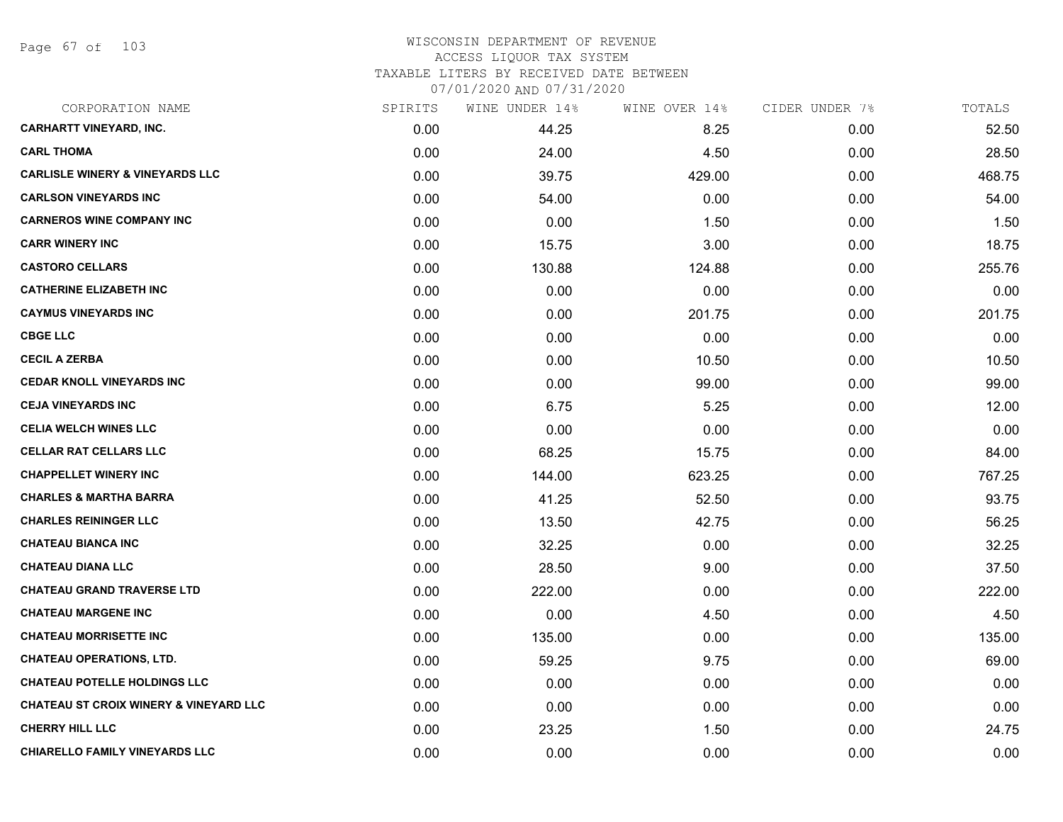WISCONSIN DEPARTMENT OF REVENUE
ACCESS LIQUOR TAX SYSTEM
TAXABLE LITERS BY RECEIVED DATE BETWEEN
07/01/2020 AND 07/31/2020

| CORPORATION NAME | SPIRITS | WINE UNDER 14% | WINE OVER 14% | CIDER UNDER 7% | TOTALS |
|---|---|---|---|---|---|
| CARHARTT VINEYARD, INC. | 0.00 | 44.25 | 8.25 | 0.00 | 52.50 |
| CARL THOMA | 0.00 | 24.00 | 4.50 | 0.00 | 28.50 |
| CARLISLE WINERY & VINEYARDS LLC | 0.00 | 39.75 | 429.00 | 0.00 | 468.75 |
| CARLSON VINEYARDS INC | 0.00 | 54.00 | 0.00 | 0.00 | 54.00 |
| CARNEROS WINE COMPANY INC | 0.00 | 0.00 | 1.50 | 0.00 | 1.50 |
| CARR WINERY INC | 0.00 | 15.75 | 3.00 | 0.00 | 18.75 |
| CASTORO CELLARS | 0.00 | 130.88 | 124.88 | 0.00 | 255.76 |
| CATHERINE ELIZABETH INC | 0.00 | 0.00 | 0.00 | 0.00 | 0.00 |
| CAYMUS VINEYARDS INC | 0.00 | 0.00 | 201.75 | 0.00 | 201.75 |
| CBGE LLC | 0.00 | 0.00 | 0.00 | 0.00 | 0.00 |
| CECIL A ZERBA | 0.00 | 0.00 | 10.50 | 0.00 | 10.50 |
| CEDAR KNOLL VINEYARDS INC | 0.00 | 0.00 | 99.00 | 0.00 | 99.00 |
| CEJA VINEYARDS INC | 0.00 | 6.75 | 5.25 | 0.00 | 12.00 |
| CELIA WELCH WINES LLC | 0.00 | 0.00 | 0.00 | 0.00 | 0.00 |
| CELLAR RAT CELLARS LLC | 0.00 | 68.25 | 15.75 | 0.00 | 84.00 |
| CHAPPELLET WINERY INC | 0.00 | 144.00 | 623.25 | 0.00 | 767.25 |
| CHARLES & MARTHA BARRA | 0.00 | 41.25 | 52.50 | 0.00 | 93.75 |
| CHARLES REININGER LLC | 0.00 | 13.50 | 42.75 | 0.00 | 56.25 |
| CHATEAU BIANCA INC | 0.00 | 32.25 | 0.00 | 0.00 | 32.25 |
| CHATEAU DIANA LLC | 0.00 | 28.50 | 9.00 | 0.00 | 37.50 |
| CHATEAU GRAND TRAVERSE LTD | 0.00 | 222.00 | 0.00 | 0.00 | 222.00 |
| CHATEAU MARGENE INC | 0.00 | 0.00 | 4.50 | 0.00 | 4.50 |
| CHATEAU MORRISETTE INC | 0.00 | 135.00 | 0.00 | 0.00 | 135.00 |
| CHATEAU OPERATIONS, LTD. | 0.00 | 59.25 | 9.75 | 0.00 | 69.00 |
| CHATEAU POTELLE HOLDINGS LLC | 0.00 | 0.00 | 0.00 | 0.00 | 0.00 |
| CHATEAU ST CROIX WINERY & VINEYARD LLC | 0.00 | 0.00 | 0.00 | 0.00 | 0.00 |
| CHERRY HILL LLC | 0.00 | 23.25 | 1.50 | 0.00 | 24.75 |
| CHIARELLO FAMILY VINEYARDS LLC | 0.00 | 0.00 | 0.00 | 0.00 | 0.00 |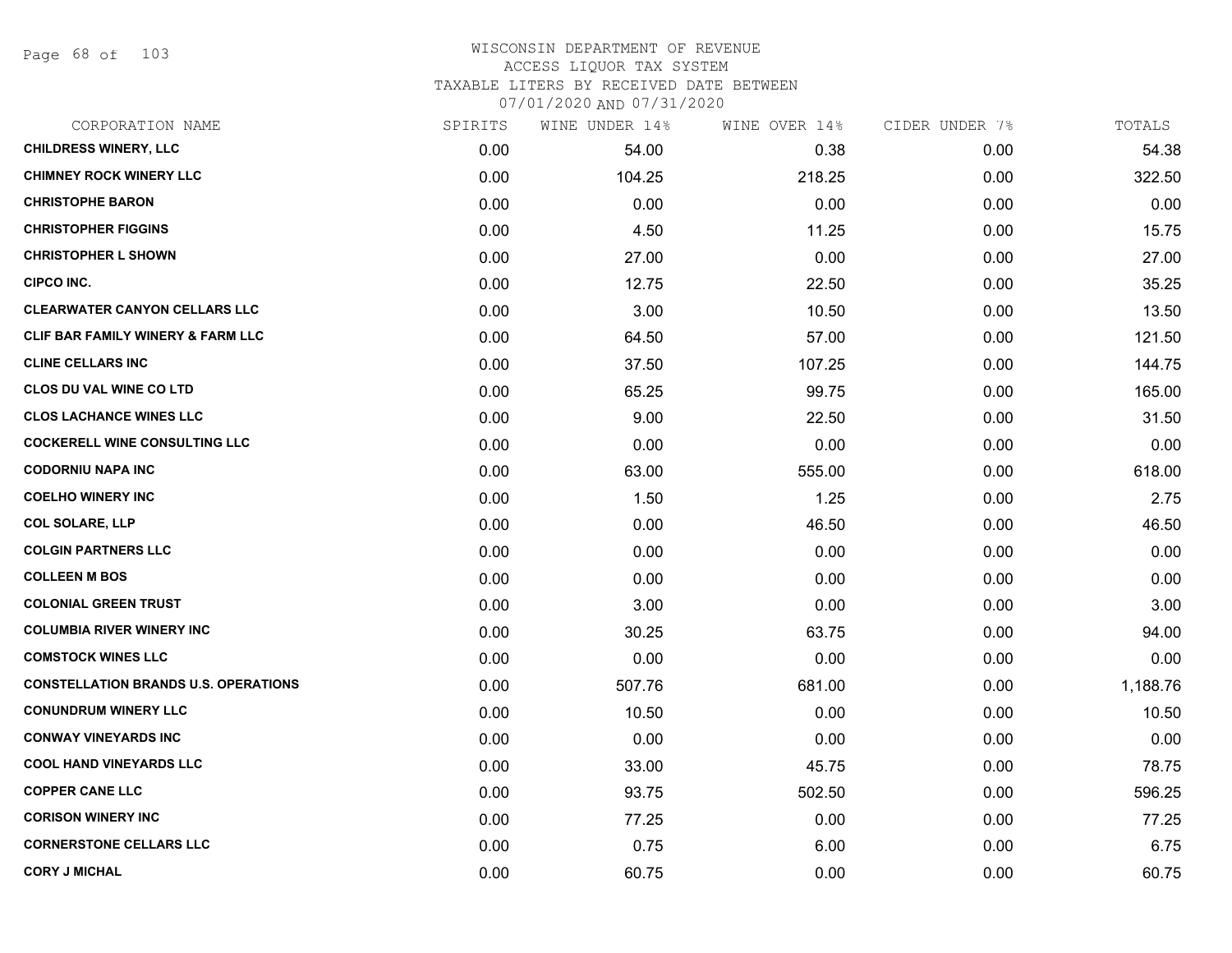WISCONSIN DEPARTMENT OF REVENUE
ACCESS LIQUOR TAX SYSTEM
TAXABLE LITERS BY RECEIVED DATE BETWEEN
07/01/2020 AND 07/31/2020

| CORPORATION NAME | SPIRITS | WINE UNDER 14% | WINE OVER 14% | CIDER UNDER 7% | TOTALS |
|---|---|---|---|---|---|
| CHILDRESS WINERY, LLC | 0.00 | 54.00 | 0.38 | 0.00 | 54.38 |
| CHIMNEY ROCK WINERY LLC | 0.00 | 104.25 | 218.25 | 0.00 | 322.50 |
| CHRISTOPHE BARON | 0.00 | 0.00 | 0.00 | 0.00 | 0.00 |
| CHRISTOPHER FIGGINS | 0.00 | 4.50 | 11.25 | 0.00 | 15.75 |
| CHRISTOPHER L SHOWN | 0.00 | 27.00 | 0.00 | 0.00 | 27.00 |
| CIPCO INC. | 0.00 | 12.75 | 22.50 | 0.00 | 35.25 |
| CLEARWATER CANYON CELLARS LLC | 0.00 | 3.00 | 10.50 | 0.00 | 13.50 |
| CLIF BAR FAMILY WINERY & FARM LLC | 0.00 | 64.50 | 57.00 | 0.00 | 121.50 |
| CLINE CELLARS INC | 0.00 | 37.50 | 107.25 | 0.00 | 144.75 |
| CLOS DU VAL WINE CO LTD | 0.00 | 65.25 | 99.75 | 0.00 | 165.00 |
| CLOS LACHANCE WINES LLC | 0.00 | 9.00 | 22.50 | 0.00 | 31.50 |
| COCKERELL WINE CONSULTING LLC | 0.00 | 0.00 | 0.00 | 0.00 | 0.00 |
| CODORNIU NAPA INC | 0.00 | 63.00 | 555.00 | 0.00 | 618.00 |
| COELHO WINERY INC | 0.00 | 1.50 | 1.25 | 0.00 | 2.75 |
| COL SOLARE, LLP | 0.00 | 0.00 | 46.50 | 0.00 | 46.50 |
| COLGIN PARTNERS LLC | 0.00 | 0.00 | 0.00 | 0.00 | 0.00 |
| COLLEEN M BOS | 0.00 | 0.00 | 0.00 | 0.00 | 0.00 |
| COLONIAL GREEN TRUST | 0.00 | 3.00 | 0.00 | 0.00 | 3.00 |
| COLUMBIA RIVER WINERY INC | 0.00 | 30.25 | 63.75 | 0.00 | 94.00 |
| COMSTOCK WINES LLC | 0.00 | 0.00 | 0.00 | 0.00 | 0.00 |
| CONSTELLATION BRANDS U.S. OPERATIONS | 0.00 | 507.76 | 681.00 | 0.00 | 1,188.76 |
| CONUNDRUM WINERY LLC | 0.00 | 10.50 | 0.00 | 0.00 | 10.50 |
| CONWAY VINEYARDS INC | 0.00 | 0.00 | 0.00 | 0.00 | 0.00 |
| COOL HAND VINEYARDS LLC | 0.00 | 33.00 | 45.75 | 0.00 | 78.75 |
| COPPER CANE LLC | 0.00 | 93.75 | 502.50 | 0.00 | 596.25 |
| CORISON WINERY INC | 0.00 | 77.25 | 0.00 | 0.00 | 77.25 |
| CORNERSTONE CELLARS LLC | 0.00 | 0.75 | 6.00 | 0.00 | 6.75 |
| CORY J MICHAL | 0.00 | 60.75 | 0.00 | 0.00 | 60.75 |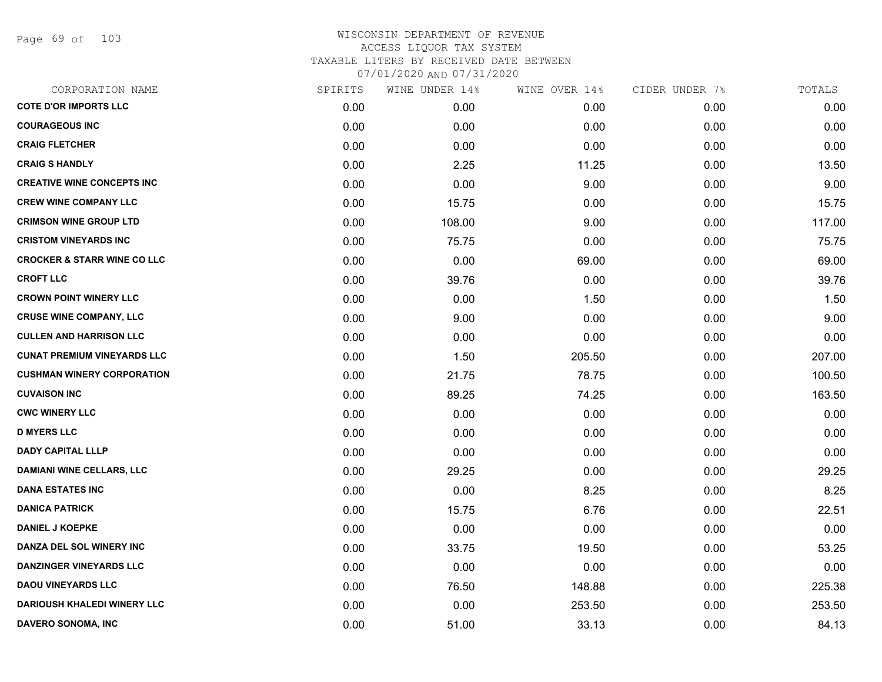# WISCONSIN DEPARTMENT OF REVENUE
## ACCESS LIQUOR TAX SYSTEM
### TAXABLE LITERS BY RECEIVED DATE BETWEEN 07/01/2020 AND 07/31/2020

| CORPORATION NAME | SPIRITS | WINE UNDER 14% | WINE OVER 14% | CIDER UNDER 7% | TOTALS |
|---|---|---|---|---|---|
| COTE D'OR IMPORTS LLC | 0.00 | 0.00 | 0.00 | 0.00 | 0.00 |
| COURAGEOUS INC | 0.00 | 0.00 | 0.00 | 0.00 | 0.00 |
| CRAIG FLETCHER | 0.00 | 0.00 | 0.00 | 0.00 | 0.00 |
| CRAIG S HANDLY | 0.00 | 2.25 | 11.25 | 0.00 | 13.50 |
| CREATIVE WINE CONCEPTS INC | 0.00 | 0.00 | 9.00 | 0.00 | 9.00 |
| CREW WINE COMPANY LLC | 0.00 | 15.75 | 0.00 | 0.00 | 15.75 |
| CRIMSON WINE GROUP LTD | 0.00 | 108.00 | 9.00 | 0.00 | 117.00 |
| CRISTOM VINEYARDS INC | 0.00 | 75.75 | 0.00 | 0.00 | 75.75 |
| CROCKER & STARR WINE CO LLC | 0.00 | 0.00 | 69.00 | 0.00 | 69.00 |
| CROFT LLC | 0.00 | 39.76 | 0.00 | 0.00 | 39.76 |
| CROWN POINT WINERY LLC | 0.00 | 0.00 | 1.50 | 0.00 | 1.50 |
| CRUSE WINE COMPANY, LLC | 0.00 | 9.00 | 0.00 | 0.00 | 9.00 |
| CULLEN AND HARRISON LLC | 0.00 | 0.00 | 0.00 | 0.00 | 0.00 |
| CUNAT PREMIUM VINEYARDS LLC | 0.00 | 1.50 | 205.50 | 0.00 | 207.00 |
| CUSHMAN WINERY CORPORATION | 0.00 | 21.75 | 78.75 | 0.00 | 100.50 |
| CUVAISON INC | 0.00 | 89.25 | 74.25 | 0.00 | 163.50 |
| CWC WINERY LLC | 0.00 | 0.00 | 0.00 | 0.00 | 0.00 |
| D MYERS LLC | 0.00 | 0.00 | 0.00 | 0.00 | 0.00 |
| DADY CAPITAL LLLP | 0.00 | 0.00 | 0.00 | 0.00 | 0.00 |
| DAMIANI WINE CELLARS, LLC | 0.00 | 29.25 | 0.00 | 0.00 | 29.25 |
| DANA ESTATES INC | 0.00 | 0.00 | 8.25 | 0.00 | 8.25 |
| DANICA PATRICK | 0.00 | 15.75 | 6.76 | 0.00 | 22.51 |
| DANIEL J KOEPKE | 0.00 | 0.00 | 0.00 | 0.00 | 0.00 |
| DANZA DEL SOL WINERY INC | 0.00 | 33.75 | 19.50 | 0.00 | 53.25 |
| DANZINGER VINEYARDS LLC | 0.00 | 0.00 | 0.00 | 0.00 | 0.00 |
| DAOU VINEYARDS LLC | 0.00 | 76.50 | 148.88 | 0.00 | 225.38 |
| DARIOUSH KHALEDI WINERY LLC | 0.00 | 0.00 | 253.50 | 0.00 | 253.50 |
| DAVERO SONOMA, INC | 0.00 | 51.00 | 33.13 | 0.00 | 84.13 |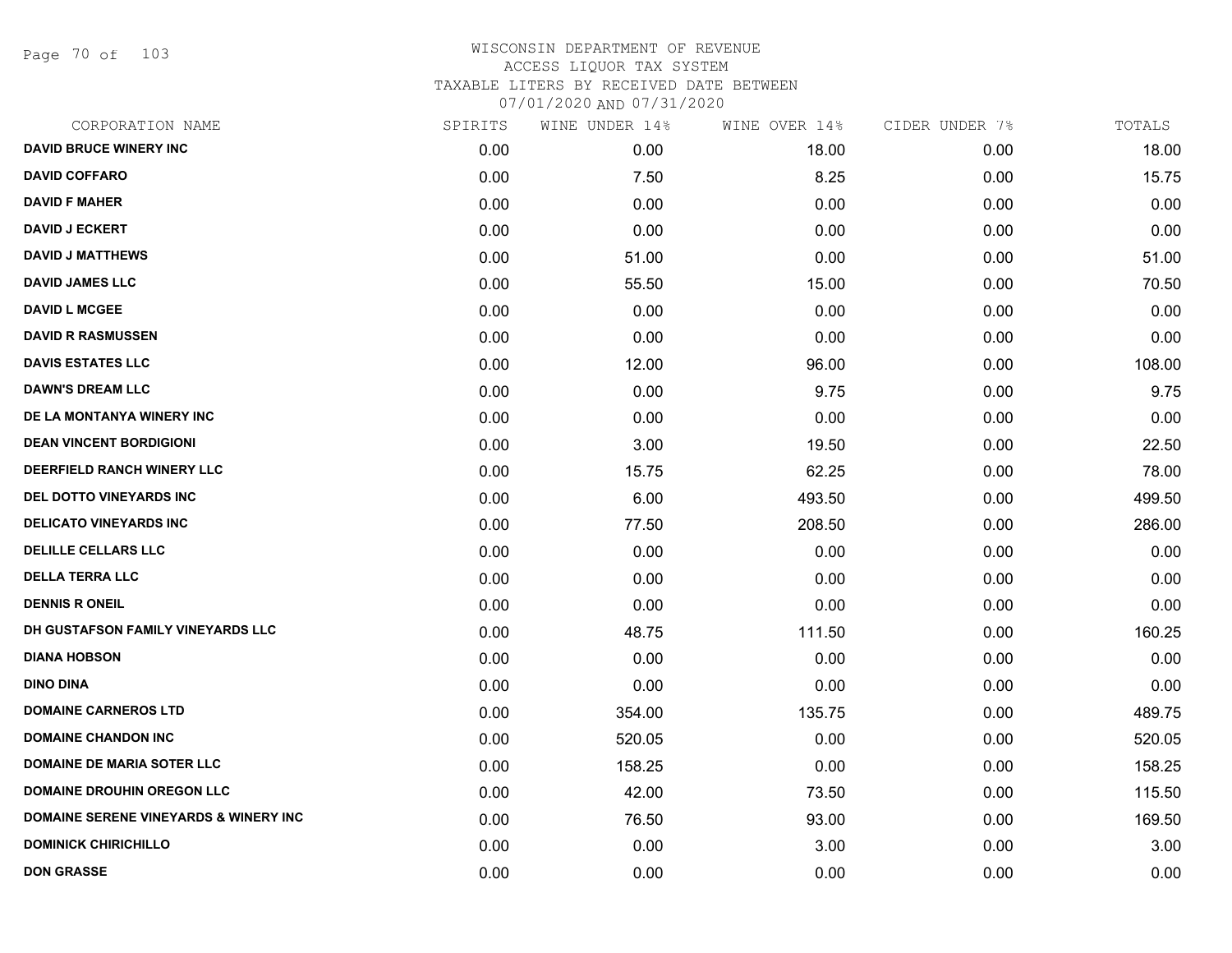WISCONSIN DEPARTMENT OF REVENUE
ACCESS LIQUOR TAX SYSTEM
TAXABLE LITERS BY RECEIVED DATE BETWEEN
07/01/2020 AND 07/31/2020

| CORPORATION NAME | SPIRITS | WINE UNDER 14% | WINE OVER 14% | CIDER UNDER 7% | TOTALS |
|---|---|---|---|---|---|
| DAVID BRUCE WINERY INC | 0.00 | 0.00 | 18.00 | 0.00 | 18.00 |
| DAVID COFFARO | 0.00 | 7.50 | 8.25 | 0.00 | 15.75 |
| DAVID F MAHER | 0.00 | 0.00 | 0.00 | 0.00 | 0.00 |
| DAVID J ECKERT | 0.00 | 0.00 | 0.00 | 0.00 | 0.00 |
| DAVID J MATTHEWS | 0.00 | 51.00 | 0.00 | 0.00 | 51.00 |
| DAVID JAMES LLC | 0.00 | 55.50 | 15.00 | 0.00 | 70.50 |
| DAVID L MCGEE | 0.00 | 0.00 | 0.00 | 0.00 | 0.00 |
| DAVID R RASMUSSEN | 0.00 | 0.00 | 0.00 | 0.00 | 0.00 |
| DAVIS ESTATES LLC | 0.00 | 12.00 | 96.00 | 0.00 | 108.00 |
| DAWN'S DREAM LLC | 0.00 | 0.00 | 9.75 | 0.00 | 9.75 |
| DE LA MONTANYA WINERY INC | 0.00 | 0.00 | 0.00 | 0.00 | 0.00 |
| DEAN VINCENT BORDIGIONI | 0.00 | 3.00 | 19.50 | 0.00 | 22.50 |
| DEERFIELD RANCH WINERY LLC | 0.00 | 15.75 | 62.25 | 0.00 | 78.00 |
| DEL DOTTO VINEYARDS INC | 0.00 | 6.00 | 493.50 | 0.00 | 499.50 |
| DELICATO VINEYARDS INC | 0.00 | 77.50 | 208.50 | 0.00 | 286.00 |
| DELILLE CELLARS LLC | 0.00 | 0.00 | 0.00 | 0.00 | 0.00 |
| DELLA TERRA LLC | 0.00 | 0.00 | 0.00 | 0.00 | 0.00 |
| DENNIS R ONEIL | 0.00 | 0.00 | 0.00 | 0.00 | 0.00 |
| DH GUSTAFSON FAMILY VINEYARDS LLC | 0.00 | 48.75 | 111.50 | 0.00 | 160.25 |
| DIANA HOBSON | 0.00 | 0.00 | 0.00 | 0.00 | 0.00 |
| DINO DINA | 0.00 | 0.00 | 0.00 | 0.00 | 0.00 |
| DOMAINE CARNEROS LTD | 0.00 | 354.00 | 135.75 | 0.00 | 489.75 |
| DOMAINE CHANDON INC | 0.00 | 520.05 | 0.00 | 0.00 | 520.05 |
| DOMAINE DE MARIA SOTER LLC | 0.00 | 158.25 | 0.00 | 0.00 | 158.25 |
| DOMAINE DROUHIN OREGON LLC | 0.00 | 42.00 | 73.50 | 0.00 | 115.50 |
| DOMAINE SERENE VINEYARDS & WINERY INC | 0.00 | 76.50 | 93.00 | 0.00 | 169.50 |
| DOMINICK CHIRICHILLO | 0.00 | 0.00 | 3.00 | 0.00 | 3.00 |
| DON GRASSE | 0.00 | 0.00 | 0.00 | 0.00 | 0.00 |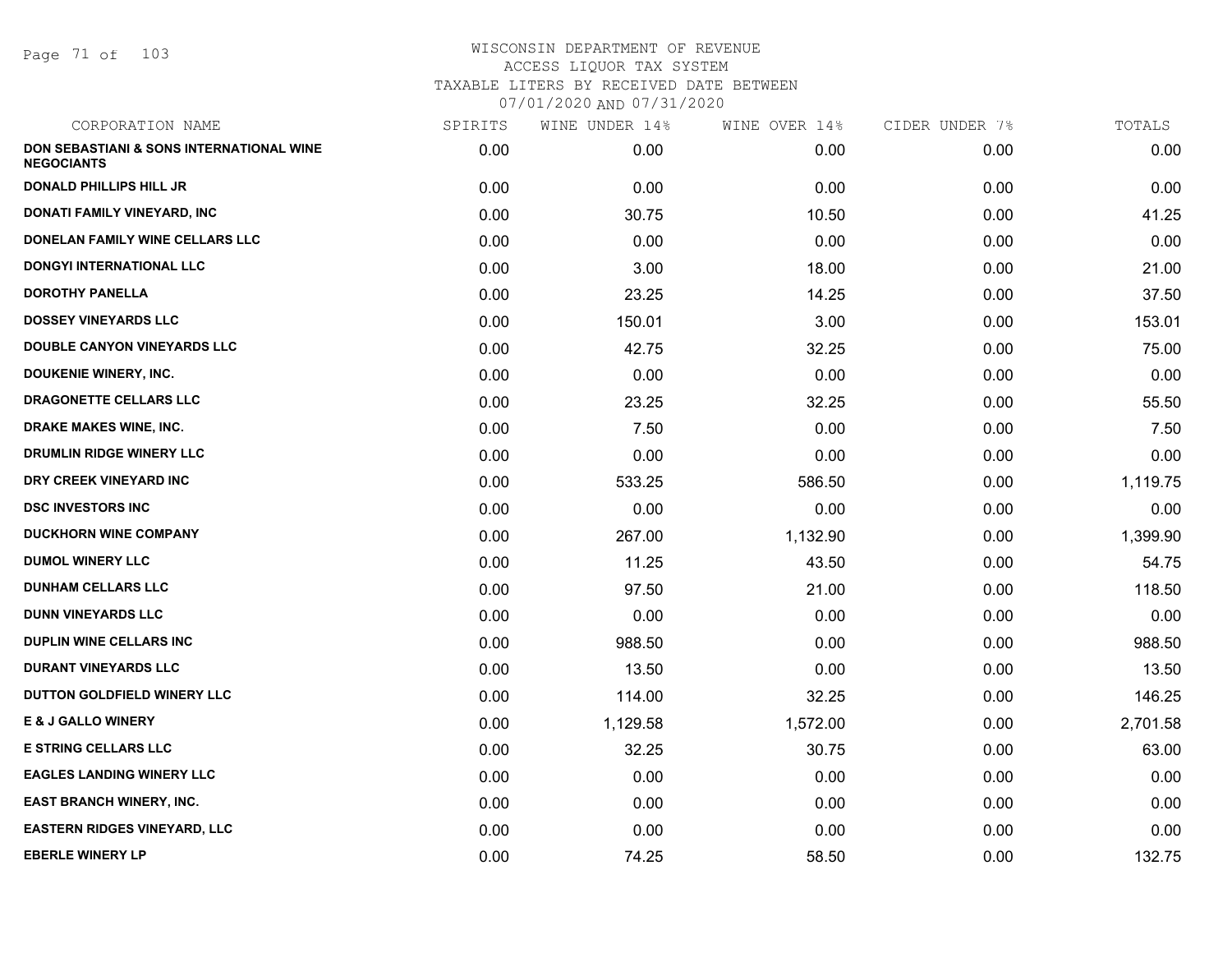WISCONSIN DEPARTMENT OF REVENUE
ACCESS LIQUOR TAX SYSTEM
TAXABLE LITERS BY RECEIVED DATE BETWEEN
07/01/2020 AND 07/31/2020

| CORPORATION NAME | SPIRITS | WINE UNDER 14% | WINE OVER 14% | CIDER UNDER 7% | TOTALS |
|---|---|---|---|---|---|
| DON SEBASTIANI & SONS INTERNATIONAL WINE NEGOCIANTS | 0.00 | 0.00 | 0.00 | 0.00 | 0.00 |
| DONALD PHILLIPS HILL JR | 0.00 | 0.00 | 0.00 | 0.00 | 0.00 |
| DONATI FAMILY VINEYARD, INC | 0.00 | 30.75 | 10.50 | 0.00 | 41.25 |
| DONELAN FAMILY WINE CELLARS LLC | 0.00 | 0.00 | 0.00 | 0.00 | 0.00 |
| DONGYI INTERNATIONAL LLC | 0.00 | 3.00 | 18.00 | 0.00 | 21.00 |
| DOROTHY PANELLA | 0.00 | 23.25 | 14.25 | 0.00 | 37.50 |
| DOSSEY VINEYARDS LLC | 0.00 | 150.01 | 3.00 | 0.00 | 153.01 |
| DOUBLE CANYON VINEYARDS LLC | 0.00 | 42.75 | 32.25 | 0.00 | 75.00 |
| DOUKENIE WINERY, INC. | 0.00 | 0.00 | 0.00 | 0.00 | 0.00 |
| DRAGONETTE CELLARS LLC | 0.00 | 23.25 | 32.25 | 0.00 | 55.50 |
| DRAKE MAKES WINE, INC. | 0.00 | 7.50 | 0.00 | 0.00 | 7.50 |
| DRUMLIN RIDGE WINERY LLC | 0.00 | 0.00 | 0.00 | 0.00 | 0.00 |
| DRY CREEK VINEYARD INC | 0.00 | 533.25 | 586.50 | 0.00 | 1,119.75 |
| DSC INVESTORS INC | 0.00 | 0.00 | 0.00 | 0.00 | 0.00 |
| DUCKHORN WINE COMPANY | 0.00 | 267.00 | 1,132.90 | 0.00 | 1,399.90 |
| DUMOL WINERY LLC | 0.00 | 11.25 | 43.50 | 0.00 | 54.75 |
| DUNHAM CELLARS LLC | 0.00 | 97.50 | 21.00 | 0.00 | 118.50 |
| DUNN VINEYARDS LLC | 0.00 | 0.00 | 0.00 | 0.00 | 0.00 |
| DUPLIN WINE CELLARS INC | 0.00 | 988.50 | 0.00 | 0.00 | 988.50 |
| DURANT VINEYARDS LLC | 0.00 | 13.50 | 0.00 | 0.00 | 13.50 |
| DUTTON GOLDFIELD WINERY LLC | 0.00 | 114.00 | 32.25 | 0.00 | 146.25 |
| E & J GALLO WINERY | 0.00 | 1,129.58 | 1,572.00 | 0.00 | 2,701.58 |
| E STRING CELLARS LLC | 0.00 | 32.25 | 30.75 | 0.00 | 63.00 |
| EAGLES LANDING WINERY LLC | 0.00 | 0.00 | 0.00 | 0.00 | 0.00 |
| EAST BRANCH WINERY, INC. | 0.00 | 0.00 | 0.00 | 0.00 | 0.00 |
| EASTERN RIDGES VINEYARD, LLC | 0.00 | 0.00 | 0.00 | 0.00 | 0.00 |
| EBERLE WINERY LP | 0.00 | 74.25 | 58.50 | 0.00 | 132.75 |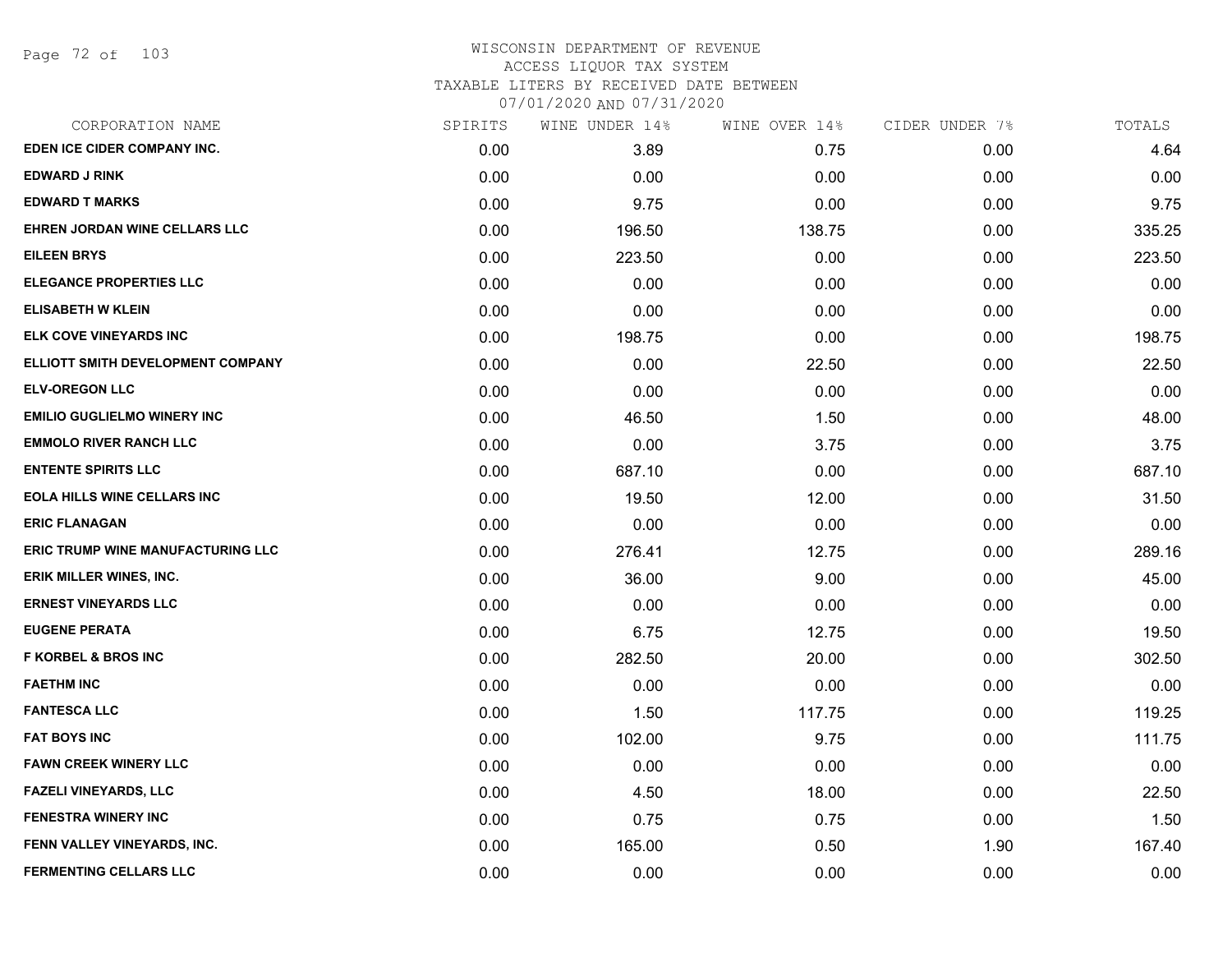WISCONSIN DEPARTMENT OF REVENUE
ACCESS LIQUOR TAX SYSTEM
TAXABLE LITERS BY RECEIVED DATE BETWEEN
07/01/2020 AND 07/31/2020

| CORPORATION NAME | SPIRITS | WINE UNDER 14% | WINE OVER 14% | CIDER UNDER 7% | TOTALS |
|---|---|---|---|---|---|
| EDEN ICE CIDER COMPANY INC. | 0.00 | 3.89 | 0.75 | 0.00 | 4.64 |
| EDWARD J RINK | 0.00 | 0.00 | 0.00 | 0.00 | 0.00 |
| EDWARD T MARKS | 0.00 | 9.75 | 0.00 | 0.00 | 9.75 |
| EHREN JORDAN WINE CELLARS LLC | 0.00 | 196.50 | 138.75 | 0.00 | 335.25 |
| EILEEN BRYS | 0.00 | 223.50 | 0.00 | 0.00 | 223.50 |
| ELEGANCE PROPERTIES LLC | 0.00 | 0.00 | 0.00 | 0.00 | 0.00 |
| ELISABETH W KLEIN | 0.00 | 0.00 | 0.00 | 0.00 | 0.00 |
| ELK COVE VINEYARDS INC | 0.00 | 198.75 | 0.00 | 0.00 | 198.75 |
| ELLIOTT SMITH DEVELOPMENT COMPANY | 0.00 | 0.00 | 22.50 | 0.00 | 22.50 |
| ELV-OREGON LLC | 0.00 | 0.00 | 0.00 | 0.00 | 0.00 |
| EMILIO GUGLIELMO WINERY INC | 0.00 | 46.50 | 1.50 | 0.00 | 48.00 |
| EMMOLO RIVER RANCH LLC | 0.00 | 0.00 | 3.75 | 0.00 | 3.75 |
| ENTENTE SPIRITS LLC | 0.00 | 687.10 | 0.00 | 0.00 | 687.10 |
| EOLA HILLS WINE CELLARS INC | 0.00 | 19.50 | 12.00 | 0.00 | 31.50 |
| ERIC FLANAGAN | 0.00 | 0.00 | 0.00 | 0.00 | 0.00 |
| ERIC TRUMP WINE MANUFACTURING LLC | 0.00 | 276.41 | 12.75 | 0.00 | 289.16 |
| ERIK MILLER WINES, INC. | 0.00 | 36.00 | 9.00 | 0.00 | 45.00 |
| ERNEST VINEYARDS LLC | 0.00 | 0.00 | 0.00 | 0.00 | 0.00 |
| EUGENE PERATA | 0.00 | 6.75 | 12.75 | 0.00 | 19.50 |
| F KORBEL & BROS INC | 0.00 | 282.50 | 20.00 | 0.00 | 302.50 |
| FAETHM INC | 0.00 | 0.00 | 0.00 | 0.00 | 0.00 |
| FANTESCA LLC | 0.00 | 1.50 | 117.75 | 0.00 | 119.25 |
| FAT BOYS INC | 0.00 | 102.00 | 9.75 | 0.00 | 111.75 |
| FAWN CREEK WINERY LLC | 0.00 | 0.00 | 0.00 | 0.00 | 0.00 |
| FAZELI VINEYARDS, LLC | 0.00 | 4.50 | 18.00 | 0.00 | 22.50 |
| FENESTRA WINERY INC | 0.00 | 0.75 | 0.75 | 0.00 | 1.50 |
| FENN VALLEY VINEYARDS, INC. | 0.00 | 165.00 | 0.50 | 1.90 | 167.40 |
| FERMENTING CELLARS LLC | 0.00 | 0.00 | 0.00 | 0.00 | 0.00 |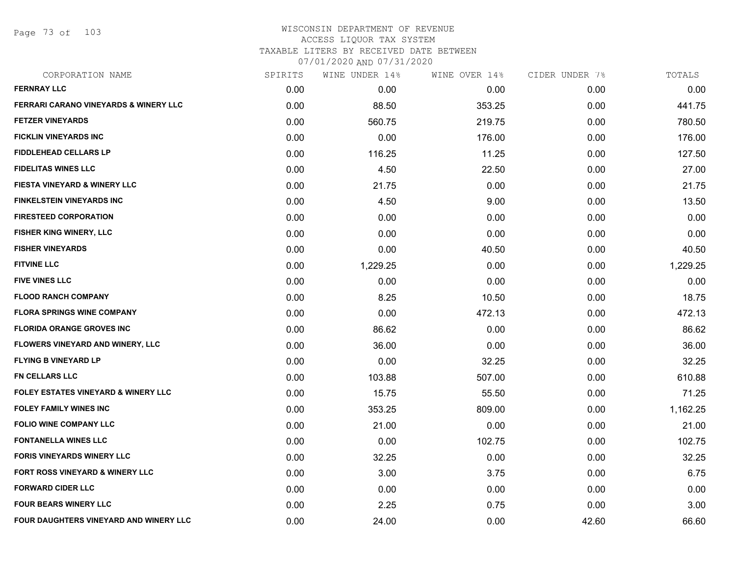# WISCONSIN DEPARTMENT OF REVENUE
## ACCESS LIQUOR TAX SYSTEM
### TAXABLE LITERS BY RECEIVED DATE BETWEEN 07/01/2020 AND 07/31/2020

| CORPORATION NAME | SPIRITS | WINE UNDER 14% | WINE OVER 14% | CIDER UNDER 7% | TOTALS |
|---|---|---|---|---|---|
| FERNRAY LLC | 0.00 | 0.00 | 0.00 | 0.00 | 0.00 |
| FERRARI CARANO VINEYARDS & WINERY LLC | 0.00 | 88.50 | 353.25 | 0.00 | 441.75 |
| FETZER VINEYARDS | 0.00 | 560.75 | 219.75 | 0.00 | 780.50 |
| FICKLIN VINEYARDS INC | 0.00 | 0.00 | 176.00 | 0.00 | 176.00 |
| FIDDLEHEAD CELLARS LP | 0.00 | 116.25 | 11.25 | 0.00 | 127.50 |
| FIDELITAS WINES LLC | 0.00 | 4.50 | 22.50 | 0.00 | 27.00 |
| FIESTA VINEYARD & WINERY LLC | 0.00 | 21.75 | 0.00 | 0.00 | 21.75 |
| FINKELSTEIN VINEYARDS INC | 0.00 | 4.50 | 9.00 | 0.00 | 13.50 |
| FIRESTEED CORPORATION | 0.00 | 0.00 | 0.00 | 0.00 | 0.00 |
| FISHER KING WINERY, LLC | 0.00 | 0.00 | 0.00 | 0.00 | 0.00 |
| FISHER VINEYARDS | 0.00 | 0.00 | 40.50 | 0.00 | 40.50 |
| FITVINE LLC | 0.00 | 1,229.25 | 0.00 | 0.00 | 1,229.25 |
| FIVE VINES LLC | 0.00 | 0.00 | 0.00 | 0.00 | 0.00 |
| FLOOD RANCH COMPANY | 0.00 | 8.25 | 10.50 | 0.00 | 18.75 |
| FLORA SPRINGS WINE COMPANY | 0.00 | 0.00 | 472.13 | 0.00 | 472.13 |
| FLORIDA ORANGE GROVES INC | 0.00 | 86.62 | 0.00 | 0.00 | 86.62 |
| FLOWERS VINEYARD AND WINERY, LLC | 0.00 | 36.00 | 0.00 | 0.00 | 36.00 |
| FLYING B VINEYARD LP | 0.00 | 0.00 | 32.25 | 0.00 | 32.25 |
| FN CELLARS LLC | 0.00 | 103.88 | 507.00 | 0.00 | 610.88 |
| FOLEY ESTATES VINEYARD & WINERY LLC | 0.00 | 15.75 | 55.50 | 0.00 | 71.25 |
| FOLEY FAMILY WINES INC | 0.00 | 353.25 | 809.00 | 0.00 | 1,162.25 |
| FOLIO WINE COMPANY LLC | 0.00 | 21.00 | 0.00 | 0.00 | 21.00 |
| FONTANELLA WINES LLC | 0.00 | 0.00 | 102.75 | 0.00 | 102.75 |
| FORIS VINEYARDS WINERY LLC | 0.00 | 32.25 | 0.00 | 0.00 | 32.25 |
| FORT ROSS VINEYARD & WINERY LLC | 0.00 | 3.00 | 3.75 | 0.00 | 6.75 |
| FORWARD CIDER LLC | 0.00 | 0.00 | 0.00 | 0.00 | 0.00 |
| FOUR BEARS WINERY LLC | 0.00 | 2.25 | 0.75 | 0.00 | 3.00 |
| FOUR DAUGHTERS VINEYARD AND WINERY LLC | 0.00 | 24.00 | 0.00 | 42.60 | 66.60 |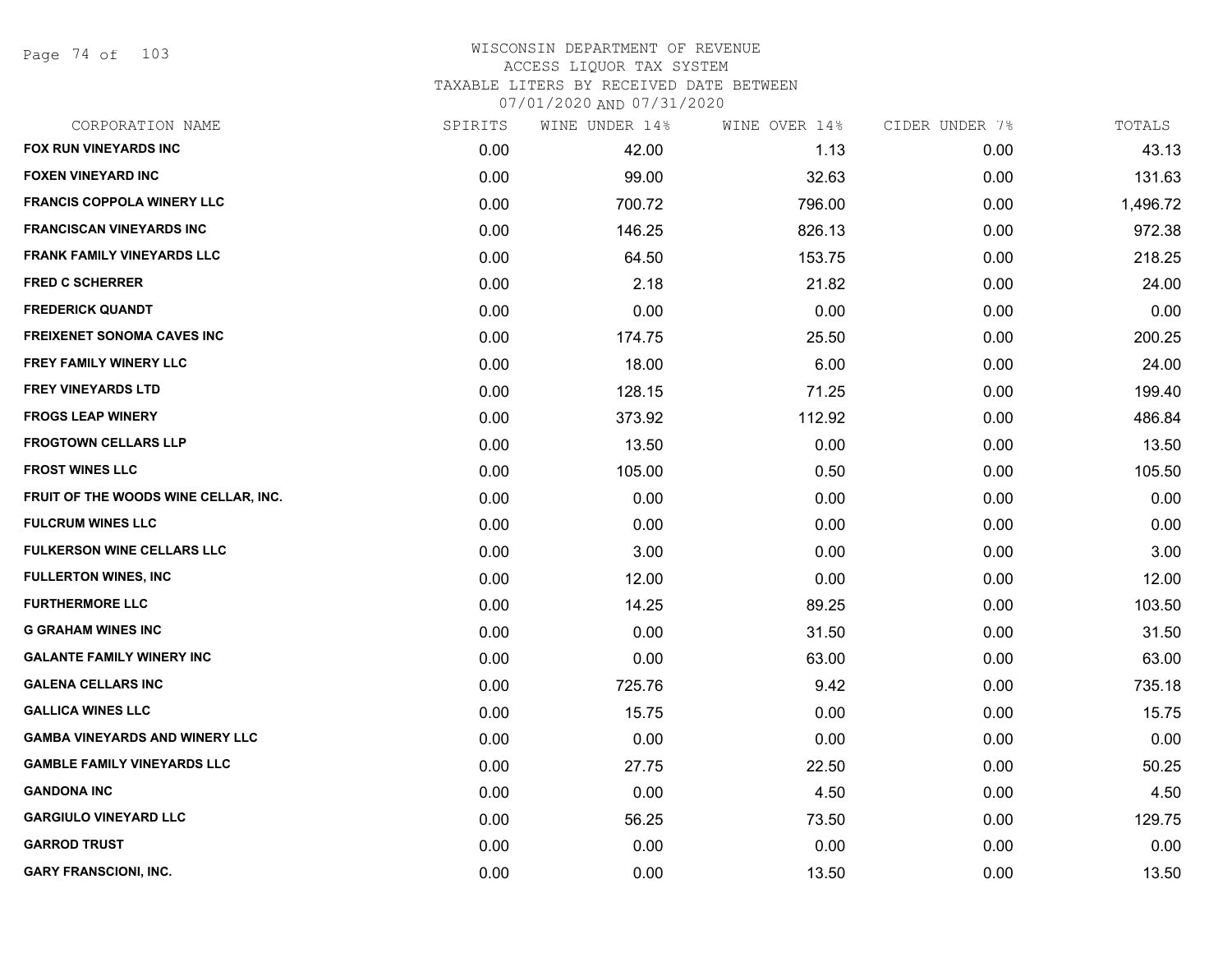WISCONSIN DEPARTMENT OF REVENUE
ACCESS LIQUOR TAX SYSTEM
TAXABLE LITERS BY RECEIVED DATE BETWEEN
07/01/2020 AND 07/31/2020

| CORPORATION NAME | SPIRITS | WINE UNDER 14% | WINE OVER 14% | CIDER UNDER 7% | TOTALS |
|---|---|---|---|---|---|
| FOX RUN VINEYARDS INC | 0.00 | 42.00 | 1.13 | 0.00 | 43.13 |
| FOXEN VINEYARD INC | 0.00 | 99.00 | 32.63 | 0.00 | 131.63 |
| FRANCIS COPPOLA WINERY LLC | 0.00 | 700.72 | 796.00 | 0.00 | 1,496.72 |
| FRANCISCAN VINEYARDS INC | 0.00 | 146.25 | 826.13 | 0.00 | 972.38 |
| FRANK FAMILY VINEYARDS LLC | 0.00 | 64.50 | 153.75 | 0.00 | 218.25 |
| FRED C SCHERRER | 0.00 | 2.18 | 21.82 | 0.00 | 24.00 |
| FREDERICK QUANDT | 0.00 | 0.00 | 0.00 | 0.00 | 0.00 |
| FREIXENET SONOMA CAVES INC | 0.00 | 174.75 | 25.50 | 0.00 | 200.25 |
| FREY FAMILY WINERY LLC | 0.00 | 18.00 | 6.00 | 0.00 | 24.00 |
| FREY VINEYARDS LTD | 0.00 | 128.15 | 71.25 | 0.00 | 199.40 |
| FROGS LEAP WINERY | 0.00 | 373.92 | 112.92 | 0.00 | 486.84 |
| FROGTOWN CELLARS LLP | 0.00 | 13.50 | 0.00 | 0.00 | 13.50 |
| FROST WINES LLC | 0.00 | 105.00 | 0.50 | 0.00 | 105.50 |
| FRUIT OF THE WOODS WINE CELLAR, INC. | 0.00 | 0.00 | 0.00 | 0.00 | 0.00 |
| FULCRUM WINES LLC | 0.00 | 0.00 | 0.00 | 0.00 | 0.00 |
| FULKERSON WINE CELLARS LLC | 0.00 | 3.00 | 0.00 | 0.00 | 3.00 |
| FULLERTON WINES, INC | 0.00 | 12.00 | 0.00 | 0.00 | 12.00 |
| FURTHERMORE LLC | 0.00 | 14.25 | 89.25 | 0.00 | 103.50 |
| G GRAHAM WINES INC | 0.00 | 0.00 | 31.50 | 0.00 | 31.50 |
| GALANTE FAMILY WINERY INC | 0.00 | 0.00 | 63.00 | 0.00 | 63.00 |
| GALENA CELLARS INC | 0.00 | 725.76 | 9.42 | 0.00 | 735.18 |
| GALLICA WINES LLC | 0.00 | 15.75 | 0.00 | 0.00 | 15.75 |
| GAMBA VINEYARDS AND WINERY LLC | 0.00 | 0.00 | 0.00 | 0.00 | 0.00 |
| GAMBLE FAMILY VINEYARDS LLC | 0.00 | 27.75 | 22.50 | 0.00 | 50.25 |
| GANDONA INC | 0.00 | 0.00 | 4.50 | 0.00 | 4.50 |
| GARGIULO VINEYARD LLC | 0.00 | 56.25 | 73.50 | 0.00 | 129.75 |
| GARROD TRUST | 0.00 | 0.00 | 0.00 | 0.00 | 0.00 |
| GARY FRANSCIONI, INC. | 0.00 | 0.00 | 13.50 | 0.00 | 13.50 |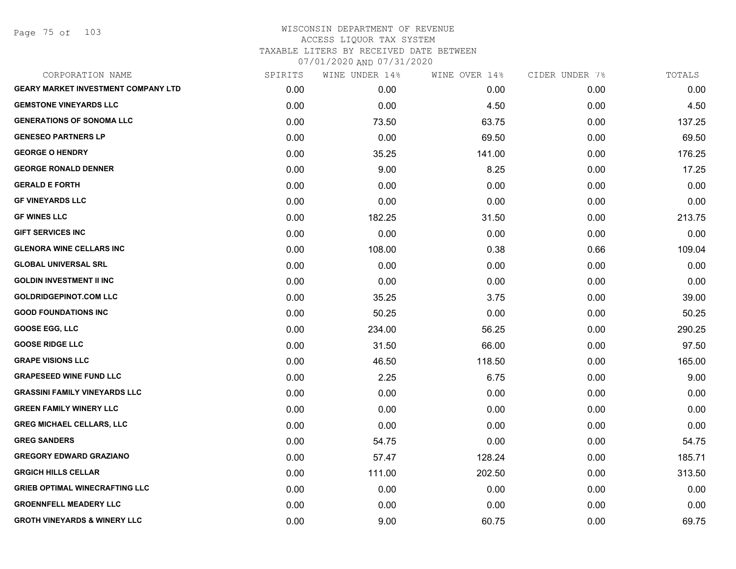# WISCONSIN DEPARTMENT OF REVENUE
## ACCESS LIQUOR TAX SYSTEM
### TAXABLE LITERS BY RECEIVED DATE BETWEEN 07/01/2020 AND 07/31/2020

| CORPORATION NAME | SPIRITS | WINE UNDER 14% | WINE OVER 14% | CIDER UNDER 7% | TOTALS |
|---|---|---|---|---|---|
| GEARY MARKET INVESTMENT COMPANY LTD | 0.00 | 0.00 | 0.00 | 0.00 | 0.00 |
| GEMSTONE VINEYARDS LLC | 0.00 | 0.00 | 4.50 | 0.00 | 4.50 |
| GENERATIONS OF SONOMA LLC | 0.00 | 73.50 | 63.75 | 0.00 | 137.25 |
| GENESEO PARTNERS LP | 0.00 | 0.00 | 69.50 | 0.00 | 69.50 |
| GEORGE O HENDRY | 0.00 | 35.25 | 141.00 | 0.00 | 176.25 |
| GEORGE RONALD DENNER | 0.00 | 9.00 | 8.25 | 0.00 | 17.25 |
| GERALD E FORTH | 0.00 | 0.00 | 0.00 | 0.00 | 0.00 |
| GF VINEYARDS LLC | 0.00 | 0.00 | 0.00 | 0.00 | 0.00 |
| GF WINES LLC | 0.00 | 182.25 | 31.50 | 0.00 | 213.75 |
| GIFT SERVICES INC | 0.00 | 0.00 | 0.00 | 0.00 | 0.00 |
| GLENORA WINE CELLARS INC | 0.00 | 108.00 | 0.38 | 0.66 | 109.04 |
| GLOBAL UNIVERSAL SRL | 0.00 | 0.00 | 0.00 | 0.00 | 0.00 |
| GOLDIN INVESTMENT II INC | 0.00 | 0.00 | 0.00 | 0.00 | 0.00 |
| GOLDRIDGEPINOT.COM LLC | 0.00 | 35.25 | 3.75 | 0.00 | 39.00 |
| GOOD FOUNDATIONS INC | 0.00 | 50.25 | 0.00 | 0.00 | 50.25 |
| GOOSE EGG, LLC | 0.00 | 234.00 | 56.25 | 0.00 | 290.25 |
| GOOSE RIDGE LLC | 0.00 | 31.50 | 66.00 | 0.00 | 97.50 |
| GRAPE VISIONS LLC | 0.00 | 46.50 | 118.50 | 0.00 | 165.00 |
| GRAPESEED WINE FUND LLC | 0.00 | 2.25 | 6.75 | 0.00 | 9.00 |
| GRASSINI FAMILY VINEYARDS LLC | 0.00 | 0.00 | 0.00 | 0.00 | 0.00 |
| GREEN FAMILY WINERY LLC | 0.00 | 0.00 | 0.00 | 0.00 | 0.00 |
| GREG MICHAEL CELLARS, LLC | 0.00 | 0.00 | 0.00 | 0.00 | 0.00 |
| GREG SANDERS | 0.00 | 54.75 | 0.00 | 0.00 | 54.75 |
| GREGORY EDWARD GRAZIANO | 0.00 | 57.47 | 128.24 | 0.00 | 185.71 |
| GRGICH HILLS CELLAR | 0.00 | 111.00 | 202.50 | 0.00 | 313.50 |
| GRIEB OPTIMAL WINECRAFTING LLC | 0.00 | 0.00 | 0.00 | 0.00 | 0.00 |
| GROENNFELL MEADERY LLC | 0.00 | 0.00 | 0.00 | 0.00 | 0.00 |
| GROTH VINEYARDS & WINERY LLC | 0.00 | 9.00 | 60.75 | 0.00 | 69.75 |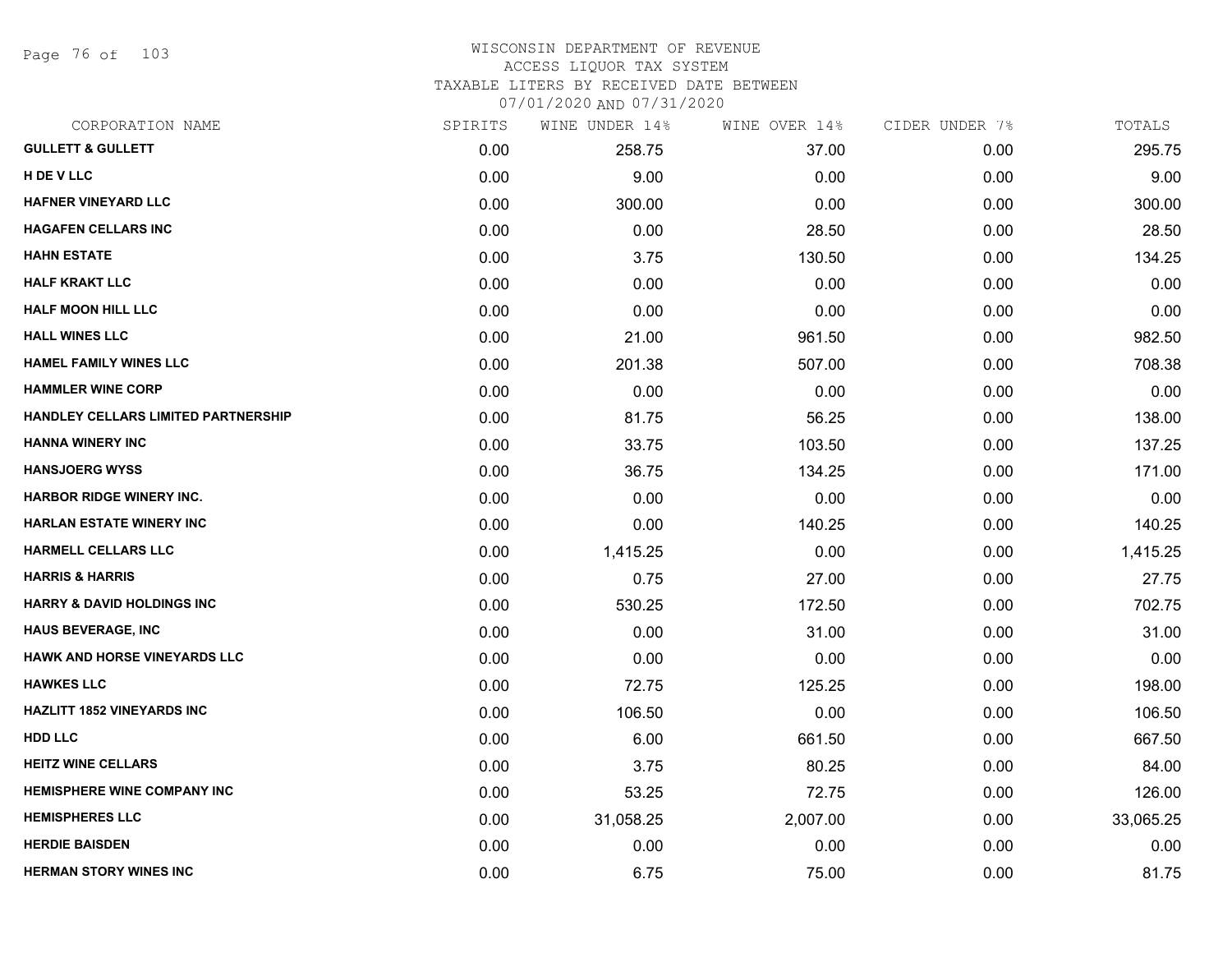# WISCONSIN DEPARTMENT OF REVENUE
## ACCESS LIQUOR TAX SYSTEM
### TAXABLE LITERS BY RECEIVED DATE BETWEEN 07/01/2020 AND 07/31/2020

| CORPORATION NAME | SPIRITS | WINE UNDER 14% | WINE OVER 14% | CIDER UNDER 7% | TOTALS |
|---|---|---|---|---|---|
| GULLETT & GULLETT | 0.00 | 258.75 | 37.00 | 0.00 | 295.75 |
| H DE V LLC | 0.00 | 9.00 | 0.00 | 0.00 | 9.00 |
| HAFNER VINEYARD LLC | 0.00 | 300.00 | 0.00 | 0.00 | 300.00 |
| HAGAFEN CELLARS INC | 0.00 | 0.00 | 28.50 | 0.00 | 28.50 |
| HAHN ESTATE | 0.00 | 3.75 | 130.50 | 0.00 | 134.25 |
| HALF KRAKT LLC | 0.00 | 0.00 | 0.00 | 0.00 | 0.00 |
| HALF MOON HILL LLC | 0.00 | 0.00 | 0.00 | 0.00 | 0.00 |
| HALL WINES LLC | 0.00 | 21.00 | 961.50 | 0.00 | 982.50 |
| HAMEL FAMILY WINES LLC | 0.00 | 201.38 | 507.00 | 0.00 | 708.38 |
| HAMMLER WINE CORP | 0.00 | 0.00 | 0.00 | 0.00 | 0.00 |
| HANDLEY CELLARS LIMITED PARTNERSHIP | 0.00 | 81.75 | 56.25 | 0.00 | 138.00 |
| HANNA WINERY INC | 0.00 | 33.75 | 103.50 | 0.00 | 137.25 |
| HANSJOERG WYSS | 0.00 | 36.75 | 134.25 | 0.00 | 171.00 |
| HARBOR RIDGE WINERY INC. | 0.00 | 0.00 | 0.00 | 0.00 | 0.00 |
| HARLAN ESTATE WINERY INC | 0.00 | 0.00 | 140.25 | 0.00 | 140.25 |
| HARMELL CELLARS LLC | 0.00 | 1,415.25 | 0.00 | 0.00 | 1,415.25 |
| HARRIS & HARRIS | 0.00 | 0.75 | 27.00 | 0.00 | 27.75 |
| HARRY & DAVID HOLDINGS INC | 0.00 | 530.25 | 172.50 | 0.00 | 702.75 |
| HAUS BEVERAGE, INC | 0.00 | 0.00 | 31.00 | 0.00 | 31.00 |
| HAWK AND HORSE VINEYARDS LLC | 0.00 | 0.00 | 0.00 | 0.00 | 0.00 |
| HAWKES LLC | 0.00 | 72.75 | 125.25 | 0.00 | 198.00 |
| HAZLITT 1852 VINEYARDS INC | 0.00 | 106.50 | 0.00 | 0.00 | 106.50 |
| HDD LLC | 0.00 | 6.00 | 661.50 | 0.00 | 667.50 |
| HEITZ WINE CELLARS | 0.00 | 3.75 | 80.25 | 0.00 | 84.00 |
| HEMISPHERE WINE COMPANY INC | 0.00 | 53.25 | 72.75 | 0.00 | 126.00 |
| HEMISPHERES LLC | 0.00 | 31,058.25 | 2,007.00 | 0.00 | 33,065.25 |
| HERDIE BAISDEN | 0.00 | 0.00 | 0.00 | 0.00 | 0.00 |
| HERMAN STORY WINES INC | 0.00 | 6.75 | 75.00 | 0.00 | 81.75 |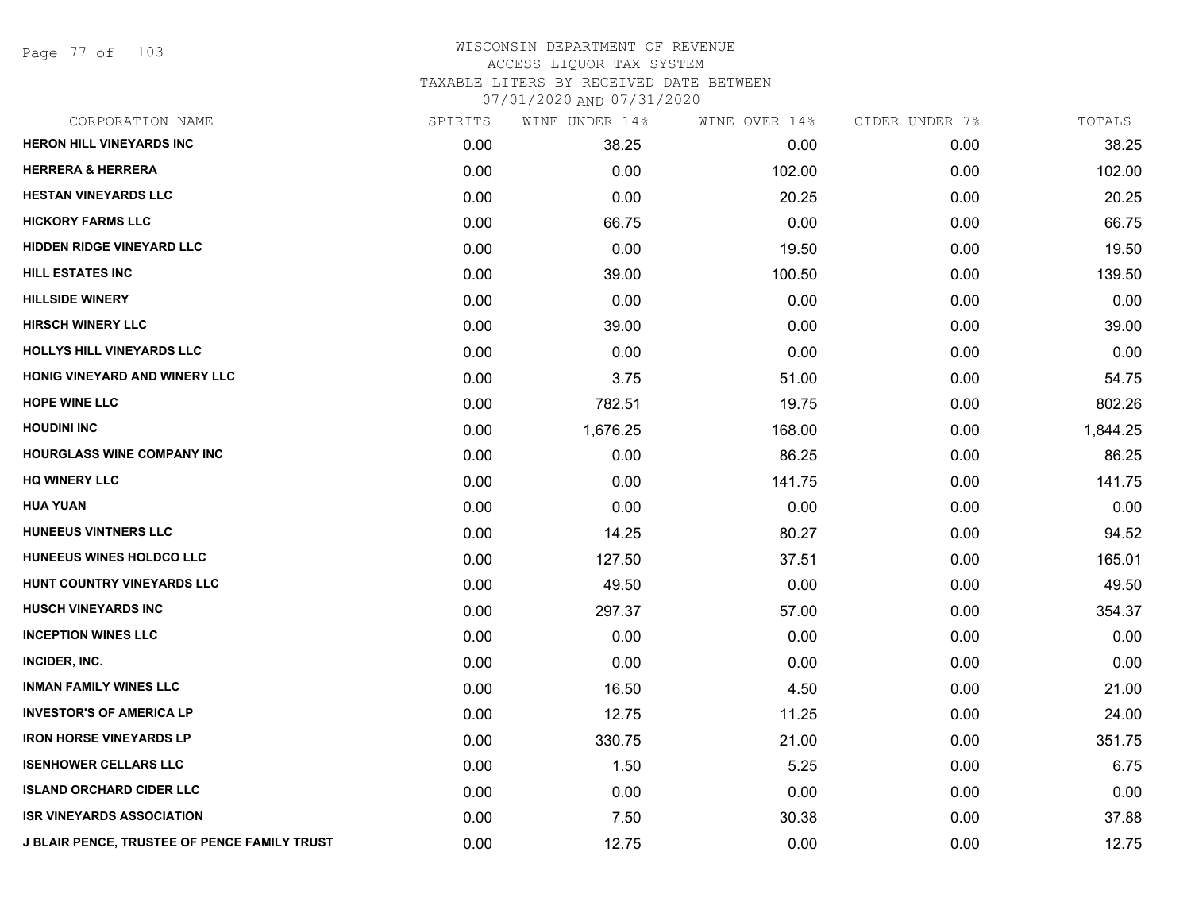WISCONSIN DEPARTMENT OF REVENUE
ACCESS LIQUOR TAX SYSTEM
TAXABLE LITERS BY RECEIVED DATE BETWEEN
07/01/2020 AND 07/31/2020

| CORPORATION NAME | SPIRITS | WINE UNDER 14% | WINE OVER 14% | CIDER UNDER 7% | TOTALS |
|---|---|---|---|---|---|
| HERON HILL VINEYARDS INC | 0.00 | 38.25 | 0.00 | 0.00 | 38.25 |
| HERRERA & HERRERA | 0.00 | 0.00 | 102.00 | 0.00 | 102.00 |
| HESTAN VINEYARDS LLC | 0.00 | 0.00 | 20.25 | 0.00 | 20.25 |
| HICKORY FARMS LLC | 0.00 | 66.75 | 0.00 | 0.00 | 66.75 |
| HIDDEN RIDGE VINEYARD LLC | 0.00 | 0.00 | 19.50 | 0.00 | 19.50 |
| HILL ESTATES INC | 0.00 | 39.00 | 100.50 | 0.00 | 139.50 |
| HILLSIDE WINERY | 0.00 | 0.00 | 0.00 | 0.00 | 0.00 |
| HIRSCH WINERY LLC | 0.00 | 39.00 | 0.00 | 0.00 | 39.00 |
| HOLLYS HILL VINEYARDS LLC | 0.00 | 0.00 | 0.00 | 0.00 | 0.00 |
| HONIG VINEYARD AND WINERY LLC | 0.00 | 3.75 | 51.00 | 0.00 | 54.75 |
| HOPE WINE LLC | 0.00 | 782.51 | 19.75 | 0.00 | 802.26 |
| HOUDINI INC | 0.00 | 1,676.25 | 168.00 | 0.00 | 1,844.25 |
| HOURGLASS WINE COMPANY INC | 0.00 | 0.00 | 86.25 | 0.00 | 86.25 |
| HQ WINERY LLC | 0.00 | 0.00 | 141.75 | 0.00 | 141.75 |
| HUA YUAN | 0.00 | 0.00 | 0.00 | 0.00 | 0.00 |
| HUNEEUS VINTNERS LLC | 0.00 | 14.25 | 80.27 | 0.00 | 94.52 |
| HUNEEUS WINES HOLDCO LLC | 0.00 | 127.50 | 37.51 | 0.00 | 165.01 |
| HUNT COUNTRY VINEYARDS LLC | 0.00 | 49.50 | 0.00 | 0.00 | 49.50 |
| HUSCH VINEYARDS INC | 0.00 | 297.37 | 57.00 | 0.00 | 354.37 |
| INCEPTION WINES LLC | 0.00 | 0.00 | 0.00 | 0.00 | 0.00 |
| INCIDER, INC. | 0.00 | 0.00 | 0.00 | 0.00 | 0.00 |
| INMAN FAMILY WINES LLC | 0.00 | 16.50 | 4.50 | 0.00 | 21.00 |
| INVESTOR'S OF AMERICA LP | 0.00 | 12.75 | 11.25 | 0.00 | 24.00 |
| IRON HORSE VINEYARDS LP | 0.00 | 330.75 | 21.00 | 0.00 | 351.75 |
| ISENHOWER CELLARS LLC | 0.00 | 1.50 | 5.25 | 0.00 | 6.75 |
| ISLAND ORCHARD CIDER LLC | 0.00 | 0.00 | 0.00 | 0.00 | 0.00 |
| ISR VINEYARDS ASSOCIATION | 0.00 | 7.50 | 30.38 | 0.00 | 37.88 |
| J BLAIR PENCE, TRUSTEE OF PENCE FAMILY TRUST | 0.00 | 12.75 | 0.00 | 0.00 | 12.75 |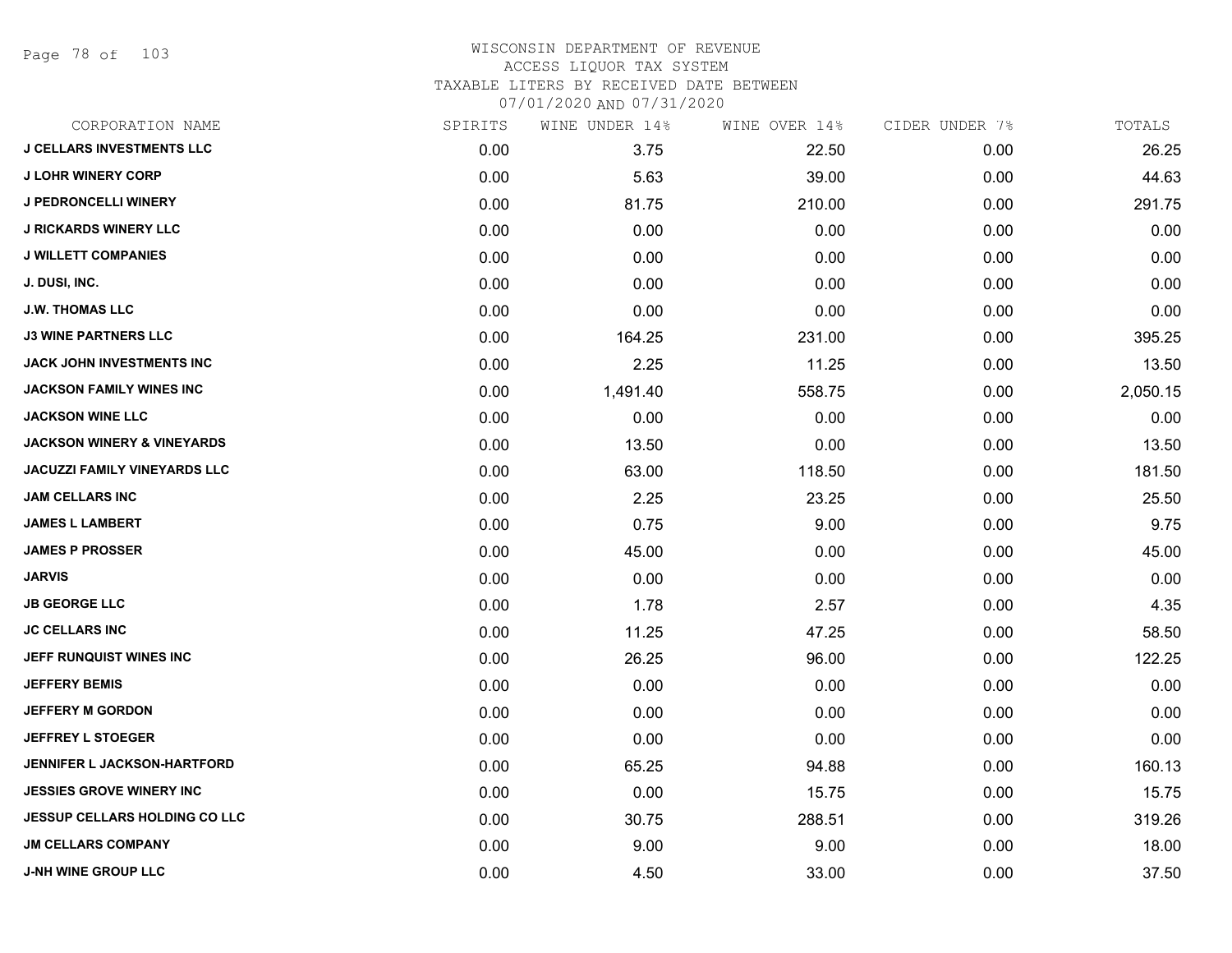WISCONSIN DEPARTMENT OF REVENUE
ACCESS LIQUOR TAX SYSTEM
TAXABLE LITERS BY RECEIVED DATE BETWEEN
07/01/2020 AND 07/31/2020

| CORPORATION NAME | SPIRITS | WINE UNDER 14% | WINE OVER 14% | CIDER UNDER 7% | TOTALS |
|---|---|---|---|---|---|
| J CELLARS INVESTMENTS LLC | 0.00 | 3.75 | 22.50 | 0.00 | 26.25 |
| J LOHR WINERY CORP | 0.00 | 5.63 | 39.00 | 0.00 | 44.63 |
| J PEDRONCELLI WINERY | 0.00 | 81.75 | 210.00 | 0.00 | 291.75 |
| J RICKARDS WINERY LLC | 0.00 | 0.00 | 0.00 | 0.00 | 0.00 |
| J WILLETT COMPANIES | 0.00 | 0.00 | 0.00 | 0.00 | 0.00 |
| J. DUSI, INC. | 0.00 | 0.00 | 0.00 | 0.00 | 0.00 |
| J.W. THOMAS LLC | 0.00 | 0.00 | 0.00 | 0.00 | 0.00 |
| J3 WINE PARTNERS LLC | 0.00 | 164.25 | 231.00 | 0.00 | 395.25 |
| JACK JOHN INVESTMENTS INC | 0.00 | 2.25 | 11.25 | 0.00 | 13.50 |
| JACKSON FAMILY WINES INC | 0.00 | 1,491.40 | 558.75 | 0.00 | 2,050.15 |
| JACKSON WINE LLC | 0.00 | 0.00 | 0.00 | 0.00 | 0.00 |
| JACKSON WINERY & VINEYARDS | 0.00 | 13.50 | 0.00 | 0.00 | 13.50 |
| JACUZZI FAMILY VINEYARDS LLC | 0.00 | 63.00 | 118.50 | 0.00 | 181.50 |
| JAM CELLARS INC | 0.00 | 2.25 | 23.25 | 0.00 | 25.50 |
| JAMES L LAMBERT | 0.00 | 0.75 | 9.00 | 0.00 | 9.75 |
| JAMES P PROSSER | 0.00 | 45.00 | 0.00 | 0.00 | 45.00 |
| JARVIS | 0.00 | 0.00 | 0.00 | 0.00 | 0.00 |
| JB GEORGE LLC | 0.00 | 1.78 | 2.57 | 0.00 | 4.35 |
| JC CELLARS INC | 0.00 | 11.25 | 47.25 | 0.00 | 58.50 |
| JEFF RUNQUIST WINES INC | 0.00 | 26.25 | 96.00 | 0.00 | 122.25 |
| JEFFERY BEMIS | 0.00 | 0.00 | 0.00 | 0.00 | 0.00 |
| JEFFERY M GORDON | 0.00 | 0.00 | 0.00 | 0.00 | 0.00 |
| JEFFREY L STOEGER | 0.00 | 0.00 | 0.00 | 0.00 | 0.00 |
| JENNIFER L JACKSON-HARTFORD | 0.00 | 65.25 | 94.88 | 0.00 | 160.13 |
| JESSIES GROVE WINERY INC | 0.00 | 0.00 | 15.75 | 0.00 | 15.75 |
| JESSUP CELLARS HOLDING CO LLC | 0.00 | 30.75 | 288.51 | 0.00 | 319.26 |
| JM CELLARS COMPANY | 0.00 | 9.00 | 9.00 | 0.00 | 18.00 |
| J-NH WINE GROUP LLC | 0.00 | 4.50 | 33.00 | 0.00 | 37.50 |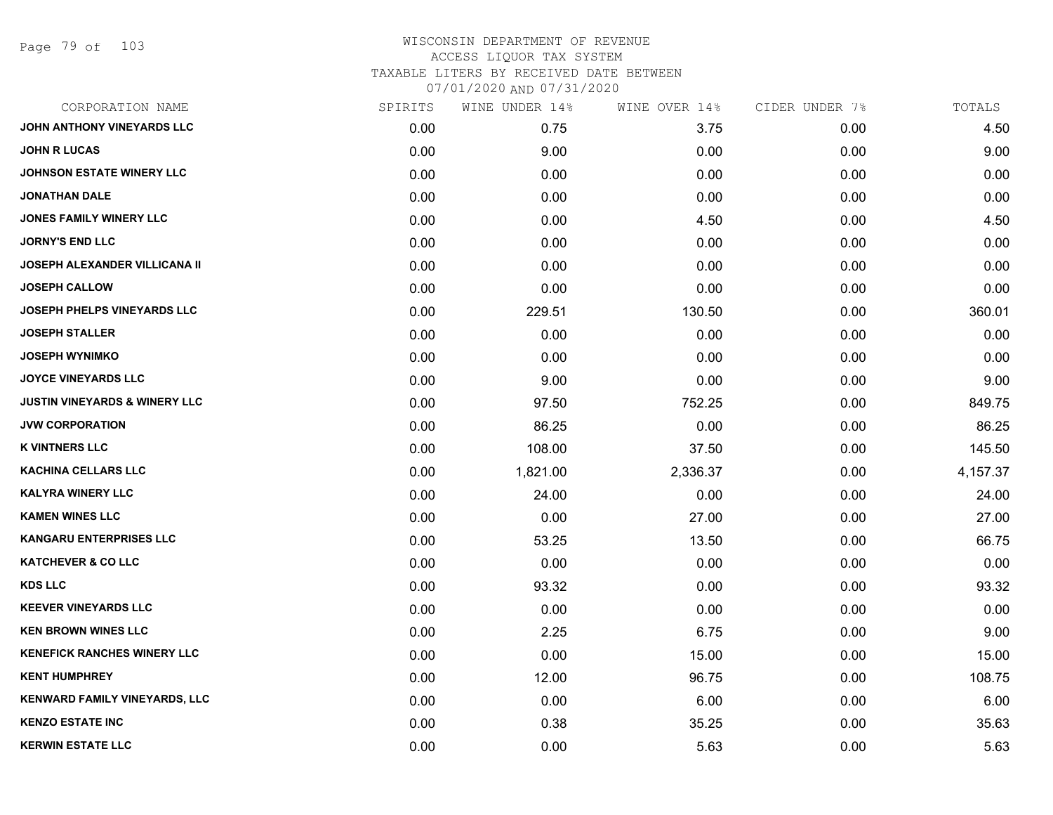WISCONSIN DEPARTMENT OF REVENUE
ACCESS LIQUOR TAX SYSTEM
TAXABLE LITERS BY RECEIVED DATE BETWEEN
07/01/2020 AND 07/31/2020

| CORPORATION NAME | SPIRITS | WINE UNDER 14% | WINE OVER 14% | CIDER UNDER 7% | TOTALS |
|---|---|---|---|---|---|
| JOHN ANTHONY VINEYARDS LLC | 0.00 | 0.75 | 3.75 | 0.00 | 4.50 |
| JOHN R LUCAS | 0.00 | 9.00 | 0.00 | 0.00 | 9.00 |
| JOHNSON ESTATE WINERY LLC | 0.00 | 0.00 | 0.00 | 0.00 | 0.00 |
| JONATHAN DALE | 0.00 | 0.00 | 0.00 | 0.00 | 0.00 |
| JONES FAMILY WINERY LLC | 0.00 | 0.00 | 4.50 | 0.00 | 4.50 |
| JORNY'S END LLC | 0.00 | 0.00 | 0.00 | 0.00 | 0.00 |
| JOSEPH ALEXANDER VILLICANA II | 0.00 | 0.00 | 0.00 | 0.00 | 0.00 |
| JOSEPH CALLOW | 0.00 | 0.00 | 0.00 | 0.00 | 0.00 |
| JOSEPH PHELPS VINEYARDS LLC | 0.00 | 229.51 | 130.50 | 0.00 | 360.01 |
| JOSEPH STALLER | 0.00 | 0.00 | 0.00 | 0.00 | 0.00 |
| JOSEPH WYNIMKO | 0.00 | 0.00 | 0.00 | 0.00 | 0.00 |
| JOYCE VINEYARDS LLC | 0.00 | 9.00 | 0.00 | 0.00 | 9.00 |
| JUSTIN VINEYARDS & WINERY LLC | 0.00 | 97.50 | 752.25 | 0.00 | 849.75 |
| JVW CORPORATION | 0.00 | 86.25 | 0.00 | 0.00 | 86.25 |
| K VINTNERS LLC | 0.00 | 108.00 | 37.50 | 0.00 | 145.50 |
| KACHINA CELLARS LLC | 0.00 | 1,821.00 | 2,336.37 | 0.00 | 4,157.37 |
| KALYRA WINERY LLC | 0.00 | 24.00 | 0.00 | 0.00 | 24.00 |
| KAMEN WINES LLC | 0.00 | 0.00 | 27.00 | 0.00 | 27.00 |
| KANGARU ENTERPRISES LLC | 0.00 | 53.25 | 13.50 | 0.00 | 66.75 |
| KATCHEVER & CO LLC | 0.00 | 0.00 | 0.00 | 0.00 | 0.00 |
| KDS LLC | 0.00 | 93.32 | 0.00 | 0.00 | 93.32 |
| KEEVER VINEYARDS LLC | 0.00 | 0.00 | 0.00 | 0.00 | 0.00 |
| KEN BROWN WINES LLC | 0.00 | 2.25 | 6.75 | 0.00 | 9.00 |
| KENEFICK RANCHES WINERY LLC | 0.00 | 0.00 | 15.00 | 0.00 | 15.00 |
| KENT HUMPHREY | 0.00 | 12.00 | 96.75 | 0.00 | 108.75 |
| KENWARD FAMILY VINEYARDS, LLC | 0.00 | 0.00 | 6.00 | 0.00 | 6.00 |
| KENZO ESTATE INC | 0.00 | 0.38 | 35.25 | 0.00 | 35.63 |
| KERWIN ESTATE LLC | 0.00 | 0.00 | 5.63 | 0.00 | 5.63 |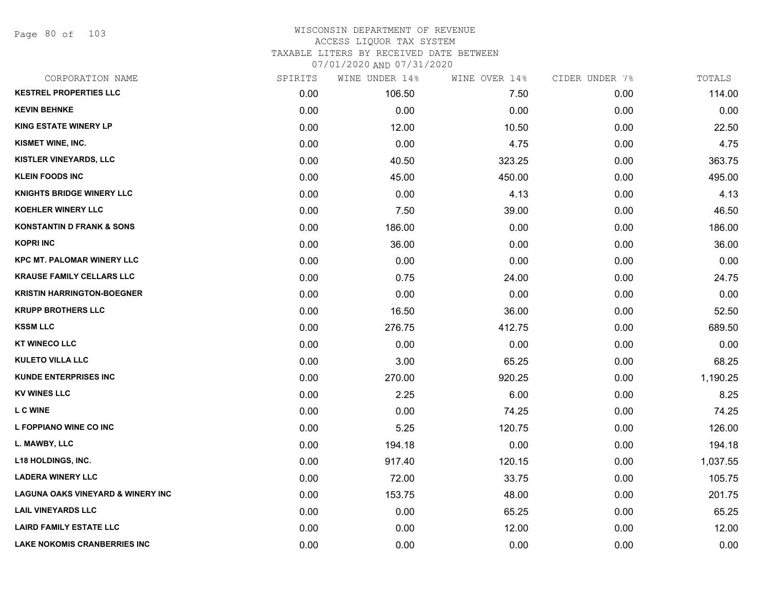WISCONSIN DEPARTMENT OF REVENUE
ACCESS LIQUOR TAX SYSTEM
TAXABLE LITERS BY RECEIVED DATE BETWEEN
07/01/2020 AND 07/31/2020

| CORPORATION NAME | SPIRITS | WINE UNDER 14% | WINE OVER 14% | CIDER UNDER 7% | TOTALS |
|---|---|---|---|---|---|
| KESTREL PROPERTIES LLC | 0.00 | 106.50 | 7.50 | 0.00 | 114.00 |
| KEVIN BEHNKE | 0.00 | 0.00 | 0.00 | 0.00 | 0.00 |
| KING ESTATE WINERY LP | 0.00 | 12.00 | 10.50 | 0.00 | 22.50 |
| KISMET WINE, INC. | 0.00 | 0.00 | 4.75 | 0.00 | 4.75 |
| KISTLER VINEYARDS, LLC | 0.00 | 40.50 | 323.25 | 0.00 | 363.75 |
| KLEIN FOODS INC | 0.00 | 45.00 | 450.00 | 0.00 | 495.00 |
| KNIGHTS BRIDGE WINERY LLC | 0.00 | 0.00 | 4.13 | 0.00 | 4.13 |
| KOEHLER WINERY LLC | 0.00 | 7.50 | 39.00 | 0.00 | 46.50 |
| KONSTANTIN D FRANK & SONS | 0.00 | 186.00 | 0.00 | 0.00 | 186.00 |
| KOPRI INC | 0.00 | 36.00 | 0.00 | 0.00 | 36.00 |
| KPC MT. PALOMAR WINERY LLC | 0.00 | 0.00 | 0.00 | 0.00 | 0.00 |
| KRAUSE FAMILY CELLARS LLC | 0.00 | 0.75 | 24.00 | 0.00 | 24.75 |
| KRISTIN HARRINGTON-BOEGNER | 0.00 | 0.00 | 0.00 | 0.00 | 0.00 |
| KRUPP BROTHERS LLC | 0.00 | 16.50 | 36.00 | 0.00 | 52.50 |
| KSSM LLC | 0.00 | 276.75 | 412.75 | 0.00 | 689.50 |
| KT WINECO LLC | 0.00 | 0.00 | 0.00 | 0.00 | 0.00 |
| KULETO VILLA LLC | 0.00 | 3.00 | 65.25 | 0.00 | 68.25 |
| KUNDE ENTERPRISES INC | 0.00 | 270.00 | 920.25 | 0.00 | 1,190.25 |
| KV WINES LLC | 0.00 | 2.25 | 6.00 | 0.00 | 8.25 |
| L C WINE | 0.00 | 0.00 | 74.25 | 0.00 | 74.25 |
| L FOPPIANO WINE CO INC | 0.00 | 5.25 | 120.75 | 0.00 | 126.00 |
| L. MAWBY, LLC | 0.00 | 194.18 | 0.00 | 0.00 | 194.18 |
| L18 HOLDINGS, INC. | 0.00 | 917.40 | 120.15 | 0.00 | 1,037.55 |
| LADERA WINERY LLC | 0.00 | 72.00 | 33.75 | 0.00 | 105.75 |
| LAGUNA OAKS VINEYARD & WINERY INC | 0.00 | 153.75 | 48.00 | 0.00 | 201.75 |
| LAIL VINEYARDS LLC | 0.00 | 0.00 | 65.25 | 0.00 | 65.25 |
| LAIRD FAMILY ESTATE LLC | 0.00 | 0.00 | 12.00 | 0.00 | 12.00 |
| LAKE NOKOMIS CRANBERRIES INC | 0.00 | 0.00 | 0.00 | 0.00 | 0.00 |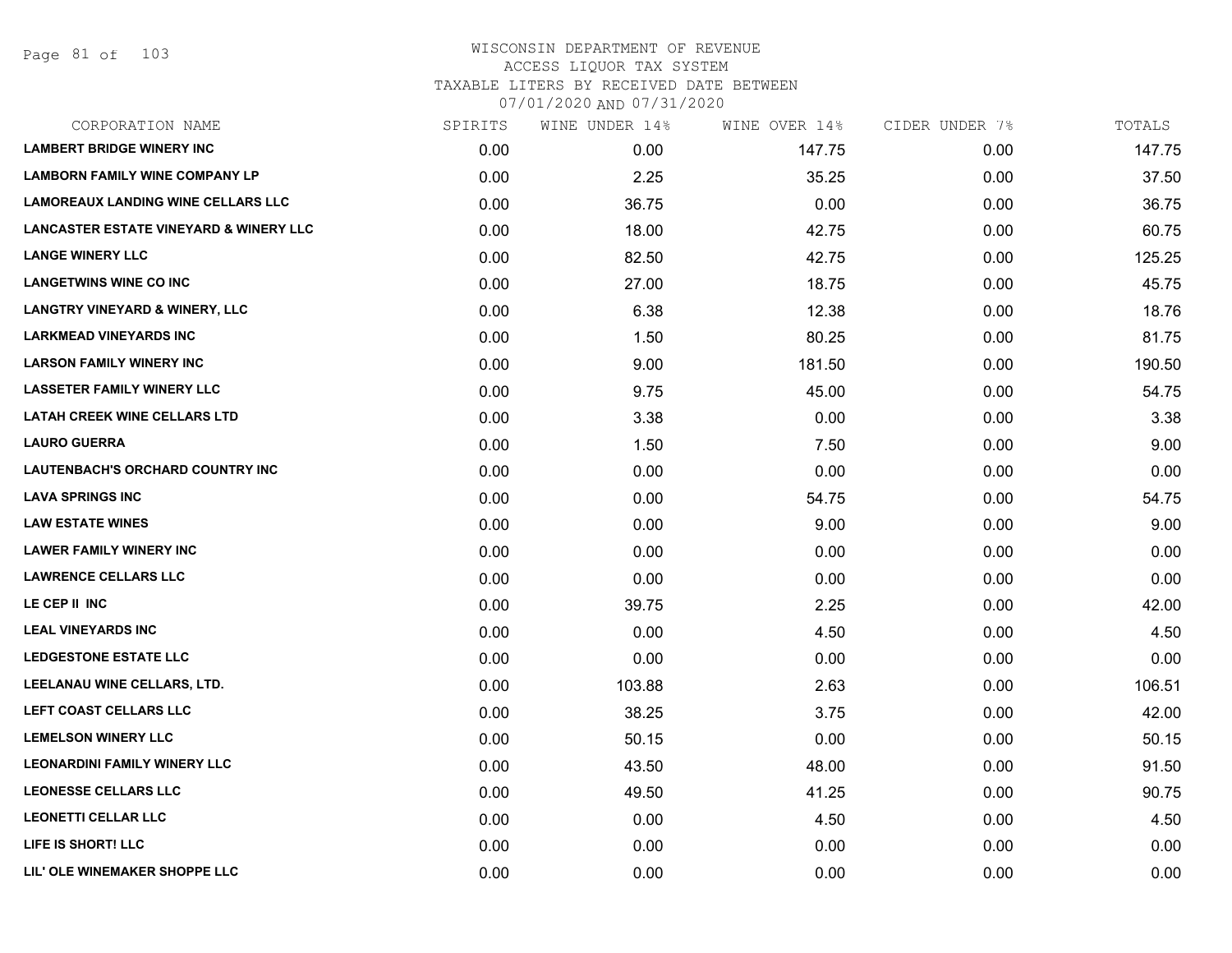# WISCONSIN DEPARTMENT OF REVENUE
ACCESS LIQUOR TAX SYSTEM
TAXABLE LITERS BY RECEIVED DATE BETWEEN
07/01/2020 AND 07/31/2020

| CORPORATION NAME | SPIRITS | WINE UNDER 14% | WINE OVER 14% | CIDER UNDER 7% | TOTALS |
|---|---|---|---|---|---|
| LAMBERT BRIDGE WINERY INC | 0.00 | 0.00 | 147.75 | 0.00 | 147.75 |
| LAMBORN FAMILY WINE COMPANY LP | 0.00 | 2.25 | 35.25 | 0.00 | 37.50 |
| LAMOREAUX LANDING WINE CELLARS LLC | 0.00 | 36.75 | 0.00 | 0.00 | 36.75 |
| LANCASTER ESTATE VINEYARD & WINERY LLC | 0.00 | 18.00 | 42.75 | 0.00 | 60.75 |
| LANGE WINERY LLC | 0.00 | 82.50 | 42.75 | 0.00 | 125.25 |
| LANGETWINS WINE CO INC | 0.00 | 27.00 | 18.75 | 0.00 | 45.75 |
| LANGTRY VINEYARD & WINERY, LLC | 0.00 | 6.38 | 12.38 | 0.00 | 18.76 |
| LARKMEAD VINEYARDS INC | 0.00 | 1.50 | 80.25 | 0.00 | 81.75 |
| LARSON FAMILY WINERY INC | 0.00 | 9.00 | 181.50 | 0.00 | 190.50 |
| LASSETER FAMILY WINERY LLC | 0.00 | 9.75 | 45.00 | 0.00 | 54.75 |
| LATAH CREEK WINE CELLARS LTD | 0.00 | 3.38 | 0.00 | 0.00 | 3.38 |
| LAURO GUERRA | 0.00 | 1.50 | 7.50 | 0.00 | 9.00 |
| LAUTENBACH'S ORCHARD COUNTRY INC | 0.00 | 0.00 | 0.00 | 0.00 | 0.00 |
| LAVA SPRINGS INC | 0.00 | 0.00 | 54.75 | 0.00 | 54.75 |
| LAW ESTATE WINES | 0.00 | 0.00 | 9.00 | 0.00 | 9.00 |
| LAWER FAMILY WINERY INC | 0.00 | 0.00 | 0.00 | 0.00 | 0.00 |
| LAWRENCE CELLARS LLC | 0.00 | 0.00 | 0.00 | 0.00 | 0.00 |
| LE CEP II INC | 0.00 | 39.75 | 2.25 | 0.00 | 42.00 |
| LEAL VINEYARDS INC | 0.00 | 0.00 | 4.50 | 0.00 | 4.50 |
| LEDGESTONE ESTATE LLC | 0.00 | 0.00 | 0.00 | 0.00 | 0.00 |
| LEELANAU WINE CELLARS, LTD. | 0.00 | 103.88 | 2.63 | 0.00 | 106.51 |
| LEFT COAST CELLARS LLC | 0.00 | 38.25 | 3.75 | 0.00 | 42.00 |
| LEMELSON WINERY LLC | 0.00 | 50.15 | 0.00 | 0.00 | 50.15 |
| LEONARDINI FAMILY WINERY LLC | 0.00 | 43.50 | 48.00 | 0.00 | 91.50 |
| LEONESSE CELLARS LLC | 0.00 | 49.50 | 41.25 | 0.00 | 90.75 |
| LEONETTI CELLAR LLC | 0.00 | 0.00 | 4.50 | 0.00 | 4.50 |
| LIFE IS SHORT! LLC | 0.00 | 0.00 | 0.00 | 0.00 | 0.00 |
| LIL' OLE WINEMAKER SHOPPE LLC | 0.00 | 0.00 | 0.00 | 0.00 | 0.00 |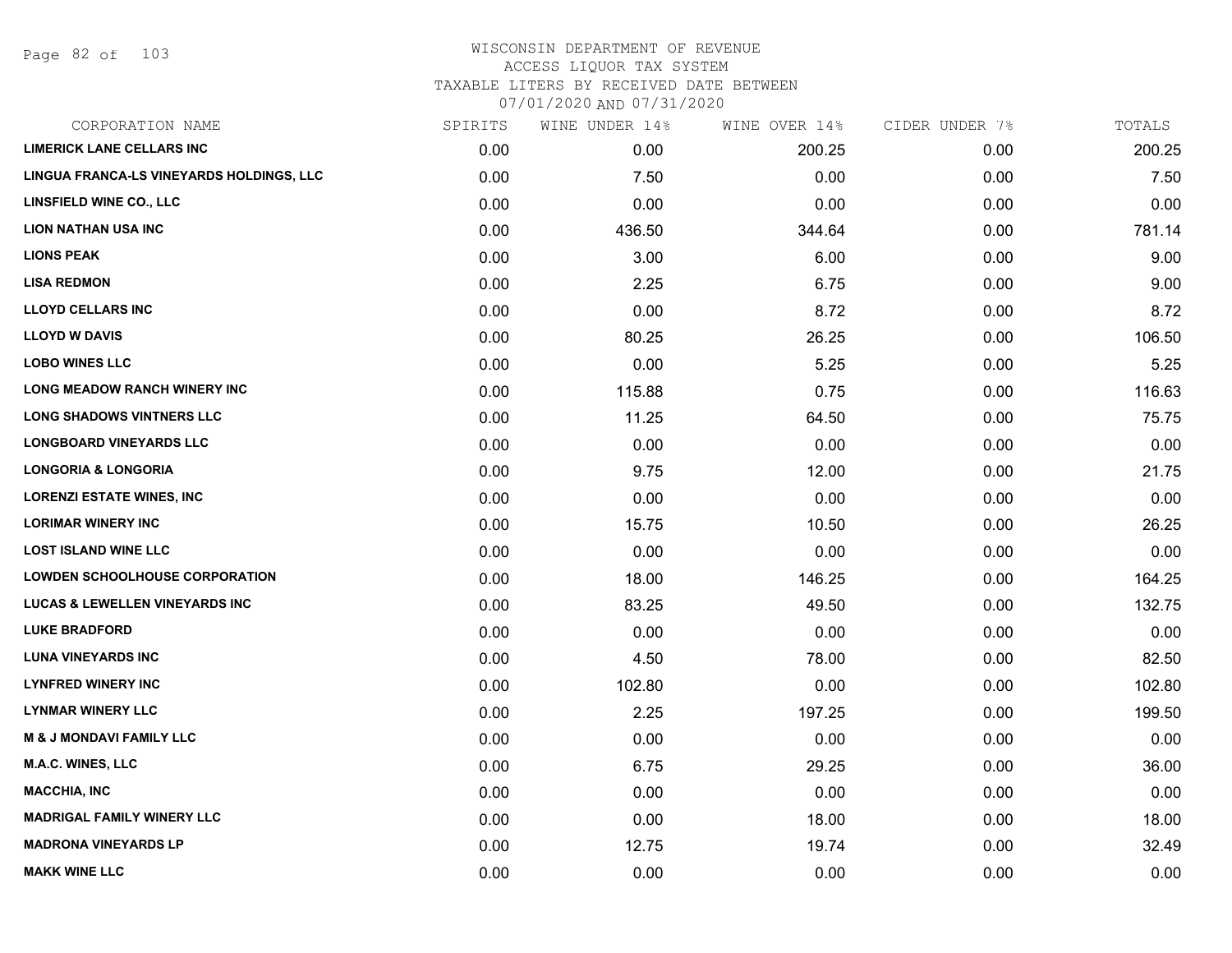WISCONSIN DEPARTMENT OF REVENUE
ACCESS LIQUOR TAX SYSTEM
TAXABLE LITERS BY RECEIVED DATE BETWEEN
07/01/2020 AND 07/31/2020

| CORPORATION NAME | SPIRITS | WINE UNDER 14% | WINE OVER 14% | CIDER UNDER 7% | TOTALS |
|---|---|---|---|---|---|
| LIMERICK LANE CELLARS INC | 0.00 | 0.00 | 200.25 | 0.00 | 200.25 |
| LINGUA FRANCA-LS VINEYARDS HOLDINGS, LLC | 0.00 | 7.50 | 0.00 | 0.00 | 7.50 |
| LINSFIELD WINE CO., LLC | 0.00 | 0.00 | 0.00 | 0.00 | 0.00 |
| LION NATHAN USA INC | 0.00 | 436.50 | 344.64 | 0.00 | 781.14 |
| LIONS PEAK | 0.00 | 3.00 | 6.00 | 0.00 | 9.00 |
| LISA REDMON | 0.00 | 2.25 | 6.75 | 0.00 | 9.00 |
| LLOYD CELLARS INC | 0.00 | 0.00 | 8.72 | 0.00 | 8.72 |
| LLOYD W DAVIS | 0.00 | 80.25 | 26.25 | 0.00 | 106.50 |
| LOBO WINES LLC | 0.00 | 0.00 | 5.25 | 0.00 | 5.25 |
| LONG MEADOW RANCH WINERY INC | 0.00 | 115.88 | 0.75 | 0.00 | 116.63 |
| LONG SHADOWS VINTNERS LLC | 0.00 | 11.25 | 64.50 | 0.00 | 75.75 |
| LONGBOARD VINEYARDS LLC | 0.00 | 0.00 | 0.00 | 0.00 | 0.00 |
| LONGORIA & LONGORIA | 0.00 | 9.75 | 12.00 | 0.00 | 21.75 |
| LORENZI ESTATE WINES, INC | 0.00 | 0.00 | 0.00 | 0.00 | 0.00 |
| LORIMAR WINERY INC | 0.00 | 15.75 | 10.50 | 0.00 | 26.25 |
| LOST ISLAND WINE LLC | 0.00 | 0.00 | 0.00 | 0.00 | 0.00 |
| LOWDEN SCHOOLHOUSE CORPORATION | 0.00 | 18.00 | 146.25 | 0.00 | 164.25 |
| LUCAS & LEWELLEN VINEYARDS INC | 0.00 | 83.25 | 49.50 | 0.00 | 132.75 |
| LUKE BRADFORD | 0.00 | 0.00 | 0.00 | 0.00 | 0.00 |
| LUNA VINEYARDS INC | 0.00 | 4.50 | 78.00 | 0.00 | 82.50 |
| LYNFRED WINERY INC | 0.00 | 102.80 | 0.00 | 0.00 | 102.80 |
| LYNMAR WINERY LLC | 0.00 | 2.25 | 197.25 | 0.00 | 199.50 |
| M & J MONDAVI FAMILY LLC | 0.00 | 0.00 | 0.00 | 0.00 | 0.00 |
| M.A.C. WINES, LLC | 0.00 | 6.75 | 29.25 | 0.00 | 36.00 |
| MACCHIA, INC | 0.00 | 0.00 | 0.00 | 0.00 | 0.00 |
| MADRIGAL FAMILY WINERY LLC | 0.00 | 0.00 | 18.00 | 0.00 | 18.00 |
| MADRONA VINEYARDS LP | 0.00 | 12.75 | 19.74 | 0.00 | 32.49 |
| MAKK WINE LLC | 0.00 | 0.00 | 0.00 | 0.00 | 0.00 |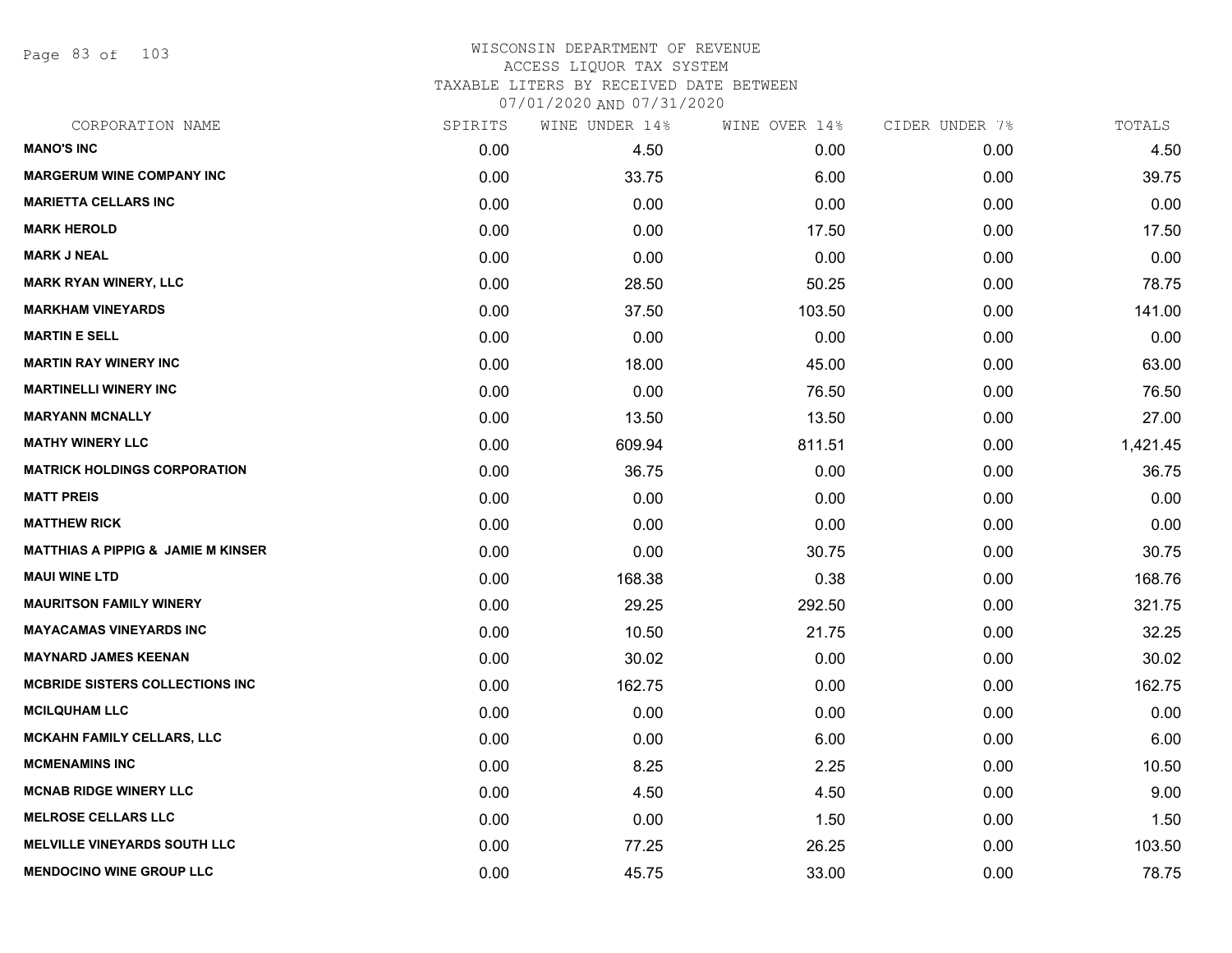WISCONSIN DEPARTMENT OF REVENUE
ACCESS LIQUOR TAX SYSTEM
TAXABLE LITERS BY RECEIVED DATE BETWEEN
07/01/2020 AND 07/31/2020

| CORPORATION NAME | SPIRITS | WINE UNDER 14% | WINE OVER 14% | CIDER UNDER 7% | TOTALS |
|---|---|---|---|---|---|
| **MANO'S INC** | 0.00 | 4.50 | 0.00 | 0.00 | 4.50 |
| **MARGERUM WINE COMPANY INC** | 0.00 | 33.75 | 6.00 | 0.00 | 39.75 |
| **MARIETTA CELLARS INC** | 0.00 | 0.00 | 0.00 | 0.00 | 0.00 |
| **MARK HEROLD** | 0.00 | 0.00 | 17.50 | 0.00 | 17.50 |
| **MARK J NEAL** | 0.00 | 0.00 | 0.00 | 0.00 | 0.00 |
| **MARK RYAN WINERY, LLC** | 0.00 | 28.50 | 50.25 | 0.00 | 78.75 |
| **MARKHAM VINEYARDS** | 0.00 | 37.50 | 103.50 | 0.00 | 141.00 |
| **MARTIN E SELL** | 0.00 | 0.00 | 0.00 | 0.00 | 0.00 |
| **MARTIN RAY WINERY INC** | 0.00 | 18.00 | 45.00 | 0.00 | 63.00 |
| **MARTINELLI WINERY INC** | 0.00 | 0.00 | 76.50 | 0.00 | 76.50 |
| **MARYANN MCNALLY** | 0.00 | 13.50 | 13.50 | 0.00 | 27.00 |
| **MATHY WINERY LLC** | 0.00 | 609.94 | 811.51 | 0.00 | 1,421.45 |
| **MATRICK HOLDINGS CORPORATION** | 0.00 | 36.75 | 0.00 | 0.00 | 36.75 |
| **MATT PREIS** | 0.00 | 0.00 | 0.00 | 0.00 | 0.00 |
| **MATTHEW RICK** | 0.00 | 0.00 | 0.00 | 0.00 | 0.00 |
| **MATTHIAS A PIPPIG & JAMIE M KINSER** | 0.00 | 0.00 | 30.75 | 0.00 | 30.75 |
| **MAUI WINE LTD** | 0.00 | 168.38 | 0.38 | 0.00 | 168.76 |
| **MAURITSON FAMILY WINERY** | 0.00 | 29.25 | 292.50 | 0.00 | 321.75 |
| **MAYACAMAS VINEYARDS INC** | 0.00 | 10.50 | 21.75 | 0.00 | 32.25 |
| **MAYNARD JAMES KEENAN** | 0.00 | 30.02 | 0.00 | 0.00 | 30.02 |
| **MCBRIDE SISTERS COLLECTIONS INC** | 0.00 | 162.75 | 0.00 | 0.00 | 162.75 |
| **MCILQUHAM LLC** | 0.00 | 0.00 | 0.00 | 0.00 | 0.00 |
| **MCKAHN FAMILY CELLARS, LLC** | 0.00 | 0.00 | 6.00 | 0.00 | 6.00 |
| **MCMENAMINS INC** | 0.00 | 8.25 | 2.25 | 0.00 | 10.50 |
| **MCNAB RIDGE WINERY LLC** | 0.00 | 4.50 | 4.50 | 0.00 | 9.00 |
| **MELROSE CELLARS LLC** | 0.00 | 0.00 | 1.50 | 0.00 | 1.50 |
| **MELVILLE VINEYARDS SOUTH LLC** | 0.00 | 77.25 | 26.25 | 0.00 | 103.50 |
| **MENDOCINO WINE GROUP LLC** | 0.00 | 45.75 | 33.00 | 0.00 | 78.75 |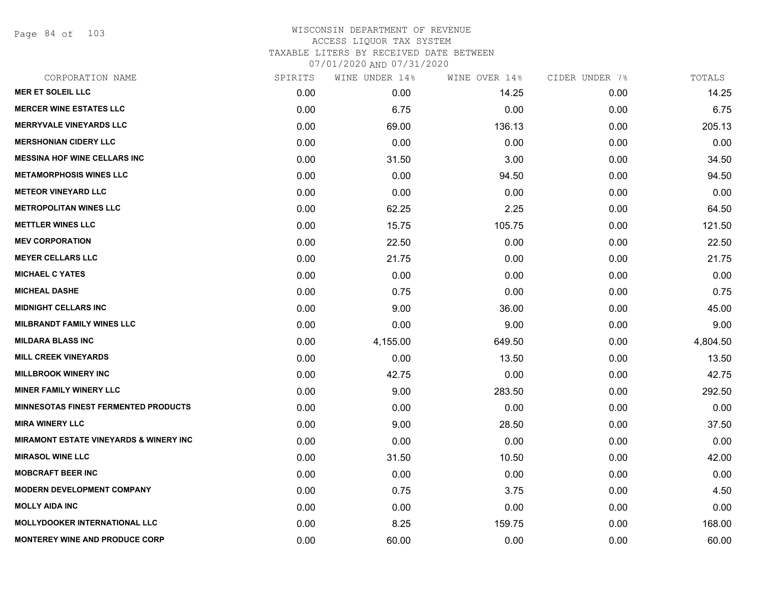# WISCONSIN DEPARTMENT OF REVENUE
## ACCESS LIQUOR TAX SYSTEM
### TAXABLE LITERS BY RECEIVED DATE BETWEEN 07/01/2020 AND 07/31/2020

| CORPORATION NAME | SPIRITS | WINE UNDER 14% | WINE OVER 14% | CIDER UNDER 7% | TOTALS |
|---|---|---|---|---|---|
| MER ET SOLEIL LLC | 0.00 | 0.00 | 14.25 | 0.00 | 14.25 |
| MERCER WINE ESTATES LLC | 0.00 | 6.75 | 0.00 | 0.00 | 6.75 |
| MERRYVALE VINEYARDS LLC | 0.00 | 69.00 | 136.13 | 0.00 | 205.13 |
| MERSHONIAN CIDERY LLC | 0.00 | 0.00 | 0.00 | 0.00 | 0.00 |
| MESSINA HOF WINE CELLARS INC | 0.00 | 31.50 | 3.00 | 0.00 | 34.50 |
| METAMORPHOSIS WINES LLC | 0.00 | 0.00 | 94.50 | 0.00 | 94.50 |
| METEOR VINEYARD LLC | 0.00 | 0.00 | 0.00 | 0.00 | 0.00 |
| METROPOLITAN WINES LLC | 0.00 | 62.25 | 2.25 | 0.00 | 64.50 |
| METTLER WINES LLC | 0.00 | 15.75 | 105.75 | 0.00 | 121.50 |
| MEV CORPORATION | 0.00 | 22.50 | 0.00 | 0.00 | 22.50 |
| MEYER CELLARS LLC | 0.00 | 21.75 | 0.00 | 0.00 | 21.75 |
| MICHAEL C YATES | 0.00 | 0.00 | 0.00 | 0.00 | 0.00 |
| MICHEAL DASHE | 0.00 | 0.75 | 0.00 | 0.00 | 0.75 |
| MIDNIGHT CELLARS INC | 0.00 | 9.00 | 36.00 | 0.00 | 45.00 |
| MILBRANDT FAMILY WINES LLC | 0.00 | 0.00 | 9.00 | 0.00 | 9.00 |
| MILDARA BLASS INC | 0.00 | 4,155.00 | 649.50 | 0.00 | 4,804.50 |
| MILL CREEK VINEYARDS | 0.00 | 0.00 | 13.50 | 0.00 | 13.50 |
| MILLBROOK WINERY INC | 0.00 | 42.75 | 0.00 | 0.00 | 42.75 |
| MINER FAMILY WINERY LLC | 0.00 | 9.00 | 283.50 | 0.00 | 292.50 |
| MINNESOTAS FINEST FERMENTED PRODUCTS | 0.00 | 0.00 | 0.00 | 0.00 | 0.00 |
| MIRA WINERY LLC | 0.00 | 9.00 | 28.50 | 0.00 | 37.50 |
| MIRAMONT ESTATE VINEYARDS & WINERY INC | 0.00 | 0.00 | 0.00 | 0.00 | 0.00 |
| MIRASOL WINE LLC | 0.00 | 31.50 | 10.50 | 0.00 | 42.00 |
| MOBCRAFT BEER INC | 0.00 | 0.00 | 0.00 | 0.00 | 0.00 |
| MODERN DEVELOPMENT COMPANY | 0.00 | 0.75 | 3.75 | 0.00 | 4.50 |
| MOLLY AIDA INC | 0.00 | 0.00 | 0.00 | 0.00 | 0.00 |
| MOLLYDOOKER INTERNATIONAL LLC | 0.00 | 8.25 | 159.75 | 0.00 | 168.00 |
| MONTEREY WINE AND PRODUCE CORP | 0.00 | 60.00 | 0.00 | 0.00 | 60.00 |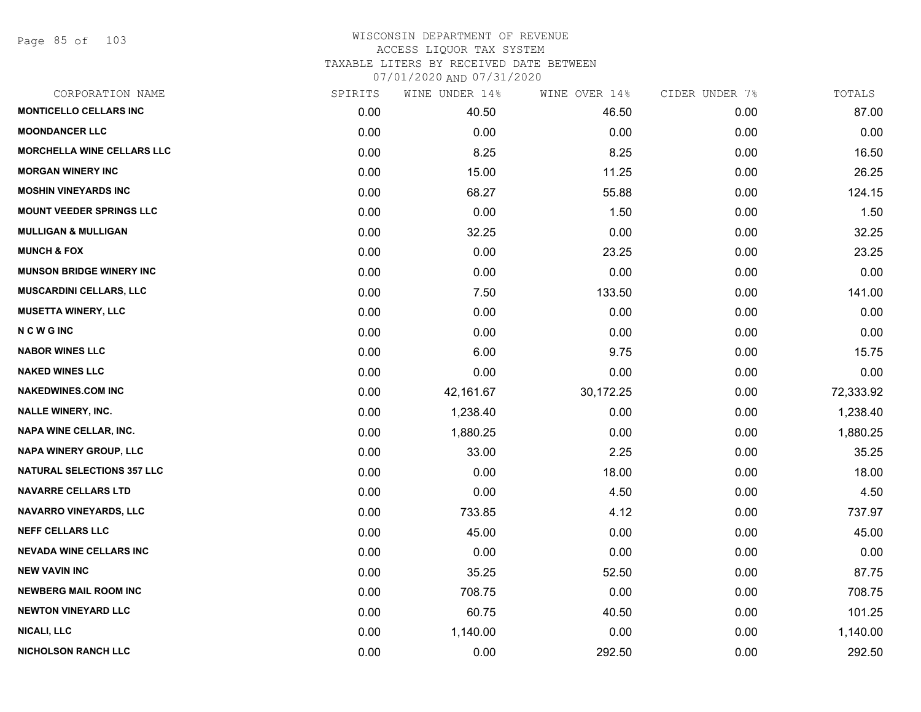WISCONSIN DEPARTMENT OF REVENUE
ACCESS LIQUOR TAX SYSTEM
TAXABLE LITERS BY RECEIVED DATE BETWEEN
07/01/2020 AND 07/31/2020

| CORPORATION NAME | SPIRITS | WINE UNDER 14% | WINE OVER 14% | CIDER UNDER 7% | TOTALS |
|---|---|---|---|---|---|
| MONTICELLO CELLARS INC | 0.00 | 40.50 | 46.50 | 0.00 | 87.00 |
| MOONDANCER LLC | 0.00 | 0.00 | 0.00 | 0.00 | 0.00 |
| MORCHELLA WINE CELLARS LLC | 0.00 | 8.25 | 8.25 | 0.00 | 16.50 |
| MORGAN WINERY INC | 0.00 | 15.00 | 11.25 | 0.00 | 26.25 |
| MOSHIN VINEYARDS INC | 0.00 | 68.27 | 55.88 | 0.00 | 124.15 |
| MOUNT VEEDER SPRINGS LLC | 0.00 | 0.00 | 1.50 | 0.00 | 1.50 |
| MULLIGAN & MULLIGAN | 0.00 | 32.25 | 0.00 | 0.00 | 32.25 |
| MUNCH & FOX | 0.00 | 0.00 | 23.25 | 0.00 | 23.25 |
| MUNSON BRIDGE WINERY INC | 0.00 | 0.00 | 0.00 | 0.00 | 0.00 |
| MUSCARDINI CELLARS, LLC | 0.00 | 7.50 | 133.50 | 0.00 | 141.00 |
| MUSETTA WINERY, LLC | 0.00 | 0.00 | 0.00 | 0.00 | 0.00 |
| N C W G INC | 0.00 | 0.00 | 0.00 | 0.00 | 0.00 |
| NABOR WINES LLC | 0.00 | 6.00 | 9.75 | 0.00 | 15.75 |
| NAKED WINES LLC | 0.00 | 0.00 | 0.00 | 0.00 | 0.00 |
| NAKEDWINES.COM INC | 0.00 | 42,161.67 | 30,172.25 | 0.00 | 72,333.92 |
| NALLE WINERY, INC. | 0.00 | 1,238.40 | 0.00 | 0.00 | 1,238.40 |
| NAPA WINE CELLAR, INC. | 0.00 | 1,880.25 | 0.00 | 0.00 | 1,880.25 |
| NAPA WINERY GROUP, LLC | 0.00 | 33.00 | 2.25 | 0.00 | 35.25 |
| NATURAL SELECTIONS 357 LLC | 0.00 | 0.00 | 18.00 | 0.00 | 18.00 |
| NAVARRE CELLARS LTD | 0.00 | 0.00 | 4.50 | 0.00 | 4.50 |
| NAVARRO VINEYARDS, LLC | 0.00 | 733.85 | 4.12 | 0.00 | 737.97 |
| NEFF CELLARS LLC | 0.00 | 45.00 | 0.00 | 0.00 | 45.00 |
| NEVADA WINE CELLARS INC | 0.00 | 0.00 | 0.00 | 0.00 | 0.00 |
| NEW VAVIN INC | 0.00 | 35.25 | 52.50 | 0.00 | 87.75 |
| NEWBERG MAIL ROOM INC | 0.00 | 708.75 | 0.00 | 0.00 | 708.75 |
| NEWTON VINEYARD LLC | 0.00 | 60.75 | 40.50 | 0.00 | 101.25 |
| NICALI, LLC | 0.00 | 1,140.00 | 0.00 | 0.00 | 1,140.00 |
| NICHOLSON RANCH LLC | 0.00 | 0.00 | 292.50 | 0.00 | 292.50 |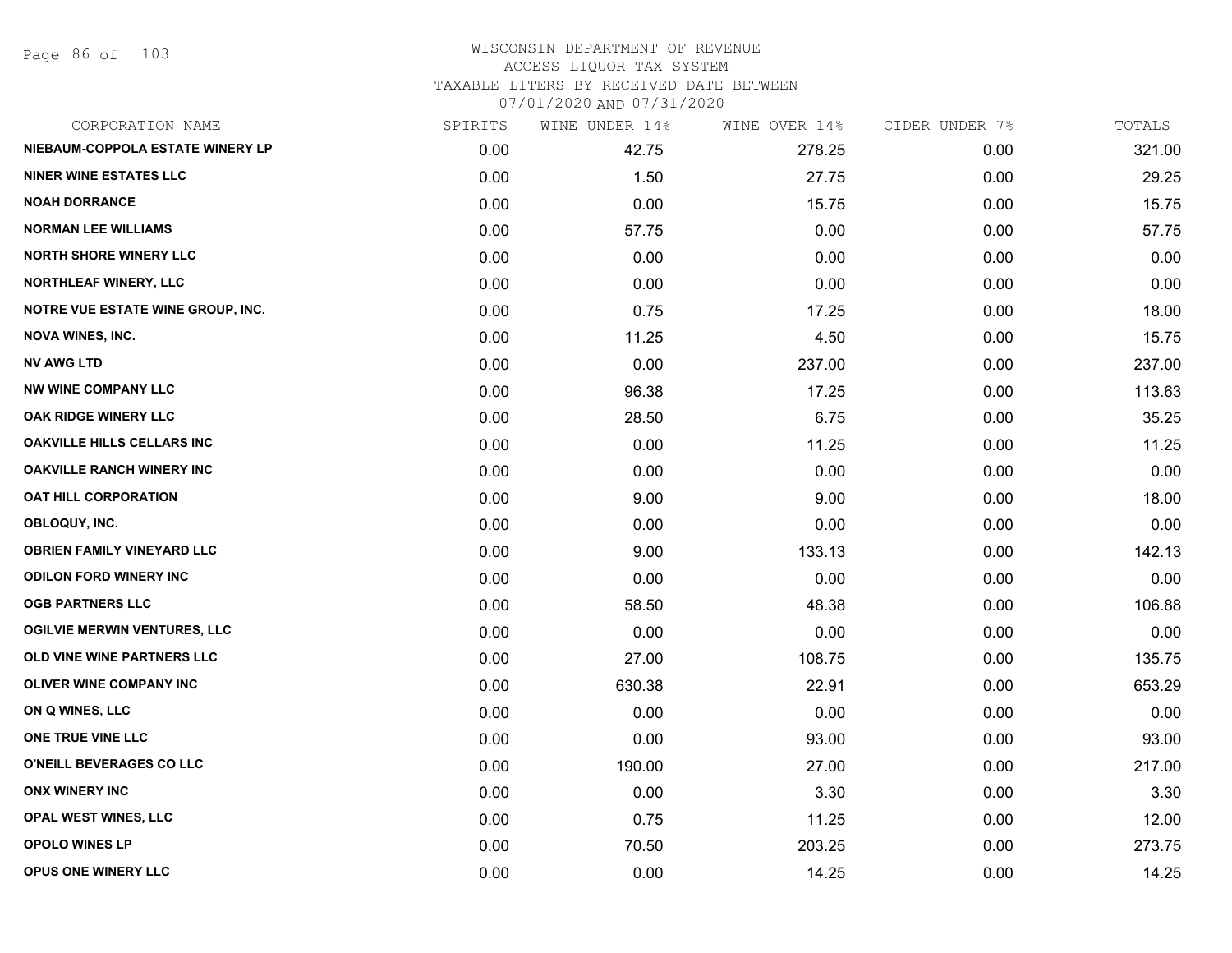# WISCONSIN DEPARTMENT OF REVENUE
## ACCESS LIQUOR TAX SYSTEM
### TAXABLE LITERS BY RECEIVED DATE BETWEEN 07/01/2020 AND 07/31/2020

| CORPORATION NAME | SPIRITS | WINE UNDER 14% | WINE OVER 14% | CIDER UNDER 7% | TOTALS |
|---|---|---|---|---|---|
| NIEBAUM-COPPOLA ESTATE WINERY LP | 0.00 | 42.75 | 278.25 | 0.00 | 321.00 |
| NINER WINE ESTATES LLC | 0.00 | 1.50 | 27.75 | 0.00 | 29.25 |
| NOAH DORRANCE | 0.00 | 0.00 | 15.75 | 0.00 | 15.75 |
| NORMAN LEE WILLIAMS | 0.00 | 57.75 | 0.00 | 0.00 | 57.75 |
| NORTH SHORE WINERY LLC | 0.00 | 0.00 | 0.00 | 0.00 | 0.00 |
| NORTHLEAF WINERY, LLC | 0.00 | 0.00 | 0.00 | 0.00 | 0.00 |
| NOTRE VUE ESTATE WINE GROUP, INC. | 0.00 | 0.75 | 17.25 | 0.00 | 18.00 |
| NOVA WINES, INC. | 0.00 | 11.25 | 4.50 | 0.00 | 15.75 |
| NV AWG LTD | 0.00 | 0.00 | 237.00 | 0.00 | 237.00 |
| NW WINE COMPANY LLC | 0.00 | 96.38 | 17.25 | 0.00 | 113.63 |
| OAK RIDGE WINERY LLC | 0.00 | 28.50 | 6.75 | 0.00 | 35.25 |
| OAKVILLE HILLS CELLARS INC | 0.00 | 0.00 | 11.25 | 0.00 | 11.25 |
| OAKVILLE RANCH WINERY INC | 0.00 | 0.00 | 0.00 | 0.00 | 0.00 |
| OAT HILL CORPORATION | 0.00 | 9.00 | 9.00 | 0.00 | 18.00 |
| OBLOQUY, INC. | 0.00 | 0.00 | 0.00 | 0.00 | 0.00 |
| OBRIEN FAMILY VINEYARD LLC | 0.00 | 9.00 | 133.13 | 0.00 | 142.13 |
| ODILON FORD WINERY INC | 0.00 | 0.00 | 0.00 | 0.00 | 0.00 |
| OGB PARTNERS LLC | 0.00 | 58.50 | 48.38 | 0.00 | 106.88 |
| OGILVIE MERWIN VENTURES, LLC | 0.00 | 0.00 | 0.00 | 0.00 | 0.00 |
| OLD VINE WINE PARTNERS LLC | 0.00 | 27.00 | 108.75 | 0.00 | 135.75 |
| OLIVER WINE COMPANY INC | 0.00 | 630.38 | 22.91 | 0.00 | 653.29 |
| ON Q WINES, LLC | 0.00 | 0.00 | 0.00 | 0.00 | 0.00 |
| ONE TRUE VINE LLC | 0.00 | 0.00 | 93.00 | 0.00 | 93.00 |
| O'NEILL BEVERAGES CO LLC | 0.00 | 190.00 | 27.00 | 0.00 | 217.00 |
| ONX WINERY INC | 0.00 | 0.00 | 3.30 | 0.00 | 3.30 |
| OPAL WEST WINES, LLC | 0.00 | 0.75 | 11.25 | 0.00 | 12.00 |
| OPOLO WINES LP | 0.00 | 70.50 | 203.25 | 0.00 | 273.75 |
| OPUS ONE WINERY LLC | 0.00 | 0.00 | 14.25 | 0.00 | 14.25 |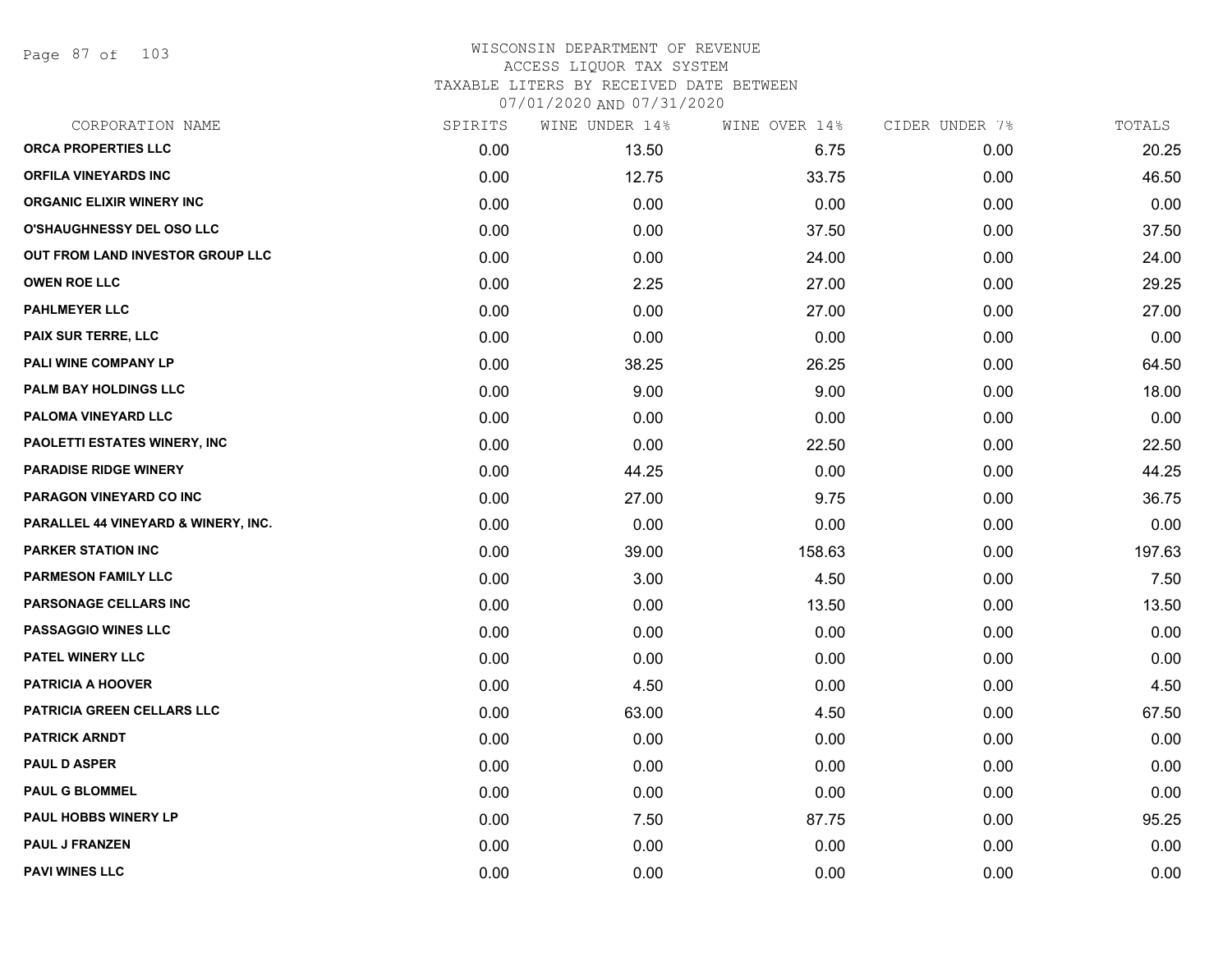# WISCONSIN DEPARTMENT OF REVENUE
## ACCESS LIQUOR TAX SYSTEM
### TAXABLE LITERS BY RECEIVED DATE BETWEEN 07/01/2020 AND 07/31/2020

| CORPORATION NAME | SPIRITS | WINE UNDER 14% | WINE OVER 14% | CIDER UNDER 7% | TOTALS |
|---|---|---|---|---|---|
| ORCA PROPERTIES LLC | 0.00 | 13.50 | 6.75 | 0.00 | 20.25 |
| ORFILA VINEYARDS INC | 0.00 | 12.75 | 33.75 | 0.00 | 46.50 |
| ORGANIC ELIXIR WINERY INC | 0.00 | 0.00 | 0.00 | 0.00 | 0.00 |
| O'SHAUGHNESSY DEL OSO LLC | 0.00 | 0.00 | 37.50 | 0.00 | 37.50 |
| OUT FROM LAND INVESTOR GROUP LLC | 0.00 | 0.00 | 24.00 | 0.00 | 24.00 |
| OWEN ROE LLC | 0.00 | 2.25 | 27.00 | 0.00 | 29.25 |
| PAHLMEYER LLC | 0.00 | 0.00 | 27.00 | 0.00 | 27.00 |
| PAIX SUR TERRE, LLC | 0.00 | 0.00 | 0.00 | 0.00 | 0.00 |
| PALI WINE COMPANY LP | 0.00 | 38.25 | 26.25 | 0.00 | 64.50 |
| PALM BAY HOLDINGS LLC | 0.00 | 9.00 | 9.00 | 0.00 | 18.00 |
| PALOMA VINEYARD LLC | 0.00 | 0.00 | 0.00 | 0.00 | 0.00 |
| PAOLETTI ESTATES WINERY, INC | 0.00 | 0.00 | 22.50 | 0.00 | 22.50 |
| PARADISE RIDGE WINERY | 0.00 | 44.25 | 0.00 | 0.00 | 44.25 |
| PARAGON VINEYARD CO INC | 0.00 | 27.00 | 9.75 | 0.00 | 36.75 |
| PARALLEL 44 VINEYARD & WINERY, INC. | 0.00 | 0.00 | 0.00 | 0.00 | 0.00 |
| PARKER STATION INC | 0.00 | 39.00 | 158.63 | 0.00 | 197.63 |
| PARMESON FAMILY LLC | 0.00 | 3.00 | 4.50 | 0.00 | 7.50 |
| PARSONAGE CELLARS INC | 0.00 | 0.00 | 13.50 | 0.00 | 13.50 |
| PASSAGGIO WINES LLC | 0.00 | 0.00 | 0.00 | 0.00 | 0.00 |
| PATEL WINERY LLC | 0.00 | 0.00 | 0.00 | 0.00 | 0.00 |
| PATRICIA A HOOVER | 0.00 | 4.50 | 0.00 | 0.00 | 4.50 |
| PATRICIA GREEN CELLARS LLC | 0.00 | 63.00 | 4.50 | 0.00 | 67.50 |
| PATRICK ARNDT | 0.00 | 0.00 | 0.00 | 0.00 | 0.00 |
| PAUL D ASPER | 0.00 | 0.00 | 0.00 | 0.00 | 0.00 |
| PAUL G BLOMMEL | 0.00 | 0.00 | 0.00 | 0.00 | 0.00 |
| PAUL HOBBS WINERY LP | 0.00 | 7.50 | 87.75 | 0.00 | 95.25 |
| PAUL J FRANZEN | 0.00 | 0.00 | 0.00 | 0.00 | 0.00 |
| PAVI WINES LLC | 0.00 | 0.00 | 0.00 | 0.00 | 0.00 |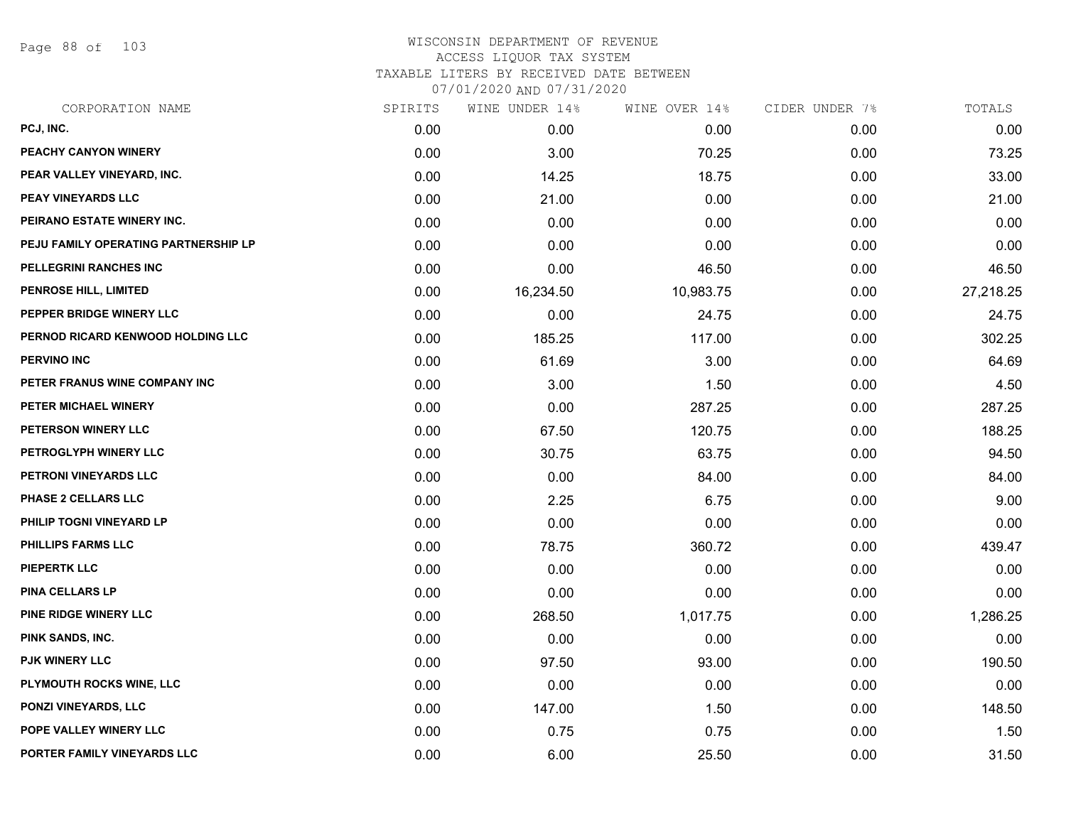# WISCONSIN DEPARTMENT OF REVENUE
## ACCESS LIQUOR TAX SYSTEM
## TAXABLE LITERS BY RECEIVED DATE BETWEEN
## 07/01/2020 AND 07/31/2020

| CORPORATION NAME | SPIRITS | WINE UNDER 14% | WINE OVER 14% | CIDER UNDER 7% | TOTALS |
|---|---|---|---|---|---|
| PCJ, INC. | 0.00 | 0.00 | 0.00 | 0.00 | 0.00 |
| PEACHY CANYON WINERY | 0.00 | 3.00 | 70.25 | 0.00 | 73.25 |
| PEAR VALLEY VINEYARD, INC. | 0.00 | 14.25 | 18.75 | 0.00 | 33.00 |
| PEAY VINEYARDS LLC | 0.00 | 21.00 | 0.00 | 0.00 | 21.00 |
| PEIRANO ESTATE WINERY INC. | 0.00 | 0.00 | 0.00 | 0.00 | 0.00 |
| PEJU FAMILY OPERATING PARTNERSHIP LP | 0.00 | 0.00 | 0.00 | 0.00 | 0.00 |
| PELLEGRINI RANCHES INC | 0.00 | 0.00 | 46.50 | 0.00 | 46.50 |
| PENROSE HILL, LIMITED | 0.00 | 16,234.50 | 10,983.75 | 0.00 | 27,218.25 |
| PEPPER BRIDGE WINERY LLC | 0.00 | 0.00 | 24.75 | 0.00 | 24.75 |
| PERNOD RICARD KENWOOD HOLDING LLC | 0.00 | 185.25 | 117.00 | 0.00 | 302.25 |
| PERVINO INC | 0.00 | 61.69 | 3.00 | 0.00 | 64.69 |
| PETER FRANUS WINE COMPANY INC | 0.00 | 3.00 | 1.50 | 0.00 | 4.50 |
| PETER MICHAEL WINERY | 0.00 | 0.00 | 287.25 | 0.00 | 287.25 |
| PETERSON WINERY LLC | 0.00 | 67.50 | 120.75 | 0.00 | 188.25 |
| PETROGLYPH WINERY LLC | 0.00 | 30.75 | 63.75 | 0.00 | 94.50 |
| PETRONI VINEYARDS LLC | 0.00 | 0.00 | 84.00 | 0.00 | 84.00 |
| PHASE 2 CELLARS LLC | 0.00 | 2.25 | 6.75 | 0.00 | 9.00 |
| PHILIP TOGNI VINEYARD LP | 0.00 | 0.00 | 0.00 | 0.00 | 0.00 |
| PHILLIPS FARMS LLC | 0.00 | 78.75 | 360.72 | 0.00 | 439.47 |
| PIEPERTK LLC | 0.00 | 0.00 | 0.00 | 0.00 | 0.00 |
| PINA CELLARS LP | 0.00 | 0.00 | 0.00 | 0.00 | 0.00 |
| PINE RIDGE WINERY LLC | 0.00 | 268.50 | 1,017.75 | 0.00 | 1,286.25 |
| PINK SANDS, INC. | 0.00 | 0.00 | 0.00 | 0.00 | 0.00 |
| PJK WINERY LLC | 0.00 | 97.50 | 93.00 | 0.00 | 190.50 |
| PLYMOUTH ROCKS WINE, LLC | 0.00 | 0.00 | 0.00 | 0.00 | 0.00 |
| PONZI VINEYARDS, LLC | 0.00 | 147.00 | 1.50 | 0.00 | 148.50 |
| POPE VALLEY WINERY LLC | 0.00 | 0.75 | 0.75 | 0.00 | 1.50 |
| PORTER FAMILY VINEYARDS LLC | 0.00 | 6.00 | 25.50 | 0.00 | 31.50 |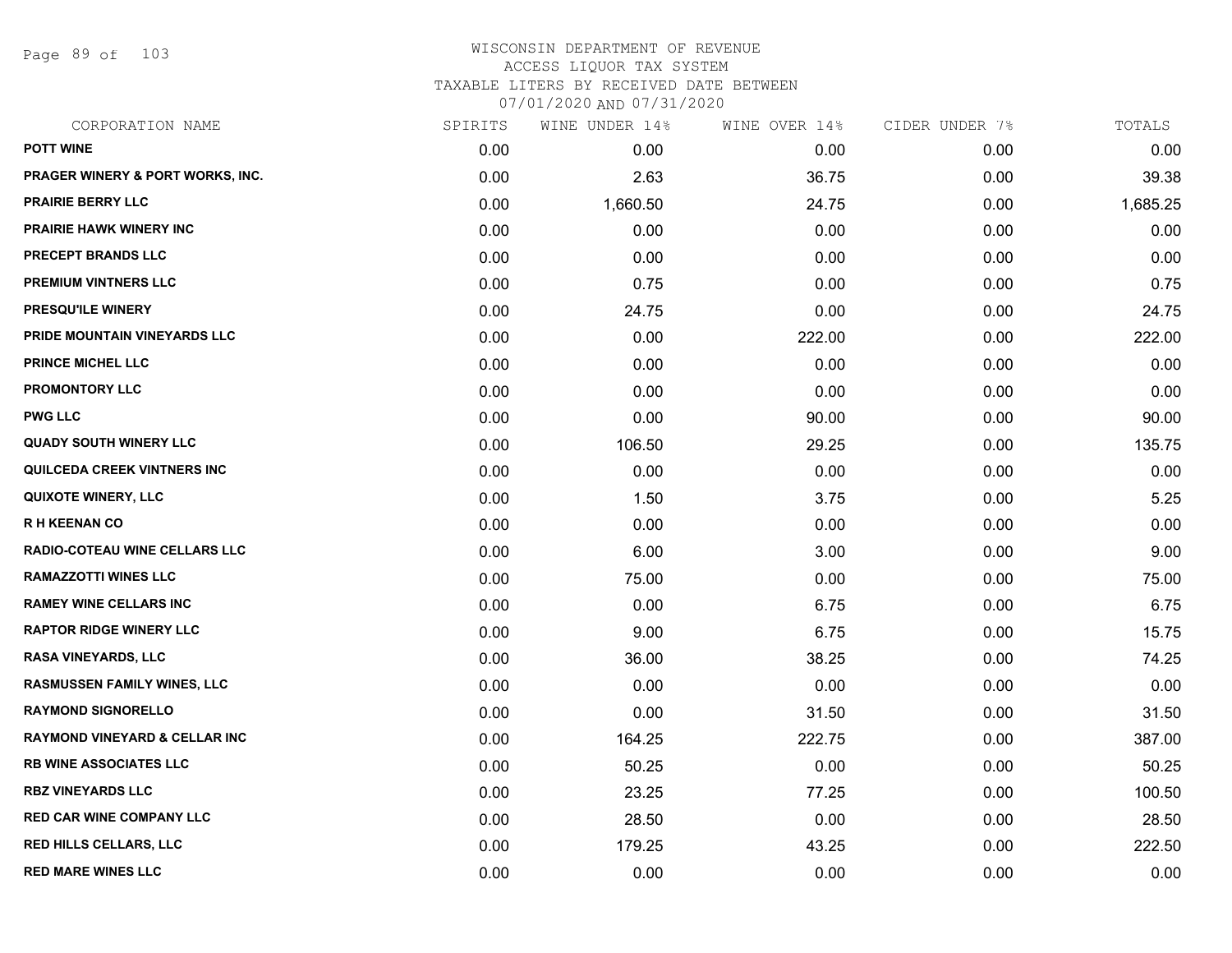WISCONSIN DEPARTMENT OF REVENUE
ACCESS LIQUOR TAX SYSTEM
TAXABLE LITERS BY RECEIVED DATE BETWEEN
07/01/2020 AND 07/31/2020

| CORPORATION NAME | SPIRITS | WINE UNDER 14% | WINE OVER 14% | CIDER UNDER 7% | TOTALS |
|---|---|---|---|---|---|
| POTT WINE | 0.00 | 0.00 | 0.00 | 0.00 | 0.00 |
| PRAGER WINERY & PORT WORKS, INC. | 0.00 | 2.63 | 36.75 | 0.00 | 39.38 |
| PRAIRIE BERRY LLC | 0.00 | 1,660.50 | 24.75 | 0.00 | 1,685.25 |
| PRAIRIE HAWK WINERY INC | 0.00 | 0.00 | 0.00 | 0.00 | 0.00 |
| PRECEPT BRANDS LLC | 0.00 | 0.00 | 0.00 | 0.00 | 0.00 |
| PREMIUM VINTNERS LLC | 0.00 | 0.75 | 0.00 | 0.00 | 0.75 |
| PRESQU'ILE WINERY | 0.00 | 24.75 | 0.00 | 0.00 | 24.75 |
| PRIDE MOUNTAIN VINEYARDS LLC | 0.00 | 0.00 | 222.00 | 0.00 | 222.00 |
| PRINCE MICHEL LLC | 0.00 | 0.00 | 0.00 | 0.00 | 0.00 |
| PROMONTORY LLC | 0.00 | 0.00 | 0.00 | 0.00 | 0.00 |
| PWG LLC | 0.00 | 0.00 | 90.00 | 0.00 | 90.00 |
| QUADY SOUTH WINERY LLC | 0.00 | 106.50 | 29.25 | 0.00 | 135.75 |
| QUILCEDA CREEK VINTNERS INC | 0.00 | 0.00 | 0.00 | 0.00 | 0.00 |
| QUIXOTE WINERY, LLC | 0.00 | 1.50 | 3.75 | 0.00 | 5.25 |
| R H KEENAN CO | 0.00 | 0.00 | 0.00 | 0.00 | 0.00 |
| RADIO-COTEAU WINE CELLARS LLC | 0.00 | 6.00 | 3.00 | 0.00 | 9.00 |
| RAMAZZOTTI WINES LLC | 0.00 | 75.00 | 0.00 | 0.00 | 75.00 |
| RAMEY WINE CELLARS INC | 0.00 | 0.00 | 6.75 | 0.00 | 6.75 |
| RAPTOR RIDGE WINERY LLC | 0.00 | 9.00 | 6.75 | 0.00 | 15.75 |
| RASA VINEYARDS, LLC | 0.00 | 36.00 | 38.25 | 0.00 | 74.25 |
| RASMUSSEN FAMILY WINES, LLC | 0.00 | 0.00 | 0.00 | 0.00 | 0.00 |
| RAYMOND SIGNORELLO | 0.00 | 0.00 | 31.50 | 0.00 | 31.50 |
| RAYMOND VINEYARD & CELLAR INC | 0.00 | 164.25 | 222.75 | 0.00 | 387.00 |
| RB WINE ASSOCIATES LLC | 0.00 | 50.25 | 0.00 | 0.00 | 50.25 |
| RBZ VINEYARDS LLC | 0.00 | 23.25 | 77.25 | 0.00 | 100.50 |
| RED CAR WINE COMPANY LLC | 0.00 | 28.50 | 0.00 | 0.00 | 28.50 |
| RED HILLS CELLARS, LLC | 0.00 | 179.25 | 43.25 | 0.00 | 222.50 |
| RED MARE WINES LLC | 0.00 | 0.00 | 0.00 | 0.00 | 0.00 |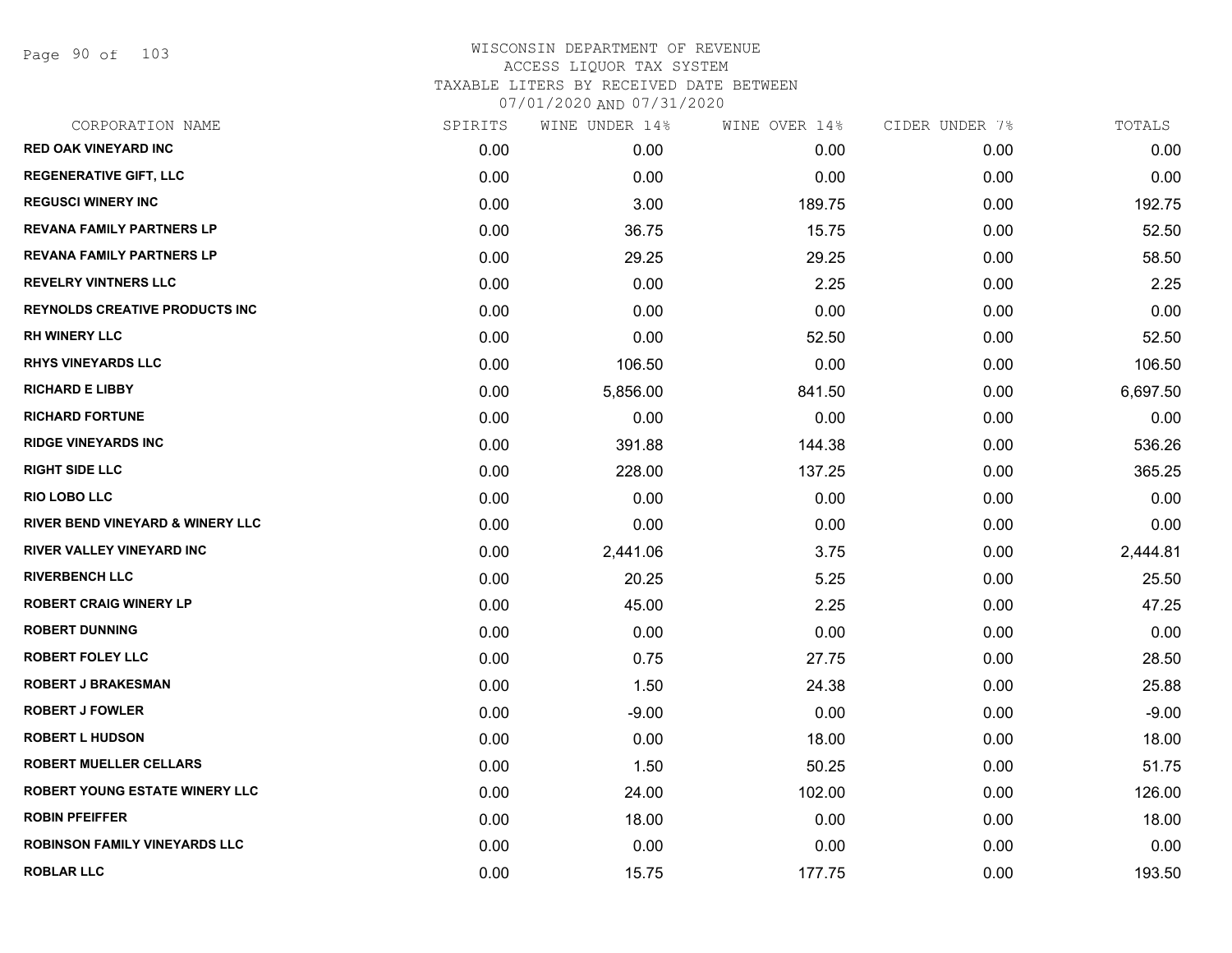WISCONSIN DEPARTMENT OF REVENUE
ACCESS LIQUOR TAX SYSTEM
TAXABLE LITERS BY RECEIVED DATE BETWEEN
07/01/2020 AND 07/31/2020

| CORPORATION NAME | SPIRITS | WINE UNDER 14% | WINE OVER 14% | CIDER UNDER 7% | TOTALS |
|---|---|---|---|---|---|
| RED OAK VINEYARD INC | 0.00 | 0.00 | 0.00 | 0.00 | 0.00 |
| REGENERATIVE GIFT, LLC | 0.00 | 0.00 | 0.00 | 0.00 | 0.00 |
| REGUSCI WINERY INC | 0.00 | 3.00 | 189.75 | 0.00 | 192.75 |
| REVANA FAMILY PARTNERS LP | 0.00 | 36.75 | 15.75 | 0.00 | 52.50 |
| REVANA FAMILY PARTNERS LP | 0.00 | 29.25 | 29.25 | 0.00 | 58.50 |
| REVELRY VINTNERS LLC | 0.00 | 0.00 | 2.25 | 0.00 | 2.25 |
| REYNOLDS CREATIVE PRODUCTS INC | 0.00 | 0.00 | 0.00 | 0.00 | 0.00 |
| RH WINERY LLC | 0.00 | 0.00 | 52.50 | 0.00 | 52.50 |
| RHYS VINEYARDS LLC | 0.00 | 106.50 | 0.00 | 0.00 | 106.50 |
| RICHARD E LIBBY | 0.00 | 5,856.00 | 841.50 | 0.00 | 6,697.50 |
| RICHARD FORTUNE | 0.00 | 0.00 | 0.00 | 0.00 | 0.00 |
| RIDGE VINEYARDS INC | 0.00 | 391.88 | 144.38 | 0.00 | 536.26 |
| RIGHT SIDE LLC | 0.00 | 228.00 | 137.25 | 0.00 | 365.25 |
| RIO LOBO LLC | 0.00 | 0.00 | 0.00 | 0.00 | 0.00 |
| RIVER BEND VINEYARD & WINERY LLC | 0.00 | 0.00 | 0.00 | 0.00 | 0.00 |
| RIVER VALLEY VINEYARD INC | 0.00 | 2,441.06 | 3.75 | 0.00 | 2,444.81 |
| RIVERBENCH LLC | 0.00 | 20.25 | 5.25 | 0.00 | 25.50 |
| ROBERT CRAIG WINERY LP | 0.00 | 45.00 | 2.25 | 0.00 | 47.25 |
| ROBERT DUNNING | 0.00 | 0.00 | 0.00 | 0.00 | 0.00 |
| ROBERT FOLEY LLC | 0.00 | 0.75 | 27.75 | 0.00 | 28.50 |
| ROBERT J BRAKESMAN | 0.00 | 1.50 | 24.38 | 0.00 | 25.88 |
| ROBERT J FOWLER | 0.00 | -9.00 | 0.00 | 0.00 | -9.00 |
| ROBERT L HUDSON | 0.00 | 0.00 | 18.00 | 0.00 | 18.00 |
| ROBERT MUELLER CELLARS | 0.00 | 1.50 | 50.25 | 0.00 | 51.75 |
| ROBERT YOUNG ESTATE WINERY LLC | 0.00 | 24.00 | 102.00 | 0.00 | 126.00 |
| ROBIN PFEIFFER | 0.00 | 18.00 | 0.00 | 0.00 | 18.00 |
| ROBINSON FAMILY VINEYARDS LLC | 0.00 | 0.00 | 0.00 | 0.00 | 0.00 |
| ROBLAR LLC | 0.00 | 15.75 | 177.75 | 0.00 | 193.50 |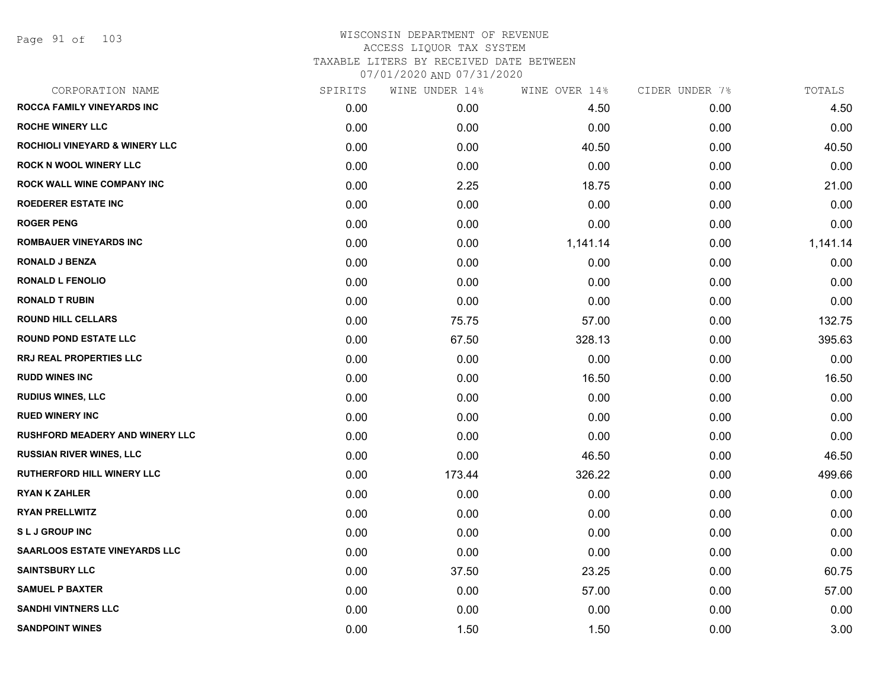# WISCONSIN DEPARTMENT OF REVENUE
## ACCESS LIQUOR TAX SYSTEM
### TAXABLE LITERS BY RECEIVED DATE BETWEEN 07/01/2020 AND 07/31/2020

| CORPORATION NAME | SPIRITS | WINE UNDER 14% | WINE OVER 14% | CIDER UNDER 7% | TOTALS |
|---|---|---|---|---|---|
| ROCCA FAMILY VINEYARDS INC | 0.00 | 0.00 | 4.50 | 0.00 | 4.50 |
| ROCHE WINERY LLC | 0.00 | 0.00 | 0.00 | 0.00 | 0.00 |
| ROCHIOLI VINEYARD & WINERY LLC | 0.00 | 0.00 | 40.50 | 0.00 | 40.50 |
| ROCK N WOOL WINERY LLC | 0.00 | 0.00 | 0.00 | 0.00 | 0.00 |
| ROCK WALL WINE COMPANY INC | 0.00 | 2.25 | 18.75 | 0.00 | 21.00 |
| ROEDERER ESTATE INC | 0.00 | 0.00 | 0.00 | 0.00 | 0.00 |
| ROGER PENG | 0.00 | 0.00 | 0.00 | 0.00 | 0.00 |
| ROMBAUER VINEYARDS INC | 0.00 | 0.00 | 1,141.14 | 0.00 | 1,141.14 |
| RONALD J BENZA | 0.00 | 0.00 | 0.00 | 0.00 | 0.00 |
| RONALD L FENOLIO | 0.00 | 0.00 | 0.00 | 0.00 | 0.00 |
| RONALD T RUBIN | 0.00 | 0.00 | 0.00 | 0.00 | 0.00 |
| ROUND HILL CELLARS | 0.00 | 75.75 | 57.00 | 0.00 | 132.75 |
| ROUND POND ESTATE LLC | 0.00 | 67.50 | 328.13 | 0.00 | 395.63 |
| RRJ REAL PROPERTIES LLC | 0.00 | 0.00 | 0.00 | 0.00 | 0.00 |
| RUDD WINES INC | 0.00 | 0.00 | 16.50 | 0.00 | 16.50 |
| RUDIUS WINES, LLC | 0.00 | 0.00 | 0.00 | 0.00 | 0.00 |
| RUED WINERY INC | 0.00 | 0.00 | 0.00 | 0.00 | 0.00 |
| RUSHFORD MEADERY AND WINERY LLC | 0.00 | 0.00 | 0.00 | 0.00 | 0.00 |
| RUSSIAN RIVER WINES, LLC | 0.00 | 0.00 | 46.50 | 0.00 | 46.50 |
| RUTHERFORD HILL WINERY LLC | 0.00 | 173.44 | 326.22 | 0.00 | 499.66 |
| RYAN K ZAHLER | 0.00 | 0.00 | 0.00 | 0.00 | 0.00 |
| RYAN PRELLWITZ | 0.00 | 0.00 | 0.00 | 0.00 | 0.00 |
| S L J GROUP INC | 0.00 | 0.00 | 0.00 | 0.00 | 0.00 |
| SAARLOOS ESTATE VINEYARDS LLC | 0.00 | 0.00 | 0.00 | 0.00 | 0.00 |
| SAINTSBURY LLC | 0.00 | 37.50 | 23.25 | 0.00 | 60.75 |
| SAMUEL P BAXTER | 0.00 | 0.00 | 57.00 | 0.00 | 57.00 |
| SANDHI VINTNERS LLC | 0.00 | 0.00 | 0.00 | 0.00 | 0.00 |
| SANDPOINT WINES | 0.00 | 1.50 | 1.50 | 0.00 | 3.00 |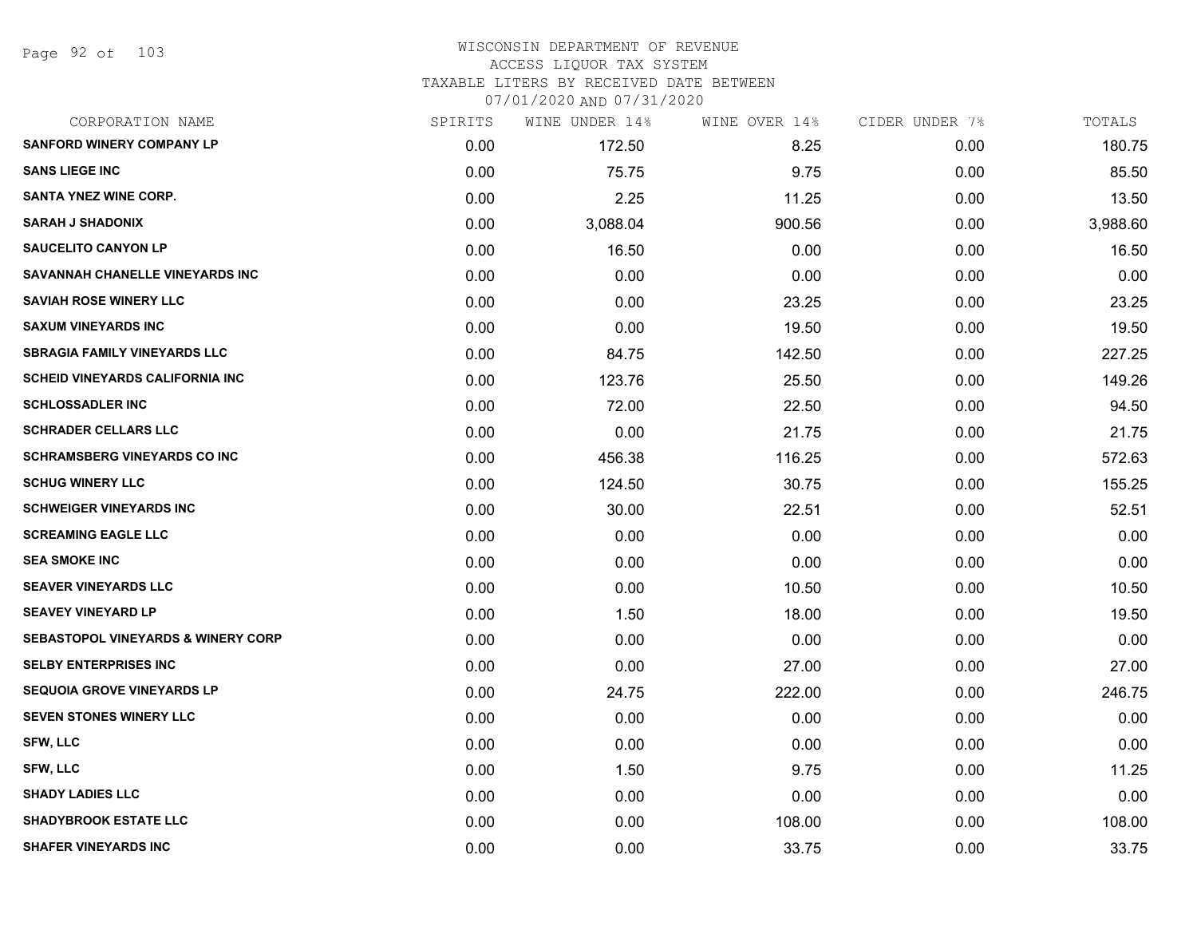WISCONSIN DEPARTMENT OF REVENUE
ACCESS LIQUOR TAX SYSTEM
TAXABLE LITERS BY RECEIVED DATE BETWEEN
07/01/2020 AND 07/31/2020

| CORPORATION NAME | SPIRITS | WINE UNDER 14% | WINE OVER 14% | CIDER UNDER 7% | TOTALS |
|---|---|---|---|---|---|
| SANFORD WINERY COMPANY LP | 0.00 | 172.50 | 8.25 | 0.00 | 180.75 |
| SANS LIEGE INC | 0.00 | 75.75 | 9.75 | 0.00 | 85.50 |
| SANTA YNEZ WINE CORP. | 0.00 | 2.25 | 11.25 | 0.00 | 13.50 |
| SARAH J SHADONIX | 0.00 | 3,088.04 | 900.56 | 0.00 | 3,988.60 |
| SAUCELITO CANYON LP | 0.00 | 16.50 | 0.00 | 0.00 | 16.50 |
| SAVANNAH CHANELLE VINEYARDS INC | 0.00 | 0.00 | 0.00 | 0.00 | 0.00 |
| SAVIAH ROSE WINERY LLC | 0.00 | 0.00 | 23.25 | 0.00 | 23.25 |
| SAXUM VINEYARDS INC | 0.00 | 0.00 | 19.50 | 0.00 | 19.50 |
| SBRAGIA FAMILY VINEYARDS LLC | 0.00 | 84.75 | 142.50 | 0.00 | 227.25 |
| SCHEID VINEYARDS CALIFORNIA INC | 0.00 | 123.76 | 25.50 | 0.00 | 149.26 |
| SCHLOSSADLER INC | 0.00 | 72.00 | 22.50 | 0.00 | 94.50 |
| SCHRADER CELLARS LLC | 0.00 | 0.00 | 21.75 | 0.00 | 21.75 |
| SCHRAMSBERG VINEYARDS CO INC | 0.00 | 456.38 | 116.25 | 0.00 | 572.63 |
| SCHUG WINERY LLC | 0.00 | 124.50 | 30.75 | 0.00 | 155.25 |
| SCHWEIGER VINEYARDS INC | 0.00 | 30.00 | 22.51 | 0.00 | 52.51 |
| SCREAMING EAGLE LLC | 0.00 | 0.00 | 0.00 | 0.00 | 0.00 |
| SEA SMOKE INC | 0.00 | 0.00 | 0.00 | 0.00 | 0.00 |
| SEAVER VINEYARDS LLC | 0.00 | 0.00 | 10.50 | 0.00 | 10.50 |
| SEAVEY VINEYARD LP | 0.00 | 1.50 | 18.00 | 0.00 | 19.50 |
| SEBASTOPOL VINEYARDS & WINERY CORP | 0.00 | 0.00 | 0.00 | 0.00 | 0.00 |
| SELBY ENTERPRISES INC | 0.00 | 0.00 | 27.00 | 0.00 | 27.00 |
| SEQUOIA GROVE VINEYARDS LP | 0.00 | 24.75 | 222.00 | 0.00 | 246.75 |
| SEVEN STONES WINERY LLC | 0.00 | 0.00 | 0.00 | 0.00 | 0.00 |
| SFW, LLC | 0.00 | 0.00 | 0.00 | 0.00 | 0.00 |
| SFW, LLC | 0.00 | 1.50 | 9.75 | 0.00 | 11.25 |
| SHADY LADIES LLC | 0.00 | 0.00 | 0.00 | 0.00 | 0.00 |
| SHADYBROOK ESTATE LLC | 0.00 | 0.00 | 108.00 | 0.00 | 108.00 |
| SHAFER VINEYARDS INC | 0.00 | 0.00 | 33.75 | 0.00 | 33.75 |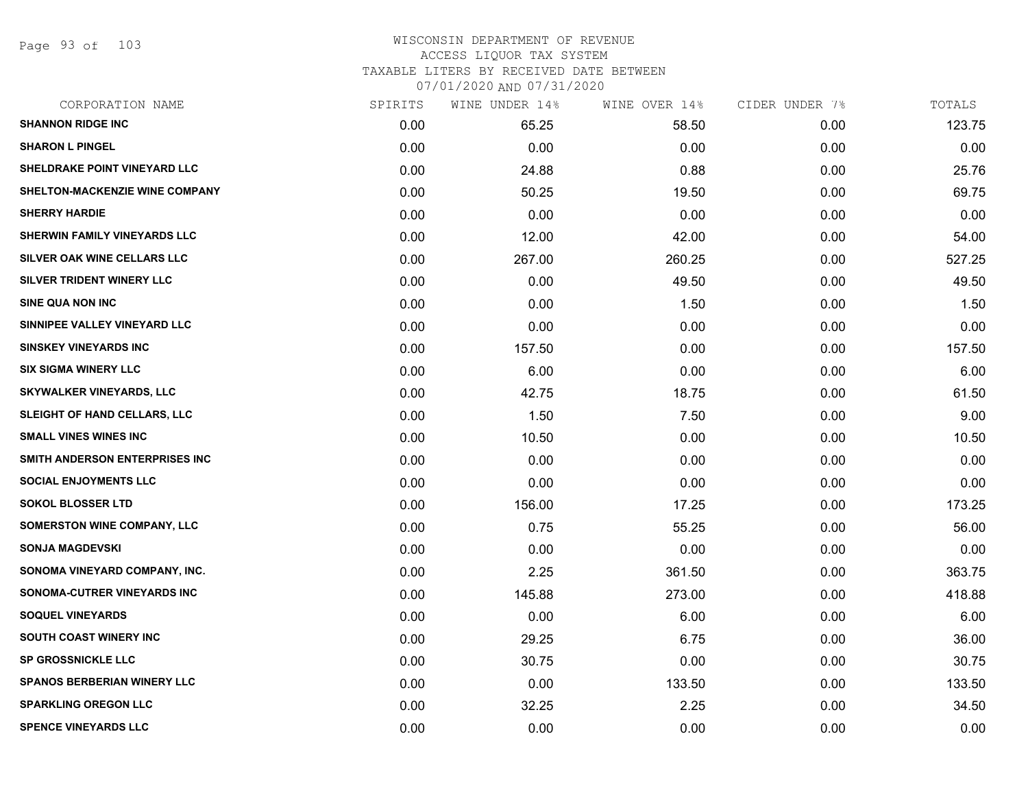WISCONSIN DEPARTMENT OF REVENUE
ACCESS LIQUOR TAX SYSTEM
TAXABLE LITERS BY RECEIVED DATE BETWEEN
07/01/2020 AND 07/31/2020

| CORPORATION NAME | SPIRITS | WINE UNDER 14% | WINE OVER 14% | CIDER UNDER 7% | TOTALS |
|---|---|---|---|---|---|
| SHANNON RIDGE INC | 0.00 | 65.25 | 58.50 | 0.00 | 123.75 |
| SHARON L PINGEL | 0.00 | 0.00 | 0.00 | 0.00 | 0.00 |
| SHELDRAKE POINT VINEYARD LLC | 0.00 | 24.88 | 0.88 | 0.00 | 25.76 |
| SHELTON-MACKENZIE WINE COMPANY | 0.00 | 50.25 | 19.50 | 0.00 | 69.75 |
| SHERRY HARDIE | 0.00 | 0.00 | 0.00 | 0.00 | 0.00 |
| SHERWIN FAMILY VINEYARDS LLC | 0.00 | 12.00 | 42.00 | 0.00 | 54.00 |
| SILVER OAK WINE CELLARS LLC | 0.00 | 267.00 | 260.25 | 0.00 | 527.25 |
| SILVER TRIDENT WINERY LLC | 0.00 | 0.00 | 49.50 | 0.00 | 49.50 |
| SINE QUA NON INC | 0.00 | 0.00 | 1.50 | 0.00 | 1.50 |
| SINNIPEE VALLEY VINEYARD LLC | 0.00 | 0.00 | 0.00 | 0.00 | 0.00 |
| SINSKEY VINEYARDS INC | 0.00 | 157.50 | 0.00 | 0.00 | 157.50 |
| SIX SIGMA WINERY LLC | 0.00 | 6.00 | 0.00 | 0.00 | 6.00 |
| SKYWALKER VINEYARDS, LLC | 0.00 | 42.75 | 18.75 | 0.00 | 61.50 |
| SLEIGHT OF HAND CELLARS, LLC | 0.00 | 1.50 | 7.50 | 0.00 | 9.00 |
| SMALL VINES WINES INC | 0.00 | 10.50 | 0.00 | 0.00 | 10.50 |
| SMITH ANDERSON ENTERPRISES INC | 0.00 | 0.00 | 0.00 | 0.00 | 0.00 |
| SOCIAL ENJOYMENTS LLC | 0.00 | 0.00 | 0.00 | 0.00 | 0.00 |
| SOKOL BLOSSER LTD | 0.00 | 156.00 | 17.25 | 0.00 | 173.25 |
| SOMERSTON WINE COMPANY, LLC | 0.00 | 0.75 | 55.25 | 0.00 | 56.00 |
| SONJA MAGDEVSKI | 0.00 | 0.00 | 0.00 | 0.00 | 0.00 |
| SONOMA VINEYARD COMPANY, INC. | 0.00 | 2.25 | 361.50 | 0.00 | 363.75 |
| SONOMA-CUTRER VINEYARDS INC | 0.00 | 145.88 | 273.00 | 0.00 | 418.88 |
| SOQUEL VINEYARDS | 0.00 | 0.00 | 6.00 | 0.00 | 6.00 |
| SOUTH COAST WINERY INC | 0.00 | 29.25 | 6.75 | 0.00 | 36.00 |
| SP GROSSNICKLE LLC | 0.00 | 30.75 | 0.00 | 0.00 | 30.75 |
| SPANOS BERBERIAN WINERY LLC | 0.00 | 0.00 | 133.50 | 0.00 | 133.50 |
| SPARKLING OREGON LLC | 0.00 | 32.25 | 2.25 | 0.00 | 34.50 |
| SPENCE VINEYARDS LLC | 0.00 | 0.00 | 0.00 | 0.00 | 0.00 |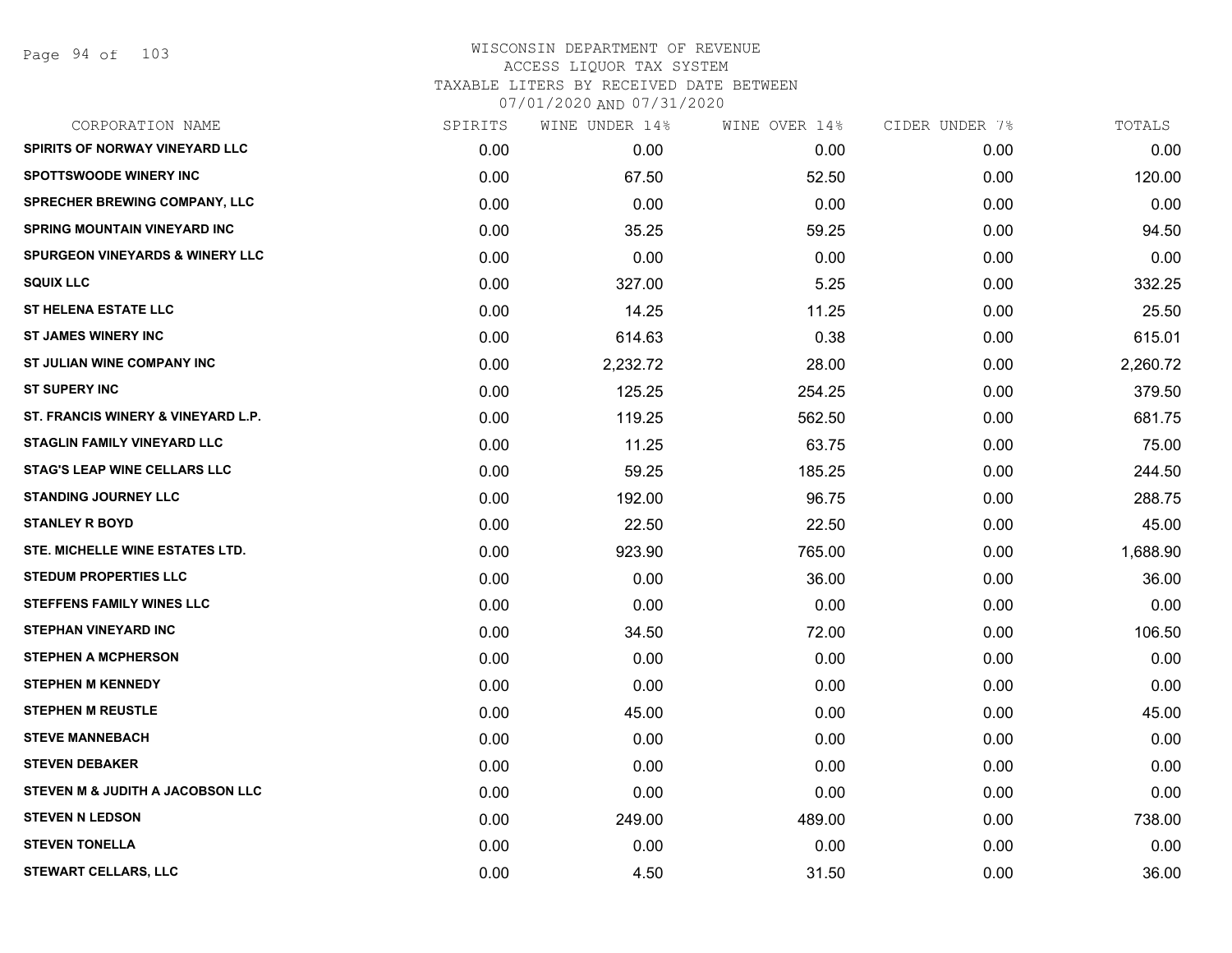WISCONSIN DEPARTMENT OF REVENUE
ACCESS LIQUOR TAX SYSTEM
TAXABLE LITERS BY RECEIVED DATE BETWEEN
07/01/2020 AND 07/31/2020

| CORPORATION NAME | SPIRITS | WINE UNDER 14% | WINE OVER 14% | CIDER UNDER 7% | TOTALS |
|---|---|---|---|---|---|
| SPIRITS OF NORWAY VINEYARD LLC | 0.00 | 0.00 | 0.00 | 0.00 | 0.00 |
| SPOTTSWOODE WINERY INC | 0.00 | 67.50 | 52.50 | 0.00 | 120.00 |
| SPRECHER BREWING COMPANY, LLC | 0.00 | 0.00 | 0.00 | 0.00 | 0.00 |
| SPRING MOUNTAIN VINEYARD INC | 0.00 | 35.25 | 59.25 | 0.00 | 94.50 |
| SPURGEON VINEYARDS & WINERY LLC | 0.00 | 0.00 | 0.00 | 0.00 | 0.00 |
| SQUIX LLC | 0.00 | 327.00 | 5.25 | 0.00 | 332.25 |
| ST HELENA ESTATE LLC | 0.00 | 14.25 | 11.25 | 0.00 | 25.50 |
| ST JAMES WINERY INC | 0.00 | 614.63 | 0.38 | 0.00 | 615.01 |
| ST JULIAN WINE COMPANY INC | 0.00 | 2,232.72 | 28.00 | 0.00 | 2,260.72 |
| ST SUPERY INC | 0.00 | 125.25 | 254.25 | 0.00 | 379.50 |
| ST. FRANCIS WINERY & VINEYARD L.P. | 0.00 | 119.25 | 562.50 | 0.00 | 681.75 |
| STAGLIN FAMILY VINEYARD LLC | 0.00 | 11.25 | 63.75 | 0.00 | 75.00 |
| STAG'S LEAP WINE CELLARS LLC | 0.00 | 59.25 | 185.25 | 0.00 | 244.50 |
| STANDING JOURNEY LLC | 0.00 | 192.00 | 96.75 | 0.00 | 288.75 |
| STANLEY R BOYD | 0.00 | 22.50 | 22.50 | 0.00 | 45.00 |
| STE. MICHELLE WINE ESTATES LTD. | 0.00 | 923.90 | 765.00 | 0.00 | 1,688.90 |
| STEDUM PROPERTIES LLC | 0.00 | 0.00 | 36.00 | 0.00 | 36.00 |
| STEFFENS FAMILY WINES LLC | 0.00 | 0.00 | 0.00 | 0.00 | 0.00 |
| STEPHAN VINEYARD INC | 0.00 | 34.50 | 72.00 | 0.00 | 106.50 |
| STEPHEN A MCPHERSON | 0.00 | 0.00 | 0.00 | 0.00 | 0.00 |
| STEPHEN M KENNEDY | 0.00 | 0.00 | 0.00 | 0.00 | 0.00 |
| STEPHEN M REUSTLE | 0.00 | 45.00 | 0.00 | 0.00 | 45.00 |
| STEVE MANNEBACH | 0.00 | 0.00 | 0.00 | 0.00 | 0.00 |
| STEVEN DEBAKER | 0.00 | 0.00 | 0.00 | 0.00 | 0.00 |
| STEVEN M & JUDITH A JACOBSON LLC | 0.00 | 0.00 | 0.00 | 0.00 | 0.00 |
| STEVEN N LEDSON | 0.00 | 249.00 | 489.00 | 0.00 | 738.00 |
| STEVEN TONELLA | 0.00 | 0.00 | 0.00 | 0.00 | 0.00 |
| STEWART CELLARS, LLC | 0.00 | 4.50 | 31.50 | 0.00 | 36.00 |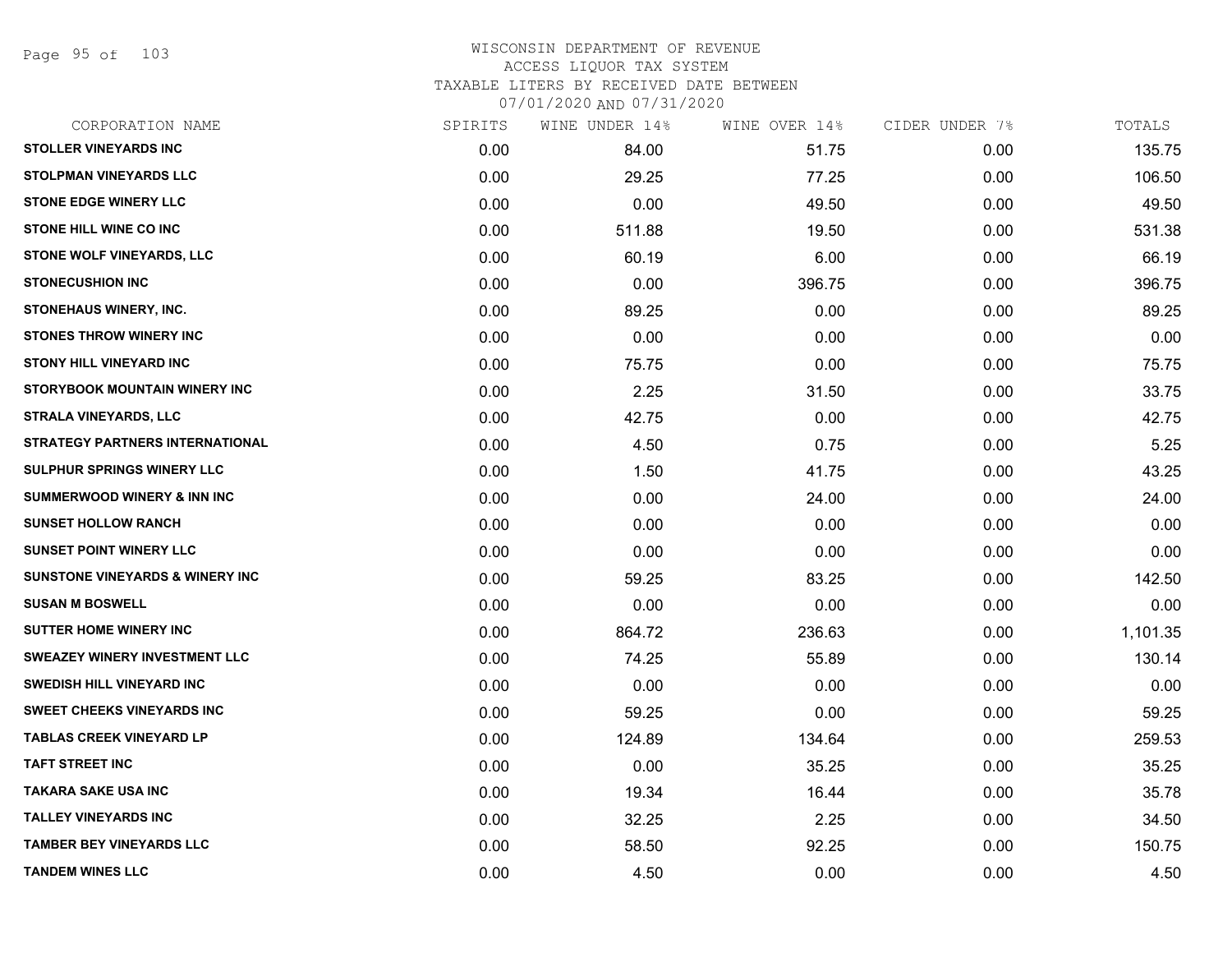# WISCONSIN DEPARTMENT OF REVENUE
ACCESS LIQUOR TAX SYSTEM
TAXABLE LITERS BY RECEIVED DATE BETWEEN
07/01/2020 AND 07/31/2020

| CORPORATION NAME | SPIRITS | WINE UNDER 14% | WINE OVER 14% | CIDER UNDER 7% | TOTALS |
|---|---|---|---|---|---|
| STOLLER VINEYARDS INC | 0.00 | 84.00 | 51.75 | 0.00 | 135.75 |
| STOLPMAN VINEYARDS LLC | 0.00 | 29.25 | 77.25 | 0.00 | 106.50 |
| STONE EDGE WINERY LLC | 0.00 | 0.00 | 49.50 | 0.00 | 49.50 |
| STONE HILL WINE CO INC | 0.00 | 511.88 | 19.50 | 0.00 | 531.38 |
| STONE WOLF VINEYARDS, LLC | 0.00 | 60.19 | 6.00 | 0.00 | 66.19 |
| STONECUSHION INC | 0.00 | 0.00 | 396.75 | 0.00 | 396.75 |
| STONEHAUS WINERY, INC. | 0.00 | 89.25 | 0.00 | 0.00 | 89.25 |
| STONES THROW WINERY INC | 0.00 | 0.00 | 0.00 | 0.00 | 0.00 |
| STONY HILL VINEYARD INC | 0.00 | 75.75 | 0.00 | 0.00 | 75.75 |
| STORYBOOK MOUNTAIN WINERY INC | 0.00 | 2.25 | 31.50 | 0.00 | 33.75 |
| STRALA VINEYARDS, LLC | 0.00 | 42.75 | 0.00 | 0.00 | 42.75 |
| STRATEGY PARTNERS INTERNATIONAL | 0.00 | 4.50 | 0.75 | 0.00 | 5.25 |
| SULPHUR SPRINGS WINERY LLC | 0.00 | 1.50 | 41.75 | 0.00 | 43.25 |
| SUMMERWOOD WINERY & INN INC | 0.00 | 0.00 | 24.00 | 0.00 | 24.00 |
| SUNSET HOLLOW RANCH | 0.00 | 0.00 | 0.00 | 0.00 | 0.00 |
| SUNSET POINT WINERY LLC | 0.00 | 0.00 | 0.00 | 0.00 | 0.00 |
| SUNSTONE VINEYARDS & WINERY INC | 0.00 | 59.25 | 83.25 | 0.00 | 142.50 |
| SUSAN M BOSWELL | 0.00 | 0.00 | 0.00 | 0.00 | 0.00 |
| SUTTER HOME WINERY INC | 0.00 | 864.72 | 236.63 | 0.00 | 1,101.35 |
| SWEAZEY WINERY INVESTMENT LLC | 0.00 | 74.25 | 55.89 | 0.00 | 130.14 |
| SWEDISH HILL VINEYARD INC | 0.00 | 0.00 | 0.00 | 0.00 | 0.00 |
| SWEET CHEEKS VINEYARDS INC | 0.00 | 59.25 | 0.00 | 0.00 | 59.25 |
| TABLAS CREEK VINEYARD LP | 0.00 | 124.89 | 134.64 | 0.00 | 259.53 |
| TAFT STREET INC | 0.00 | 0.00 | 35.25 | 0.00 | 35.25 |
| TAKARA SAKE USA INC | 0.00 | 19.34 | 16.44 | 0.00 | 35.78 |
| TALLEY VINEYARDS INC | 0.00 | 32.25 | 2.25 | 0.00 | 34.50 |
| TAMBER BEY VINEYARDS LLC | 0.00 | 58.50 | 92.25 | 0.00 | 150.75 |
| TANDEM WINES LLC | 0.00 | 4.50 | 0.00 | 0.00 | 4.50 |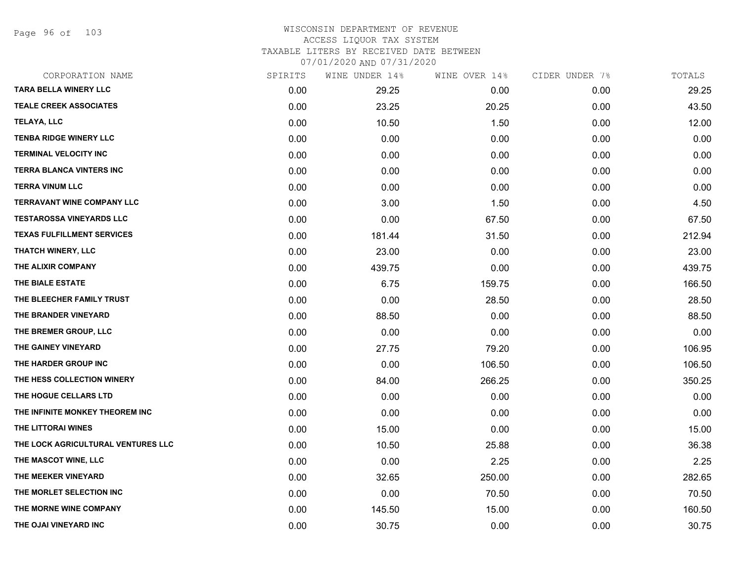# WISCONSIN DEPARTMENT OF REVENUE
ACCESS LIQUOR TAX SYSTEM
TAXABLE LITERS BY RECEIVED DATE BETWEEN
07/01/2020 AND 07/31/2020

| CORPORATION NAME | SPIRITS | WINE UNDER 14% | WINE OVER 14% | CIDER UNDER 7% | TOTALS |
|---|---|---|---|---|---|
| TARA BELLA WINERY LLC | 0.00 | 29.25 | 0.00 | 0.00 | 29.25 |
| TEALE CREEK ASSOCIATES | 0.00 | 23.25 | 20.25 | 0.00 | 43.50 |
| TELAYA, LLC | 0.00 | 10.50 | 1.50 | 0.00 | 12.00 |
| TENBA RIDGE WINERY LLC | 0.00 | 0.00 | 0.00 | 0.00 | 0.00 |
| TERMINAL VELOCITY INC | 0.00 | 0.00 | 0.00 | 0.00 | 0.00 |
| TERRA BLANCA VINTERS INC | 0.00 | 0.00 | 0.00 | 0.00 | 0.00 |
| TERRA VINUM LLC | 0.00 | 0.00 | 0.00 | 0.00 | 0.00 |
| TERRAVANT WINE COMPANY LLC | 0.00 | 3.00 | 1.50 | 0.00 | 4.50 |
| TESTAROSSA VINEYARDS LLC | 0.00 | 0.00 | 67.50 | 0.00 | 67.50 |
| TEXAS FULFILLMENT SERVICES | 0.00 | 181.44 | 31.50 | 0.00 | 212.94 |
| THATCH WINERY, LLC | 0.00 | 23.00 | 0.00 | 0.00 | 23.00 |
| THE ALIXIR COMPANY | 0.00 | 439.75 | 0.00 | 0.00 | 439.75 |
| THE BIALE ESTATE | 0.00 | 6.75 | 159.75 | 0.00 | 166.50 |
| THE BLEECHER FAMILY TRUST | 0.00 | 0.00 | 28.50 | 0.00 | 28.50 |
| THE BRANDER VINEYARD | 0.00 | 88.50 | 0.00 | 0.00 | 88.50 |
| THE BREMER GROUP, LLC | 0.00 | 0.00 | 0.00 | 0.00 | 0.00 |
| THE GAINEY VINEYARD | 0.00 | 27.75 | 79.20 | 0.00 | 106.95 |
| THE HARDER GROUP INC | 0.00 | 0.00 | 106.50 | 0.00 | 106.50 |
| THE HESS COLLECTION WINERY | 0.00 | 84.00 | 266.25 | 0.00 | 350.25 |
| THE HOGUE CELLARS LTD | 0.00 | 0.00 | 0.00 | 0.00 | 0.00 |
| THE INFINITE MONKEY THEOREM INC | 0.00 | 0.00 | 0.00 | 0.00 | 0.00 |
| THE LITTORAI WINES | 0.00 | 15.00 | 0.00 | 0.00 | 15.00 |
| THE LOCK AGRICULTURAL VENTURES LLC | 0.00 | 10.50 | 25.88 | 0.00 | 36.38 |
| THE MASCOT WINE, LLC | 0.00 | 0.00 | 2.25 | 0.00 | 2.25 |
| THE MEEKER VINEYARD | 0.00 | 32.65 | 250.00 | 0.00 | 282.65 |
| THE MORLET SELECTION INC | 0.00 | 0.00 | 70.50 | 0.00 | 70.50 |
| THE MORNE WINE COMPANY | 0.00 | 145.50 | 15.00 | 0.00 | 160.50 |
| THE OJAI VINEYARD INC | 0.00 | 30.75 | 0.00 | 0.00 | 30.75 |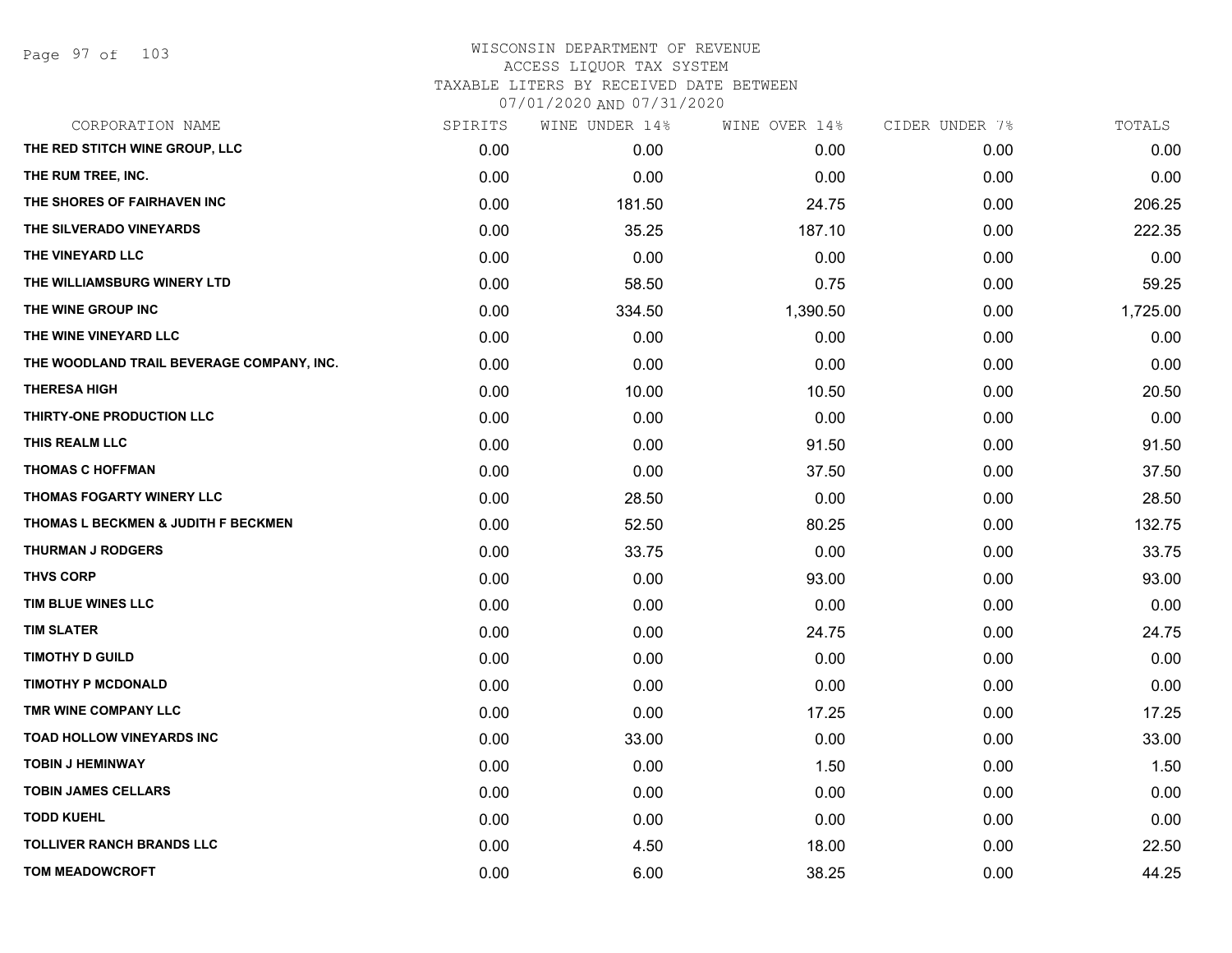WISCONSIN DEPARTMENT OF REVENUE
ACCESS LIQUOR TAX SYSTEM
TAXABLE LITERS BY RECEIVED DATE BETWEEN
07/01/2020 AND 07/31/2020

| CORPORATION NAME | SPIRITS | WINE UNDER 14% | WINE OVER 14% | CIDER UNDER 7% | TOTALS |
|---|---|---|---|---|---|
| THE RED STITCH WINE GROUP, LLC | 0.00 | 0.00 | 0.00 | 0.00 | 0.00 |
| THE RUM TREE, INC. | 0.00 | 0.00 | 0.00 | 0.00 | 0.00 |
| THE SHORES OF FAIRHAVEN INC | 0.00 | 181.50 | 24.75 | 0.00 | 206.25 |
| THE SILVERADO VINEYARDS | 0.00 | 35.25 | 187.10 | 0.00 | 222.35 |
| THE VINEYARD LLC | 0.00 | 0.00 | 0.00 | 0.00 | 0.00 |
| THE WILLIAMSBURG WINERY LTD | 0.00 | 58.50 | 0.75 | 0.00 | 59.25 |
| THE WINE GROUP INC | 0.00 | 334.50 | 1,390.50 | 0.00 | 1,725.00 |
| THE WINE VINEYARD LLC | 0.00 | 0.00 | 0.00 | 0.00 | 0.00 |
| THE WOODLAND TRAIL BEVERAGE COMPANY, INC. | 0.00 | 0.00 | 0.00 | 0.00 | 0.00 |
| THERESA HIGH | 0.00 | 10.00 | 10.50 | 0.00 | 20.50 |
| THIRTY-ONE PRODUCTION LLC | 0.00 | 0.00 | 0.00 | 0.00 | 0.00 |
| THIS REALM LLC | 0.00 | 0.00 | 91.50 | 0.00 | 91.50 |
| THOMAS C HOFFMAN | 0.00 | 0.00 | 37.50 | 0.00 | 37.50 |
| THOMAS FOGARTY WINERY LLC | 0.00 | 28.50 | 0.00 | 0.00 | 28.50 |
| THOMAS L BECKMEN & JUDITH F BECKMEN | 0.00 | 52.50 | 80.25 | 0.00 | 132.75 |
| THURMAN J RODGERS | 0.00 | 33.75 | 0.00 | 0.00 | 33.75 |
| THVS CORP | 0.00 | 0.00 | 93.00 | 0.00 | 93.00 |
| TIM BLUE WINES LLC | 0.00 | 0.00 | 0.00 | 0.00 | 0.00 |
| TIM SLATER | 0.00 | 0.00 | 24.75 | 0.00 | 24.75 |
| TIMOTHY D GUILD | 0.00 | 0.00 | 0.00 | 0.00 | 0.00 |
| TIMOTHY P MCDONALD | 0.00 | 0.00 | 0.00 | 0.00 | 0.00 |
| TMR WINE COMPANY LLC | 0.00 | 0.00 | 17.25 | 0.00 | 17.25 |
| TOAD HOLLOW VINEYARDS INC | 0.00 | 33.00 | 0.00 | 0.00 | 33.00 |
| TOBIN J HEMINWAY | 0.00 | 0.00 | 1.50 | 0.00 | 1.50 |
| TOBIN JAMES CELLARS | 0.00 | 0.00 | 0.00 | 0.00 | 0.00 |
| TODD KUEHL | 0.00 | 0.00 | 0.00 | 0.00 | 0.00 |
| TOLLIVER RANCH BRANDS LLC | 0.00 | 4.50 | 18.00 | 0.00 | 22.50 |
| TOM MEADOWCROFT | 0.00 | 6.00 | 38.25 | 0.00 | 44.25 |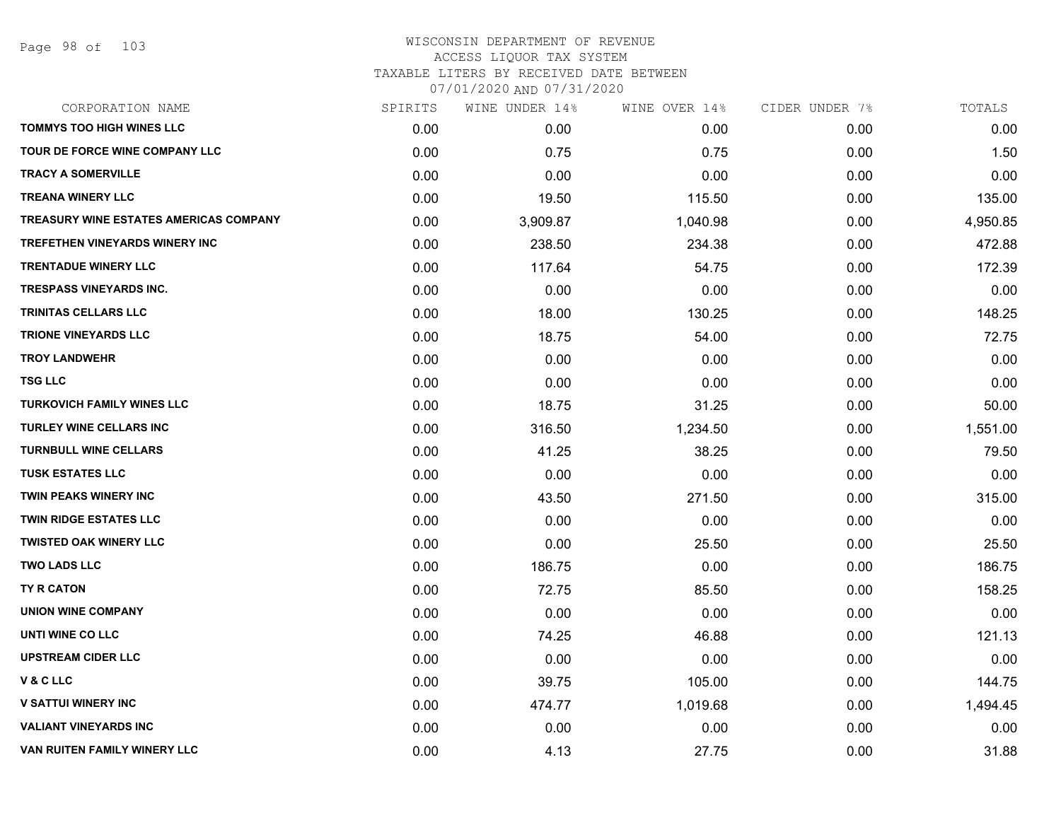WISCONSIN DEPARTMENT OF REVENUE
ACCESS LIQUOR TAX SYSTEM
TAXABLE LITERS BY RECEIVED DATE BETWEEN
07/01/2020 AND 07/31/2020

| CORPORATION NAME | SPIRITS | WINE UNDER 14% | WINE OVER 14% | CIDER UNDER 7% | TOTALS |
|---|---|---|---|---|---|
| TOMMYS TOO HIGH WINES LLC | 0.00 | 0.00 | 0.00 | 0.00 | 0.00 |
| TOUR DE FORCE WINE COMPANY LLC | 0.00 | 0.75 | 0.75 | 0.00 | 1.50 |
| TRACY A SOMERVILLE | 0.00 | 0.00 | 0.00 | 0.00 | 0.00 |
| TREANA WINERY LLC | 0.00 | 19.50 | 115.50 | 0.00 | 135.00 |
| TREASURY WINE ESTATES AMERICAS COMPANY | 0.00 | 3,909.87 | 1,040.98 | 0.00 | 4,950.85 |
| TREFETHEN VINEYARDS WINERY INC | 0.00 | 238.50 | 234.38 | 0.00 | 472.88 |
| TRENTADUE WINERY LLC | 0.00 | 117.64 | 54.75 | 0.00 | 172.39 |
| TRESPASS VINEYARDS INC. | 0.00 | 0.00 | 0.00 | 0.00 | 0.00 |
| TRINITAS CELLARS LLC | 0.00 | 18.00 | 130.25 | 0.00 | 148.25 |
| TRIONE VINEYARDS LLC | 0.00 | 18.75 | 54.00 | 0.00 | 72.75 |
| TROY LANDWEHR | 0.00 | 0.00 | 0.00 | 0.00 | 0.00 |
| TSG LLC | 0.00 | 0.00 | 0.00 | 0.00 | 0.00 |
| TURKOVICH FAMILY WINES LLC | 0.00 | 18.75 | 31.25 | 0.00 | 50.00 |
| TURLEY WINE CELLARS INC | 0.00 | 316.50 | 1,234.50 | 0.00 | 1,551.00 |
| TURNBULL WINE CELLARS | 0.00 | 41.25 | 38.25 | 0.00 | 79.50 |
| TUSK ESTATES LLC | 0.00 | 0.00 | 0.00 | 0.00 | 0.00 |
| TWIN PEAKS WINERY INC | 0.00 | 43.50 | 271.50 | 0.00 | 315.00 |
| TWIN RIDGE ESTATES LLC | 0.00 | 0.00 | 0.00 | 0.00 | 0.00 |
| TWISTED OAK WINERY LLC | 0.00 | 0.00 | 25.50 | 0.00 | 25.50 |
| TWO LADS LLC | 0.00 | 186.75 | 0.00 | 0.00 | 186.75 |
| TY R CATON | 0.00 | 72.75 | 85.50 | 0.00 | 158.25 |
| UNION WINE COMPANY | 0.00 | 0.00 | 0.00 | 0.00 | 0.00 |
| UNTI WINE CO LLC | 0.00 | 74.25 | 46.88 | 0.00 | 121.13 |
| UPSTREAM CIDER LLC | 0.00 | 0.00 | 0.00 | 0.00 | 0.00 |
| V & C LLC | 0.00 | 39.75 | 105.00 | 0.00 | 144.75 |
| V SATTUI WINERY INC | 0.00 | 474.77 | 1,019.68 | 0.00 | 1,494.45 |
| VALIANT VINEYARDS INC | 0.00 | 0.00 | 0.00 | 0.00 | 0.00 |
| VAN RUITEN FAMILY WINERY LLC | 0.00 | 4.13 | 27.75 | 0.00 | 31.88 |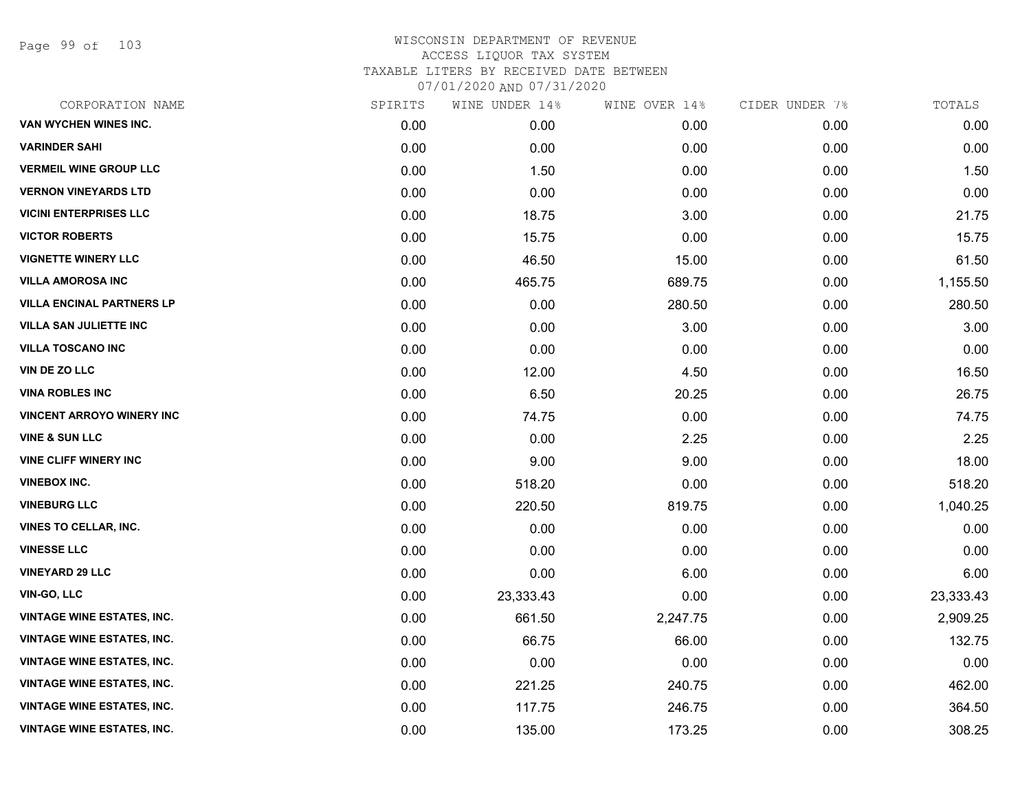# WISCONSIN DEPARTMENT OF REVENUE
## ACCESS LIQUOR TAX SYSTEM
### TAXABLE LITERS BY RECEIVED DATE BETWEEN 07/01/2020 AND 07/31/2020

| CORPORATION NAME | SPIRITS | WINE UNDER 14% | WINE OVER 14% | CIDER UNDER 7% | TOTALS |
|---|---|---|---|---|---|
| VAN WYCHEN WINES INC. | 0.00 | 0.00 | 0.00 | 0.00 | 0.00 |
| VARINDER SAHI | 0.00 | 0.00 | 0.00 | 0.00 | 0.00 |
| VERMEIL WINE GROUP LLC | 0.00 | 1.50 | 0.00 | 0.00 | 1.50 |
| VERNON VINEYARDS LTD | 0.00 | 0.00 | 0.00 | 0.00 | 0.00 |
| VICINI ENTERPRISES LLC | 0.00 | 18.75 | 3.00 | 0.00 | 21.75 |
| VICTOR ROBERTS | 0.00 | 15.75 | 0.00 | 0.00 | 15.75 |
| VIGNETTE WINERY LLC | 0.00 | 46.50 | 15.00 | 0.00 | 61.50 |
| VILLA AMOROSA INC | 0.00 | 465.75 | 689.75 | 0.00 | 1,155.50 |
| VILLA ENCINAL PARTNERS LP | 0.00 | 0.00 | 280.50 | 0.00 | 280.50 |
| VILLA SAN JULIETTE INC | 0.00 | 0.00 | 3.00 | 0.00 | 3.00 |
| VILLA TOSCANO INC | 0.00 | 0.00 | 0.00 | 0.00 | 0.00 |
| VIN DE ZO LLC | 0.00 | 12.00 | 4.50 | 0.00 | 16.50 |
| VINA ROBLES INC | 0.00 | 6.50 | 20.25 | 0.00 | 26.75 |
| VINCENT ARROYO WINERY INC | 0.00 | 74.75 | 0.00 | 0.00 | 74.75 |
| VINE & SUN LLC | 0.00 | 0.00 | 2.25 | 0.00 | 2.25 |
| VINE CLIFF WINERY INC | 0.00 | 9.00 | 9.00 | 0.00 | 18.00 |
| VINEBOX INC. | 0.00 | 518.20 | 0.00 | 0.00 | 518.20 |
| VINEBURG LLC | 0.00 | 220.50 | 819.75 | 0.00 | 1,040.25 |
| VINES TO CELLAR, INC. | 0.00 | 0.00 | 0.00 | 0.00 | 0.00 |
| VINESSE LLC | 0.00 | 0.00 | 0.00 | 0.00 | 0.00 |
| VINEYARD 29 LLC | 0.00 | 0.00 | 6.00 | 0.00 | 6.00 |
| VIN-GO, LLC | 0.00 | 23,333.43 | 0.00 | 0.00 | 23,333.43 |
| VINTAGE WINE ESTATES, INC. | 0.00 | 661.50 | 2,247.75 | 0.00 | 2,909.25 |
| VINTAGE WINE ESTATES, INC. | 0.00 | 66.75 | 66.00 | 0.00 | 132.75 |
| VINTAGE WINE ESTATES, INC. | 0.00 | 0.00 | 0.00 | 0.00 | 0.00 |
| VINTAGE WINE ESTATES, INC. | 0.00 | 221.25 | 240.75 | 0.00 | 462.00 |
| VINTAGE WINE ESTATES, INC. | 0.00 | 117.75 | 246.75 | 0.00 | 364.50 |
| VINTAGE WINE ESTATES, INC. | 0.00 | 135.00 | 173.25 | 0.00 | 308.25 |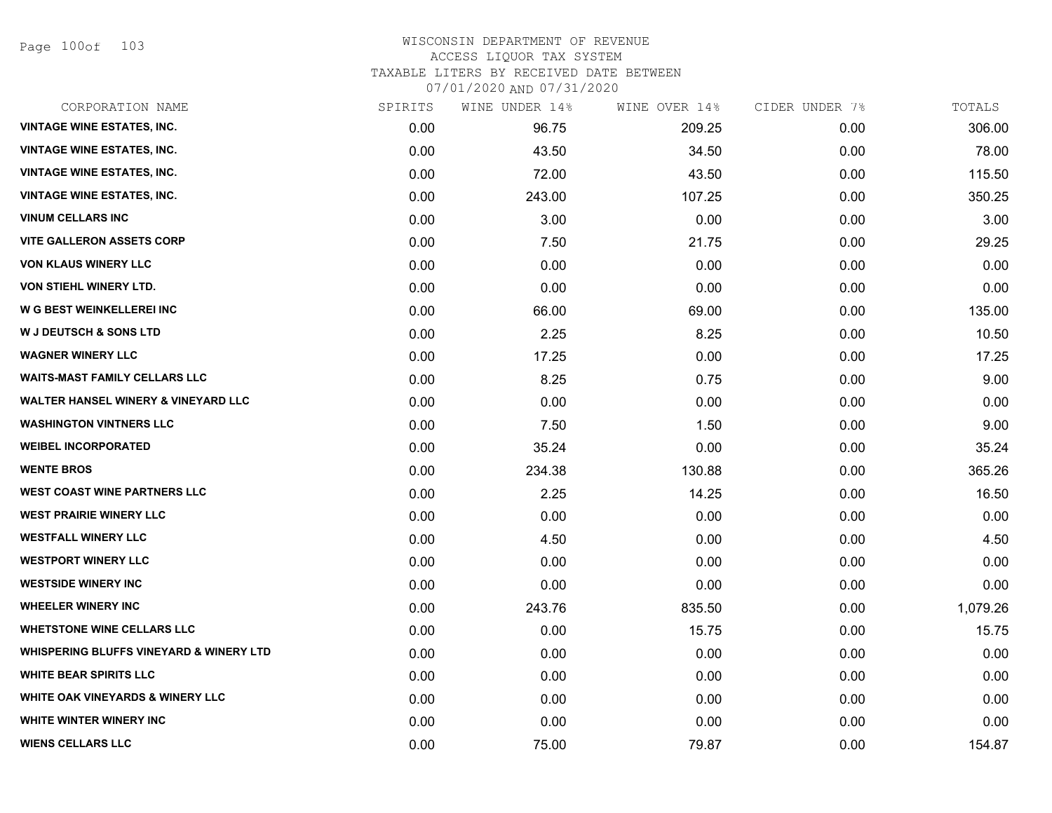WISCONSIN DEPARTMENT OF REVENUE
ACCESS LIQUOR TAX SYSTEM
TAXABLE LITERS BY RECEIVED DATE BETWEEN
07/01/2020 AND 07/31/2020

| CORPORATION NAME | SPIRITS | WINE UNDER 14% | WINE OVER 14% | CIDER UNDER 7% | TOTALS |
|---|---|---|---|---|---|
| VINTAGE WINE ESTATES, INC. | 0.00 | 96.75 | 209.25 | 0.00 | 306.00 |
| VINTAGE WINE ESTATES, INC. | 0.00 | 43.50 | 34.50 | 0.00 | 78.00 |
| VINTAGE WINE ESTATES, INC. | 0.00 | 72.00 | 43.50 | 0.00 | 115.50 |
| VINTAGE WINE ESTATES, INC. | 0.00 | 243.00 | 107.25 | 0.00 | 350.25 |
| VINUM CELLARS INC | 0.00 | 3.00 | 0.00 | 0.00 | 3.00 |
| VITE GALLERON ASSETS CORP | 0.00 | 7.50 | 21.75 | 0.00 | 29.25 |
| VON KLAUS WINERY LLC | 0.00 | 0.00 | 0.00 | 0.00 | 0.00 |
| VON STIEHL WINERY LTD. | 0.00 | 0.00 | 0.00 | 0.00 | 0.00 |
| W G BEST WEINKELLEREI INC | 0.00 | 66.00 | 69.00 | 0.00 | 135.00 |
| W J DEUTSCH & SONS LTD | 0.00 | 2.25 | 8.25 | 0.00 | 10.50 |
| WAGNER WINERY LLC | 0.00 | 17.25 | 0.00 | 0.00 | 17.25 |
| WAITS-MAST FAMILY CELLARS LLC | 0.00 | 8.25 | 0.75 | 0.00 | 9.00 |
| WALTER HANSEL WINERY & VINEYARD LLC | 0.00 | 0.00 | 0.00 | 0.00 | 0.00 |
| WASHINGTON VINTNERS LLC | 0.00 | 7.50 | 1.50 | 0.00 | 9.00 |
| WEIBEL INCORPORATED | 0.00 | 35.24 | 0.00 | 0.00 | 35.24 |
| WENTE BROS | 0.00 | 234.38 | 130.88 | 0.00 | 365.26 |
| WEST COAST WINE PARTNERS LLC | 0.00 | 2.25 | 14.25 | 0.00 | 16.50 |
| WEST PRAIRIE WINERY LLC | 0.00 | 0.00 | 0.00 | 0.00 | 0.00 |
| WESTFALL WINERY LLC | 0.00 | 4.50 | 0.00 | 0.00 | 4.50 |
| WESTPORT WINERY LLC | 0.00 | 0.00 | 0.00 | 0.00 | 0.00 |
| WESTSIDE WINERY INC | 0.00 | 0.00 | 0.00 | 0.00 | 0.00 |
| WHEELER WINERY INC | 0.00 | 243.76 | 835.50 | 0.00 | 1,079.26 |
| WHETSTONE WINE CELLARS LLC | 0.00 | 0.00 | 15.75 | 0.00 | 15.75 |
| WHISPERING BLUFFS VINEYARD & WINERY LTD | 0.00 | 0.00 | 0.00 | 0.00 | 0.00 |
| WHITE BEAR SPIRITS LLC | 0.00 | 0.00 | 0.00 | 0.00 | 0.00 |
| WHITE OAK VINEYARDS & WINERY LLC | 0.00 | 0.00 | 0.00 | 0.00 | 0.00 |
| WHITE WINTER WINERY INC | 0.00 | 0.00 | 0.00 | 0.00 | 0.00 |
| WIENS CELLARS LLC | 0.00 | 75.00 | 79.87 | 0.00 | 154.87 |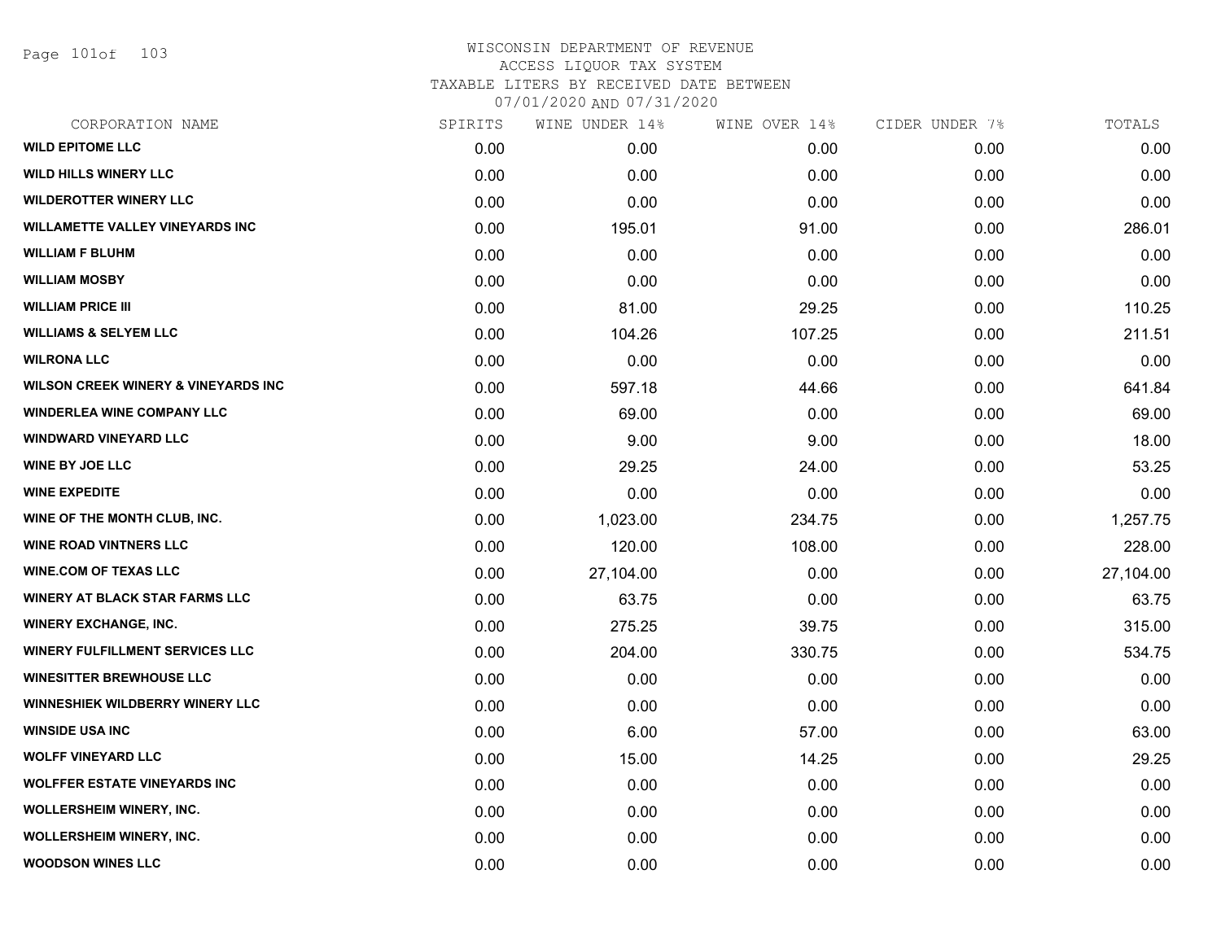# WISCONSIN DEPARTMENT OF REVENUE
## ACCESS LIQUOR TAX SYSTEM
### TAXABLE LITERS BY RECEIVED DATE BETWEEN 07/01/2020 AND 07/31/2020

| CORPORATION NAME | SPIRITS | WINE UNDER 14% | WINE OVER 14% | CIDER UNDER 7% | TOTALS |
|---|---|---|---|---|---|
| WILD EPITOME LLC | 0.00 | 0.00 | 0.00 | 0.00 | 0.00 |
| WILD HILLS WINERY LLC | 0.00 | 0.00 | 0.00 | 0.00 | 0.00 |
| WILDEROTTER WINERY LLC | 0.00 | 0.00 | 0.00 | 0.00 | 0.00 |
| WILLAMETTE VALLEY VINEYARDS INC | 0.00 | 195.01 | 91.00 | 0.00 | 286.01 |
| WILLIAM F BLUHM | 0.00 | 0.00 | 0.00 | 0.00 | 0.00 |
| WILLIAM MOSBY | 0.00 | 0.00 | 0.00 | 0.00 | 0.00 |
| WILLIAM PRICE III | 0.00 | 81.00 | 29.25 | 0.00 | 110.25 |
| WILLIAMS & SELYEM LLC | 0.00 | 104.26 | 107.25 | 0.00 | 211.51 |
| WILRONA LLC | 0.00 | 0.00 | 0.00 | 0.00 | 0.00 |
| WILSON CREEK WINERY & VINEYARDS INC | 0.00 | 597.18 | 44.66 | 0.00 | 641.84 |
| WINDERLEA WINE COMPANY LLC | 0.00 | 69.00 | 0.00 | 0.00 | 69.00 |
| WINDWARD VINEYARD LLC | 0.00 | 9.00 | 9.00 | 0.00 | 18.00 |
| WINE BY JOE LLC | 0.00 | 29.25 | 24.00 | 0.00 | 53.25 |
| WINE EXPEDITE | 0.00 | 0.00 | 0.00 | 0.00 | 0.00 |
| WINE OF THE MONTH CLUB, INC. | 0.00 | 1,023.00 | 234.75 | 0.00 | 1,257.75 |
| WINE ROAD VINTNERS LLC | 0.00 | 120.00 | 108.00 | 0.00 | 228.00 |
| WINE.COM OF TEXAS LLC | 0.00 | 27,104.00 | 0.00 | 0.00 | 27,104.00 |
| WINERY AT BLACK STAR FARMS LLC | 0.00 | 63.75 | 0.00 | 0.00 | 63.75 |
| WINERY EXCHANGE, INC. | 0.00 | 275.25 | 39.75 | 0.00 | 315.00 |
| WINERY FULFILLMENT SERVICES LLC | 0.00 | 204.00 | 330.75 | 0.00 | 534.75 |
| WINESITTER BREWHOUSE LLC | 0.00 | 0.00 | 0.00 | 0.00 | 0.00 |
| WINNESHIEK WILDBERRY WINERY LLC | 0.00 | 0.00 | 0.00 | 0.00 | 0.00 |
| WINSIDE USA INC | 0.00 | 6.00 | 57.00 | 0.00 | 63.00 |
| WOLFF VINEYARD LLC | 0.00 | 15.00 | 14.25 | 0.00 | 29.25 |
| WOLFFER ESTATE VINEYARDS INC | 0.00 | 0.00 | 0.00 | 0.00 | 0.00 |
| WOLLERSHEIM WINERY, INC. | 0.00 | 0.00 | 0.00 | 0.00 | 0.00 |
| WOLLERSHEIM WINERY, INC. | 0.00 | 0.00 | 0.00 | 0.00 | 0.00 |
| WOODSON WINES LLC | 0.00 | 0.00 | 0.00 | 0.00 | 0.00 |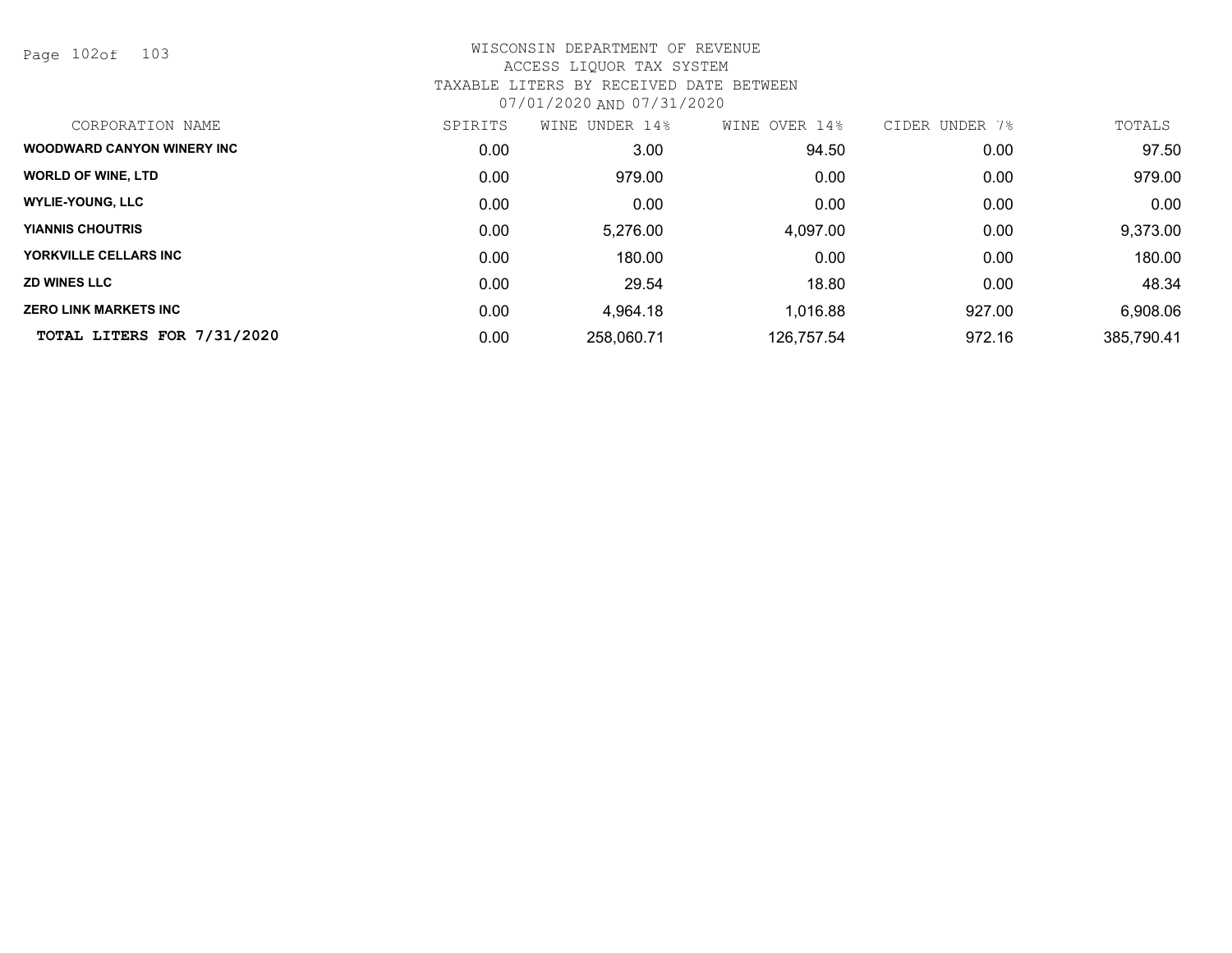WISCONSIN DEPARTMENT OF REVENUE
ACCESS LIQUOR TAX SYSTEM
TAXABLE LITERS BY RECEIVED DATE BETWEEN
07/01/2020 AND 07/31/2020

| CORPORATION NAME | SPIRITS | WINE UNDER 14% | WINE OVER 14% | CIDER UNDER 7% | TOTALS |
|---|---|---|---|---|---|
| **WOODWARD CANYON WINERY INC** | 0.00 | 3.00 | 94.50 | 0.00 | 97.50 |
| **WORLD OF WINE, LTD** | 0.00 | 979.00 | 0.00 | 0.00 | 979.00 |
| **WYLIE-YOUNG, LLC** | 0.00 | 0.00 | 0.00 | 0.00 | 0.00 |
| **YIANNIS CHOUTRIS** | 0.00 | 5,276.00 | 4,097.00 | 0.00 | 9,373.00 |
| **YORKVILLE CELLARS INC** | 0.00 | 180.00 | 0.00 | 0.00 | 180.00 |
| **ZD WINES LLC** | 0.00 | 29.54 | 18.80 | 0.00 | 48.34 |
| **ZERO LINK MARKETS INC** | 0.00 | 4,964.18 | 1,016.88 | 927.00 | 6,908.06 |
| **TOTAL LITERS FOR 7/31/2020** | 0.00 | 258,060.71 | 126,757.54 | 972.16 | 385,790.41 |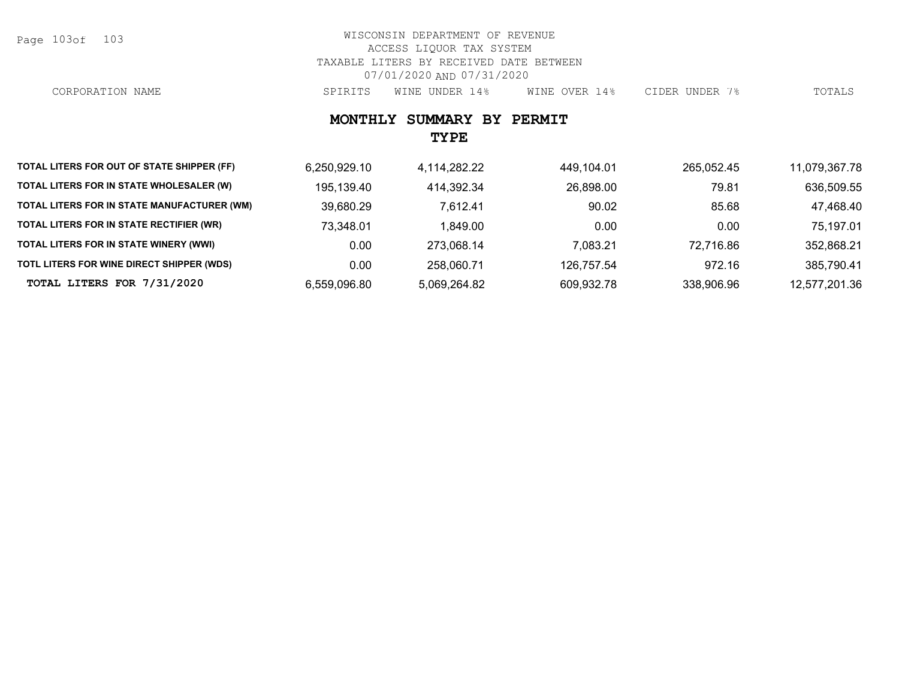WISCONSIN DEPARTMENT OF REVENUE
ACCESS LIQUOR TAX SYSTEM
TAXABLE LITERS BY RECEIVED DATE BETWEEN
07/01/2020 AND 07/31/2020

## MONTHLY SUMMARY BY PERMIT TYPE

| CORPORATION NAME | SPIRITS | WINE UNDER 14% | WINE OVER 14% | CIDER UNDER 7% | TOTALS |
|---|---|---|---|---|---|
| TOTAL LITERS FOR OUT OF STATE SHIPPER (FF) | 6,250,929.10 | 4,114,282.22 | 449,104.01 | 265,052.45 | 11,079,367.78 |
| TOTAL LITERS FOR IN STATE WHOLESALER (W) | 195,139.40 | 414,392.34 | 26,898.00 | 79.81 | 636,509.55 |
| TOTAL LITERS FOR IN STATE MANUFACTURER (WM) | 39,680.29 | 7,612.41 | 90.02 | 85.68 | 47,468.40 |
| TOTAL LITERS FOR IN STATE RECTIFIER (WR) | 73,348.01 | 1,849.00 | 0.00 | 0.00 | 75,197.01 |
| TOTAL LITERS FOR IN STATE WINERY (WWI) | 0.00 | 273,068.14 | 7,083.21 | 72,716.86 | 352,868.21 |
| TOTL LITERS FOR WINE DIRECT SHIPPER (WDS) | 0.00 | 258,060.71 | 126,757.54 | 972.16 | 385,790.41 |
| **TOTAL LITERS FOR 7/31/2020** | 6,559,096.80 | 5,069,264.82 | 609,932.78 | 338,906.96 | 12,577,201.36 |